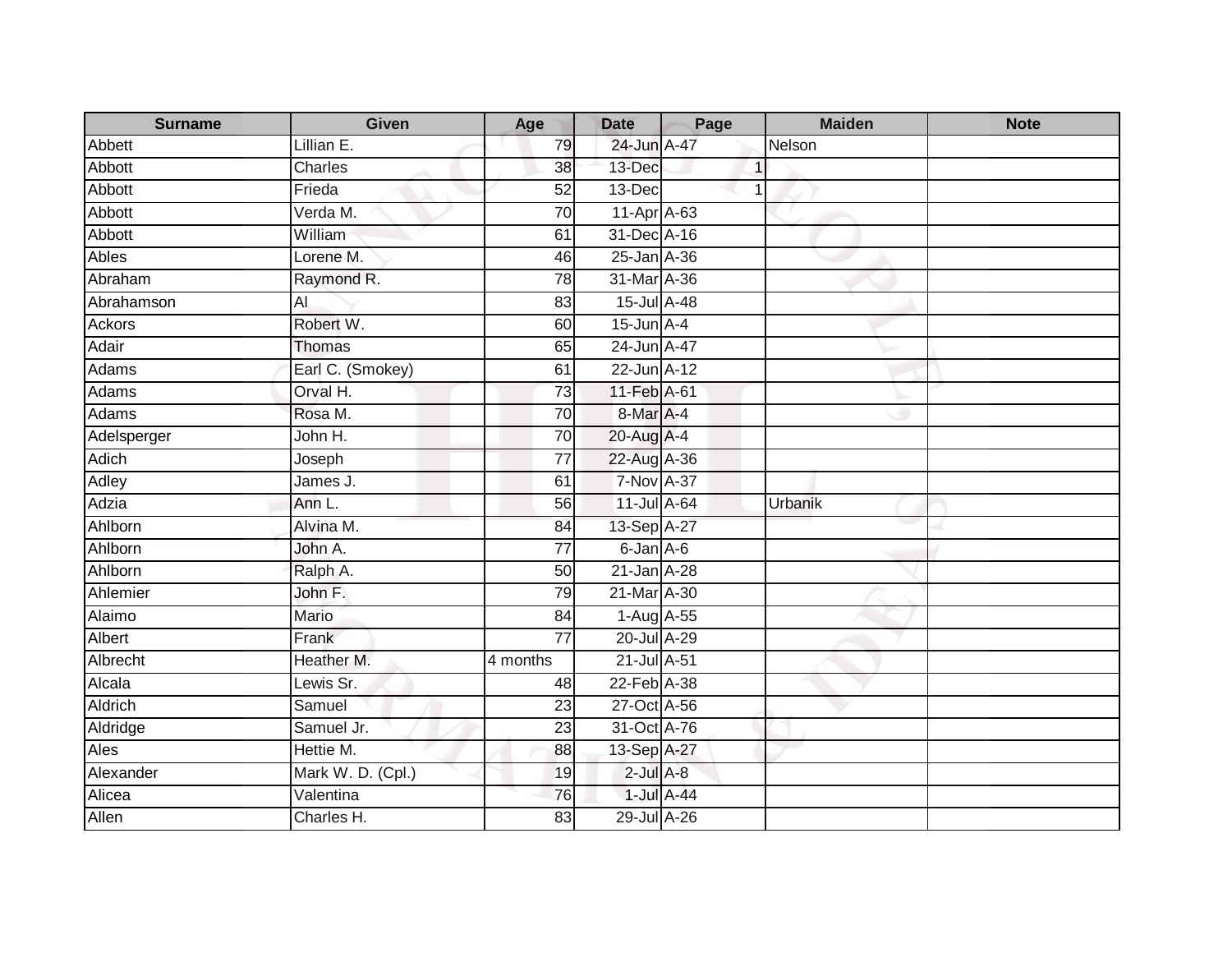| Surname | Given | Age | Date | Page | Maiden | Note |
|---|---|---|---|---|---|---|
| Abbett | Lillian E. | 79 | 24-Jun | A-47 | Nelson | |
| Abbott | Charles | 38 | 13-Dec | 1 | | |
| Abbott | Frieda | 52 | 13-Dec | 1 | | |
| Abbott | Verda M. | 70 | 11-Apr | A-63 | | |
| Abbott | William | 61 | 31-Dec | A-16 | | |
| Ables | Lorene M. | 46 | 25-Jan | A-36 | | |
| Abraham | Raymond R. | 78 | 31-Mar | A-36 | | |
| Abrahamson | Al | 83 | 15-Jul | A-48 | | |
| Ackors | Robert W. | 60 | 15-Jun | A-4 | | |
| Adair | Thomas | 65 | 24-Jun | A-47 | | |
| Adams | Earl C. (Smokey) | 61 | 22-Jun | A-12 | | |
| Adams | Orval H. | 73 | 11-Feb | A-61 | | |
| Adams | Rosa M. | 70 | 8-Mar | A-4 | | |
| Adelsperger | John H. | 70 | 20-Aug | A-4 | | |
| Adich | Joseph | 77 | 22-Aug | A-36 | | |
| Adley | James J. | 61 | 7-Nov | A-37 | | |
| Adzia | Ann L. | 56 | 11-Jul | A-64 | Urbanik | |
| Ahlborn | Alvina M. | 84 | 13-Sep | A-27 | | |
| Ahlborn | John A. | 77 | 6-Jan | A-6 | | |
| Ahlborn | Ralph A. | 50 | 21-Jan | A-28 | | |
| Ahlemier | John F. | 79 | 21-Mar | A-30 | | |
| Alaimo | Mario | 84 | 1-Aug | A-55 | | |
| Albert | Frank | 77 | 20-Jul | A-29 | | |
| Albrecht | Heather M. | 4 months | 21-Jul | A-51 | | |
| Alcala | Lewis Sr. | 48 | 22-Feb | A-38 | | |
| Aldrich | Samuel | 23 | 27-Oct | A-56 | | |
| Aldridge | Samuel Jr. | 23 | 31-Oct | A-76 | | |
| Ales | Hettie M. | 88 | 13-Sep | A-27 | | |
| Alexander | Mark W. D. (Cpl.) | 19 | 2-Jul | A-8 | | |
| Alicea | Valentina | 76 | 1-Jul | A-44 | | |
| Allen | Charles H. | 83 | 29-Jul | A-26 | | |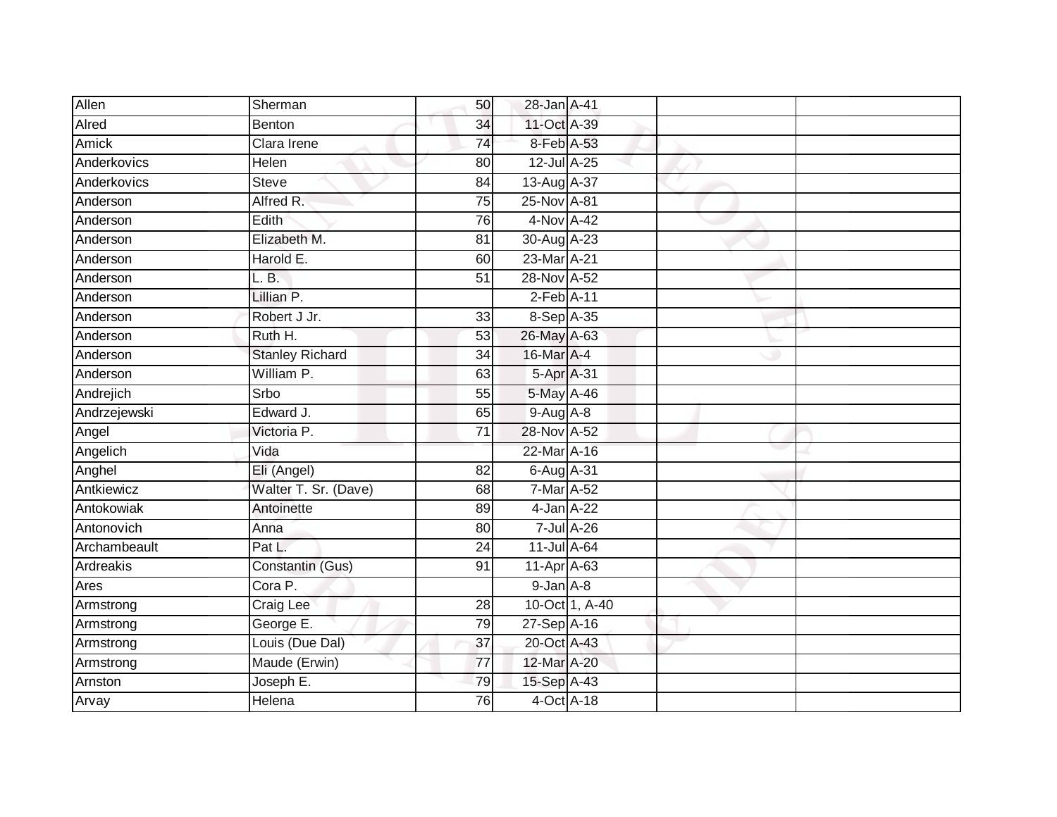| | | | | | | |
|---|---|---|---|---|---|---|
| Allen | Sherman | 50 | 28-Jan | A-41 | | |
| Alred | Benton | 34 | 11-Oct | A-39 | | |
| Amick | Clara Irene | 74 | 8-Feb | A-53 | | |
| Anderkovics | Helen | 80 | 12-Jul | A-25 | | |
| Anderkovics | Steve | 84 | 13-Aug | A-37 | | |
| Anderson | Alfred R. | 75 | 25-Nov | A-81 | | |
| Anderson | Edith | 76 | 4-Nov | A-42 | | |
| Anderson | Elizabeth M. | 81 | 30-Aug | A-23 | | |
| Anderson | Harold E. | 60 | 23-Mar | A-21 | | |
| Anderson | L. B. | 51 | 28-Nov | A-52 | | |
| Anderson | Lillian P. | | 2-Feb | A-11 | | |
| Anderson | Robert J Jr. | 33 | 8-Sep | A-35 | | |
| Anderson | Ruth H. | 53 | 26-May | A-63 | | |
| Anderson | Stanley Richard | 34 | 16-Mar | A-4 | | |
| Anderson | William P. | 63 | 5-Apr | A-31 | | |
| Andrejich | Srbo | 55 | 5-May | A-46 | | |
| Andrzejewski | Edward J. | 65 | 9-Aug | A-8 | | |
| Angel | Victoria P. | 71 | 28-Nov | A-52 | | |
| Angelich | Vida | | 22-Mar | A-16 | | |
| Anghel | Eli (Angel) | 82 | 6-Aug | A-31 | | |
| Antkiewicz | Walter T. Sr. (Dave) | 68 | 7-Mar | A-52 | | |
| Antokowiak | Antoinette | 89 | 4-Jan | A-22 | | |
| Antonovich | Anna | 80 | 7-Jul | A-26 | | |
| Archambeault | Pat L. | 24 | 11-Jul | A-64 | | |
| Ardreakis | Constantin (Gus) | 91 | 11-Apr | A-63 | | |
| Ares | Cora P. | | 9-Jan | A-8 | | |
| Armstrong | Craig Lee | 28 | 10-Oct | 1, A-40 | | |
| Armstrong | George E. | 79 | 27-Sep | A-16 | | |
| Armstrong | Louis (Due Dal) | 37 | 20-Oct | A-43 | | |
| Armstrong | Maude (Erwin) | 77 | 12-Mar | A-20 | | |
| Arnston | Joseph E. | 79 | 15-Sep | A-43 | | |
| Arvay | Helena | 76 | 4-Oct | A-18 | | |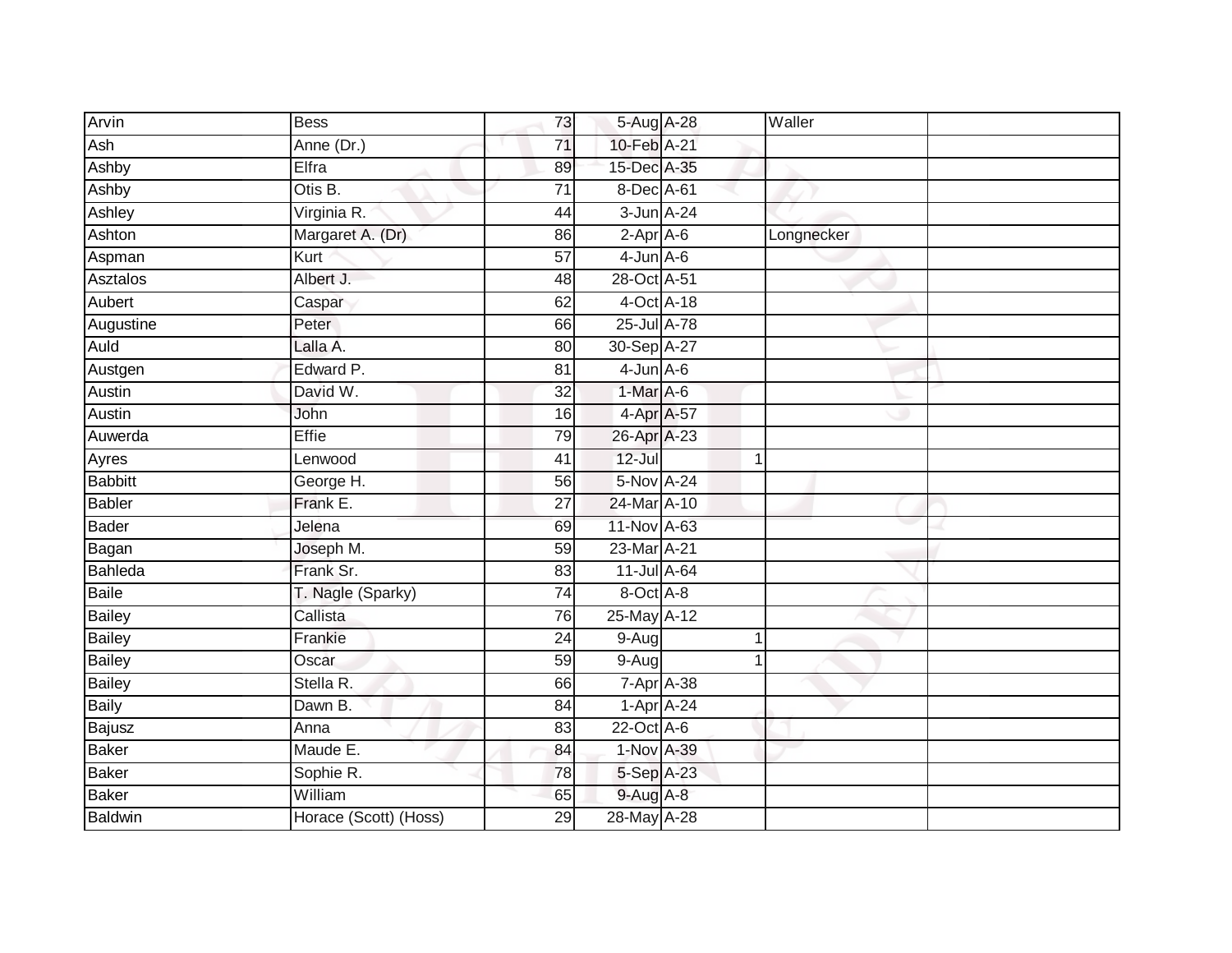| | | | | | | | |
|---|---|---|---|---|---|---|---|
| Arvin | Bess | 73 | 5-Aug | A-28 | | Waller | |
| Ash | Anne (Dr.) | 71 | 10-Feb | A-21 | | | |
| Ashby | Elfra | 89 | 15-Dec | A-35 | | | |
| Ashby | Otis B. | 71 | 8-Dec | A-61 | | | |
| Ashley | Virginia R. | 44 | 3-Jun | A-24 | | | |
| Ashton | Margaret A. (Dr) | 86 | 2-Apr | A-6 | | Longnecker | |
| Aspman | Kurt | 57 | 4-Jun | A-6 | | | |
| Asztalos | Albert J. | 48 | 28-Oct | A-51 | | | |
| Aubert | Caspar | 62 | 4-Oct | A-18 | | | |
| Augustine | Peter | 66 | 25-Jul | A-78 | | | |
| Auld | Lalla A. | 80 | 30-Sep | A-27 | | | |
| Austgen | Edward P. | 81 | 4-Jun | A-6 | | | |
| Austin | David W. | 32 | 1-Mar | A-6 | | | |
| Austin | John | 16 | 4-Apr | A-57 | | | |
| Auwerda | Effie | 79 | 26-Apr | A-23 | | | |
| Ayres | Lenwood | 41 | 12-Jul | | 1 | | |
| Babbitt | George H. | 56 | 5-Nov | A-24 | | | |
| Babler | Frank E. | 27 | 24-Mar | A-10 | | | |
| Bader | Jelena | 69 | 11-Nov | A-63 | | | |
| Bagan | Joseph M. | 59 | 23-Mar | A-21 | | | |
| Bahleda | Frank Sr. | 83 | 11-Jul | A-64 | | | |
| Baile | T. Nagle (Sparky) | 74 | 8-Oct | A-8 | | | |
| Bailey | Callista | 76 | 25-May | A-12 | | | |
| Bailey | Frankie | 24 | 9-Aug | | 1 | | |
| Bailey | Oscar | 59 | 9-Aug | | 1 | | |
| Bailey | Stella R. | 66 | 7-Apr | A-38 | | | |
| Baily | Dawn B. | 84 | 1-Apr | A-24 | | | |
| Bajusz | Anna | 83 | 22-Oct | A-6 | | | |
| Baker | Maude E. | 84 | 1-Nov | A-39 | | | |
| Baker | Sophie R. | 78 | 5-Sep | A-23 | | | |
| Baker | William | 65 | 9-Aug | A-8 | | | |
| Baldwin | Horace (Scott) (Hoss) | 29 | 28-May | A-28 | | | |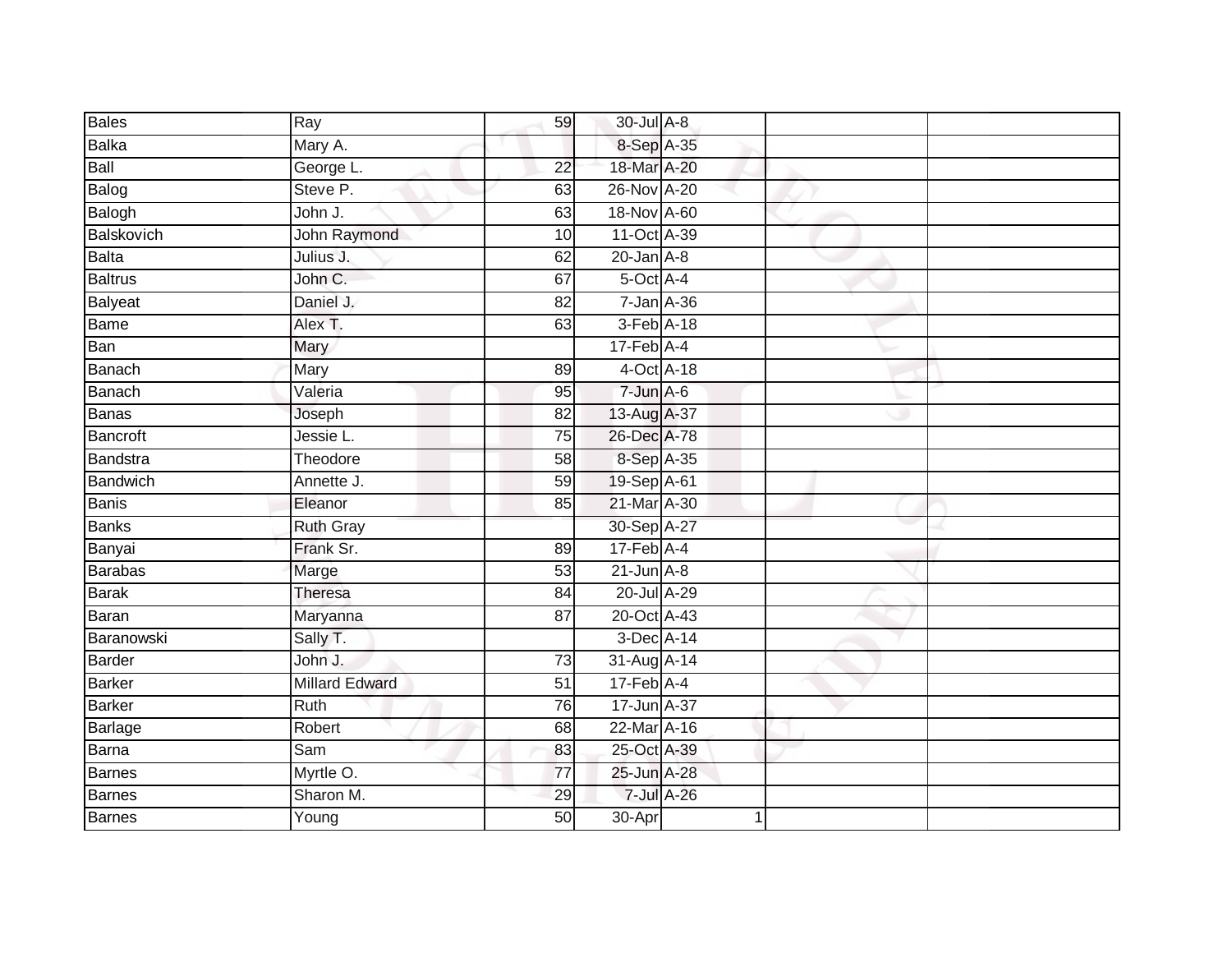| | | | | | | |
|---|---|---|---|---|---|---|
| Bales | Ray | 59 | 30-Jul | A-8 | | |
| Balka | Mary A. | | 8-Sep | A-35 | | |
| Ball | George L. | 22 | 18-Mar | A-20 | | |
| Balog | Steve P. | 63 | 26-Nov | A-20 | | |
| Balogh | John J. | 63 | 18-Nov | A-60 | | |
| Balskovich | John Raymond | 10 | 11-Oct | A-39 | | |
| Balta | Julius J. | 62 | 20-Jan | A-8 | | |
| Baltrus | John C. | 67 | 5-Oct | A-4 | | |
| Balyeat | Daniel J. | 82 | 7-Jan | A-36 | | |
| Bame | Alex T. | 63 | 3-Feb | A-18 | | |
| Ban | Mary | | 17-Feb | A-4 | | |
| Banach | Mary | 89 | 4-Oct | A-18 | | |
| Banach | Valeria | 95 | 7-Jun | A-6 | | |
| Banas | Joseph | 82 | 13-Aug | A-37 | | |
| Bancroft | Jessie L. | 75 | 26-Dec | A-78 | | |
| Bandstra | Theodore | 58 | 8-Sep | A-35 | | |
| Bandwich | Annette J. | 59 | 19-Sep | A-61 | | |
| Banis | Eleanor | 85 | 21-Mar | A-30 | | |
| Banks | Ruth Gray | | 30-Sep | A-27 | | |
| Banyai | Frank Sr. | 89 | 17-Feb | A-4 | | |
| Barabas | Marge | 53 | 21-Jun | A-8 | | |
| Barak | Theresa | 84 | 20-Jul | A-29 | | |
| Baran | Maryanna | 87 | 20-Oct | A-43 | | |
| Baranowski | Sally T. | | 3-Dec | A-14 | | |
| Barder | John J. | 73 | 31-Aug | A-14 | | |
| Barker | Millard Edward | 51 | 17-Feb | A-4 | | |
| Barker | Ruth | 76 | 17-Jun | A-37 | | |
| Barlage | Robert | 68 | 22-Mar | A-16 | | |
| Barna | Sam | 83 | 25-Oct | A-39 | | |
| Barnes | Myrtle O. | 77 | 25-Jun | A-28 | | |
| Barnes | Sharon M. | 29 | 7-Jul | A-26 | | |
| Barnes | Young | 50 | 30-Apr | 1 | | |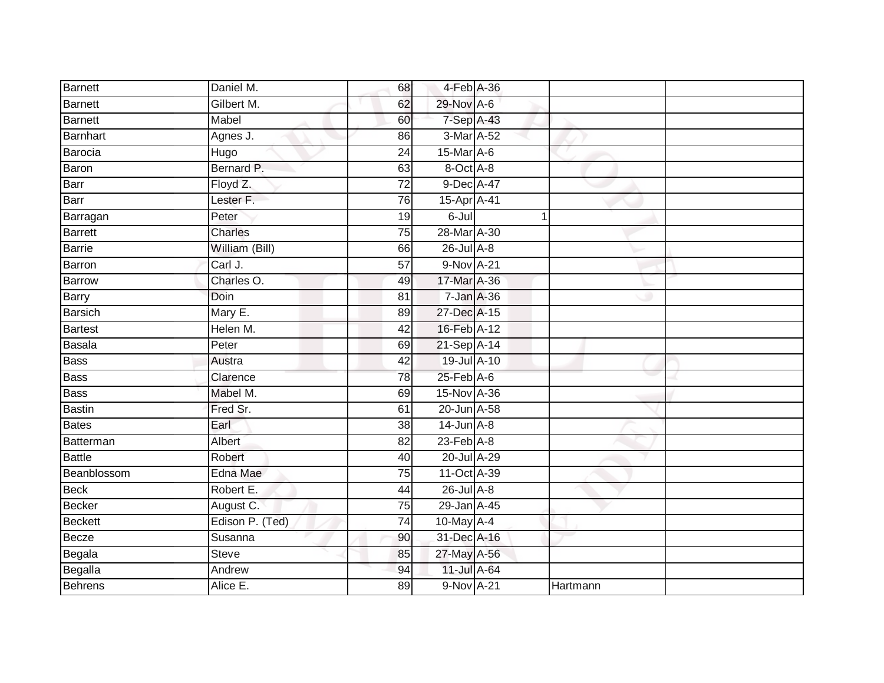| Barnett | Daniel M. | 68 | 4-Feb | A-36 | | |
|---|---|---|---|---|---|---|
| Barnett | Gilbert M. | 62 | 29-Nov | A-6 | | |
| Barnett | Mabel | 60 | 7-Sep | A-43 | | |
| Barnhart | Agnes J. | 86 | 3-Mar | A-52 | | |
| Barocia | Hugo | 24 | 15-Mar | A-6 | | |
| Baron | Bernard P. | 63 | 8-Oct | A-8 | | |
| Barr | Floyd Z. | 72 | 9-Dec | A-47 | | |
| Barr | Lester F. | 76 | 15-Apr | A-41 | | |
| Barragan | Peter | 19 | 6-Jul | 1 | | |
| Barrett | Charles | 75 | 28-Mar | A-30 | | |
| Barrie | William (Bill) | 66 | 26-Jul | A-8 | | |
| Barron | Carl J. | 57 | 9-Nov | A-21 | | |
| Barrow | Charles O. | 49 | 17-Mar | A-36 | | |
| Barry | Doin | 81 | 7-Jan | A-36 | | |
| Barsich | Mary E. | 89 | 27-Dec | A-15 | | |
| Bartest | Helen M. | 42 | 16-Feb | A-12 | | |
| Basala | Peter | 69 | 21-Sep | A-14 | | |
| Bass | Austra | 42 | 19-Jul | A-10 | | |
| Bass | Clarence | 78 | 25-Feb | A-6 | | |
| Bass | Mabel M. | 69 | 15-Nov | A-36 | | |
| Bastin | Fred Sr. | 61 | 20-Jun | A-58 | | |
| Bates | Earl | 38 | 14-Jun | A-8 | | |
| Batterman | Albert | 82 | 23-Feb | A-8 | | |
| Battle | Robert | 40 | 20-Jul | A-29 | | |
| Beanblossom | Edna Mae | 75 | 11-Oct | A-39 | | |
| Beck | Robert E. | 44 | 26-Jul | A-8 | | |
| Becker | August C. | 75 | 29-Jan | A-45 | | |
| Beckett | Edison P. (Ted) | 74 | 10-May | A-4 | | |
| Becze | Susanna | 90 | 31-Dec | A-16 | | |
| Begala | Steve | 85 | 27-May | A-56 | | |
| Begalla | Andrew | 94 | 11-Jul | A-64 | | |
| Behrens | Alice E. | 89 | 9-Nov | A-21 | Hartmann | |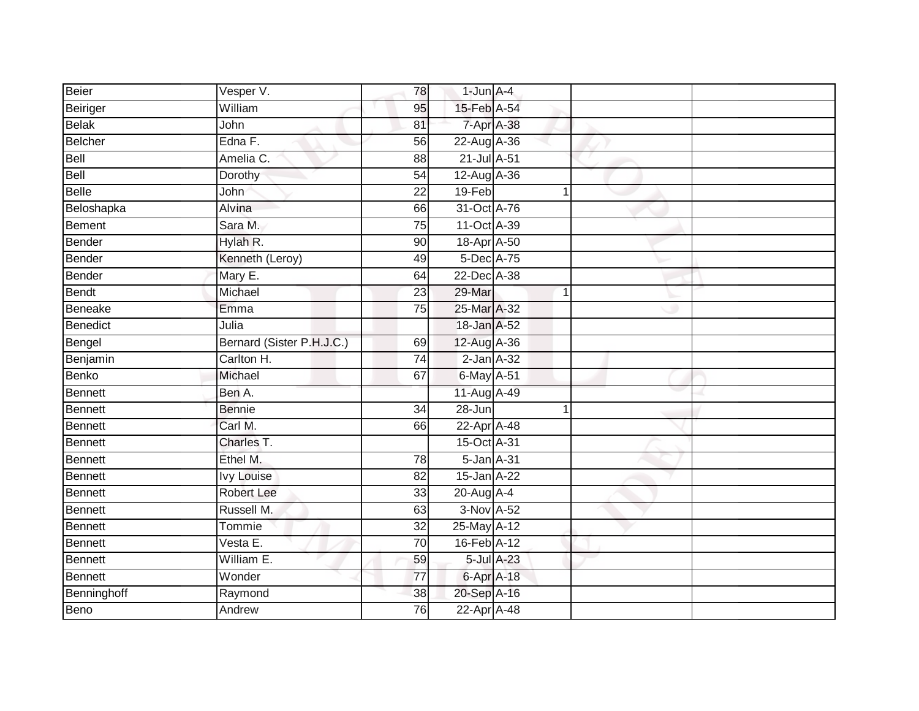| | | | | | | | |
|---|---|---|---|---|---|---|---|
| Beier | Vesper V. | 78 | 1-Jun | A-4 | | | |
| Beiriger | William | 95 | 15-Feb | A-54 | | | |
| Belak | John | 81 | 7-Apr | A-38 | | | |
| Belcher | Edna F. | 56 | 22-Aug | A-36 | | | |
| Bell | Amelia C. | 88 | 21-Jul | A-51 | | | |
| Bell | Dorothy | 54 | 12-Aug | A-36 | | | |
| Belle | John | 22 | 19-Feb | | 1 | | |
| Beloshapka | Alvina | 66 | 31-Oct | A-76 | | | |
| Bement | Sara M. | 75 | 11-Oct | A-39 | | | |
| Bender | Hylah R. | 90 | 18-Apr | A-50 | | | |
| Bender | Kenneth (Leroy) | 49 | 5-Dec | A-75 | | | |
| Bender | Mary E. | 64 | 22-Dec | A-38 | | | |
| Bendt | Michael | 23 | 29-Mar | | 1 | | |
| Beneake | Emma | 75 | 25-Mar | A-32 | | | |
| Benedict | Julia | | 18-Jan | A-52 | | | |
| Bengel | Bernard (Sister P.H.J.C.) | 69 | 12-Aug | A-36 | | | |
| Benjamin | Carlton H. | 74 | 2-Jan | A-32 | | | |
| Benko | Michael | 67 | 6-May | A-51 | | | |
| Bennett | Ben A. | | 11-Aug | A-49 | | | |
| Bennett | Bennie | 34 | 28-Jun | | 1 | | |
| Bennett | Carl M. | 66 | 22-Apr | A-48 | | | |
| Bennett | Charles T. | | 15-Oct | A-31 | | | |
| Bennett | Ethel M. | 78 | 5-Jan | A-31 | | | |
| Bennett | Ivy Louise | 82 | 15-Jan | A-22 | | | |
| Bennett | Robert Lee | 33 | 20-Aug | A-4 | | | |
| Bennett | Russell M. | 63 | 3-Nov | A-52 | | | |
| Bennett | Tommie | 32 | 25-May | A-12 | | | |
| Bennett | Vesta E. | 70 | 16-Feb | A-12 | | | |
| Bennett | William E. | 59 | 5-Jul | A-23 | | | |
| Bennett | Wonder | 77 | 6-Apr | A-18 | | | |
| Benninghoff | Raymond | 38 | 20-Sep | A-16 | | | |
| Beno | Andrew | 76 | 22-Apr | A-48 | | | |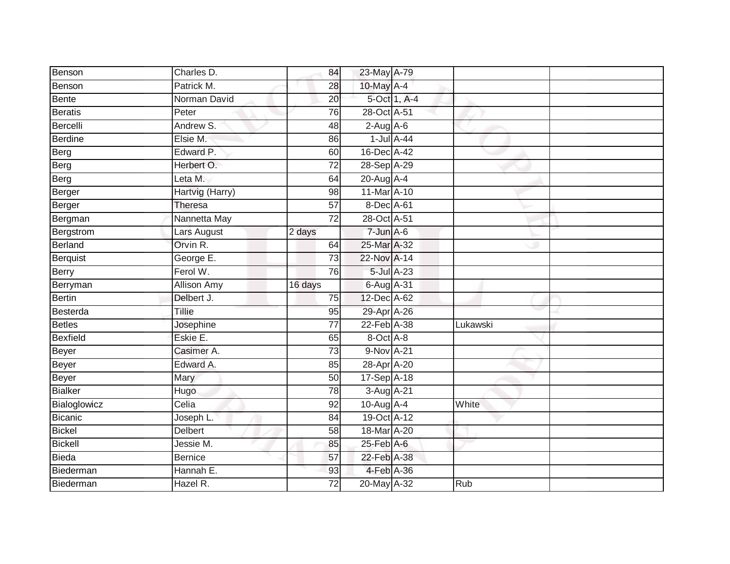| | | | | | | |
|---|---|---|---|---|---|---|
| Benson | Charles D. | 84 | 23-May | A-79 | | |
| Benson | Patrick M. | 28 | 10-May | A-4 | | |
| Bente | Norman David | 20 | 5-Oct | 1, A-4 | | |
| Beratis | Peter | 76 | 28-Oct | A-51 | | |
| Bercelli | Andrew S. | 48 | 2-Aug | A-6 | | |
| Berdine | Elsie M. | 86 | 1-Jul | A-44 | | |
| Berg | Edward P. | 60 | 16-Dec | A-42 | | |
| Berg | Herbert O. | 72 | 28-Sep | A-29 | | |
| Berg | Leta M. | 64 | 20-Aug | A-4 | | |
| Berger | Hartvig (Harry) | 98 | 11-Mar | A-10 | | |
| Berger | Theresa | 57 | 8-Dec | A-61 | | |
| Bergman | Nannetta May | 72 | 28-Oct | A-51 | | |
| Bergstrom | Lars August | 2 days | 7-Jun | A-6 | | |
| Berland | Orvin R. | 64 | 25-Mar | A-32 | | |
| Berquist | George E. | 73 | 22-Nov | A-14 | | |
| Berry | Ferol W. | 76 | 5-Jul | A-23 | | |
| Berryman | Allison Amy | 16 days | 6-Aug | A-31 | | |
| Bertin | Delbert J. | 75 | 12-Dec | A-62 | | |
| Besterda | Tillie | 95 | 29-Apr | A-26 | | |
| Betles | Josephine | 77 | 22-Feb | A-38 | Lukawski | |
| Bexfield | Eskie E. | 65 | 8-Oct | A-8 | | |
| Beyer | Casimer A. | 73 | 9-Nov | A-21 | | |
| Beyer | Edward A. | 85 | 28-Apr | A-20 | | |
| Beyer | Mary | 50 | 17-Sep | A-18 | | |
| Bialker | Hugo | 78 | 3-Aug | A-21 | | |
| Bialoglowicz | Celia | 92 | 10-Aug | A-4 | White | |
| Bicanic | Joseph L. | 84 | 19-Oct | A-12 | | |
| Bickel | Delbert | 58 | 18-Mar | A-20 | | |
| Bickell | Jessie M. | 85 | 25-Feb | A-6 | | |
| Bieda | Bernice | 57 | 22-Feb | A-38 | | |
| Biederman | Hannah E. | 93 | 4-Feb | A-36 | | |
| Biederman | Hazel R. | 72 | 20-May | A-32 | Rub | |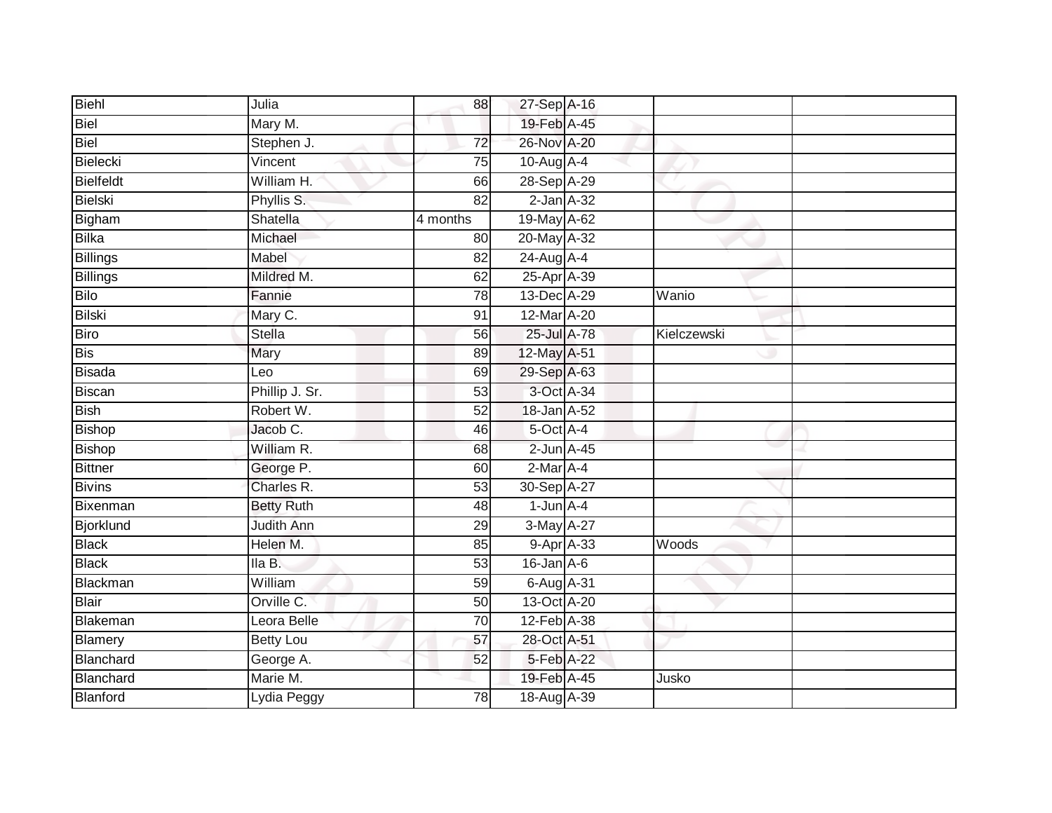| | | | | | | |
|---|---|---|---|---|---|---|
| Biehl | Julia | 88 | 27-Sep | A-16 | | |
| Biel | Mary M. | | 19-Feb | A-45 | | |
| Biel | Stephen J. | 72 | 26-Nov | A-20 | | |
| Bielecki | Vincent | 75 | 10-Aug | A-4 | | |
| Bielfeldt | William H. | 66 | 28-Sep | A-29 | | |
| Bielski | Phyllis S. | 82 | 2-Jan | A-32 | | |
| Bigham | Shatella | 4 months | 19-May | A-62 | | |
| Bilka | Michael | 80 | 20-May | A-32 | | |
| Billings | Mabel | 82 | 24-Aug | A-4 | | |
| Billings | Mildred M. | 62 | 25-Apr | A-39 | | |
| Bilo | Fannie | 78 | 13-Dec | A-29 | Wanio | |
| Bilski | Mary C. | 91 | 12-Mar | A-20 | | |
| Biro | Stella | 56 | 25-Jul | A-78 | Kielczewski | |
| Bis | Mary | 89 | 12-May | A-51 | | |
| Bisada | Leo | 69 | 29-Sep | A-63 | | |
| Biscan | Phillip J. Sr. | 53 | 3-Oct | A-34 | | |
| Bish | Robert W. | 52 | 18-Jan | A-52 | | |
| Bishop | Jacob C. | 46 | 5-Oct | A-4 | | |
| Bishop | William R. | 68 | 2-Jun | A-45 | | |
| Bittner | George P. | 60 | 2-Mar | A-4 | | |
| Bivins | Charles R. | 53 | 30-Sep | A-27 | | |
| Bixenman | Betty Ruth | 48 | 1-Jun | A-4 | | |
| Bjorklund | Judith Ann | 29 | 3-May | A-27 | | |
| Black | Helen M. | 85 | 9-Apr | A-33 | Woods | |
| Black | Ila B. | 53 | 16-Jan | A-6 | | |
| Blackman | William | 59 | 6-Aug | A-31 | | |
| Blair | Orville C. | 50 | 13-Oct | A-20 | | |
| Blakeman | Leora Belle | 70 | 12-Feb | A-38 | | |
| Blamery | Betty Lou | 57 | 28-Oct | A-51 | | |
| Blanchard | George A. | 52 | 5-Feb | A-22 | | |
| Blanchard | Marie M. | | 19-Feb | A-45 | Jusko | |
| Blanford | Lydia Peggy | 78 | 18-Aug | A-39 | | |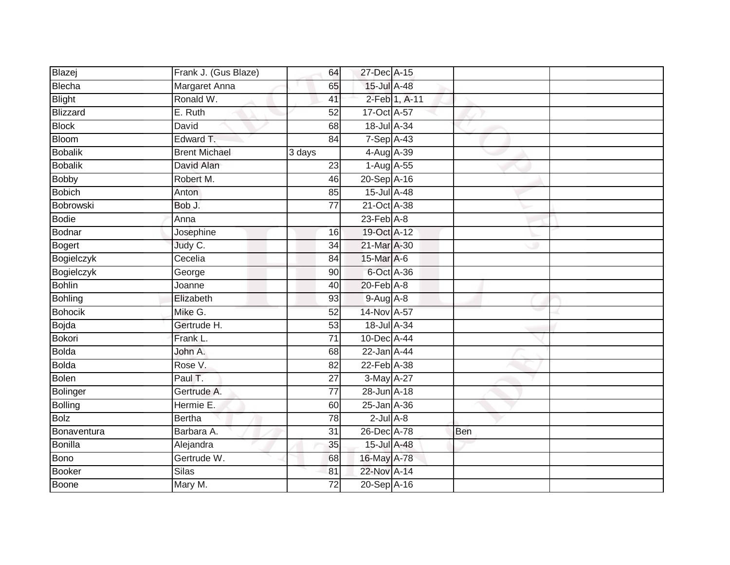| | | | | | | |
|---|---|---|---|---|---|---|
| Blazej | Frank J. (Gus Blaze) | 64 | 27-Dec | A-15 | | |
| Blecha | Margaret Anna | 65 | 15-Jul | A-48 | | |
| Blight | Ronald W. | 41 | 2-Feb | 1, A-11 | | |
| Blizzard | E. Ruth | 52 | 17-Oct | A-57 | | |
| Block | David | 68 | 18-Jul | A-34 | | |
| Bloom | Edward T. | 84 | 7-Sep | A-43 | | |
| Bobalik | Brent Michael | 3 days | 4-Aug | A-39 | | |
| Bobalik | David Alan | 23 | 1-Aug | A-55 | | |
| Bobby | Robert M. | 46 | 20-Sep | A-16 | | |
| Bobich | Anton | 85 | 15-Jul | A-48 | | |
| Bobrowski | Bob J. | 77 | 21-Oct | A-38 | | |
| Bodie | Anna | | 23-Feb | A-8 | | |
| Bodnar | Josephine | 16 | 19-Oct | A-12 | | |
| Bogert | Judy C. | 34 | 21-Mar | A-30 | | |
| Bogielczyk | Cecelia | 84 | 15-Mar | A-6 | | |
| Bogielczyk | George | 90 | 6-Oct | A-36 | | |
| Bohlin | Joanne | 40 | 20-Feb | A-8 | | |
| Bohling | Elizabeth | 93 | 9-Aug | A-8 | | |
| Bohocik | Mike G. | 52 | 14-Nov | A-57 | | |
| Bojda | Gertrude H. | 53 | 18-Jul | A-34 | | |
| Bokori | Frank L. | 71 | 10-Dec | A-44 | | |
| Bolda | John A. | 68 | 22-Jan | A-44 | | |
| Bolda | Rose V. | 82 | 22-Feb | A-38 | | |
| Bolen | Paul T. | 27 | 3-May | A-27 | | |
| Bolinger | Gertrude A. | 77 | 28-Jun | A-18 | | |
| Bolling | Hermie E. | 60 | 25-Jan | A-36 | | |
| Bolz | Bertha | 78 | 2-Jul | A-8 | | |
| Bonaventura | Barbara A. | 31 | 26-Dec | A-78 | Ben | |
| Bonilla | Alejandra | 35 | 15-Jul | A-48 | | |
| Bono | Gertrude W. | 68 | 16-May | A-78 | | |
| Booker | Silas | 81 | 22-Nov | A-14 | | |
| Boone | Mary M. | 72 | 20-Sep | A-16 | | |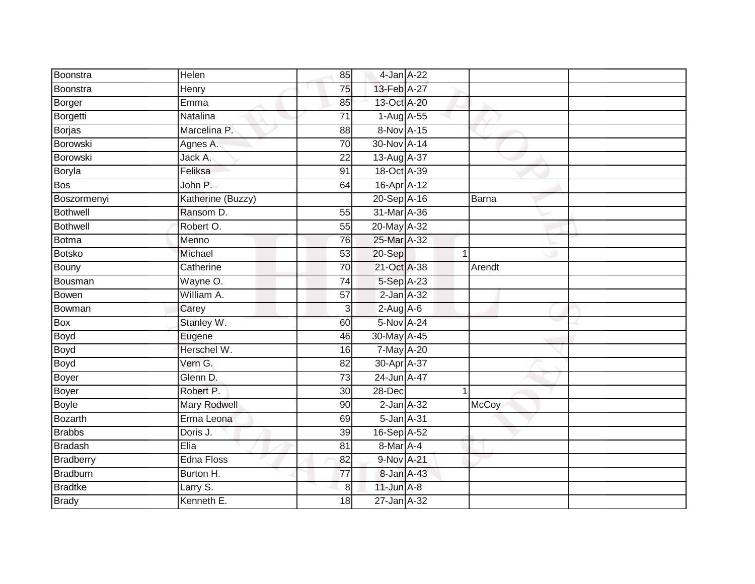| Boonstra | Helen | 85 | 4-Jan | A-22 | | | |
|---|---|---|---|---|---|---|---|
| Boonstra | Henry | 75 | 13-Feb | A-27 | | | |
| Borger | Emma | 85 | 13-Oct | A-20 | | | |
| Borgetti | Natalina | 71 | 1-Aug | A-55 | | | |
| Borjas | Marcelina P. | 88 | 8-Nov | A-15 | | | |
| Borowski | Agnes A. | 70 | 30-Nov | A-14 | | | |
| Borowski | Jack A. | 22 | 13-Aug | A-37 | | | |
| Boryla | Feliksa | 91 | 18-Oct | A-39 | | | |
| Bos | John P. | 64 | 16-Apr | A-12 | | | |
| Boszormenyi | Katherine (Buzzy) | | 20-Sep | A-16 | | Barna | |
| Bothwell | Ransom D. | 55 | 31-Mar | A-36 | | | |
| Bothwell | Robert O. | 55 | 20-May | A-32 | | | |
| Botma | Menno | 76 | 25-Mar | A-32 | | | |
| Botsko | Michael | 53 | 20-Sep | | 1 | | |
| Bouny | Catherine | 70 | 21-Oct | A-38 | | Arendt | |
| Bousman | Wayne O. | 74 | 5-Sep | A-23 | | | |
| Bowen | William A. | 57 | 2-Jan | A-32 | | | |
| Bowman | Carey | 3 | 2-Aug | A-6 | | | |
| Box | Stanley W. | 60 | 5-Nov | A-24 | | | |
| Boyd | Eugene | 46 | 30-May | A-45 | | | |
| Boyd | Herschel W. | 16 | 7-May | A-20 | | | |
| Boyd | Vern G. | 82 | 30-Apr | A-37 | | | |
| Boyer | Glenn D. | 73 | 24-Jun | A-47 | | | |
| Boyer | Robert P. | 30 | 28-Dec | | 1 | | |
| Boyle | Mary Rodwell | 90 | 2-Jan | A-32 | | McCoy | |
| Bozarth | Erma Leona | 69 | 5-Jan | A-31 | | | |
| Brabbs | Doris J. | 39 | 16-Sep | A-52 | | | |
| Bradash | Elia | 81 | 8-Mar | A-4 | | | |
| Bradberry | Edna Floss | 82 | 9-Nov | A-21 | | | |
| Bradburn | Burton H. | 77 | 8-Jan | A-43 | | | |
| Bradtke | Larry S. | 8 | 11-Jun | A-8 | | | |
| Brady | Kenneth E. | 18 | 27-Jan | A-32 | | | |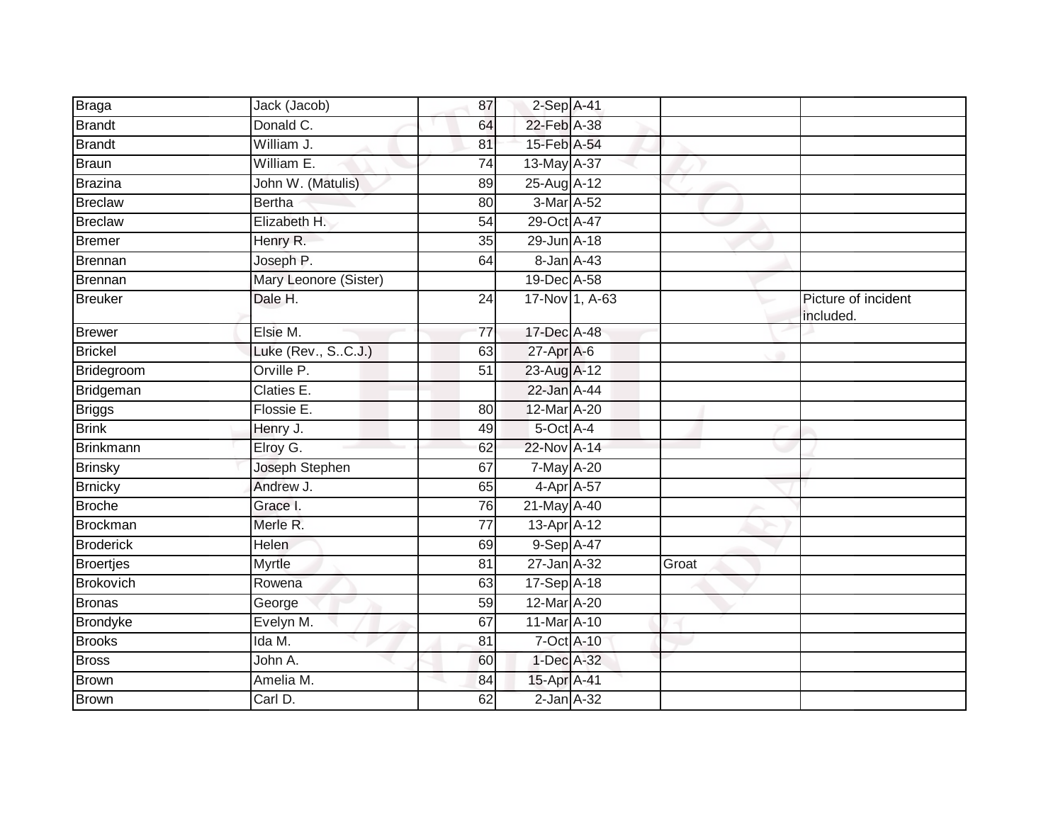| | | | | | | |
|---|---|---|---|---|---|---|
| Braga | Jack (Jacob) | 87 | 2-Sep | A-41 | | |
| Brandt | Donald C. | 64 | 22-Feb | A-38 | | |
| Brandt | William J. | 81 | 15-Feb | A-54 | | |
| Braun | William E. | 74 | 13-May | A-37 | | |
| Brazina | John W. (Matulis) | 89 | 25-Aug | A-12 | | |
| Breclaw | Bertha | 80 | 3-Mar | A-52 | | |
| Breclaw | Elizabeth H. | 54 | 29-Oct | A-47 | | |
| Bremer | Henry R. | 35 | 29-Jun | A-18 | | |
| Brennan | Joseph P. | 64 | 8-Jan | A-43 | | |
| Brennan | Mary Leonore (Sister) | | 19-Dec | A-58 | | |
| Breuker | Dale H. | 24 | 17-Nov | 1, A-63 | | Picture of incident included. |
| Brewer | Elsie M. | 77 | 17-Dec | A-48 | | |
| Brickel | Luke (Rev., S..C.J.) | 63 | 27-Apr | A-6 | | |
| Bridegroom | Orville P. | 51 | 23-Aug | A-12 | | |
| Bridgeman | Claties E. | | 22-Jan | A-44 | | |
| Briggs | Flossie E. | 80 | 12-Mar | A-20 | | |
| Brink | Henry J. | 49 | 5-Oct | A-4 | | |
| Brinkmann | Elroy G. | 62 | 22-Nov | A-14 | | |
| Brinsky | Joseph Stephen | 67 | 7-May | A-20 | | |
| Brnicky | Andrew J. | 65 | 4-Apr | A-57 | | |
| Broche | Grace I. | 76 | 21-May | A-40 | | |
| Brockman | Merle R. | 77 | 13-Apr | A-12 | | |
| Broderick | Helen | 69 | 9-Sep | A-47 | | |
| Broertjes | Myrtle | 81 | 27-Jan | A-32 | Groat | |
| Brokovich | Rowena | 63 | 17-Sep | A-18 | | |
| Bronas | George | 59 | 12-Mar | A-20 | | |
| Brondyke | Evelyn M. | 67 | 11-Mar | A-10 | | |
| Brooks | Ida M. | 81 | 7-Oct | A-10 | | |
| Bross | John A. | 60 | 1-Dec | A-32 | | |
| Brown | Amelia M. | 84 | 15-Apr | A-41 | | |
| Brown | Carl D. | 62 | 2-Jan | A-32 | | |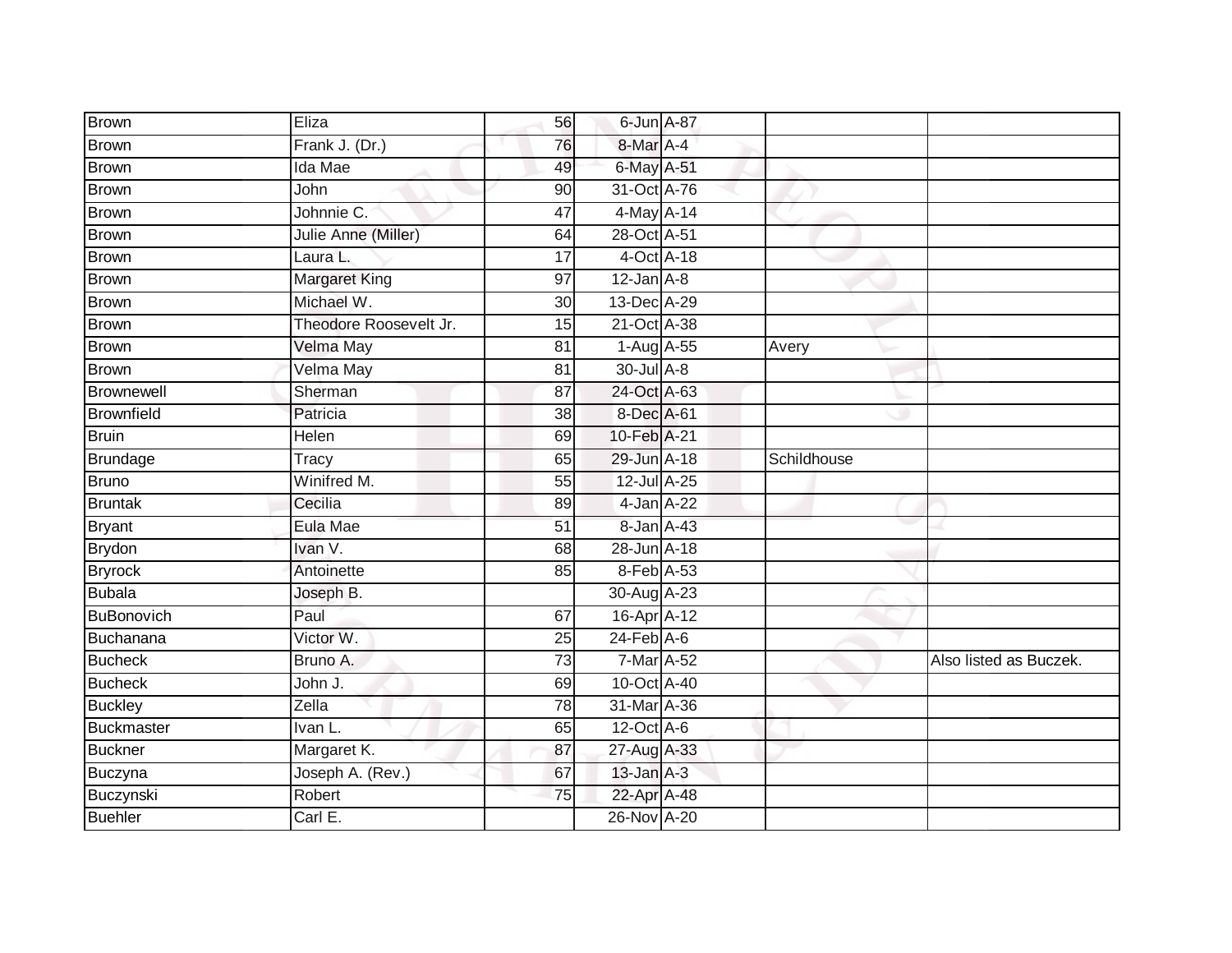| Brown | Eliza | 56 | 6-Jun | A-87 | | |
|---|---|---|---|---|---|---|
| Brown | Frank J. (Dr.) | 76 | 8-Mar | A-4 | | |
| Brown | Ida Mae | 49 | 6-May | A-51 | | |
| Brown | John | 90 | 31-Oct | A-76 | | |
| Brown | Johnnie C. | 47 | 4-May | A-14 | | |
| Brown | Julie Anne (Miller) | 64 | 28-Oct | A-51 | | |
| Brown | Laura L. | 17 | 4-Oct | A-18 | | |
| Brown | Margaret King | 97 | 12-Jan | A-8 | | |
| Brown | Michael W. | 30 | 13-Dec | A-29 | | |
| Brown | Theodore Roosevelt Jr. | 15 | 21-Oct | A-38 | | |
| Brown | Velma May | 81 | 1-Aug | A-55 | Avery | |
| Brown | Velma May | 81 | 30-Jul | A-8 | | |
| Brownewell | Sherman | 87 | 24-Oct | A-63 | | |
| Brownfield | Patricia | 38 | 8-Dec | A-61 | | |
| Bruin | Helen | 69 | 10-Feb | A-21 | | |
| Brundage | Tracy | 65 | 29-Jun | A-18 | Schildhouse | |
| Bruno | Winifred M. | 55 | 12-Jul | A-25 | | |
| Bruntak | Cecilia | 89 | 4-Jan | A-22 | | |
| Bryant | Eula Mae | 51 | 8-Jan | A-43 | | |
| Brydon | Ivan V. | 68 | 28-Jun | A-18 | | |
| Bryrock | Antoinette | 85 | 8-Feb | A-53 | | |
| Bubala | Joseph B. | | 30-Aug | A-23 | | |
| BuBonovich | Paul | 67 | 16-Apr | A-12 | | |
| Buchanana | Victor W. | 25 | 24-Feb | A-6 | | |
| Bucheck | Bruno A. | 73 | 7-Mar | A-52 | | Also listed as Buczek. |
| Bucheck | John J. | 69 | 10-Oct | A-40 | | |
| Buckley | Zella | 78 | 31-Mar | A-36 | | |
| Buckmaster | Ivan L. | 65 | 12-Oct | A-6 | | |
| Buckner | Margaret K. | 87 | 27-Aug | A-33 | | |
| Buczyna | Joseph A. (Rev.) | 67 | 13-Jan | A-3 | | |
| Buczynski | Robert | 75 | 22-Apr | A-48 | | |
| Buehler | Carl E. | | 26-Nov | A-20 | | |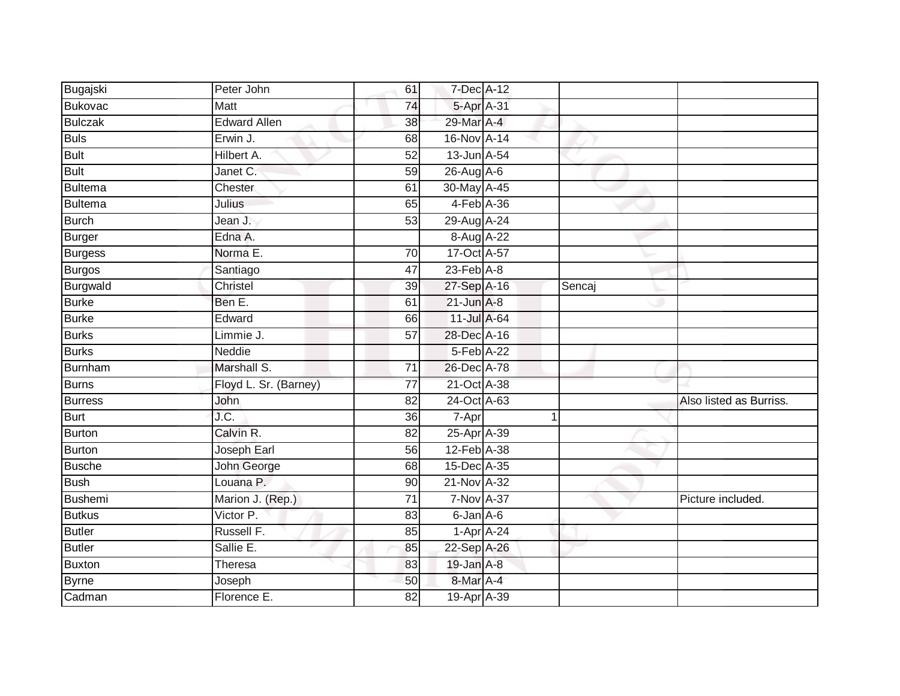| | | | | | | |
|---|---|---|---|---|---|---|
| Bugajski | Peter John | 61 | 7-Dec | A-12 | | |
| Bukovac | Matt | 74 | 5-Apr | A-31 | | |
| Bulczak | Edward Allen | 38 | 29-Mar | A-4 | | |
| Buls | Erwin J. | 68 | 16-Nov | A-14 | | |
| Bult | Hilbert A. | 52 | 13-Jun | A-54 | | |
| Bult | Janet C. | 59 | 26-Aug | A-6 | | |
| Bultema | Chester | 61 | 30-May | A-45 | | |
| Bultema | Julius | 65 | 4-Feb | A-36 | | |
| Burch | Jean J. | 53 | 29-Aug | A-24 | | |
| Burger | Edna A. | | 8-Aug | A-22 | | |
| Burgess | Norma E. | 70 | 17-Oct | A-57 | | |
| Burgos | Santiago | 47 | 23-Feb | A-8 | | |
| Burgwald | Christel | 39 | 27-Sep | A-16 | Sencaj | |
| Burke | Ben E. | 61 | 21-Jun | A-8 | | |
| Burke | Edward | 66 | 11-Jul | A-64 | | |
| Burks | Limmie J. | 57 | 28-Dec | A-16 | | |
| Burks | Neddie | | 5-Feb | A-22 | | |
| Burnham | Marshall S. | 71 | 26-Dec | A-78 | | |
| Burns | Floyd L. Sr. (Barney) | 77 | 21-Oct | A-38 | | |
| Burress | John | 82 | 24-Oct | A-63 | | Also listed as Burriss. |
| Burt | J.C. | 36 | 7-Apr | 1 | | |
| Burton | Calvin R. | 82 | 25-Apr | A-39 | | |
| Burton | Joseph Earl | 56 | 12-Feb | A-38 | | |
| Busche | John George | 68 | 15-Dec | A-35 | | |
| Bush | Louana P. | 90 | 21-Nov | A-32 | | |
| Bushemi | Marion J. (Rep.) | 71 | 7-Nov | A-37 | | Picture included. |
| Butkus | Victor P. | 83 | 6-Jan | A-6 | | |
| Butler | Russell F. | 85 | 1-Apr | A-24 | | |
| Butler | Sallie E. | 85 | 22-Sep | A-26 | | |
| Buxton | Theresa | 83 | 19-Jan | A-8 | | |
| Byrne | Joseph | 50 | 8-Mar | A-4 | | |
| Cadman | Florence E. | 82 | 19-Apr | A-39 | | |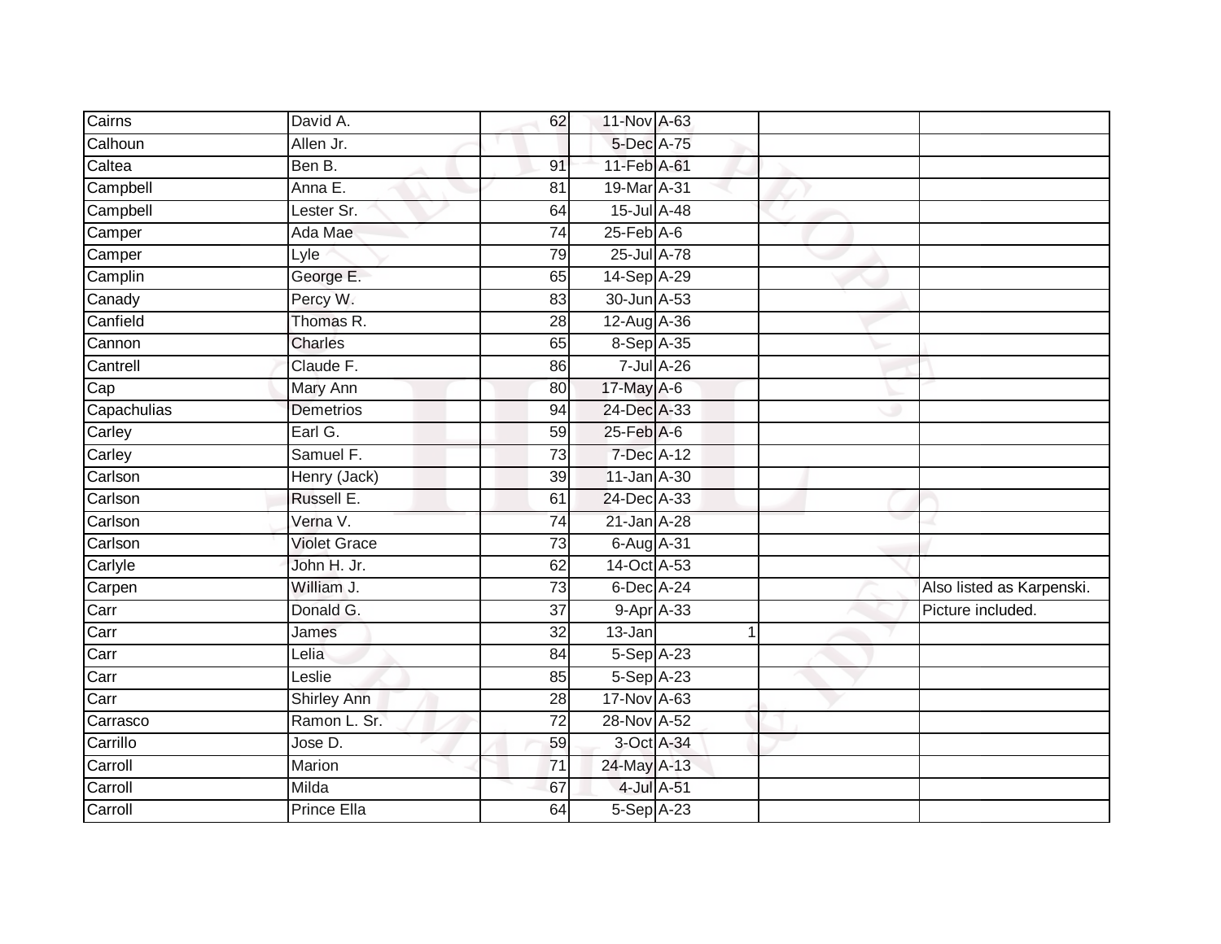| | | | | | | |
|---|---|---|---|---|---|---|
| Cairns | David A. | 62 | 11-Nov | A-63 | | |
| Calhoun | Allen Jr. | | 5-Dec | A-75 | | |
| Caltea | Ben B. | 91 | 11-Feb | A-61 | | |
| Campbell | Anna E. | 81 | 19-Mar | A-31 | | |
| Campbell | Lester Sr. | 64 | 15-Jul | A-48 | | |
| Camper | Ada Mae | 74 | 25-Feb | A-6 | | |
| Camper | Lyle | 79 | 25-Jul | A-78 | | |
| Camplin | George E. | 65 | 14-Sep | A-29 | | |
| Canady | Percy W. | 83 | 30-Jun | A-53 | | |
| Canfield | Thomas R. | 28 | 12-Aug | A-36 | | |
| Cannon | Charles | 65 | 8-Sep | A-35 | | |
| Cantrell | Claude F. | 86 | 7-Jul | A-26 | | |
| Cap | Mary Ann | 80 | 17-May | A-6 | | |
| Capachulias | Demetrios | 94 | 24-Dec | A-33 | | |
| Carley | Earl G. | 59 | 25-Feb | A-6 | | |
| Carley | Samuel F. | 73 | 7-Dec | A-12 | | |
| Carlson | Henry (Jack) | 39 | 11-Jan | A-30 | | |
| Carlson | Russell E. | 61 | 24-Dec | A-33 | | |
| Carlson | Verna V. | 74 | 21-Jan | A-28 | | |
| Carlson | Violet Grace | 73 | 6-Aug | A-31 | | |
| Carlyle | John H. Jr. | 62 | 14-Oct | A-53 | | |
| Carpen | William J. | 73 | 6-Dec | A-24 | | Also listed as Karpenski. |
| Carr | Donald G. | 37 | 9-Apr | A-33 | | Picture included. |
| Carr | James | 32 | 13-Jan | 1 | | |
| Carr | Lelia | 84 | 5-Sep | A-23 | | |
| Carr | Leslie | 85 | 5-Sep | A-23 | | |
| Carr | Shirley Ann | 28 | 17-Nov | A-63 | | |
| Carrasco | Ramon L. Sr. | 72 | 28-Nov | A-52 | | |
| Carrillo | Jose D. | 59 | 3-Oct | A-34 | | |
| Carroll | Marion | 71 | 24-May | A-13 | | |
| Carroll | Milda | 67 | 4-Jul | A-51 | | |
| Carroll | Prince Ella | 64 | 5-Sep | A-23 | | |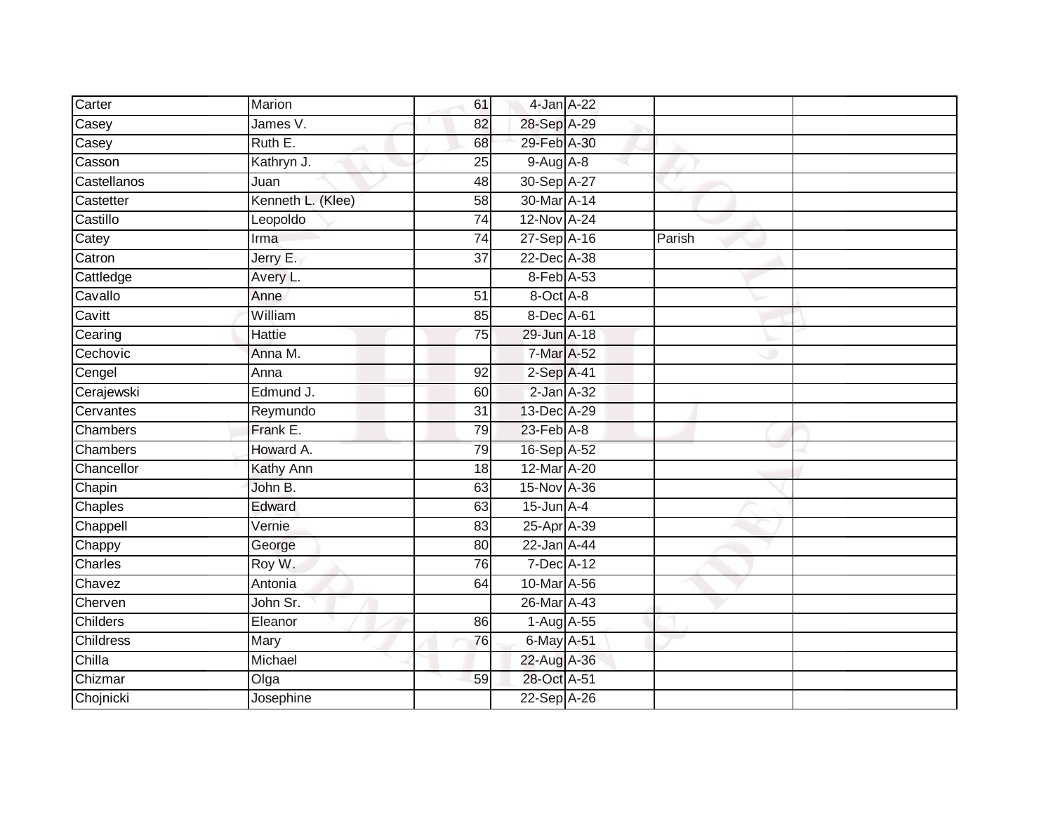| | | | | | | |
|---|---|---|---|---|---|---|
| Carter | Marion | 61 | 4-Jan | A-22 | | |
| Casey | James V. | 82 | 28-Sep | A-29 | | |
| Casey | Ruth E. | 68 | 29-Feb | A-30 | | |
| Casson | Kathryn J. | 25 | 9-Aug | A-8 | | |
| Castellanos | Juan | 48 | 30-Sep | A-27 | | |
| Castetter | Kenneth L. (Klee) | 58 | 30-Mar | A-14 | | |
| Castillo | Leopoldo | 74 | 12-Nov | A-24 | | |
| Catey | Irma | 74 | 27-Sep | A-16 | Parish | |
| Catron | Jerry E. | 37 | 22-Dec | A-38 | | |
| Cattledge | Avery L. | | 8-Feb | A-53 | | |
| Cavallo | Anne | 51 | 8-Oct | A-8 | | |
| Cavitt | William | 85 | 8-Dec | A-61 | | |
| Cearing | Hattie | 75 | 29-Jun | A-18 | | |
| Cechovic | Anna M. | | 7-Mar | A-52 | | |
| Cengel | Anna | 92 | 2-Sep | A-41 | | |
| Cerajewski | Edmund J. | 60 | 2-Jan | A-32 | | |
| Cervantes | Reymundo | 31 | 13-Dec | A-29 | | |
| Chambers | Frank E. | 79 | 23-Feb | A-8 | | |
| Chambers | Howard A. | 79 | 16-Sep | A-52 | | |
| Chancellor | Kathy Ann | 18 | 12-Mar | A-20 | | |
| Chapin | John B. | 63 | 15-Nov | A-36 | | |
| Chaples | Edward | 63 | 15-Jun | A-4 | | |
| Chappell | Vernie | 83 | 25-Apr | A-39 | | |
| Chappy | George | 80 | 22-Jan | A-44 | | |
| Charles | Roy W. | 76 | 7-Dec | A-12 | | |
| Chavez | Antonia | 64 | 10-Mar | A-56 | | |
| Cherven | John Sr. | | 26-Mar | A-43 | | |
| Childers | Eleanor | 86 | 1-Aug | A-55 | | |
| Childress | Mary | 76 | 6-May | A-51 | | |
| Chilla | Michael | | 22-Aug | A-36 | | |
| Chizmar | Olga | 59 | 28-Oct | A-51 | | |
| Chojnicki | Josephine | | 22-Sep | A-26 | | |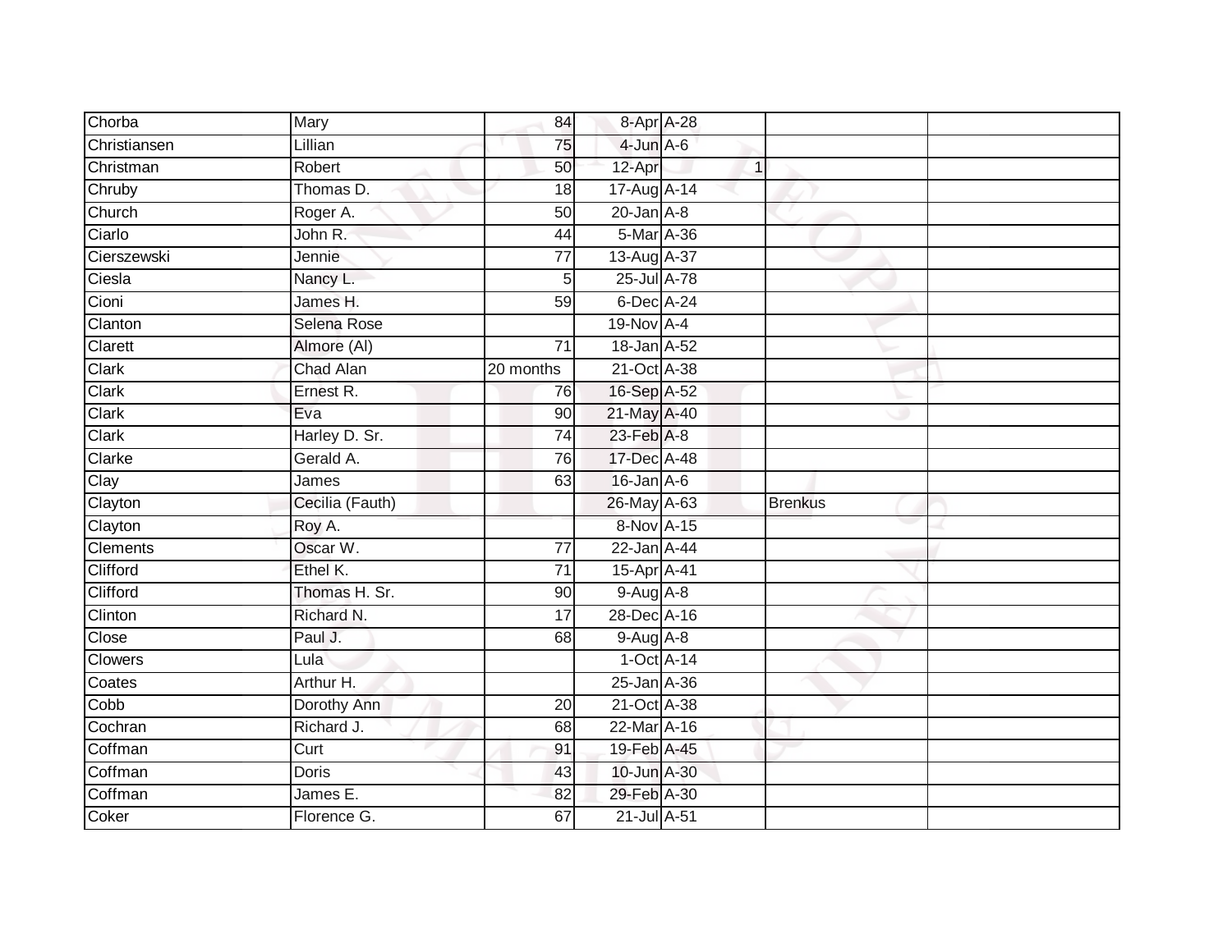| | | | | | | |
|---|---|---|---|---|---|---|
| Chorba | Mary | 84 | 8-Apr | A-28 | | |
| Christiansen | Lillian | 75 | 4-Jun | A-6 | | |
| Christman | Robert | 50 | 12-Apr | 1 | | |
| Chruby | Thomas D. | 18 | 17-Aug | A-14 | | |
| Church | Roger A. | 50 | 20-Jan | A-8 | | |
| Ciarlo | John R. | 44 | 5-Mar | A-36 | | |
| Cierszewski | Jennie | 77 | 13-Aug | A-37 | | |
| Ciesla | Nancy L. | 5 | 25-Jul | A-78 | | |
| Cioni | James H. | 59 | 6-Dec | A-24 | | |
| Clanton | Selena Rose | | 19-Nov | A-4 | | |
| Clarett | Almore (Al) | 71 | 18-Jan | A-52 | | |
| Clark | Chad Alan | 20 months | 21-Oct | A-38 | | |
| Clark | Ernest R. | 76 | 16-Sep | A-52 | | |
| Clark | Eva | 90 | 21-May | A-40 | | |
| Clark | Harley D. Sr. | 74 | 23-Feb | A-8 | | |
| Clarke | Gerald A. | 76 | 17-Dec | A-48 | | |
| Clay | James | 63 | 16-Jan | A-6 | | |
| Clayton | Cecilia (Fauth) | | 26-May | A-63 | Brenkus | |
| Clayton | Roy A. | | 8-Nov | A-15 | | |
| Clements | Oscar W. | 77 | 22-Jan | A-44 | | |
| Clifford | Ethel K. | 71 | 15-Apr | A-41 | | |
| Clifford | Thomas H. Sr. | 90 | 9-Aug | A-8 | | |
| Clinton | Richard N. | 17 | 28-Dec | A-16 | | |
| Close | Paul J. | 68 | 9-Aug | A-8 | | |
| Clowers | Lula | | 1-Oct | A-14 | | |
| Coates | Arthur H. | | 25-Jan | A-36 | | |
| Cobb | Dorothy Ann | 20 | 21-Oct | A-38 | | |
| Cochran | Richard J. | 68 | 22-Mar | A-16 | | |
| Coffman | Curt | 91 | 19-Feb | A-45 | | |
| Coffman | Doris | 43 | 10-Jun | A-30 | | |
| Coffman | James E. | 82 | 29-Feb | A-30 | | |
| Coker | Florence G. | 67 | 21-Jul | A-51 | | |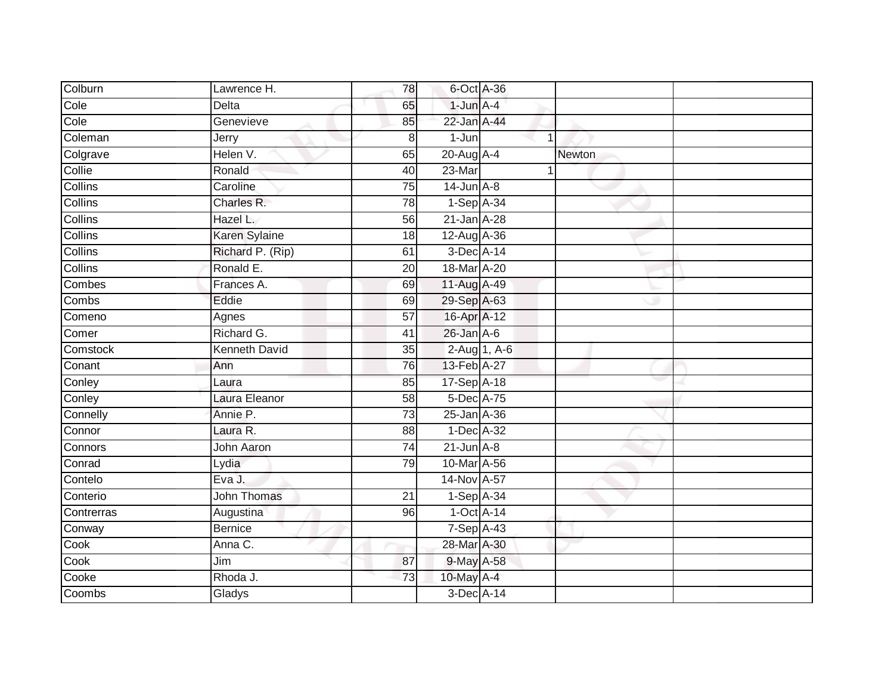| | | | | | | |
|---|---|---|---|---|---|---|
| Colburn | Lawrence H. | 78 | 6-Oct | A-36 | | |
| Cole | Delta | 65 | 1-Jun | A-4 | | |
| Cole | Genevieve | 85 | 22-Jan | A-44 | | |
| Coleman | Jerry | 8 | 1-Jun | 1 | | |
| Colgrave | Helen V. | 65 | 20-Aug | A-4 | Newton | |
| Collie | Ronald | 40 | 23-Mar | 1 | | |
| Collins | Caroline | 75 | 14-Jun | A-8 | | |
| Collins | Charles R. | 78 | 1-Sep | A-34 | | |
| Collins | Hazel L. | 56 | 21-Jan | A-28 | | |
| Collins | Karen Sylaine | 18 | 12-Aug | A-36 | | |
| Collins | Richard P. (Rip) | 61 | 3-Dec | A-14 | | |
| Collins | Ronald E. | 20 | 18-Mar | A-20 | | |
| Combes | Frances A. | 69 | 11-Aug | A-49 | | |
| Combs | Eddie | 69 | 29-Sep | A-63 | | |
| Comeno | Agnes | 57 | 16-Apr | A-12 | | |
| Comer | Richard G. | 41 | 26-Jan | A-6 | | |
| Comstock | Kenneth David | 35 | 2-Aug | 1, A-6 | | |
| Conant | Ann | 76 | 13-Feb | A-27 | | |
| Conley | Laura | 85 | 17-Sep | A-18 | | |
| Conley | Laura Eleanor | 58 | 5-Dec | A-75 | | |
| Connelly | Annie P. | 73 | 25-Jan | A-36 | | |
| Connor | Laura R. | 88 | 1-Dec | A-32 | | |
| Connors | John Aaron | 74 | 21-Jun | A-8 | | |
| Conrad | Lydia | 79 | 10-Mar | A-56 | | |
| Contelo | Eva J. | | 14-Nov | A-57 | | |
| Conterio | John Thomas | 21 | 1-Sep | A-34 | | |
| Contrerras | Augustina | 96 | 1-Oct | A-14 | | |
| Conway | Bernice | | 7-Sep | A-43 | | |
| Cook | Anna C. | | 28-Mar | A-30 | | |
| Cook | Jim | 87 | 9-May | A-58 | | |
| Cooke | Rhoda J. | 73 | 10-May | A-4 | | |
| Coombs | Gladys | | 3-Dec | A-14 | | |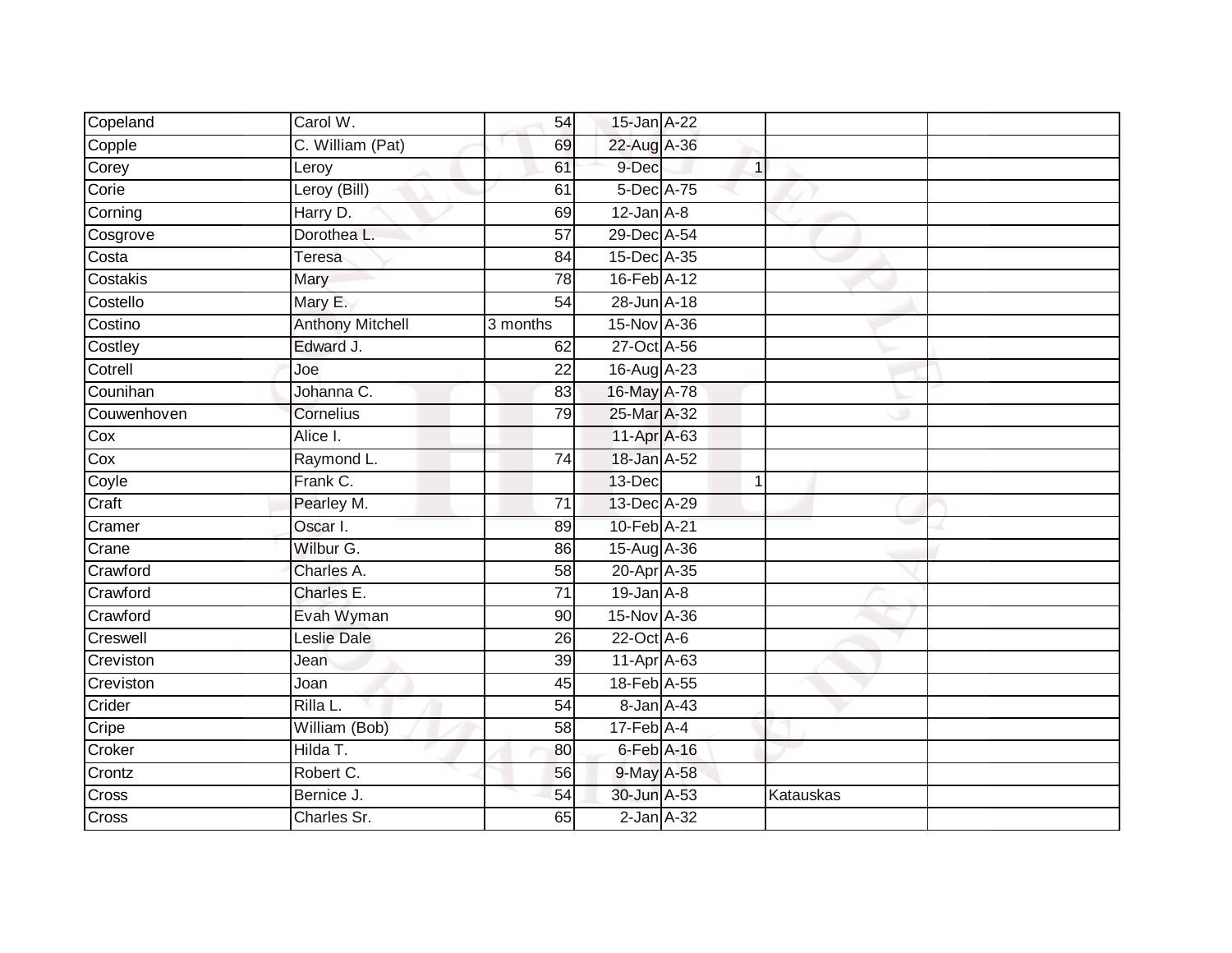| | | | | | | | |
|---|---|---|---|---|---|---|---|
| Copeland | Carol W. | 54 | 15-Jan | A-22 | | | |
| Copple | C. William (Pat) | 69 | 22-Aug | A-36 | | | |
| Corey | Leroy | 61 | 9-Dec | | 1 | | |
| Corie | Leroy (Bill) | 61 | 5-Dec | A-75 | | | |
| Corning | Harry D. | 69 | 12-Jan | A-8 | | | |
| Cosgrove | Dorothea L. | 57 | 29-Dec | A-54 | | | |
| Costa | Teresa | 84 | 15-Dec | A-35 | | | |
| Costakis | Mary | 78 | 16-Feb | A-12 | | | |
| Costello | Mary E. | 54 | 28-Jun | A-18 | | | |
| Costino | Anthony Mitchell | 3 months | 15-Nov | A-36 | | | |
| Costley | Edward J. | 62 | 27-Oct | A-56 | | | |
| Cotrell | Joe | 22 | 16-Aug | A-23 | | | |
| Counihan | Johanna C. | 83 | 16-May | A-78 | | | |
| Couwenhoven | Cornelius | 79 | 25-Mar | A-32 | | | |
| Cox | Alice I. | | 11-Apr | A-63 | | | |
| Cox | Raymond L. | 74 | 18-Jan | A-52 | | | |
| Coyle | Frank C. | | 13-Dec | | 1 | | |
| Craft | Pearley M. | 71 | 13-Dec | A-29 | | | |
| Cramer | Oscar I. | 89 | 10-Feb | A-21 | | | |
| Crane | Wilbur G. | 86 | 15-Aug | A-36 | | | |
| Crawford | Charles A. | 58 | 20-Apr | A-35 | | | |
| Crawford | Charles E. | 71 | 19-Jan | A-8 | | | |
| Crawford | Evah Wyman | 90 | 15-Nov | A-36 | | | |
| Creswell | Leslie Dale | 26 | 22-Oct | A-6 | | | |
| Creviston | Jean | 39 | 11-Apr | A-63 | | | |
| Creviston | Joan | 45 | 18-Feb | A-55 | | | |
| Crider | Rilla L. | 54 | 8-Jan | A-43 | | | |
| Cripe | William (Bob) | 58 | 17-Feb | A-4 | | | |
| Croker | Hilda T. | 80 | 6-Feb | A-16 | | | |
| Crontz | Robert C. | 56 | 9-May | A-58 | | | |
| Cross | Bernice J. | 54 | 30-Jun | A-53 | | Katauskas | |
| Cross | Charles Sr. | 65 | 2-Jan | A-32 | | | |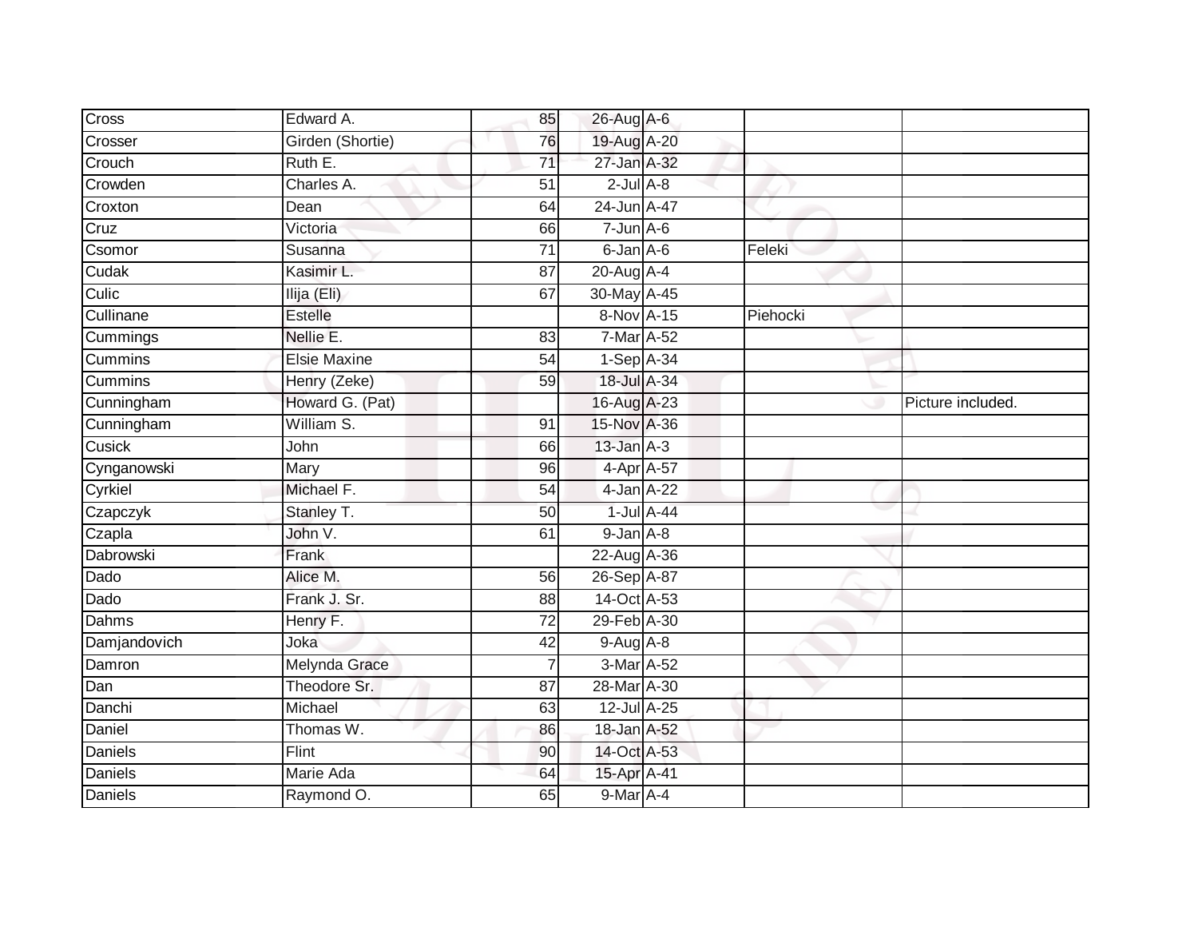| | | | | | | |
|---|---|---|---|---|---|---|
| Cross | Edward A. | 85 | 26-Aug | A-6 | | |
| Crosser | Girden (Shortie) | 76 | 19-Aug | A-20 | | |
| Crouch | Ruth E. | 71 | 27-Jan | A-32 | | |
| Crowden | Charles A. | 51 | 2-Jul | A-8 | | |
| Croxton | Dean | 64 | 24-Jun | A-47 | | |
| Cruz | Victoria | 66 | 7-Jun | A-6 | | |
| Csomor | Susanna | 71 | 6-Jan | A-6 | Feleki | |
| Cudak | Kasimir L. | 87 | 20-Aug | A-4 | | |
| Culic | Ilija (Eli) | 67 | 30-May | A-45 | | |
| Cullinane | Estelle | | 8-Nov | A-15 | Piehocki | |
| Cummings | Nellie E. | 83 | 7-Mar | A-52 | | |
| Cummins | Elsie Maxine | 54 | 1-Sep | A-34 | | |
| Cummins | Henry (Zeke) | 59 | 18-Jul | A-34 | | |
| Cunningham | Howard G. (Pat) | | 16-Aug | A-23 | | Picture included. |
| Cunningham | William S. | 91 | 15-Nov | A-36 | | |
| Cusick | John | 66 | 13-Jan | A-3 | | |
| Cynganowski | Mary | 96 | 4-Apr | A-57 | | |
| Cyrkiel | Michael F. | 54 | 4-Jan | A-22 | | |
| Czapczyk | Stanley T. | 50 | 1-Jul | A-44 | | |
| Czapla | John V. | 61 | 9-Jan | A-8 | | |
| Dabrowski | Frank | | 22-Aug | A-36 | | |
| Dado | Alice M. | 56 | 26-Sep | A-87 | | |
| Dado | Frank J. Sr. | 88 | 14-Oct | A-53 | | |
| Dahms | Henry F. | 72 | 29-Feb | A-30 | | |
| Damjandovich | Joka | 42 | 9-Aug | A-8 | | |
| Damron | Melynda Grace | 7 | 3-Mar | A-52 | | |
| Dan | Theodore Sr. | 87 | 28-Mar | A-30 | | |
| Danchi | Michael | 63 | 12-Jul | A-25 | | |
| Daniel | Thomas W. | 86 | 18-Jan | A-52 | | |
| Daniels | Flint | 90 | 14-Oct | A-53 | | |
| Daniels | Marie Ada | 64 | 15-Apr | A-41 | | |
| Daniels | Raymond O. | 65 | 9-Mar | A-4 | | |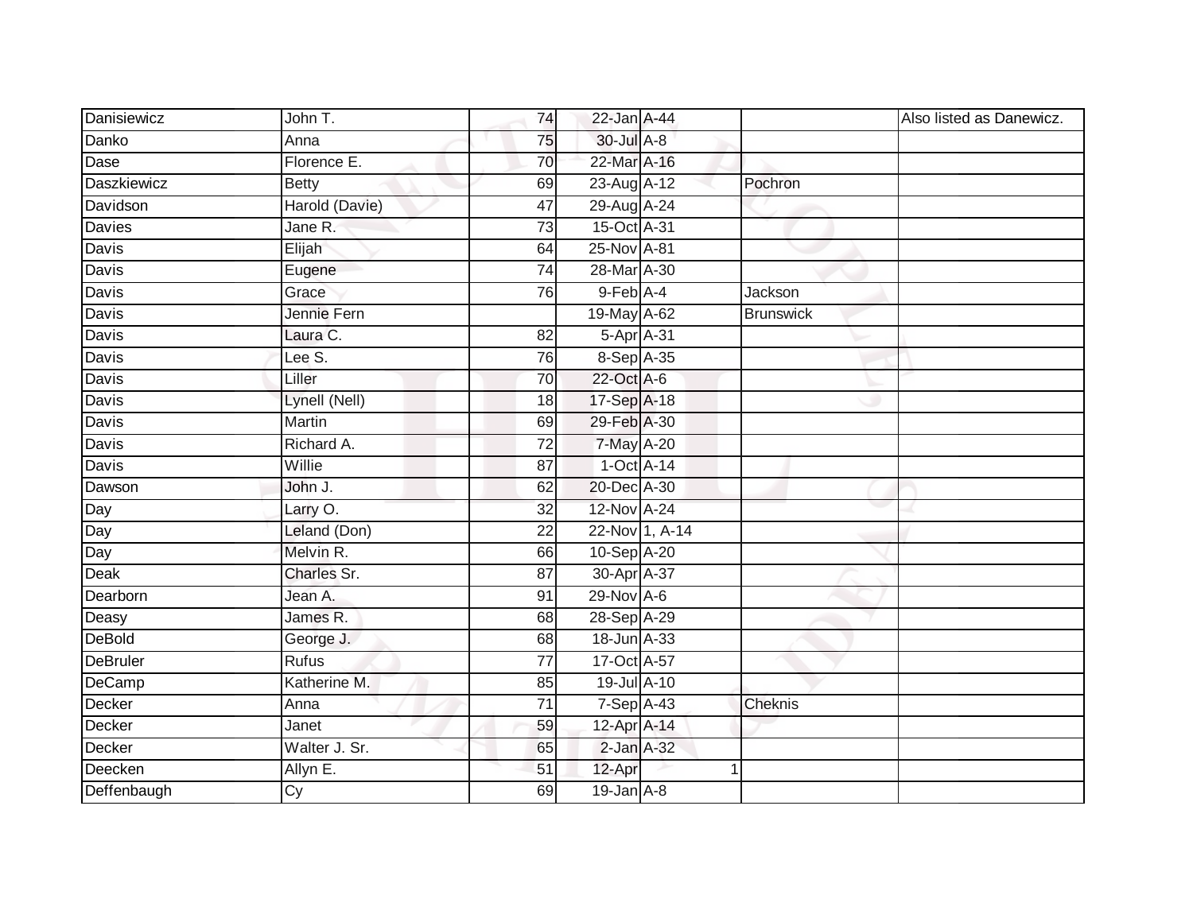| | | | | | | |
|---|---|---|---|---|---|---|
| Danisiewicz | John T. | 74 | 22-Jan | A-44 | | Also listed as Danewicz. |
| Danko | Anna | 75 | 30-Jul | A-8 | | |
| Dase | Florence E. | 70 | 22-Mar | A-16 | | |
| Daszkiewicz | Betty | 69 | 23-Aug | A-12 | Pochron | |
| Davidson | Harold (Davie) | 47 | 29-Aug | A-24 | | |
| Davies | Jane R. | 73 | 15-Oct | A-31 | | |
| Davis | Elijah | 64 | 25-Nov | A-81 | | |
| Davis | Eugene | 74 | 28-Mar | A-30 | | |
| Davis | Grace | 76 | 9-Feb | A-4 | Jackson | |
| Davis | Jennie Fern | | 19-May | A-62 | Brunswick | |
| Davis | Laura C. | 82 | 5-Apr | A-31 | | |
| Davis | Lee S. | 76 | 8-Sep | A-35 | | |
| Davis | Liller | 70 | 22-Oct | A-6 | | |
| Davis | Lynell (Nell) | 18 | 17-Sep | A-18 | | |
| Davis | Martin | 69 | 29-Feb | A-30 | | |
| Davis | Richard A. | 72 | 7-May | A-20 | | |
| Davis | Willie | 87 | 1-Oct | A-14 | | |
| Dawson | John J. | 62 | 20-Dec | A-30 | | |
| Day | Larry O. | 32 | 12-Nov | A-24 | | |
| Day | Leland (Don) | 22 | 22-Nov | 1, A-14 | | |
| Day | Melvin R. | 66 | 10-Sep | A-20 | | |
| Deak | Charles Sr. | 87 | 30-Apr | A-37 | | |
| Dearborn | Jean A. | 91 | 29-Nov | A-6 | | |
| Deasy | James R. | 68 | 28-Sep | A-29 | | |
| DeBold | George J. | 68 | 18-Jun | A-33 | | |
| DeBruler | Rufus | 77 | 17-Oct | A-57 | | |
| DeCamp | Katherine M. | 85 | 19-Jul | A-10 | | |
| Decker | Anna | 71 | 7-Sep | A-43 | Cheknis | |
| Decker | Janet | 59 | 12-Apr | A-14 | | |
| Decker | Walter J. Sr. | 65 | 2-Jan | A-32 | | |
| Deecken | Allyn E. | 51 | 12-Apr | 1 | | |
| Deffenbaugh | Cy | 69 | 19-Jan | A-8 | | |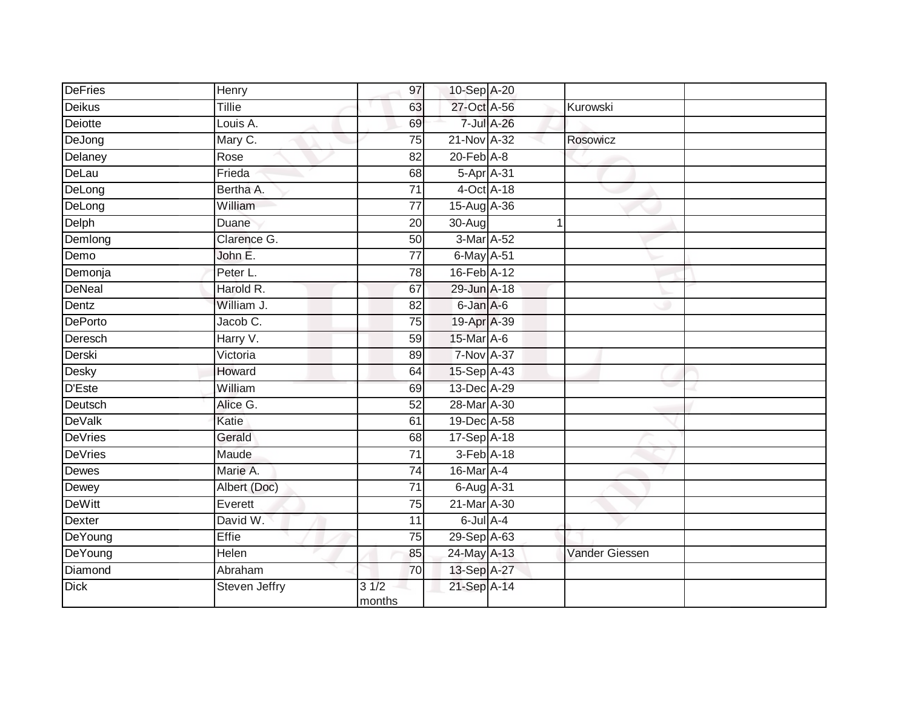| | | | | | | |
|---|---|---|---|---|---|---|
| DeFries | Henry | 97 | 10-Sep | A-20 | | |
| Deikus | Tillie | 63 | 27-Oct | A-56 | Kurowski | |
| Deiotte | Louis A. | 69 | 7-Jul | A-26 | | |
| DeJong | Mary C. | 75 | 21-Nov | A-32 | Rosowicz | |
| Delaney | Rose | 82 | 20-Feb | A-8 | | |
| DeLau | Frieda | 68 | 5-Apr | A-31 | | |
| DeLong | Bertha A. | 71 | 4-Oct | A-18 | | |
| DeLong | William | 77 | 15-Aug | A-36 | | |
| Delph | Duane | 20 | 30-Aug | 1 | | |
| Demlong | Clarence G. | 50 | 3-Mar | A-52 | | |
| Demo | John E. | 77 | 6-May | A-51 | | |
| Demonja | Peter L. | 78 | 16-Feb | A-12 | | |
| DeNeal | Harold R. | 67 | 29-Jun | A-18 | | |
| Dentz | William J. | 82 | 6-Jan | A-6 | | |
| DePorto | Jacob C. | 75 | 19-Apr | A-39 | | |
| Deresch | Harry V. | 59 | 15-Mar | A-6 | | |
| Derski | Victoria | 89 | 7-Nov | A-37 | | |
| Desky | Howard | 64 | 15-Sep | A-43 | | |
| D'Este | William | 69 | 13-Dec | A-29 | | |
| Deutsch | Alice G. | 52 | 28-Mar | A-30 | | |
| DeValk | Katie | 61 | 19-Dec | A-58 | | |
| DeVries | Gerald | 68 | 17-Sep | A-18 | | |
| DeVries | Maude | 71 | 3-Feb | A-18 | | |
| Dewes | Marie A. | 74 | 16-Mar | A-4 | | |
| Dewey | Albert (Doc) | 71 | 6-Aug | A-31 | | |
| DeWitt | Everett | 75 | 21-Mar | A-30 | | |
| Dexter | David W. | 11 | 6-Jul | A-4 | | |
| DeYoung | Effie | 75 | 29-Sep | A-63 | | |
| DeYoung | Helen | 85 | 24-May | A-13 | Vander Giessen | |
| Diamond | Abraham | 70 | 13-Sep | A-27 | | |
| Dick | Steven Jeffry | 3 1/2 months | 21-Sep | A-14 | | |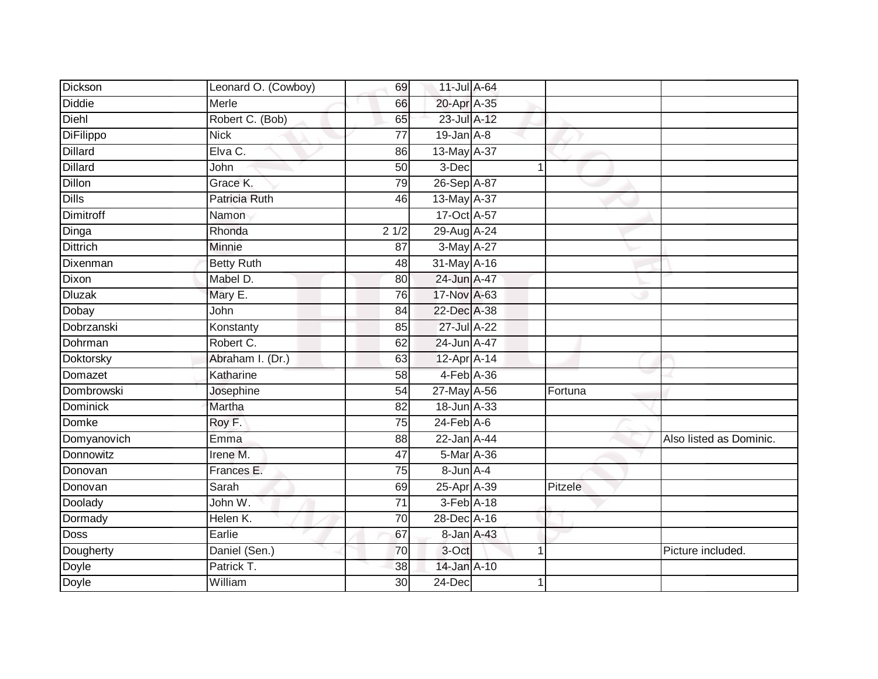| | | | | | | | |
|---|---|---|---|---|---|---|---|
| Dickson | Leonard O. (Cowboy) | 69 | 11-Jul | A-64 | | | |
| Diddie | Merle | 66 | 20-Apr | A-35 | | | |
| Diehl | Robert C. (Bob) | 65 | 23-Jul | A-12 | | | |
| DiFilippo | Nick | 77 | 19-Jan | A-8 | | | |
| Dillard | Elva C. | 86 | 13-May | A-37 | | | |
| Dillard | John | 50 | 3-Dec | | 1 | | |
| Dillon | Grace K. | 79 | 26-Sep | A-87 | | | |
| Dills | Patricia Ruth | 46 | 13-May | A-37 | | | |
| Dimitroff | Namon | | 17-Oct | A-57 | | | |
| Dinga | Rhonda | 2 1/2 | 29-Aug | A-24 | | | |
| Dittrich | Minnie | 87 | 3-May | A-27 | | | |
| Dixenman | Betty Ruth | 48 | 31-May | A-16 | | | |
| Dixon | Mabel D. | 80 | 24-Jun | A-47 | | | |
| Dluzak | Mary E. | 76 | 17-Nov | A-63 | | | |
| Dobay | John | 84 | 22-Dec | A-38 | | | |
| Dobrzanski | Konstanty | 85 | 27-Jul | A-22 | | | |
| Dohrman | Robert C. | 62 | 24-Jun | A-47 | | | |
| Doktorsky | Abraham I. (Dr.) | 63 | 12-Apr | A-14 | | | |
| Domazet | Katharine | 58 | 4-Feb | A-36 | | | |
| Dombrowski | Josephine | 54 | 27-May | A-56 | | Fortuna | |
| Dominick | Martha | 82 | 18-Jun | A-33 | | | |
| Domke | Roy F. | 75 | 24-Feb | A-6 | | | |
| Domyanovich | Emma | 88 | 22-Jan | A-44 | | | Also listed as Dominic. |
| Donnowitz | Irene M. | 47 | 5-Mar | A-36 | | | |
| Donovan | Frances E. | 75 | 8-Jun | A-4 | | | |
| Donovan | Sarah | 69 | 25-Apr | A-39 | | Pitzele | |
| Doolady | John W. | 71 | 3-Feb | A-18 | | | |
| Dormady | Helen K. | 70 | 28-Dec | A-16 | | | |
| Doss | Earlie | 67 | 8-Jan | A-43 | | | |
| Dougherty | Daniel (Sen.) | 70 | 3-Oct | | 1 | | Picture included. |
| Doyle | Patrick T. | 38 | 14-Jan | A-10 | | | |
| Doyle | William | 30 | 24-Dec | | 1 | | |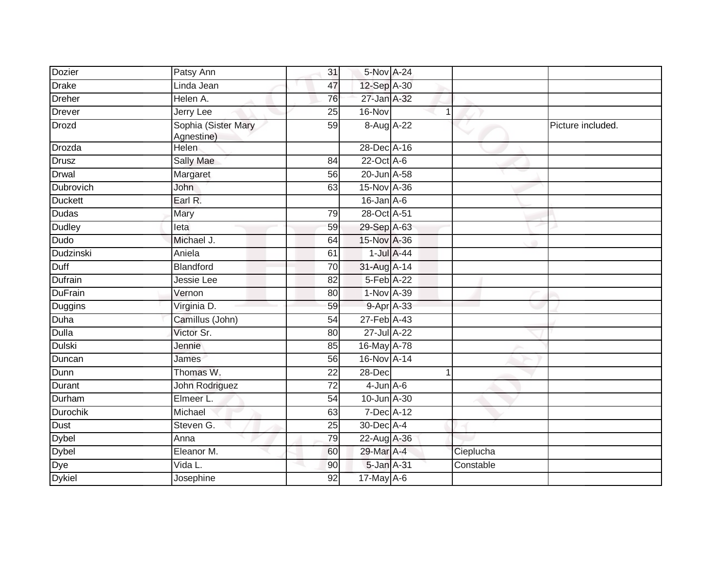| | | | | | | | |
|---|---|---|---|---|---|---|---|
| Dozier | Patsy Ann | 31 | 5-Nov | A-24 | | | |
| Drake | Linda Jean | 47 | 12-Sep | A-30 | | | |
| Dreher | Helen A. | 76 | 27-Jan | A-32 | | | |
| Drever | Jerry Lee | 25 | 16-Nov | | 1 | | |
| Drozd | Sophia (Sister Mary Agnestine) | 59 | 8-Aug | A-22 | | | Picture included. |
| Drozda | Helen | | 28-Dec | A-16 | | | |
| Drusz | Sally Mae | 84 | 22-Oct | A-6 | | | |
| Drwal | Margaret | 56 | 20-Jun | A-58 | | | |
| Dubrovich | John | 63 | 15-Nov | A-36 | | | |
| Duckett | Earl R. | | 16-Jan | A-6 | | | |
| Dudas | Mary | 79 | 28-Oct | A-51 | | | |
| Dudley | Ieta | 59 | 29-Sep | A-63 | | | |
| Dudo | Michael J. | 64 | 15-Nov | A-36 | | | |
| Dudzinski | Aniela | 61 | 1-Jul | A-44 | | | |
| Duff | Blandford | 70 | 31-Aug | A-14 | | | |
| Dufrain | Jessie Lee | 82 | 5-Feb | A-22 | | | |
| DuFrain | Vernon | 80 | 1-Nov | A-39 | | | |
| Duggins | Virginia D. | 59 | 9-Apr | A-33 | | | |
| Duha | Camillus (John) | 54 | 27-Feb | A-43 | | | |
| Dulla | Victor Sr. | 80 | 27-Jul | A-22 | | | |
| Dulski | Jennie | 85 | 16-May | A-78 | | | |
| Duncan | James | 56 | 16-Nov | A-14 | | | |
| Dunn | Thomas W. | 22 | 28-Dec | | 1 | | |
| Durant | John Rodriguez | 72 | 4-Jun | A-6 | | | |
| Durham | Elmeer L. | 54 | 10-Jun | A-30 | | | |
| Durochik | Michael | 63 | 7-Dec | A-12 | | | |
| Dust | Steven G. | 25 | 30-Dec | A-4 | | | |
| Dybel | Anna | 79 | 22-Aug | A-36 | | | |
| Dybel | Eleanor M. | 60 | 29-Mar | A-4 | | Cieplucha | |
| Dye | Vida L. | 90 | 5-Jan | A-31 | | Constable | |
| Dykiel | Josephine | 92 | 17-May | A-6 | | | |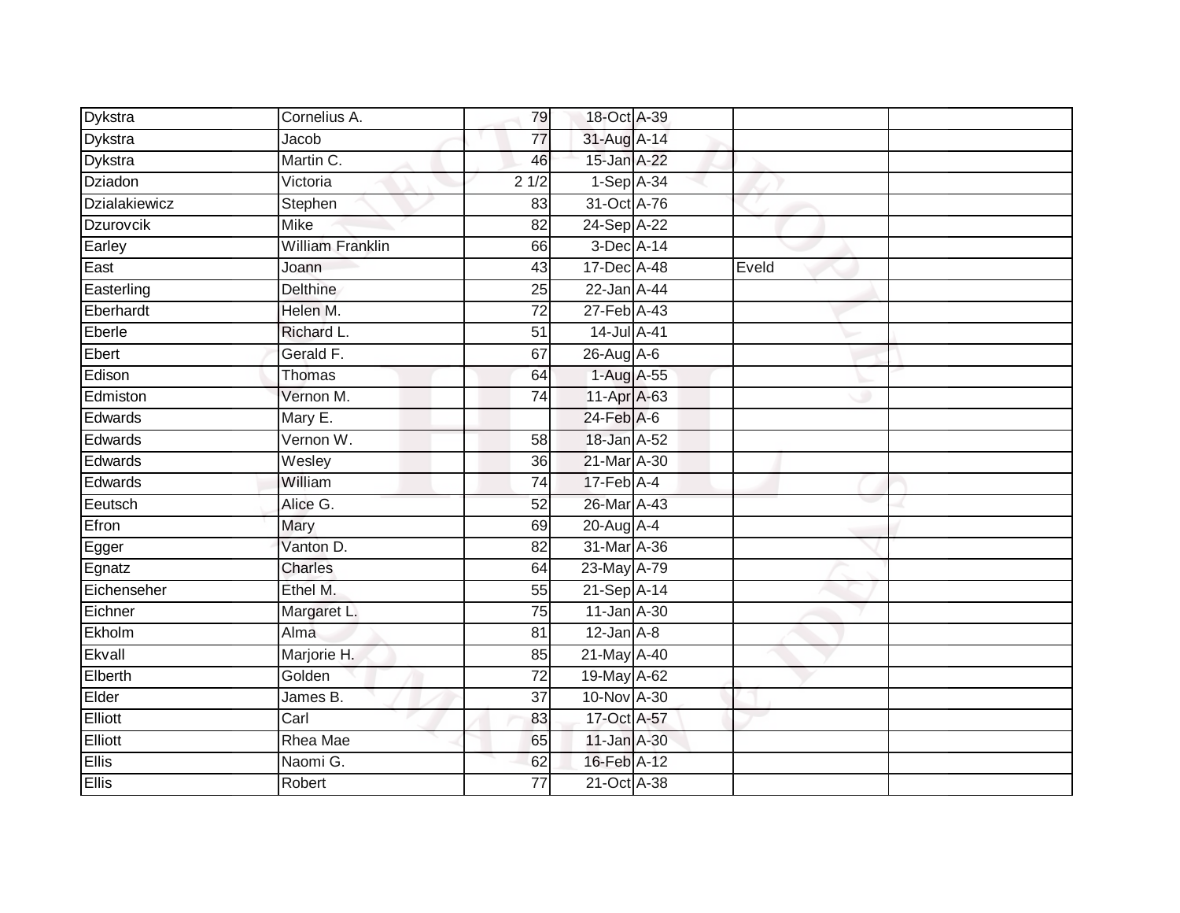| | | | | | | |
|---|---|---|---|---|---|---|
| Dykstra | Cornelius A. | 79 | 18-Oct | A-39 | | |
| Dykstra | Jacob | 77 | 31-Aug | A-14 | | |
| Dykstra | Martin C. | 46 | 15-Jan | A-22 | | |
| Dziadon | Victoria | 2 1/2 | 1-Sep | A-34 | | |
| Dzialakiewicz | Stephen | 83 | 31-Oct | A-76 | | |
| Dzurovcik | Mike | 82 | 24-Sep | A-22 | | |
| Earley | William Franklin | 66 | 3-Dec | A-14 | | |
| East | Joann | 43 | 17-Dec | A-48 | Eveld | |
| Easterling | Delthine | 25 | 22-Jan | A-44 | | |
| Eberhardt | Helen M. | 72 | 27-Feb | A-43 | | |
| Eberle | Richard L. | 51 | 14-Jul | A-41 | | |
| Ebert | Gerald F. | 67 | 26-Aug | A-6 | | |
| Edison | Thomas | 64 | 1-Aug | A-55 | | |
| Edmiston | Vernon M. | 74 | 11-Apr | A-63 | | |
| Edwards | Mary E. | | 24-Feb | A-6 | | |
| Edwards | Vernon W. | 58 | 18-Jan | A-52 | | |
| Edwards | Wesley | 36 | 21-Mar | A-30 | | |
| Edwards | William | 74 | 17-Feb | A-4 | | |
| Eeutsch | Alice G. | 52 | 26-Mar | A-43 | | |
| Efron | Mary | 69 | 20-Aug | A-4 | | |
| Egger | Vanton D. | 82 | 31-Mar | A-36 | | |
| Egnatz | Charles | 64 | 23-May | A-79 | | |
| Eichenseher | Ethel M. | 55 | 21-Sep | A-14 | | |
| Eichner | Margaret L. | 75 | 11-Jan | A-30 | | |
| Ekholm | Alma | 81 | 12-Jan | A-8 | | |
| Ekvall | Marjorie H. | 85 | 21-May | A-40 | | |
| Elberth | Golden | 72 | 19-May | A-62 | | |
| Elder | James B. | 37 | 10-Nov | A-30 | | |
| Elliott | Carl | 83 | 17-Oct | A-57 | | |
| Elliott | Rhea Mae | 65 | 11-Jan | A-30 | | |
| Ellis | Naomi G. | 62 | 16-Feb | A-12 | | |
| Ellis | Robert | 77 | 21-Oct | A-38 | | |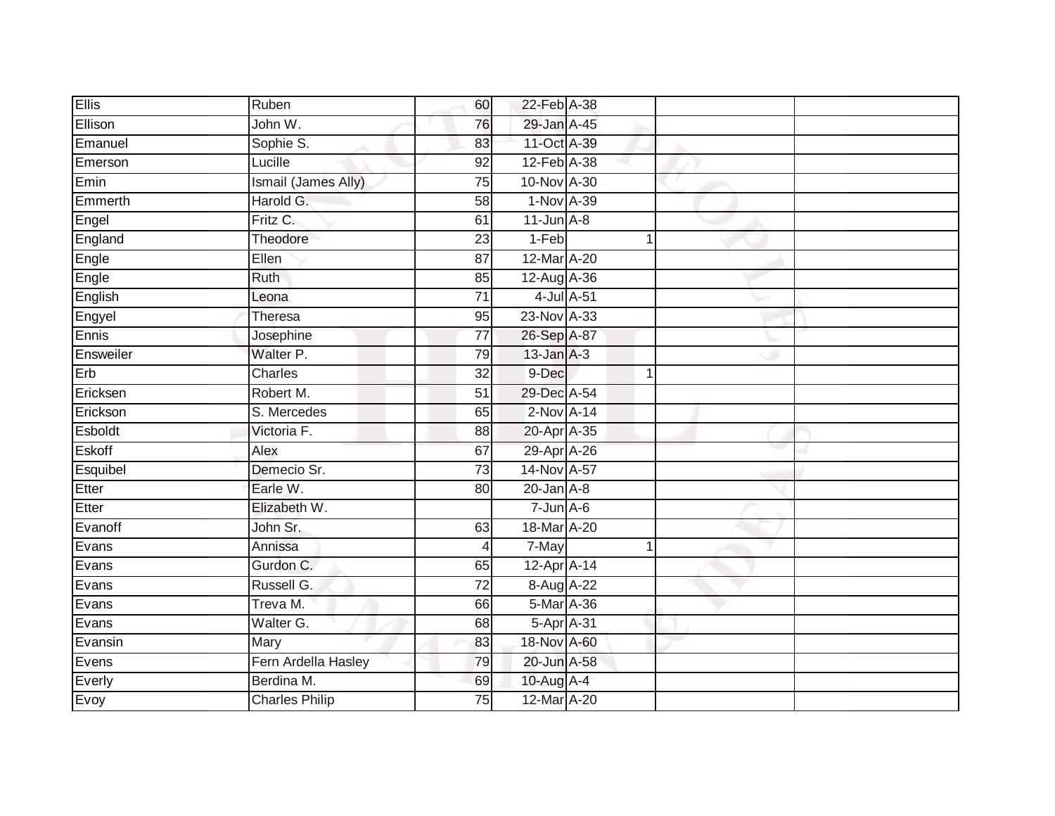| Ellis | Ruben | 60 | 22-Feb | A-38 | | |
|---|---|---|---|---|---|---|
| Ellison | John W. | 76 | 29-Jan | A-45 | | |
| Emanuel | Sophie S. | 83 | 11-Oct | A-39 | | |
| Emerson | Lucille | 92 | 12-Feb | A-38 | | |
| Emin | Ismail (James Ally) | 75 | 10-Nov | A-30 | | |
| Emmerth | Harold G. | 58 | 1-Nov | A-39 | | |
| Engel | Fritz C. | 61 | 11-Jun | A-8 | | |
| England | Theodore | 23 | 1-Feb | 1 | | |
| Engle | Ellen | 87 | 12-Mar | A-20 | | |
| Engle | Ruth | 85 | 12-Aug | A-36 | | |
| English | Leona | 71 | 4-Jul | A-51 | | |
| Engyel | Theresa | 95 | 23-Nov | A-33 | | |
| Ennis | Josephine | 77 | 26-Sep | A-87 | | |
| Ensweiler | Walter P. | 79 | 13-Jan | A-3 | | |
| Erb | Charles | 32 | 9-Dec | 1 | | |
| Ericksen | Robert M. | 51 | 29-Dec | A-54 | | |
| Erickson | S. Mercedes | 65 | 2-Nov | A-14 | | |
| Esboldt | Victoria F. | 88 | 20-Apr | A-35 | | |
| Eskoff | Alex | 67 | 29-Apr | A-26 | | |
| Esquibel | Demecio Sr. | 73 | 14-Nov | A-57 | | |
| Etter | Earle W. | 80 | 20-Jan | A-8 | | |
| Etter | Elizabeth W. | | 7-Jun | A-6 | | |
| Evanoff | John Sr. | 63 | 18-Mar | A-20 | | |
| Evans | Annissa | 4 | 7-May | 1 | | |
| Evans | Gurdon C. | 65 | 12-Apr | A-14 | | |
| Evans | Russell G. | 72 | 8-Aug | A-22 | | |
| Evans | Treva M. | 66 | 5-Mar | A-36 | | |
| Evans | Walter G. | 68 | 5-Apr | A-31 | | |
| Evansin | Mary | 83 | 18-Nov | A-60 | | |
| Evens | Fern Ardella Hasley | 79 | 20-Jun | A-58 | | |
| Everly | Berdina M. | 69 | 10-Aug | A-4 | | |
| Evoy | Charles Philip | 75 | 12-Mar | A-20 | | |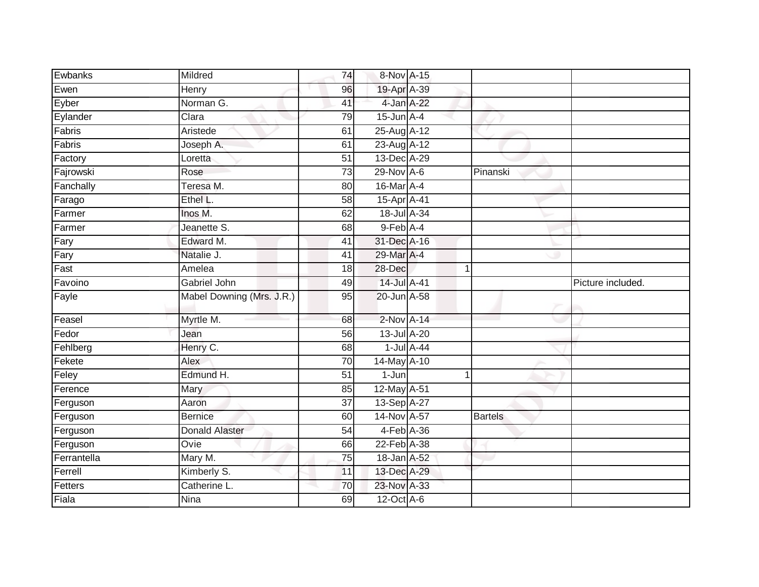| Ewbanks | Mildred | 74 | 8-Nov | A-15 | | | |
|---|---|---|---|---|---|---|---|
| Ewen | Henry | 96 | 19-Apr | A-39 | | | |
| Eyber | Norman G. | 41 | 4-Jan | A-22 | | | |
| Eylander | Clara | 79 | 15-Jun | A-4 | | | |
| Fabris | Aristede | 61 | 25-Aug | A-12 | | | |
| Fabris | Joseph A. | 61 | 23-Aug | A-12 | | | |
| Factory | Loretta | 51 | 13-Dec | A-29 | | | |
| Fajrowski | Rose | 73 | 29-Nov | A-6 | | Pinanski | |
| Fanchally | Teresa M. | 80 | 16-Mar | A-4 | | | |
| Farago | Ethel L. | 58 | 15-Apr | A-41 | | | |
| Farmer | Inos M. | 62 | 18-Jul | A-34 | | | |
| Farmer | Jeanette S. | 68 | 9-Feb | A-4 | | | |
| Fary | Edward M. | 41 | 31-Dec | A-16 | | | |
| Fary | Natalie J. | 41 | 29-Mar | A-4 | | | |
| Fast | Amelea | 18 | 28-Dec | | 1 | | |
| Favoino | Gabriel John | 49 | 14-Jul | A-41 | | | Picture included. |
| Fayle | Mabel Downing (Mrs. J.R.) | 95 | 20-Jun | A-58 | | | |
| Feasel | Myrtle M. | 68 | 2-Nov | A-14 | | | |
| Fedor | Jean | 56 | 13-Jul | A-20 | | | |
| Fehlberg | Henry C. | 68 | 1-Jul | A-44 | | | |
| Fekete | Alex | 70 | 14-May | A-10 | | | |
| Feley | Edmund H. | 51 | 1-Jun | | 1 | | |
| Ference | Mary | 85 | 12-May | A-51 | | | |
| Ferguson | Aaron | 37 | 13-Sep | A-27 | | | |
| Ferguson | Bernice | 60 | 14-Nov | A-57 | | Bartels | |
| Ferguson | Donald Alaster | 54 | 4-Feb | A-36 | | | |
| Ferguson | Ovie | 66 | 22-Feb | A-38 | | | |
| Ferrantella | Mary M. | 75 | 18-Jan | A-52 | | | |
| Ferrell | Kimberly S. | 11 | 13-Dec | A-29 | | | |
| Fetters | Catherine L. | 70 | 23-Nov | A-33 | | | |
| Fiala | Nina | 69 | 12-Oct | A-6 | | | |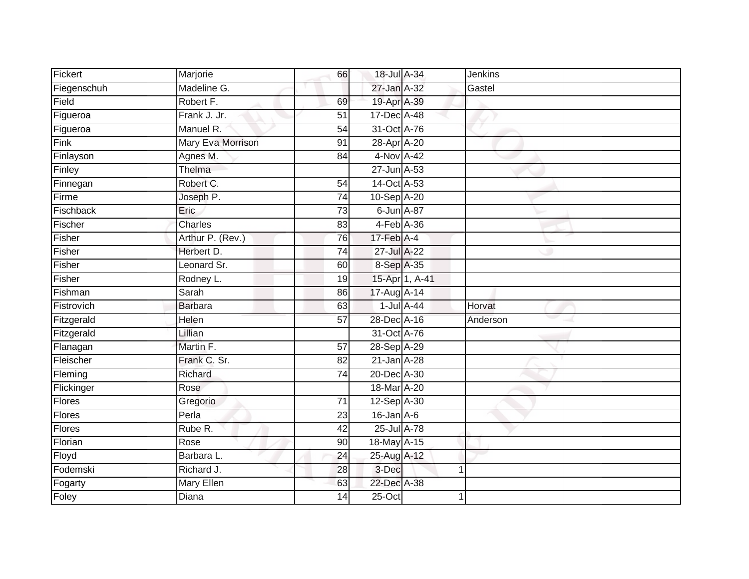| Fickert | Marjorie | 66 | 18-Jul | A-34 | Jenkins | |
|---|---|---|---|---|---|---|
| Fiegenschuh | Madeline G. | | 27-Jan | A-32 | Gastel | |
| Field | Robert F. | 69 | 19-Apr | A-39 | | |
| Figueroa | Frank J. Jr. | 51 | 17-Dec | A-48 | | |
| Figueroa | Manuel R. | 54 | 31-Oct | A-76 | | |
| Fink | Mary Eva Morrison | 91 | 28-Apr | A-20 | | |
| Finlayson | Agnes M. | 84 | 4-Nov | A-42 | | |
| Finley | Thelma | | 27-Jun | A-53 | | |
| Finnegan | Robert C. | 54 | 14-Oct | A-53 | | |
| Firme | Joseph P. | 74 | 10-Sep | A-20 | | |
| Fischback | Eric | 73 | 6-Jun | A-87 | | |
| Fischer | Charles | 83 | 4-Feb | A-36 | | |
| Fisher | Arthur P. (Rev.) | 76 | 17-Feb | A-4 | | |
| Fisher | Herbert D. | 74 | 27-Jul | A-22 | | |
| Fisher | Leonard Sr. | 60 | 8-Sep | A-35 | | |
| Fisher | Rodney L. | 19 | 15-Apr | 1, A-41 | | |
| Fishman | Sarah | 86 | 17-Aug | A-14 | | |
| Fistrovich | Barbara | 63 | 1-Jul | A-44 | Horvat | |
| Fitzgerald | Helen | 57 | 28-Dec | A-16 | Anderson | |
| Fitzgerald | Lillian | | 31-Oct | A-76 | | |
| Flanagan | Martin F. | 57 | 28-Sep | A-29 | | |
| Fleischer | Frank C. Sr. | 82 | 21-Jan | A-28 | | |
| Fleming | Richard | 74 | 20-Dec | A-30 | | |
| Flickinger | Rose | | 18-Mar | A-20 | | |
| Flores | Gregorio | 71 | 12-Sep | A-30 | | |
| Flores | Perla | 23 | 16-Jan | A-6 | | |
| Flores | Rube R. | 42 | 25-Jul | A-78 | | |
| Florian | Rose | 90 | 18-May | A-15 | | |
| Floyd | Barbara L. | 24 | 25-Aug | A-12 | | |
| Fodemski | Richard J. | 28 | 3-Dec | 1 | | |
| Fogarty | Mary Ellen | 63 | 22-Dec | A-38 | | |
| Foley | Diana | 14 | 25-Oct | 1 | | |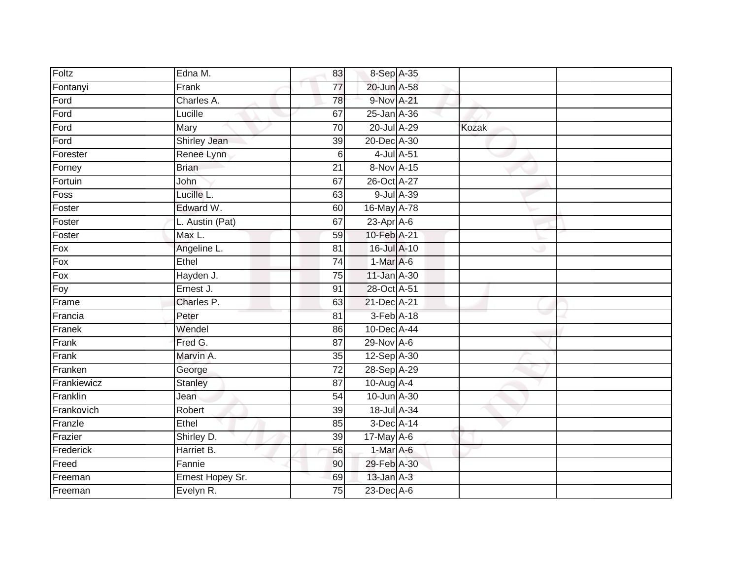| | | | | | | |
|---|---|---|---|---|---|---|
| Foltz | Edna M. | 83 | 8-Sep | A-35 | | |
| Fontanyi | Frank | 77 | 20-Jun | A-58 | | |
| Ford | Charles A. | 78 | 9-Nov | A-21 | | |
| Ford | Lucille | 67 | 25-Jan | A-36 | | |
| Ford | Mary | 70 | 20-Jul | A-29 | Kozak | |
| Ford | Shirley Jean | 39 | 20-Dec | A-30 | | |
| Forester | Renee Lynn | 6 | 4-Jul | A-51 | | |
| Forney | Brian | 21 | 8-Nov | A-15 | | |
| Fortuin | John | 67 | 26-Oct | A-27 | | |
| Foss | Lucille L. | 63 | 9-Jul | A-39 | | |
| Foster | Edward W. | 60 | 16-May | A-78 | | |
| Foster | L. Austin (Pat) | 67 | 23-Apr | A-6 | | |
| Foster | Max L. | 59 | 10-Feb | A-21 | | |
| Fox | Angeline L. | 81 | 16-Jul | A-10 | | |
| Fox | Ethel | 74 | 1-Mar | A-6 | | |
| Fox | Hayden J. | 75 | 11-Jan | A-30 | | |
| Foy | Ernest J. | 91 | 28-Oct | A-51 | | |
| Frame | Charles P. | 63 | 21-Dec | A-21 | | |
| Francia | Peter | 81 | 3-Feb | A-18 | | |
| Franek | Wendel | 86 | 10-Dec | A-44 | | |
| Frank | Fred G. | 87 | 29-Nov | A-6 | | |
| Frank | Marvin A. | 35 | 12-Sep | A-30 | | |
| Franken | George | 72 | 28-Sep | A-29 | | |
| Frankiewicz | Stanley | 87 | 10-Aug | A-4 | | |
| Franklin | Jean | 54 | 10-Jun | A-30 | | |
| Frankovich | Robert | 39 | 18-Jul | A-34 | | |
| Franzle | Ethel | 85 | 3-Dec | A-14 | | |
| Frazier | Shirley D. | 39 | 17-May | A-6 | | |
| Frederick | Harriet B. | 56 | 1-Mar | A-6 | | |
| Freed | Fannie | 90 | 29-Feb | A-30 | | |
| Freeman | Ernest Hopey Sr. | 69 | 13-Jan | A-3 | | |
| Freeman | Evelyn R. | 75 | 23-Dec | A-6 | | |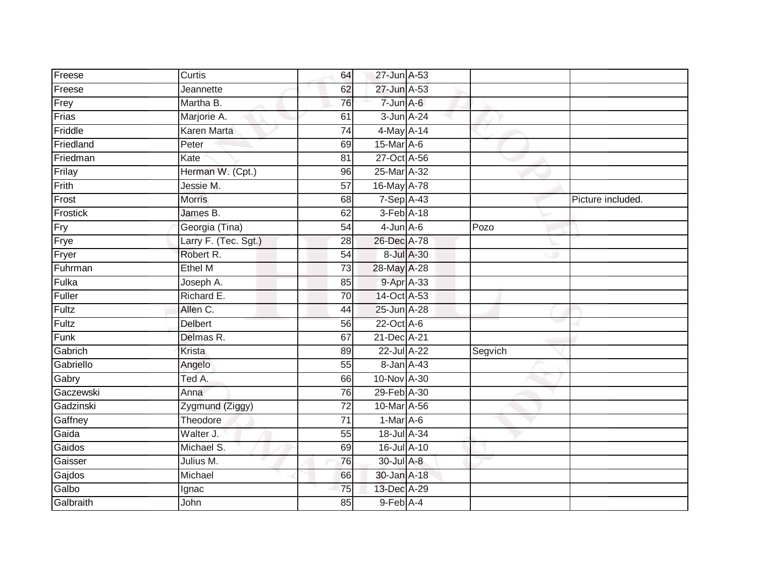| | | | | | | |
|---|---|---|---|---|---|---|
| Freese | Curtis | 64 | 27-Jun | A-53 | | |
| Freese | Jeannette | 62 | 27-Jun | A-53 | | |
| Frey | Martha B. | 76 | 7-Jun | A-6 | | |
| Frias | Marjorie A. | 61 | 3-Jun | A-24 | | |
| Friddle | Karen Marta | 74 | 4-May | A-14 | | |
| Friedland | Peter | 69 | 15-Mar | A-6 | | |
| Friedman | Kate | 81 | 27-Oct | A-56 | | |
| Frilay | Herman W. (Cpt.) | 96 | 25-Mar | A-32 | | |
| Frith | Jessie M. | 57 | 16-May | A-78 | | |
| Frost | Morris | 68 | 7-Sep | A-43 | | Picture included. |
| Frostick | James B. | 62 | 3-Feb | A-18 | | |
| Fry | Georgia (Tina) | 54 | 4-Jun | A-6 | Pozo | |
| Frye | Larry F. (Tec. Sgt.) | 28 | 26-Dec | A-78 | | |
| Fryer | Robert R. | 54 | 8-Jul | A-30 | | |
| Fuhrman | Ethel M | 73 | 28-May | A-28 | | |
| Fulka | Joseph A. | 85 | 9-Apr | A-33 | | |
| Fuller | Richard E. | 70 | 14-Oct | A-53 | | |
| Fultz | Allen C. | 44 | 25-Jun | A-28 | | |
| Fultz | Delbert | 56 | 22-Oct | A-6 | | |
| Funk | Delmas R. | 67 | 21-Dec | A-21 | | |
| Gabrich | Krista | 89 | 22-Jul | A-22 | Segvich | |
| Gabriello | Angelo | 55 | 8-Jan | A-43 | | |
| Gabry | Ted A. | 66 | 10-Nov | A-30 | | |
| Gaczewski | Anna | 76 | 29-Feb | A-30 | | |
| Gadzinski | Zygmund (Ziggy) | 72 | 10-Mar | A-56 | | |
| Gaffney | Theodore | 71 | 1-Mar | A-6 | | |
| Gaida | Walter J. | 55 | 18-Jul | A-34 | | |
| Gaidos | Michael S. | 69 | 16-Jul | A-10 | | |
| Gaisser | Julius M. | 76 | 30-Jul | A-8 | | |
| Gajdos | Michael | 66 | 30-Jan | A-18 | | |
| Galbo | Ignac | 75 | 13-Dec | A-29 | | |
| Galbraith | John | 85 | 9-Feb | A-4 | | |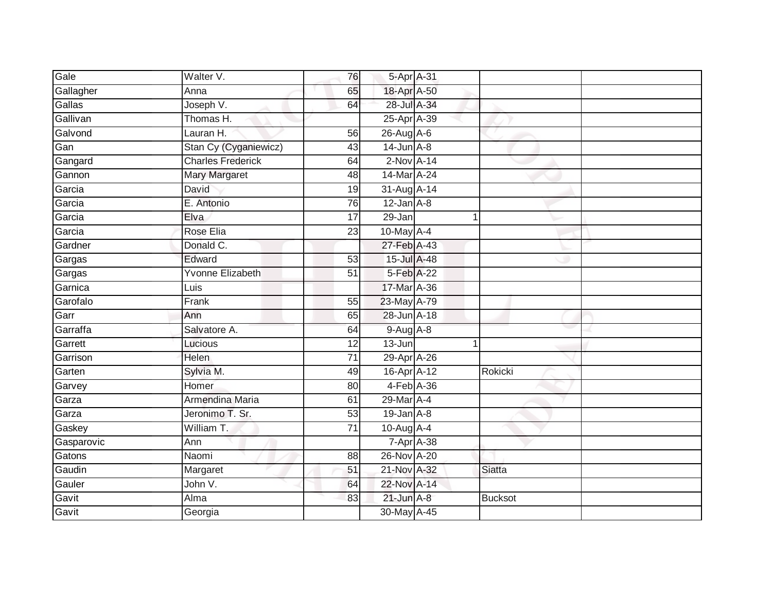| | | | | | | | |
|---|---|---|---|---|---|---|---|
| Gale | Walter V. | 76 | 5-Apr | A-31 | | | |
| Gallagher | Anna | 65 | 18-Apr | A-50 | | | |
| Gallas | Joseph V. | 64 | 28-Jul | A-34 | | | |
| Gallivan | Thomas H. | | 25-Apr | A-39 | | | |
| Galvond | Lauran H. | 56 | 26-Aug | A-6 | | | |
| Gan | Stan Cy (Cyganiewicz) | 43 | 14-Jun | A-8 | | | |
| Gangard | Charles Frederick | 64 | 2-Nov | A-14 | | | |
| Gannon | Mary Margaret | 48 | 14-Mar | A-24 | | | |
| Garcia | David | 19 | 31-Aug | A-14 | | | |
| Garcia | E. Antonio | 76 | 12-Jan | A-8 | | | |
| Garcia | Elva | 17 | 29-Jan | | 1 | | |
| Garcia | Rose Elia | 23 | 10-May | A-4 | | | |
| Gardner | Donald C. | | 27-Feb | A-43 | | | |
| Gargas | Edward | 53 | 15-Jul | A-48 | | | |
| Gargas | Yvonne Elizabeth | 51 | 5-Feb | A-22 | | | |
| Garnica | Luis | | 17-Mar | A-36 | | | |
| Garofalo | Frank | 55 | 23-May | A-79 | | | |
| Garr | Ann | 65 | 28-Jun | A-18 | | | |
| Garraffa | Salvatore A. | 64 | 9-Aug | A-8 | | | |
| Garrett | Lucious | 12 | 13-Jun | | 1 | | |
| Garrison | Helen | 71 | 29-Apr | A-26 | | | |
| Garten | Sylvia M. | 49 | 16-Apr | A-12 | | Rokicki | |
| Garvey | Homer | 80 | 4-Feb | A-36 | | | |
| Garza | Armendina Maria | 61 | 29-Mar | A-4 | | | |
| Garza | Jeronimo T. Sr. | 53 | 19-Jan | A-8 | | | |
| Gaskey | William T. | 71 | 10-Aug | A-4 | | | |
| Gasparovic | Ann | | 7-Apr | A-38 | | | |
| Gatons | Naomi | 88 | 26-Nov | A-20 | | | |
| Gaudin | Margaret | 51 | 21-Nov | A-32 | | Siatta | |
| Gauler | John V. | 64 | 22-Nov | A-14 | | | |
| Gavit | Alma | 83 | 21-Jun | A-8 | | Bucksot | |
| Gavit | Georgia | | 30-May | A-45 | | | |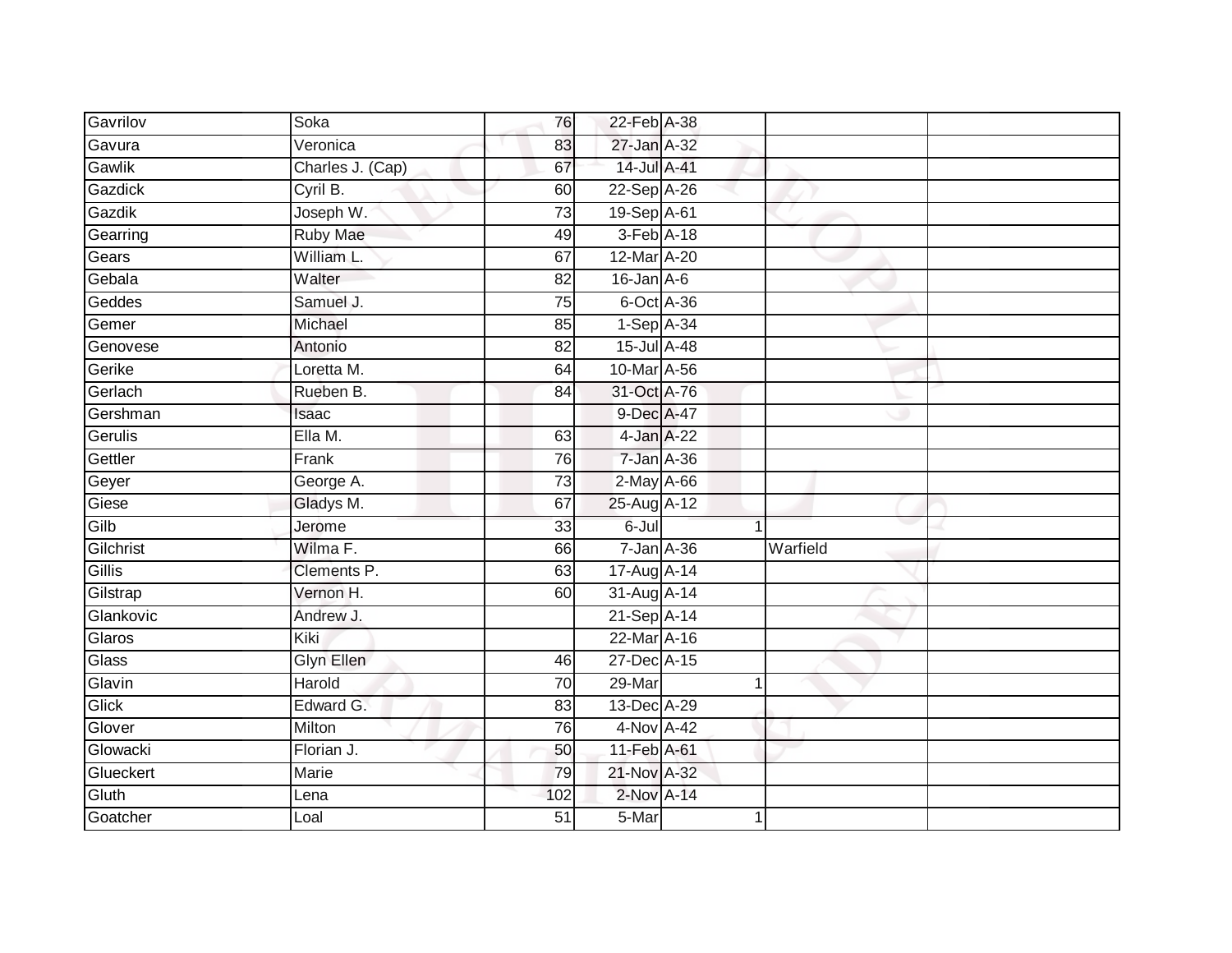| | | | | | | | |
|---|---|---|---|---|---|---|---|
| Gavrilov | Soka | 76 | 22-Feb | A-38 | | | |
| Gavura | Veronica | 83 | 27-Jan | A-32 | | | |
| Gawlik | Charles J. (Cap) | 67 | 14-Jul | A-41 | | | |
| Gazdick | Cyril B. | 60 | 22-Sep | A-26 | | | |
| Gazdik | Joseph W. | 73 | 19-Sep | A-61 | | | |
| Gearring | Ruby Mae | 49 | 3-Feb | A-18 | | | |
| Gears | William L. | 67 | 12-Mar | A-20 | | | |
| Gebala | Walter | 82 | 16-Jan | A-6 | | | |
| Geddes | Samuel J. | 75 | 6-Oct | A-36 | | | |
| Gemer | Michael | 85 | 1-Sep | A-34 | | | |
| Genovese | Antonio | 82 | 15-Jul | A-48 | | | |
| Gerike | Loretta M. | 64 | 10-Mar | A-56 | | | |
| Gerlach | Rueben B. | 84 | 31-Oct | A-76 | | | |
| Gershman | Isaac | | 9-Dec | A-47 | | | |
| Gerulis | Ella M. | 63 | 4-Jan | A-22 | | | |
| Gettler | Frank | 76 | 7-Jan | A-36 | | | |
| Geyer | George A. | 73 | 2-May | A-66 | | | |
| Giese | Gladys M. | 67 | 25-Aug | A-12 | | | |
| Gilb | Jerome | 33 | 6-Jul | | 1 | | |
| Gilchrist | Wilma F. | 66 | 7-Jan | A-36 | | Warfield | |
| Gillis | Clements P. | 63 | 17-Aug | A-14 | | | |
| Gilstrap | Vernon H. | 60 | 31-Aug | A-14 | | | |
| Glankovic | Andrew J. | | 21-Sep | A-14 | | | |
| Glaros | Kiki | | 22-Mar | A-16 | | | |
| Glass | Glyn Ellen | 46 | 27-Dec | A-15 | | | |
| Glavin | Harold | 70 | 29-Mar | | 1 | | |
| Glick | Edward G. | 83 | 13-Dec | A-29 | | | |
| Glover | Milton | 76 | 4-Nov | A-42 | | | |
| Glowacki | Florian J. | 50 | 11-Feb | A-61 | | | |
| Glueckert | Marie | 79 | 21-Nov | A-32 | | | |
| Gluth | Lena | 102 | 2-Nov | A-14 | | | |
| Goatcher | Loal | 51 | 5-Mar | | 1 | | |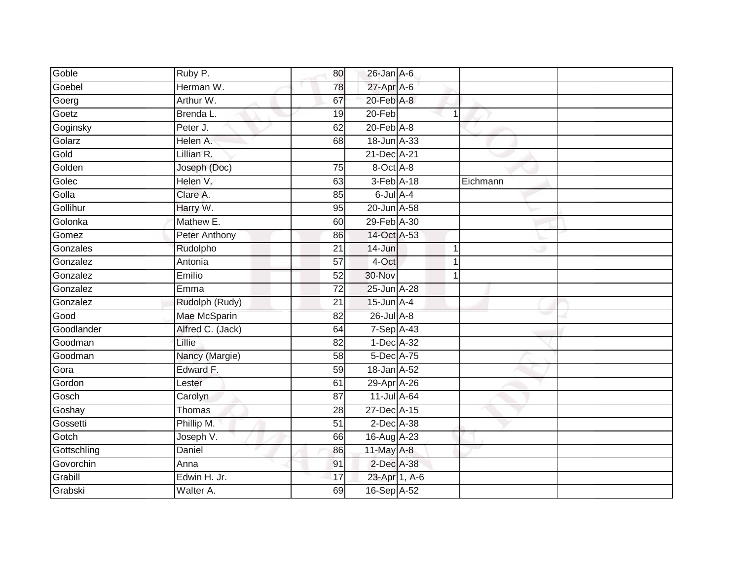| | | | | | | |
|---|---|---|---|---|---|---|
| Goble | Ruby P. | 80 | 26-Jan | A-6 | | |
| Goebel | Herman W. | 78 | 27-Apr | A-6 | | |
| Goerg | Arthur W. | 67 | 20-Feb | A-8 | | |
| Goetz | Brenda L. | 19 | 20-Feb | 1 | | |
| Goginsky | Peter J. | 62 | 20-Feb | A-8 | | |
| Golarz | Helen A. | 68 | 18-Jun | A-33 | | |
| Gold | Lillian R. | | 21-Dec | A-21 | | |
| Golden | Joseph (Doc) | 75 | 8-Oct | A-8 | | |
| Golec | Helen V. | 63 | 3-Feb | A-18 | Eichmann | |
| Golla | Clare A. | 85 | 6-Jul | A-4 | | |
| Gollihur | Harry W. | 95 | 20-Jun | A-58 | | |
| Golonka | Mathew E. | 60 | 29-Feb | A-30 | | |
| Gomez | Peter Anthony | 86 | 14-Oct | A-53 | | |
| Gonzales | Rudolpho | 21 | 14-Jun | 1 | | |
| Gonzalez | Antonia | 57 | 4-Oct | 1 | | |
| Gonzalez | Emilio | 52 | 30-Nov | 1 | | |
| Gonzalez | Emma | 72 | 25-Jun | A-28 | | |
| Gonzalez | Rudolph (Rudy) | 21 | 15-Jun | A-4 | | |
| Good | Mae McSparin | 82 | 26-Jul | A-8 | | |
| Goodlander | Alfred C. (Jack) | 64 | 7-Sep | A-43 | | |
| Goodman | Lillie | 82 | 1-Dec | A-32 | | |
| Goodman | Nancy (Margie) | 58 | 5-Dec | A-75 | | |
| Gora | Edward F. | 59 | 18-Jan | A-52 | | |
| Gordon | Lester | 61 | 29-Apr | A-26 | | |
| Gosch | Carolyn | 87 | 11-Jul | A-64 | | |
| Goshay | Thomas | 28 | 27-Dec | A-15 | | |
| Gossetti | Phillip M. | 51 | 2-Dec | A-38 | | |
| Gotch | Joseph V. | 66 | 16-Aug | A-23 | | |
| Gottschling | Daniel | 86 | 11-May | A-8 | | |
| Govorchin | Anna | 91 | 2-Dec | A-38 | | |
| Grabill | Edwin H. Jr. | 17 | 23-Apr | 1, A-6 | | |
| Grabski | Walter A. | 69 | 16-Sep | A-52 | | |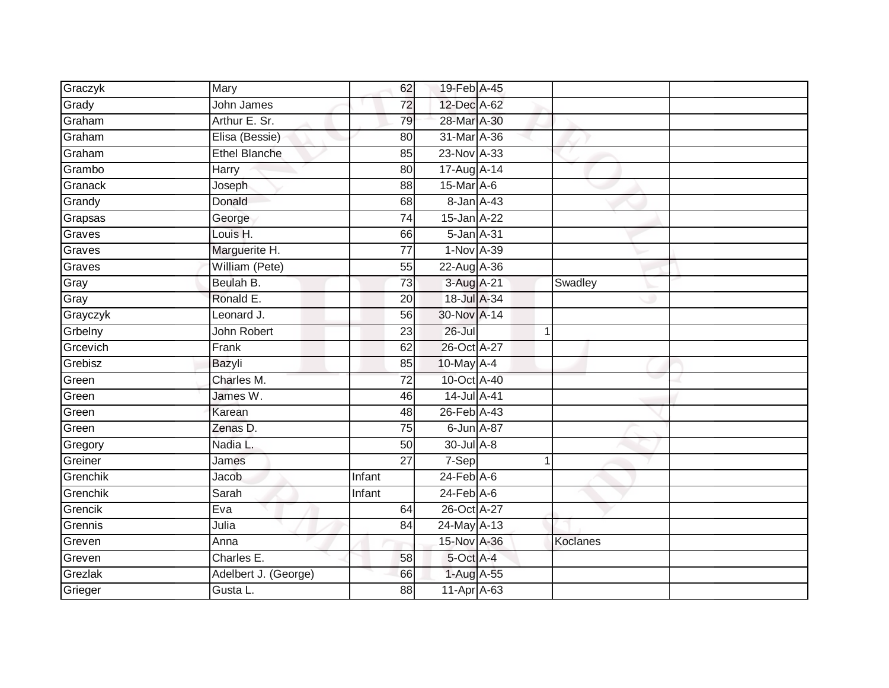| | | | | | | | |
|---|---|---|---|---|---|---|---|
| Graczyk | Mary | 62 | 19-Feb | A-45 | | | |
| Grady | John James | 72 | 12-Dec | A-62 | | | |
| Graham | Arthur E. Sr. | 79 | 28-Mar | A-30 | | | |
| Graham | Elisa (Bessie) | 80 | 31-Mar | A-36 | | | |
| Graham | Ethel Blanche | 85 | 23-Nov | A-33 | | | |
| Grambo | Harry | 80 | 17-Aug | A-14 | | | |
| Granack | Joseph | 88 | 15-Mar | A-6 | | | |
| Grandy | Donald | 68 | 8-Jan | A-43 | | | |
| Grapsas | George | 74 | 15-Jan | A-22 | | | |
| Graves | Louis H. | 66 | 5-Jan | A-31 | | | |
| Graves | Marguerite H. | 77 | 1-Nov | A-39 | | | |
| Graves | William (Pete) | 55 | 22-Aug | A-36 | | | |
| Gray | Beulah B. | 73 | 3-Aug | A-21 | | Swadley | |
| Gray | Ronald E. | 20 | 18-Jul | A-34 | | | |
| Grayczyk | Leonard J. | 56 | 30-Nov | A-14 | | | |
| Grbelny | John Robert | 23 | 26-Jul | | 1 | | |
| Grcevich | Frank | 62 | 26-Oct | A-27 | | | |
| Grebisz | Bazyli | 85 | 10-May | A-4 | | | |
| Green | Charles M. | 72 | 10-Oct | A-40 | | | |
| Green | James W. | 46 | 14-Jul | A-41 | | | |
| Green | Karean | 48 | 26-Feb | A-43 | | | |
| Green | Zenas D. | 75 | 6-Jun | A-87 | | | |
| Gregory | Nadia L. | 50 | 30-Jul | A-8 | | | |
| Greiner | James | 27 | 7-Sep | | 1 | | |
| Grenchik | Jacob | Infant | 24-Feb | A-6 | | | |
| Grenchik | Sarah | Infant | 24-Feb | A-6 | | | |
| Grencik | Eva | 64 | 26-Oct | A-27 | | | |
| Grennis | Julia | 84 | 24-May | A-13 | | | |
| Greven | Anna | | 15-Nov | A-36 | | Koclanes | |
| Greven | Charles E. | 58 | 5-Oct | A-4 | | | |
| Grezlak | Adelbert J. (George) | 66 | 1-Aug | A-55 | | | |
| Grieger | Gusta L. | 88 | 11-Apr | A-63 | | | |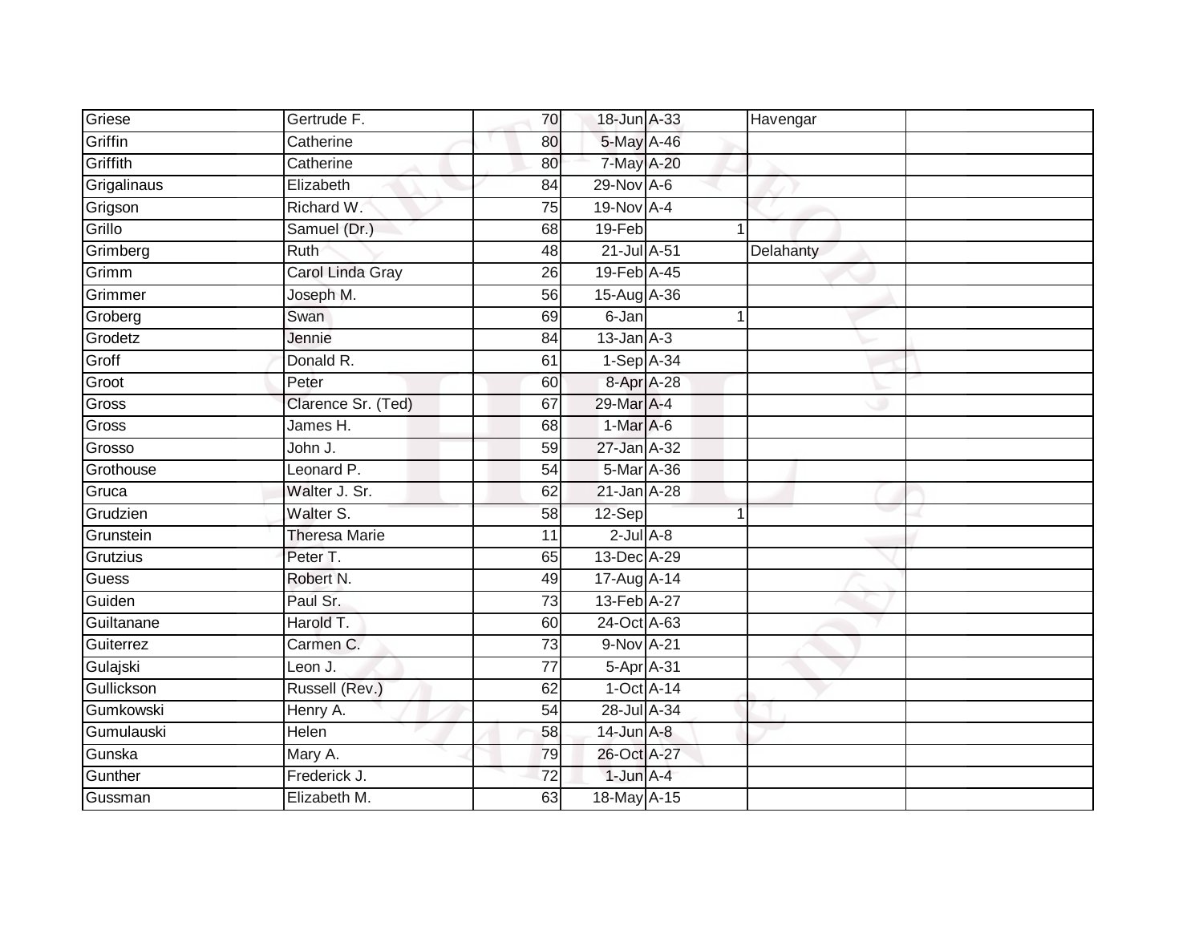| | | | | | | | |
|---|---|---|---|---|---|---|---|
| Griese | Gertrude F. | 70 | 18-Jun | A-33 | | Havengar | |
| Griffin | Catherine | 80 | 5-May | A-46 | | | |
| Griffith | Catherine | 80 | 7-May | A-20 | | | |
| Grigalinaus | Elizabeth | 84 | 29-Nov | A-6 | | | |
| Grigson | Richard W. | 75 | 19-Nov | A-4 | | | |
| Grillo | Samuel (Dr.) | 68 | 19-Feb | | 1 | | |
| Grimberg | Ruth | 48 | 21-Jul | A-51 | | Delahanty | |
| Grimm | Carol Linda Gray | 26 | 19-Feb | A-45 | | | |
| Grimmer | Joseph M. | 56 | 15-Aug | A-36 | | | |
| Groberg | Swan | 69 | 6-Jan | | 1 | | |
| Grodetz | Jennie | 84 | 13-Jan | A-3 | | | |
| Groff | Donald R. | 61 | 1-Sep | A-34 | | | |
| Groot | Peter | 60 | 8-Apr | A-28 | | | |
| Gross | Clarence Sr. (Ted) | 67 | 29-Mar | A-4 | | | |
| Gross | James H. | 68 | 1-Mar | A-6 | | | |
| Grosso | John J. | 59 | 27-Jan | A-32 | | | |
| Grothouse | Leonard P. | 54 | 5-Mar | A-36 | | | |
| Gruca | Walter J. Sr. | 62 | 21-Jan | A-28 | | | |
| Grudzien | Walter S. | 58 | 12-Sep | | 1 | | |
| Grunstein | Theresa Marie | 11 | 2-Jul | A-8 | | | |
| Grutzius | Peter T. | 65 | 13-Dec | A-29 | | | |
| Guess | Robert N. | 49 | 17-Aug | A-14 | | | |
| Guiden | Paul Sr. | 73 | 13-Feb | A-27 | | | |
| Guiltanane | Harold T. | 60 | 24-Oct | A-63 | | | |
| Guiterrez | Carmen C. | 73 | 9-Nov | A-21 | | | |
| Gulajski | Leon J. | 77 | 5-Apr | A-31 | | | |
| Gullickson | Russell (Rev.) | 62 | 1-Oct | A-14 | | | |
| Gumkowski | Henry A. | 54 | 28-Jul | A-34 | | | |
| Gumulauski | Helen | 58 | 14-Jun | A-8 | | | |
| Gunska | Mary A. | 79 | 26-Oct | A-27 | | | |
| Gunther | Frederick J. | 72 | 1-Jun | A-4 | | | |
| Gussman | Elizabeth M. | 63 | 18-May | A-15 | | | |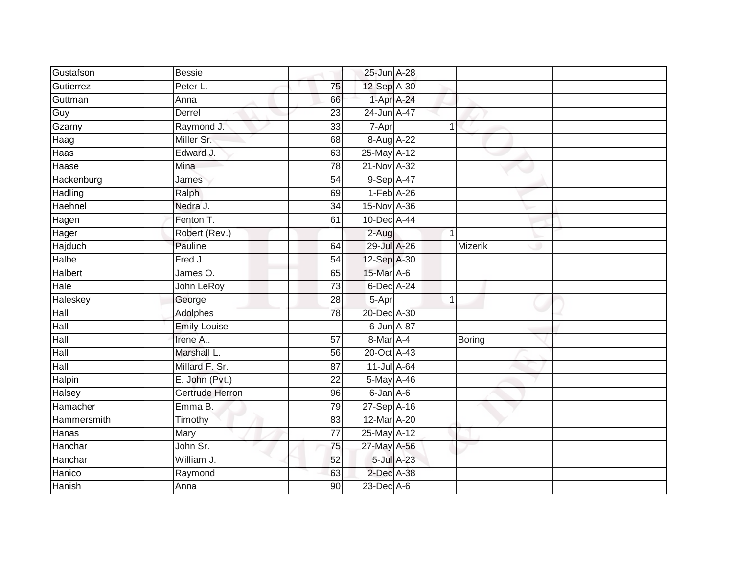| | | | | | | | |
|---|---|---|---|---|---|---|---|
| Gustafson | Bessie | | 25-Jun | A-28 | | | |
| Gutierrez | Peter L. | 75 | 12-Sep | A-30 | | | |
| Guttman | Anna | 66 | 1-Apr | A-24 | | | |
| Guy | Derrel | 23 | 24-Jun | A-47 | | | |
| Gzarny | Raymond J. | 33 | 7-Apr | | 1 | | |
| Haag | Miller Sr. | 68 | 8-Aug | A-22 | | | |
| Haas | Edward J. | 63 | 25-May | A-12 | | | |
| Haase | Mina | 78 | 21-Nov | A-32 | | | |
| Hackenburg | James | 54 | 9-Sep | A-47 | | | |
| Hadling | Ralph | 69 | 1-Feb | A-26 | | | |
| Haehnel | Nedra J. | 34 | 15-Nov | A-36 | | | |
| Hagen | Fenton T. | 61 | 10-Dec | A-44 | | | |
| Hager | Robert (Rev.) | | 2-Aug | | 1 | | |
| Hajduch | Pauline | 64 | 29-Jul | A-26 | | Mizerik | |
| Halbe | Fred J. | 54 | 12-Sep | A-30 | | | |
| Halbert | James O. | 65 | 15-Mar | A-6 | | | |
| Hale | John LeRoy | 73 | 6-Dec | A-24 | | | |
| Haleskey | George | 28 | 5-Apr | | 1 | | |
| Hall | Adolphes | 78 | 20-Dec | A-30 | | | |
| Hall | Emily Louise | | 6-Jun | A-87 | | | |
| Hall | Irene A.. | 57 | 8-Mar | A-4 | | Boring | |
| Hall | Marshall L. | 56 | 20-Oct | A-43 | | | |
| Hall | Millard F. Sr. | 87 | 11-Jul | A-64 | | | |
| Halpin | E. John (Pvt.) | 22 | 5-May | A-46 | | | |
| Halsey | Gertrude Herron | 96 | 6-Jan | A-6 | | | |
| Hamacher | Emma B. | 79 | 27-Sep | A-16 | | | |
| Hammersmith | Timothy | 83 | 12-Mar | A-20 | | | |
| Hanas | Mary | 77 | 25-May | A-12 | | | |
| Hanchar | John Sr. | 75 | 27-May | A-56 | | | |
| Hanchar | William J. | 52 | 5-Jul | A-23 | | | |
| Hanico | Raymond | 63 | 2-Dec | A-38 | | | |
| Hanish | Anna | 90 | 23-Dec | A-6 | | | |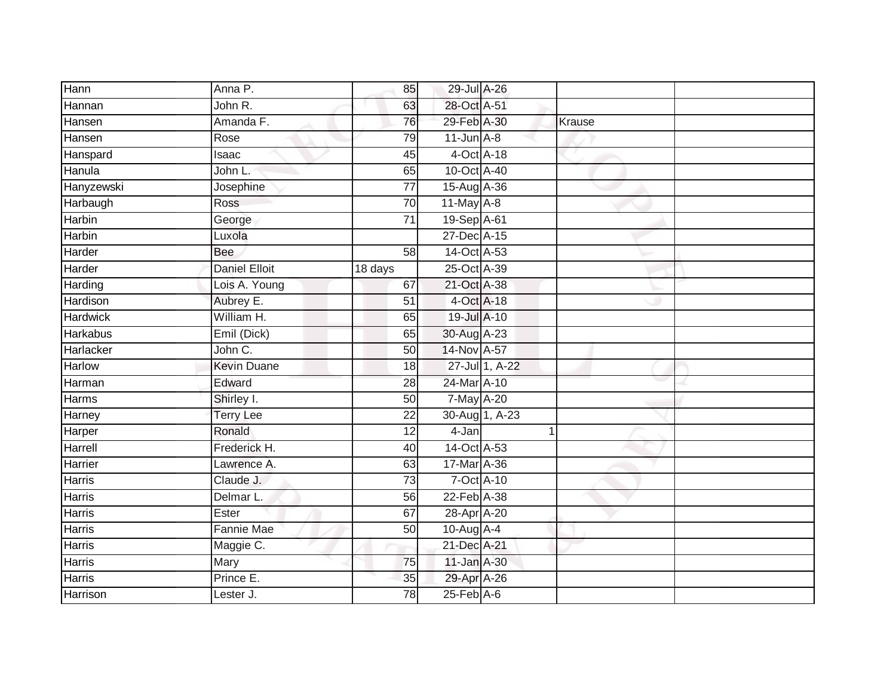| | | | | | | |
|---|---|---|---|---|---|---|
| Hann | Anna P. | 85 | 29-Jul | A-26 | | |
| Hannan | John R. | 63 | 28-Oct | A-51 | | |
| Hansen | Amanda F. | 76 | 29-Feb | A-30 | Krause | |
| Hansen | Rose | 79 | 11-Jun | A-8 | | |
| Hanspard | Isaac | 45 | 4-Oct | A-18 | | |
| Hanula | John L. | 65 | 10-Oct | A-40 | | |
| Hanyzewski | Josephine | 77 | 15-Aug | A-36 | | |
| Harbaugh | Ross | 70 | 11-May | A-8 | | |
| Harbin | George | 71 | 19-Sep | A-61 | | |
| Harbin | Luxola | | 27-Dec | A-15 | | |
| Harder | Bee | 58 | 14-Oct | A-53 | | |
| Harder | Daniel Elloit | 18 days | 25-Oct | A-39 | | |
| Harding | Lois A. Young | 67 | 21-Oct | A-38 | | |
| Hardison | Aubrey E. | 51 | 4-Oct | A-18 | | |
| Hardwick | William H. | 65 | 19-Jul | A-10 | | |
| Harkabus | Emil (Dick) | 65 | 30-Aug | A-23 | | |
| Harlacker | John C. | 50 | 14-Nov | A-57 | | |
| Harlow | Kevin Duane | 18 | 27-Jul | 1, A-22 | | |
| Harman | Edward | 28 | 24-Mar | A-10 | | |
| Harms | Shirley I. | 50 | 7-May | A-20 | | |
| Harney | Terry Lee | 22 | 30-Aug | 1, A-23 | | |
| Harper | Ronald | 12 | 4-Jan | 1 | | |
| Harrell | Frederick H. | 40 | 14-Oct | A-53 | | |
| Harrier | Lawrence A. | 63 | 17-Mar | A-36 | | |
| Harris | Claude J. | 73 | 7-Oct | A-10 | | |
| Harris | Delmar L. | 56 | 22-Feb | A-38 | | |
| Harris | Ester | 67 | 28-Apr | A-20 | | |
| Harris | Fannie Mae | 50 | 10-Aug | A-4 | | |
| Harris | Maggie C. | | 21-Dec | A-21 | | |
| Harris | Mary | 75 | 11-Jan | A-30 | | |
| Harris | Prince E. | 35 | 29-Apr | A-26 | | |
| Harrison | Lester J. | 78 | 25-Feb | A-6 | | |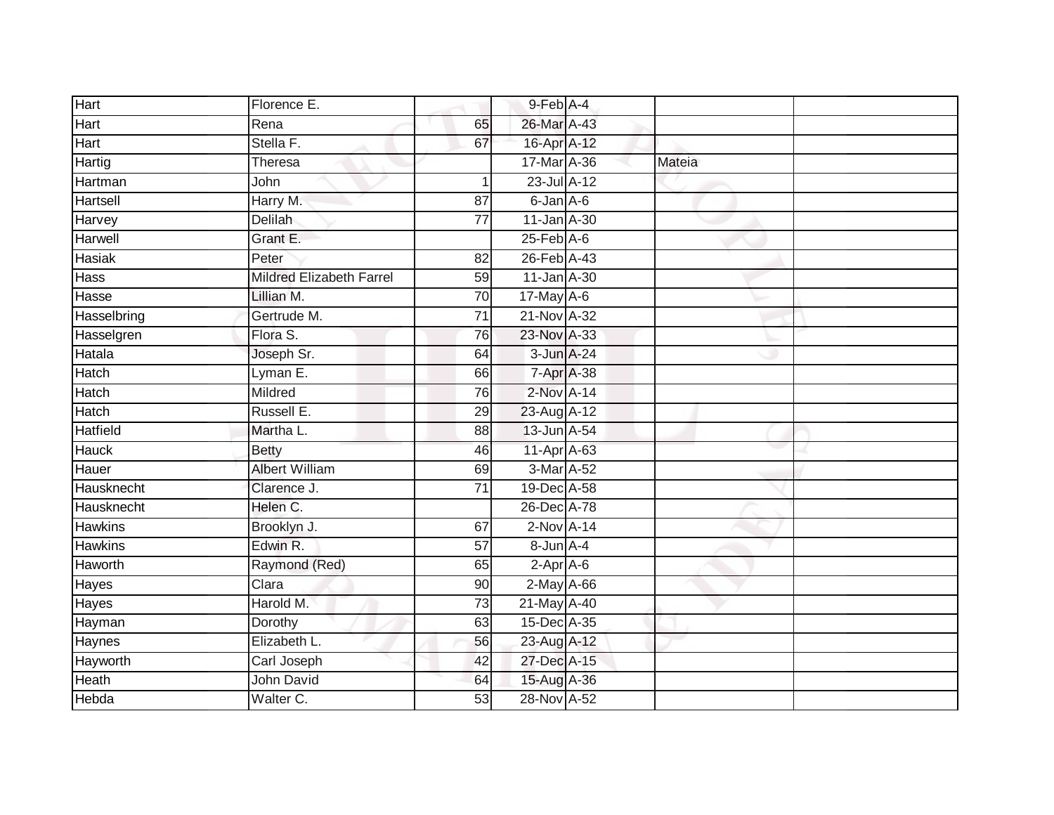| | | | | | | |
|---|---|---|---|---|---|---|
| Hart | Florence E. | | 9-Feb | A-4 | | |
| Hart | Rena | 65 | 26-Mar | A-43 | | |
| Hart | Stella F. | 67 | 16-Apr | A-12 | | |
| Hartig | Theresa | | 17-Mar | A-36 | Mateia | |
| Hartman | John | 1 | 23-Jul | A-12 | | |
| Hartsell | Harry M. | 87 | 6-Jan | A-6 | | |
| Harvey | Delilah | 77 | 11-Jan | A-30 | | |
| Harwell | Grant E. | | 25-Feb | A-6 | | |
| Hasiak | Peter | 82 | 26-Feb | A-43 | | |
| Hass | Mildred Elizabeth Farrel | 59 | 11-Jan | A-30 | | |
| Hasse | Lillian M. | 70 | 17-May | A-6 | | |
| Hasselbring | Gertrude M. | 71 | 21-Nov | A-32 | | |
| Hasselgren | Flora S. | 76 | 23-Nov | A-33 | | |
| Hatala | Joseph Sr. | 64 | 3-Jun | A-24 | | |
| Hatch | Lyman E. | 66 | 7-Apr | A-38 | | |
| Hatch | Mildred | 76 | 2-Nov | A-14 | | |
| Hatch | Russell E. | 29 | 23-Aug | A-12 | | |
| Hatfield | Martha L. | 88 | 13-Jun | A-54 | | |
| Hauck | Betty | 46 | 11-Apr | A-63 | | |
| Hauer | Albert William | 69 | 3-Mar | A-52 | | |
| Hausknecht | Clarence J. | 71 | 19-Dec | A-58 | | |
| Hausknecht | Helen C. | | 26-Dec | A-78 | | |
| Hawkins | Brooklyn J. | 67 | 2-Nov | A-14 | | |
| Hawkins | Edwin R. | 57 | 8-Jun | A-4 | | |
| Haworth | Raymond (Red) | 65 | 2-Apr | A-6 | | |
| Hayes | Clara | 90 | 2-May | A-66 | | |
| Hayes | Harold M. | 73 | 21-May | A-40 | | |
| Hayman | Dorothy | 63 | 15-Dec | A-35 | | |
| Haynes | Elizabeth L. | 56 | 23-Aug | A-12 | | |
| Hayworth | Carl Joseph | 42 | 27-Dec | A-15 | | |
| Heath | John David | 64 | 15-Aug | A-36 | | |
| Hebda | Walter C. | 53 | 28-Nov | A-52 | | |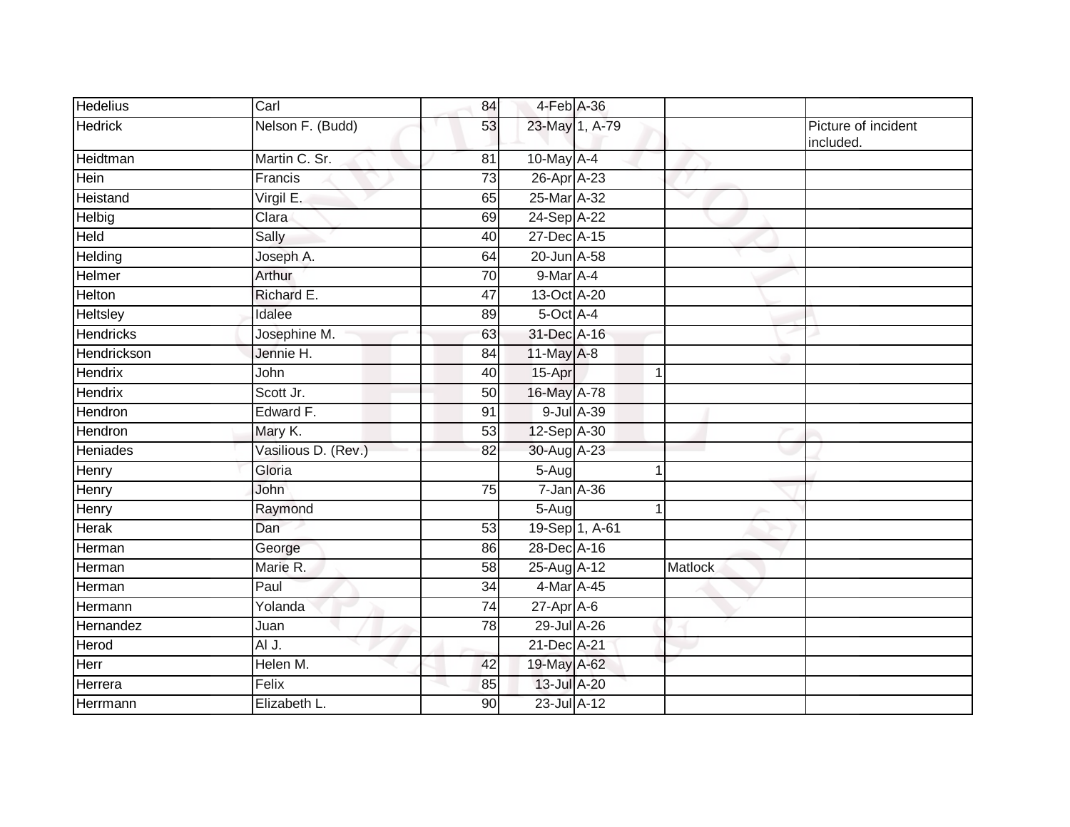| | | | | | | |
|---|---|---|---|---|---|---|
| Hedelius | Carl | 84 | 4-Feb | A-36 | | |
| Hedrick | Nelson F. (Budd) | 53 | 23-May | 1, A-79 | | Picture of incident included. |
| Heidtman | Martin C. Sr. | 81 | 10-May | A-4 | | |
| Hein | Francis | 73 | 26-Apr | A-23 | | |
| Heistand | Virgil E. | 65 | 25-Mar | A-32 | | |
| Helbig | Clara | 69 | 24-Sep | A-22 | | |
| Held | Sally | 40 | 27-Dec | A-15 | | |
| Helding | Joseph A. | 64 | 20-Jun | A-58 | | |
| Helmer | Arthur | 70 | 9-Mar | A-4 | | |
| Helton | Richard E. | 47 | 13-Oct | A-20 | | |
| Heltsley | Idalee | 89 | 5-Oct | A-4 | | |
| Hendricks | Josephine M. | 63 | 31-Dec | A-16 | | |
| Hendrickson | Jennie H. | 84 | 11-May | A-8 | | |
| Hendrix | John | 40 | 15-Apr | 1 | | |
| Hendrix | Scott Jr. | 50 | 16-May | A-78 | | |
| Hendron | Edward F. | 91 | 9-Jul | A-39 | | |
| Hendron | Mary K. | 53 | 12-Sep | A-30 | | |
| Heniades | Vasilious D. (Rev.) | 82 | 30-Aug | A-23 | | |
| Henry | Gloria | | 5-Aug | 1 | | |
| Henry | John | 75 | 7-Jan | A-36 | | |
| Henry | Raymond | | 5-Aug | 1 | | |
| Herak | Dan | 53 | 19-Sep | 1, A-61 | | |
| Herman | George | 86 | 28-Dec | A-16 | | |
| Herman | Marie R. | 58 | 25-Aug | A-12 | Matlock | |
| Herman | Paul | 34 | 4-Mar | A-45 | | |
| Hermann | Yolanda | 74 | 27-Apr | A-6 | | |
| Hernandez | Juan | 78 | 29-Jul | A-26 | | |
| Herod | Al J. | | 21-Dec | A-21 | | |
| Herr | Helen M. | 42 | 19-May | A-62 | | |
| Herrera | Felix | 85 | 13-Jul | A-20 | | |
| Herrmann | Elizabeth L. | 90 | 23-Jul | A-12 | | |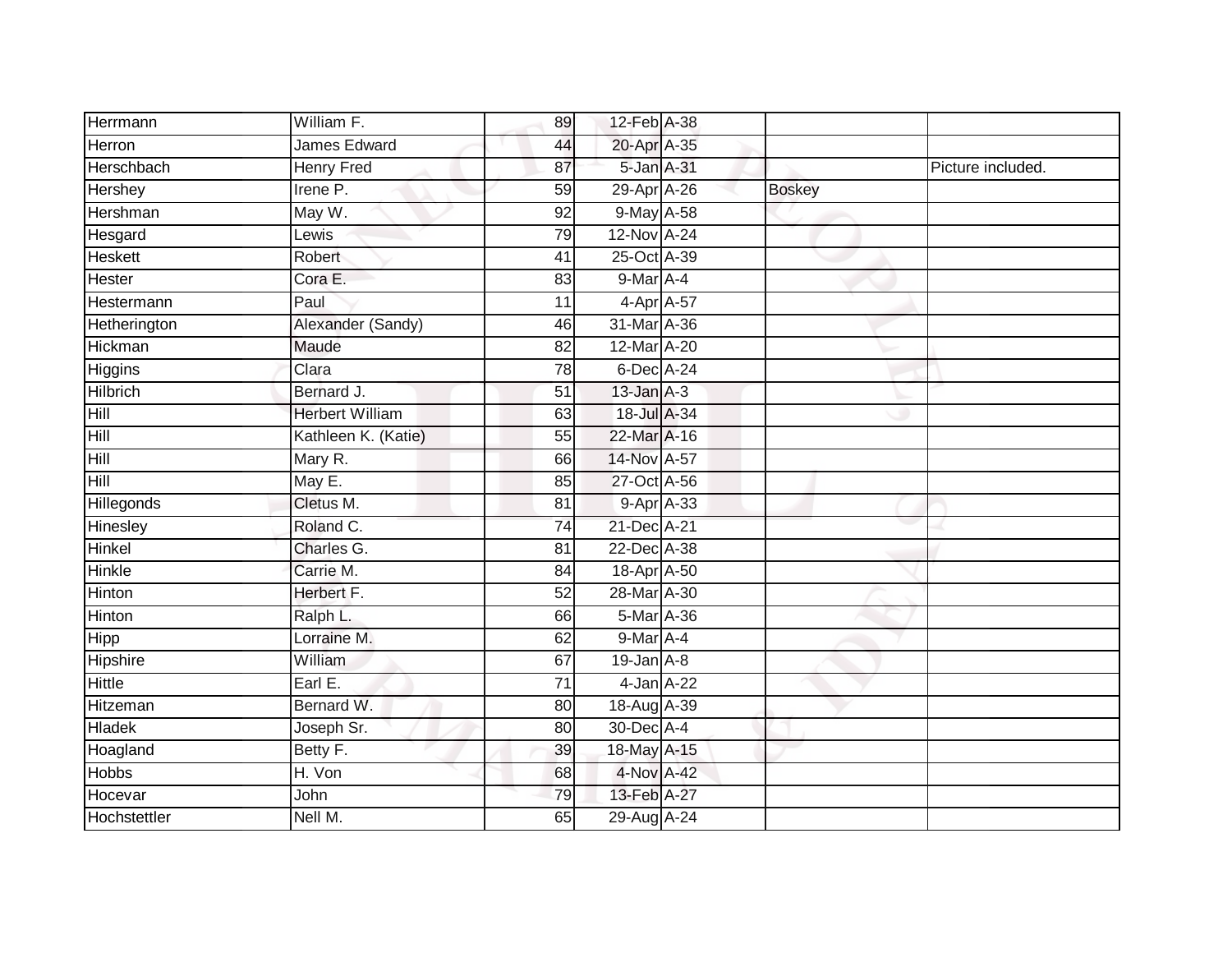| | | | | | | |
|---|---|---|---|---|---|---|
| Herrmann | William F. | 89 | 12-Feb | A-38 | | |
| Herron | James Edward | 44 | 20-Apr | A-35 | | |
| Herschbach | Henry Fred | 87 | 5-Jan | A-31 | | Picture included. |
| Hershey | Irene P. | 59 | 29-Apr | A-26 | Boskey | |
| Hershman | May W. | 92 | 9-May | A-58 | | |
| Hesgard | Lewis | 79 | 12-Nov | A-24 | | |
| Heskett | Robert | 41 | 25-Oct | A-39 | | |
| Hester | Cora E. | 83 | 9-Mar | A-4 | | |
| Hestermann | Paul | 11 | 4-Apr | A-57 | | |
| Hetherington | Alexander (Sandy) | 46 | 31-Mar | A-36 | | |
| Hickman | Maude | 82 | 12-Mar | A-20 | | |
| Higgins | Clara | 78 | 6-Dec | A-24 | | |
| Hilbrich | Bernard J. | 51 | 13-Jan | A-3 | | |
| Hill | Herbert William | 63 | 18-Jul | A-34 | | |
| Hill | Kathleen K. (Katie) | 55 | 22-Mar | A-16 | | |
| Hill | Mary R. | 66 | 14-Nov | A-57 | | |
| Hill | May E. | 85 | 27-Oct | A-56 | | |
| Hillegonds | Cletus M. | 81 | 9-Apr | A-33 | | |
| Hinesley | Roland C. | 74 | 21-Dec | A-21 | | |
| Hinkel | Charles G. | 81 | 22-Dec | A-38 | | |
| Hinkle | Carrie M. | 84 | 18-Apr | A-50 | | |
| Hinton | Herbert F. | 52 | 28-Mar | A-30 | | |
| Hinton | Ralph L. | 66 | 5-Mar | A-36 | | |
| Hipp | Lorraine M. | 62 | 9-Mar | A-4 | | |
| Hipshire | William | 67 | 19-Jan | A-8 | | |
| Hittle | Earl E. | 71 | 4-Jan | A-22 | | |
| Hitzeman | Bernard W. | 80 | 18-Aug | A-39 | | |
| Hladek | Joseph Sr. | 80 | 30-Dec | A-4 | | |
| Hoagland | Betty F. | 39 | 18-May | A-15 | | |
| Hobbs | H. Von | 68 | 4-Nov | A-42 | | |
| Hocevar | John | 79 | 13-Feb | A-27 | | |
| Hochstettler | Nell M. | 65 | 29-Aug | A-24 | | |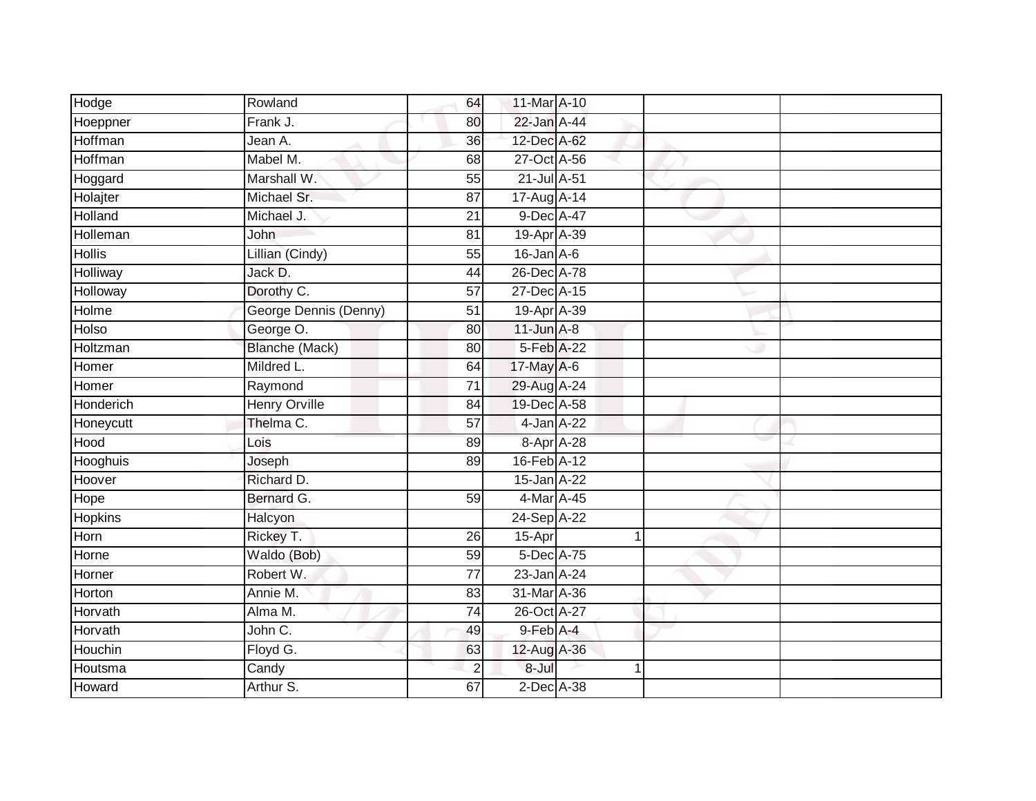| | | | | | | |
|---|---|---|---|---|---|---|
| Hodge | Rowland | 64 | 11-Mar | A-10 | | |
| Hoeppner | Frank J. | 80 | 22-Jan | A-44 | | |
| Hoffman | Jean A. | 36 | 12-Dec | A-62 | | |
| Hoffman | Mabel M. | 68 | 27-Oct | A-56 | | |
| Hoggard | Marshall W. | 55 | 21-Jul | A-51 | | |
| Holajter | Michael Sr. | 87 | 17-Aug | A-14 | | |
| Holland | Michael J. | 21 | 9-Dec | A-47 | | |
| Holleman | John | 81 | 19-Apr | A-39 | | |
| Hollis | Lillian (Cindy) | 55 | 16-Jan | A-6 | | |
| Holliway | Jack D. | 44 | 26-Dec | A-78 | | |
| Holloway | Dorothy C. | 57 | 27-Dec | A-15 | | |
| Holme | George Dennis (Denny) | 51 | 19-Apr | A-39 | | |
| Holso | George O. | 80 | 11-Jun | A-8 | | |
| Holtzman | Blanche (Mack) | 80 | 5-Feb | A-22 | | |
| Homer | Mildred L. | 64 | 17-May | A-6 | | |
| Homer | Raymond | 71 | 29-Aug | A-24 | | |
| Honderich | Henry Orville | 84 | 19-Dec | A-58 | | |
| Honeycutt | Thelma C. | 57 | 4-Jan | A-22 | | |
| Hood | Lois | 89 | 8-Apr | A-28 | | |
| Hooghuis | Joseph | 89 | 16-Feb | A-12 | | |
| Hoover | Richard D. | | 15-Jan | A-22 | | |
| Hope | Bernard G. | 59 | 4-Mar | A-45 | | |
| Hopkins | Halcyon | | 24-Sep | A-22 | | |
| Horn | Rickey T. | 26 | 15-Apr | 1 | | |
| Horne | Waldo (Bob) | 59 | 5-Dec | A-75 | | |
| Horner | Robert W. | 77 | 23-Jan | A-24 | | |
| Horton | Annie M. | 83 | 31-Mar | A-36 | | |
| Horvath | Alma M. | 74 | 26-Oct | A-27 | | |
| Horvath | John C. | 49 | 9-Feb | A-4 | | |
| Houchin | Floyd G. | 63 | 12-Aug | A-36 | | |
| Houtsma | Candy | 2 | 8-Jul | 1 | | |
| Howard | Arthur S. | 67 | 2-Dec | A-38 | | |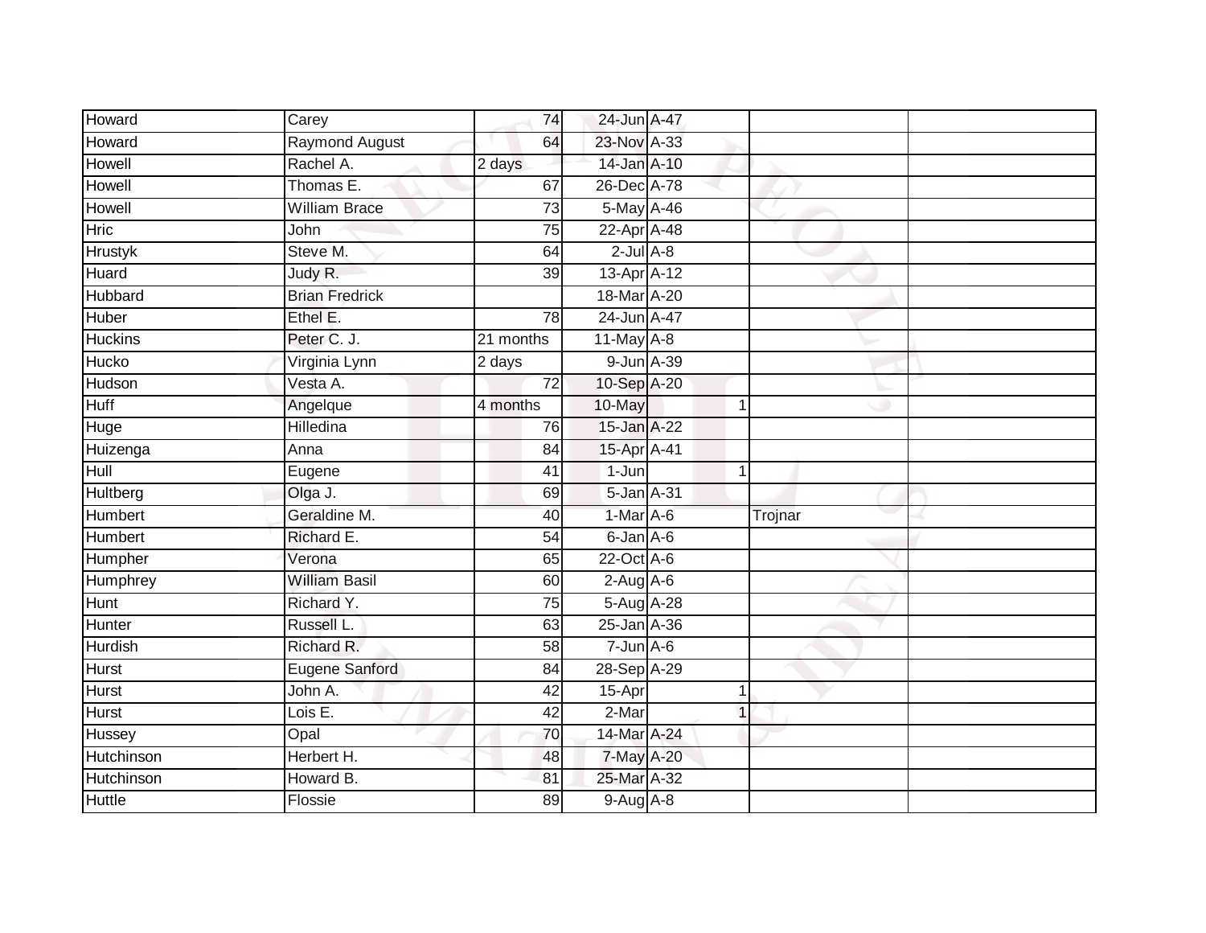| | | | | | | | |
|---|---|---|---|---|---|---|---|
| Howard | Carey | 74 | 24-Jun | A-47 | | | |
| Howard | Raymond August | 64 | 23-Nov | A-33 | | | |
| Howell | Rachel A. | 2 days | 14-Jan | A-10 | | | |
| Howell | Thomas E. | 67 | 26-Dec | A-78 | | | |
| Howell | William Brace | 73 | 5-May | A-46 | | | |
| Hric | John | 75 | 22-Apr | A-48 | | | |
| Hrustyk | Steve M. | 64 | 2-Jul | A-8 | | | |
| Huard | Judy R. | 39 | 13-Apr | A-12 | | | |
| Hubbard | Brian Fredrick | | 18-Mar | A-20 | | | |
| Huber | Ethel E. | 78 | 24-Jun | A-47 | | | |
| Huckins | Peter C. J. | 21 months | 11-May | A-8 | | | |
| Hucko | Virginia Lynn | 2 days | 9-Jun | A-39 | | | |
| Hudson | Vesta A. | 72 | 10-Sep | A-20 | | | |
| Huff | Angelque | 4 months | 10-May | | 1 | | |
| Huge | Hilledina | 76 | 15-Jan | A-22 | | | |
| Huizenga | Anna | 84 | 15-Apr | A-41 | | | |
| Hull | Eugene | 41 | 1-Jun | | 1 | | |
| Hultberg | Olga J. | 69 | 5-Jan | A-31 | | | |
| Humbert | Geraldine M. | 40 | 1-Mar | A-6 | | Trojnar | |
| Humbert | Richard E. | 54 | 6-Jan | A-6 | | | |
| Humpher | Verona | 65 | 22-Oct | A-6 | | | |
| Humphrey | William Basil | 60 | 2-Aug | A-6 | | | |
| Hunt | Richard Y. | 75 | 5-Aug | A-28 | | | |
| Hunter | Russell L. | 63 | 25-Jan | A-36 | | | |
| Hurdish | Richard R. | 58 | 7-Jun | A-6 | | | |
| Hurst | Eugene Sanford | 84 | 28-Sep | A-29 | | | |
| Hurst | John A. | 42 | 15-Apr | | 1 | | |
| Hurst | Lois E. | 42 | 2-Mar | | 1 | | |
| Hussey | Opal | 70 | 14-Mar | A-24 | | | |
| Hutchinson | Herbert H. | 48 | 7-May | A-20 | | | |
| Hutchinson | Howard B. | 81 | 25-Mar | A-32 | | | |
| Huttle | Flossie | 89 | 9-Aug | A-8 | | | |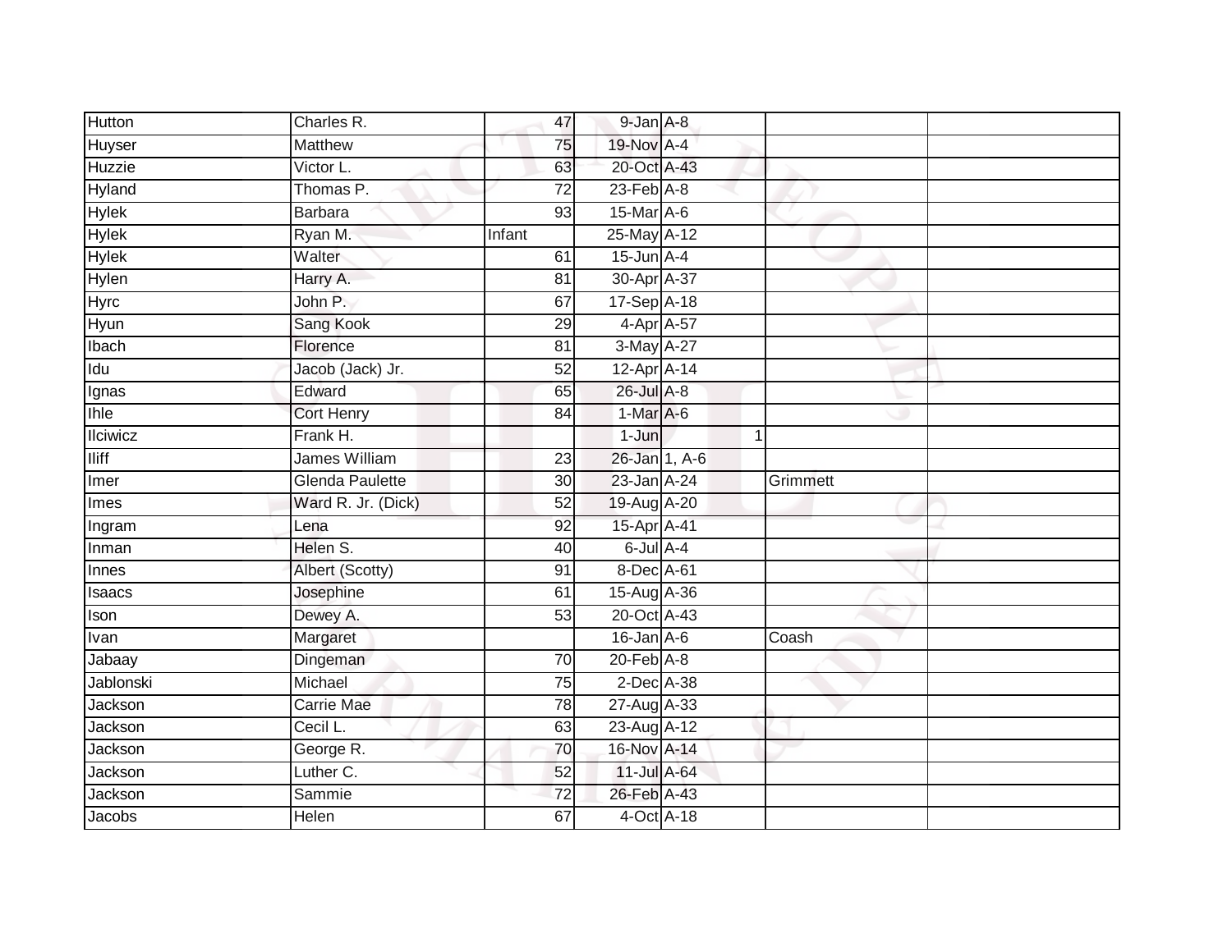| | | | | | | |
|---|---|---|---|---|---|---|
| Hutton | Charles R. | 47 | 9-Jan | A-8 | | |
| Huyser | Matthew | 75 | 19-Nov | A-4 | | |
| Huzzie | Victor L. | 63 | 20-Oct | A-43 | | |
| Hyland | Thomas P. | 72 | 23-Feb | A-8 | | |
| Hylek | Barbara | 93 | 15-Mar | A-6 | | |
| Hylek | Ryan M. | Infant | 25-May | A-12 | | |
| Hylek | Walter | 61 | 15-Jun | A-4 | | |
| Hylen | Harry A. | 81 | 30-Apr | A-37 | | |
| Hyrc | John P. | 67 | 17-Sep | A-18 | | |
| Hyun | Sang Kook | 29 | 4-Apr | A-57 | | |
| Ibach | Florence | 81 | 3-May | A-27 | | |
| Idu | Jacob (Jack) Jr. | 52 | 12-Apr | A-14 | | |
| Ignas | Edward | 65 | 26-Jul | A-8 | | |
| Ihle | Cort Henry | 84 | 1-Mar | A-6 | | |
| Ilciwicz | Frank H. | | 1-Jun | 1 | | |
| Iliff | James William | 23 | 26-Jan | 1, A-6 | | |
| Imer | Glenda Paulette | 30 | 23-Jan | A-24 | Grimmett | |
| Imes | Ward R. Jr. (Dick) | 52 | 19-Aug | A-20 | | |
| Ingram | Lena | 92 | 15-Apr | A-41 | | |
| Inman | Helen S. | 40 | 6-Jul | A-4 | | |
| Innes | Albert (Scotty) | 91 | 8-Dec | A-61 | | |
| Isaacs | Josephine | 61 | 15-Aug | A-36 | | |
| Ison | Dewey A. | 53 | 20-Oct | A-43 | | |
| Ivan | Margaret | | 16-Jan | A-6 | Coash | |
| Jabaay | Dingeman | 70 | 20-Feb | A-8 | | |
| Jablonski | Michael | 75 | 2-Dec | A-38 | | |
| Jackson | Carrie Mae | 78 | 27-Aug | A-33 | | |
| Jackson | Cecil L. | 63 | 23-Aug | A-12 | | |
| Jackson | George R. | 70 | 16-Nov | A-14 | | |
| Jackson | Luther C. | 52 | 11-Jul | A-64 | | |
| Jackson | Sammie | 72 | 26-Feb | A-43 | | |
| Jacobs | Helen | 67 | 4-Oct | A-18 | | |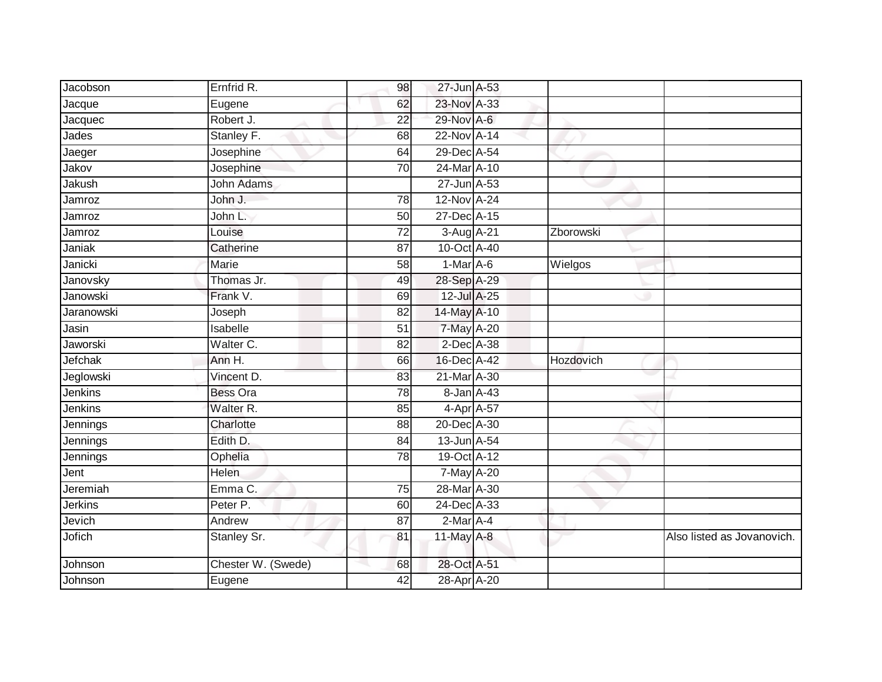| | | | | | | |
|---|---|---|---|---|---|---|
| Jacobson | Ernfrid R. | 98 | 27-Jun | A-53 | | |
| Jacque | Eugene | 62 | 23-Nov | A-33 | | |
| Jacquec | Robert J. | 22 | 29-Nov | A-6 | | |
| Jades | Stanley F. | 68 | 22-Nov | A-14 | | |
| Jaeger | Josephine | 64 | 29-Dec | A-54 | | |
| Jakov | Josephine | 70 | 24-Mar | A-10 | | |
| Jakush | John Adams | | 27-Jun | A-53 | | |
| Jamroz | John J. | 78 | 12-Nov | A-24 | | |
| Jamroz | John L. | 50 | 27-Dec | A-15 | | |
| Jamroz | Louise | 72 | 3-Aug | A-21 | Zborowski | |
| Janiak | Catherine | 87 | 10-Oct | A-40 | | |
| Janicki | Marie | 58 | 1-Mar | A-6 | Wielgos | |
| Janovsky | Thomas Jr. | 49 | 28-Sep | A-29 | | |
| Janowski | Frank V. | 69 | 12-Jul | A-25 | | |
| Jaranowski | Joseph | 82 | 14-May | A-10 | | |
| Jasin | Isabelle | 51 | 7-May | A-20 | | |
| Jaworski | Walter C. | 82 | 2-Dec | A-38 | | |
| Jefchak | Ann H. | 66 | 16-Dec | A-42 | Hozdovich | |
| Jeglowski | Vincent D. | 83 | 21-Mar | A-30 | | |
| Jenkins | Bess Ora | 78 | 8-Jan | A-43 | | |
| Jenkins | Walter R. | 85 | 4-Apr | A-57 | | |
| Jennings | Charlotte | 88 | 20-Dec | A-30 | | |
| Jennings | Edith D. | 84 | 13-Jun | A-54 | | |
| Jennings | Ophelia | 78 | 19-Oct | A-12 | | |
| Jent | Helen | | 7-May | A-20 | | |
| Jeremiah | Emma C. | 75 | 28-Mar | A-30 | | |
| Jerkins | Peter P. | 60 | 24-Dec | A-33 | | |
| Jevich | Andrew | 87 | 2-Mar | A-4 | | |
| Jofich | Stanley Sr. | 81 | 11-May | A-8 | | Also listed as Jovanovich. |
| Johnson | Chester W. (Swede) | 68 | 28-Oct | A-51 | | |
| Johnson | Eugene | 42 | 28-Apr | A-20 | | |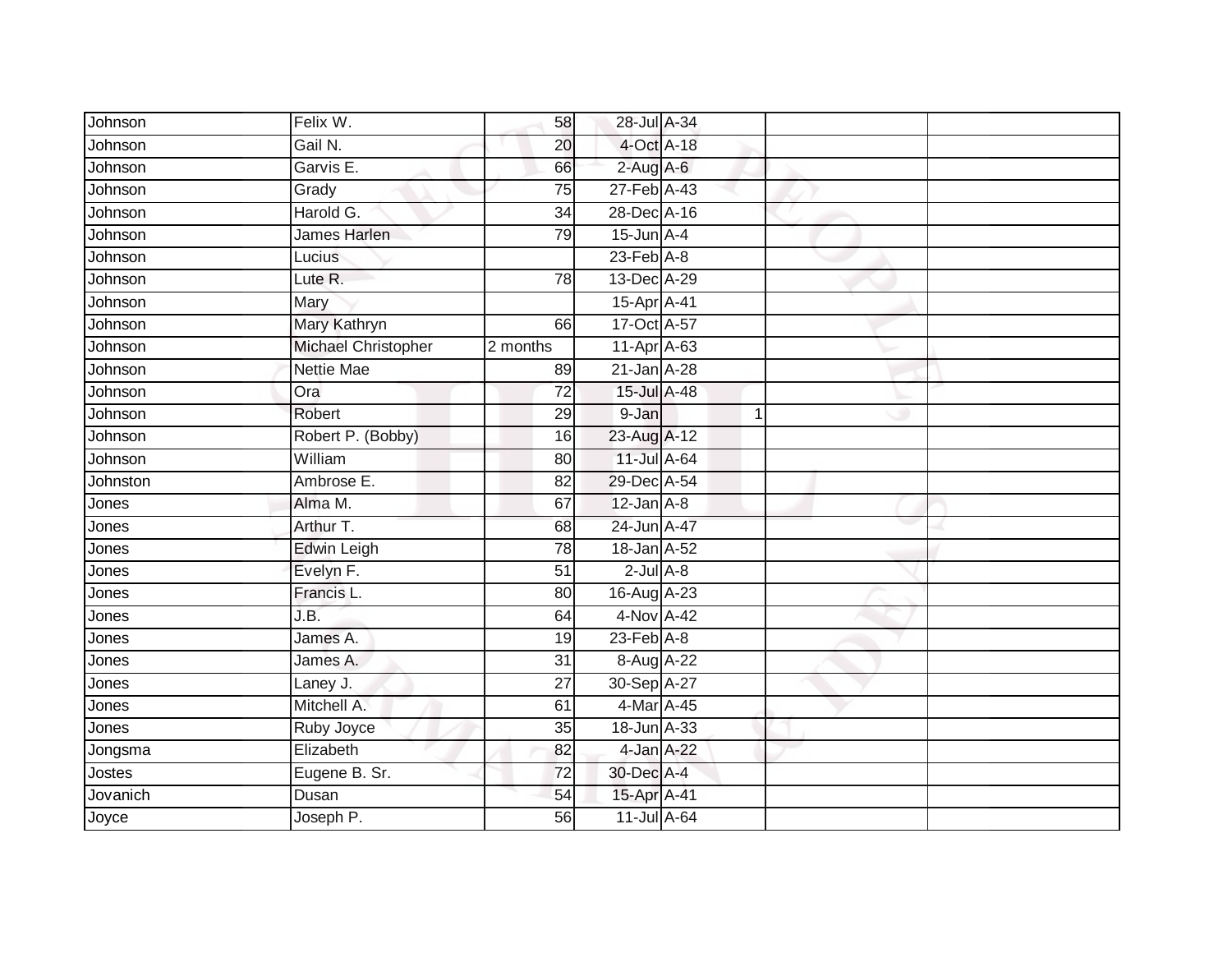| | | | | | | |
|---|---|---|---|---|---|---|
| Johnson | Felix W. | 58 | 28-Jul | A-34 | | |
| Johnson | Gail N. | 20 | 4-Oct | A-18 | | |
| Johnson | Garvis E. | 66 | 2-Aug | A-6 | | |
| Johnson | Grady | 75 | 27-Feb | A-43 | | |
| Johnson | Harold G. | 34 | 28-Dec | A-16 | | |
| Johnson | James Harlen | 79 | 15-Jun | A-4 | | |
| Johnson | Lucius | | 23-Feb | A-8 | | |
| Johnson | Lute R. | 78 | 13-Dec | A-29 | | |
| Johnson | Mary | | 15-Apr | A-41 | | |
| Johnson | Mary Kathryn | 66 | 17-Oct | A-57 | | |
| Johnson | Michael Christopher | 2 months | 11-Apr | A-63 | | |
| Johnson | Nettie Mae | 89 | 21-Jan | A-28 | | |
| Johnson | Ora | 72 | 15-Jul | A-48 | | |
| Johnson | Robert | 29 | 9-Jan | 1 | | |
| Johnson | Robert P. (Bobby) | 16 | 23-Aug | A-12 | | |
| Johnson | William | 80 | 11-Jul | A-64 | | |
| Johnston | Ambrose E. | 82 | 29-Dec | A-54 | | |
| Jones | Alma M. | 67 | 12-Jan | A-8 | | |
| Jones | Arthur T. | 68 | 24-Jun | A-47 | | |
| Jones | Edwin Leigh | 78 | 18-Jan | A-52 | | |
| Jones | Evelyn F. | 51 | 2-Jul | A-8 | | |
| Jones | Francis L. | 80 | 16-Aug | A-23 | | |
| Jones | J.B. | 64 | 4-Nov | A-42 | | |
| Jones | James A. | 19 | 23-Feb | A-8 | | |
| Jones | James A. | 31 | 8-Aug | A-22 | | |
| Jones | Laney J. | 27 | 30-Sep | A-27 | | |
| Jones | Mitchell A. | 61 | 4-Mar | A-45 | | |
| Jones | Ruby Joyce | 35 | 18-Jun | A-33 | | |
| Jongsma | Elizabeth | 82 | 4-Jan | A-22 | | |
| Jostes | Eugene B. Sr. | 72 | 30-Dec | A-4 | | |
| Jovanich | Dusan | 54 | 15-Apr | A-41 | | |
| Joyce | Joseph P. | 56 | 11-Jul | A-64 | | |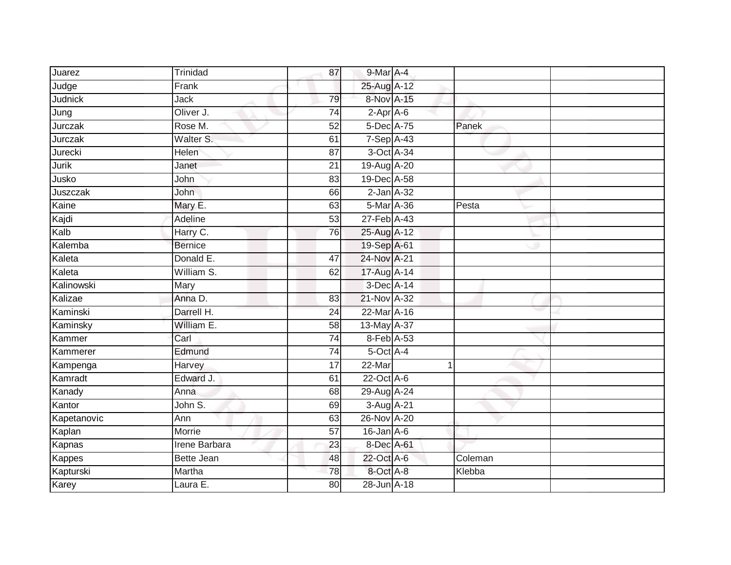| Juarez | Trinidad | 87 | 9-Mar | A-4 | | |
|---|---|---|---|---|---|---|
| Judge | Frank | | 25-Aug | A-12 | | |
| Judnick | Jack | 79 | 8-Nov | A-15 | | |
| Jung | Oliver J. | 74 | 2-Apr | A-6 | | |
| Jurczak | Rose M. | 52 | 5-Dec | A-75 | Panek | |
| Jurczak | Walter S. | 61 | 7-Sep | A-43 | | |
| Jurecki | Helen | 87 | 3-Oct | A-34 | | |
| Jurik | Janet | 21 | 19-Aug | A-20 | | |
| Jusko | John | 83 | 19-Dec | A-58 | | |
| Juszczak | John | 66 | 2-Jan | A-32 | | |
| Kaine | Mary E. | 63 | 5-Mar | A-36 | Pesta | |
| Kajdi | Adeline | 53 | 27-Feb | A-43 | | |
| Kalb | Harry C. | 76 | 25-Aug | A-12 | | |
| Kalemba | Bernice | | 19-Sep | A-61 | | |
| Kaleta | Donald E. | 47 | 24-Nov | A-21 | | |
| Kaleta | William S. | 62 | 17-Aug | A-14 | | |
| Kalinowski | Mary | | 3-Dec | A-14 | | |
| Kalizae | Anna D. | 83 | 21-Nov | A-32 | | |
| Kaminski | Darrell H. | 24 | 22-Mar | A-16 | | |
| Kaminsky | William E. | 58 | 13-May | A-37 | | |
| Kammer | Carl | 74 | 8-Feb | A-53 | | |
| Kammerer | Edmund | 74 | 5-Oct | A-4 | | |
| Kampenga | Harvey | 17 | 22-Mar | 1 | | |
| Kamradt | Edward J. | 61 | 22-Oct | A-6 | | |
| Kanady | Anna | 68 | 29-Aug | A-24 | | |
| Kantor | John S. | 69 | 3-Aug | A-21 | | |
| Kapetanovic | Ann | 63 | 26-Nov | A-20 | | |
| Kaplan | Morrie | 57 | 16-Jan | A-6 | | |
| Kapnas | Irene Barbara | 23 | 8-Dec | A-61 | | |
| Kappes | Bette Jean | 48 | 22-Oct | A-6 | Coleman | |
| Kapturski | Martha | 78 | 8-Oct | A-8 | Klebba | |
| Karey | Laura E. | 80 | 28-Jun | A-18 | | |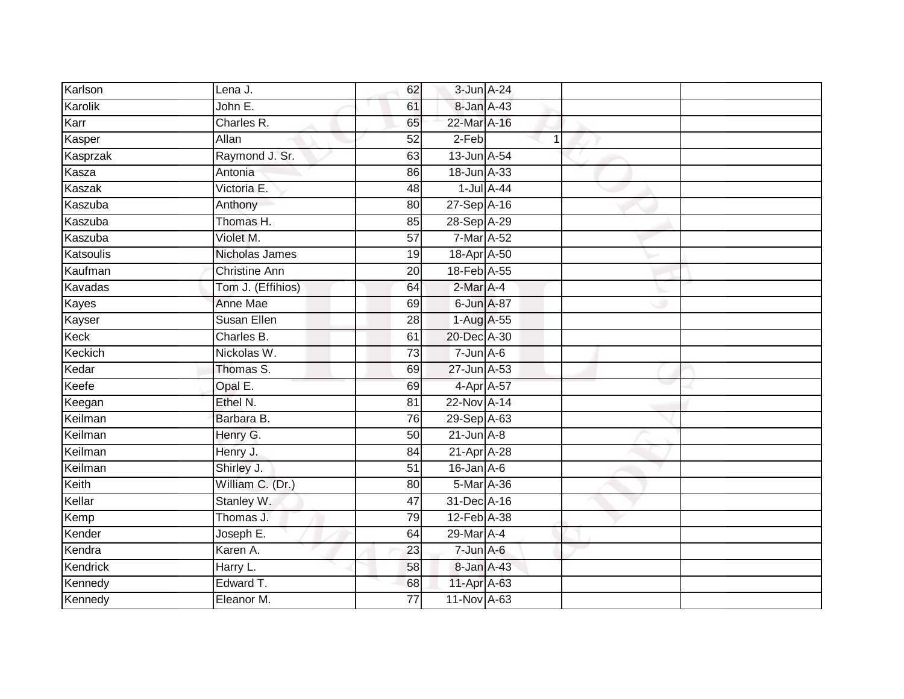| | | | | | | |
|---|---|---|---|---|---|---|
| Karlson | Lena J. | 62 | 3-Jun | A-24 | | |
| Karolik | John E. | 61 | 8-Jan | A-43 | | |
| Karr | Charles R. | 65 | 22-Mar | A-16 | | |
| Kasper | Allan | 52 | 2-Feb | 1 | | |
| Kasprzak | Raymond J. Sr. | 63 | 13-Jun | A-54 | | |
| Kasza | Antonia | 86 | 18-Jun | A-33 | | |
| Kaszak | Victoria E. | 48 | 1-Jul | A-44 | | |
| Kaszuba | Anthony | 80 | 27-Sep | A-16 | | |
| Kaszuba | Thomas H. | 85 | 28-Sep | A-29 | | |
| Kaszuba | Violet M. | 57 | 7-Mar | A-52 | | |
| Katsoulis | Nicholas James | 19 | 18-Apr | A-50 | | |
| Kaufman | Christine Ann | 20 | 18-Feb | A-55 | | |
| Kavadas | Tom J. (Effihios) | 64 | 2-Mar | A-4 | | |
| Kayes | Anne Mae | 69 | 6-Jun | A-87 | | |
| Kayser | Susan Ellen | 28 | 1-Aug | A-55 | | |
| Keck | Charles B. | 61 | 20-Dec | A-30 | | |
| Keckich | Nickolas W. | 73 | 7-Jun | A-6 | | |
| Kedar | Thomas S. | 69 | 27-Jun | A-53 | | |
| Keefe | Opal E. | 69 | 4-Apr | A-57 | | |
| Keegan | Ethel N. | 81 | 22-Nov | A-14 | | |
| Keilman | Barbara B. | 76 | 29-Sep | A-63 | | |
| Keilman | Henry G. | 50 | 21-Jun | A-8 | | |
| Keilman | Henry J. | 84 | 21-Apr | A-28 | | |
| Keilman | Shirley J. | 51 | 16-Jan | A-6 | | |
| Keith | William C. (Dr.) | 80 | 5-Mar | A-36 | | |
| Kellar | Stanley W. | 47 | 31-Dec | A-16 | | |
| Kemp | Thomas J. | 79 | 12-Feb | A-38 | | |
| Kender | Joseph E. | 64 | 29-Mar | A-4 | | |
| Kendra | Karen A. | 23 | 7-Jun | A-6 | | |
| Kendrick | Harry L. | 58 | 8-Jan | A-43 | | |
| Kennedy | Edward T. | 68 | 11-Apr | A-63 | | |
| Kennedy | Eleanor M. | 77 | 11-Nov | A-63 | | |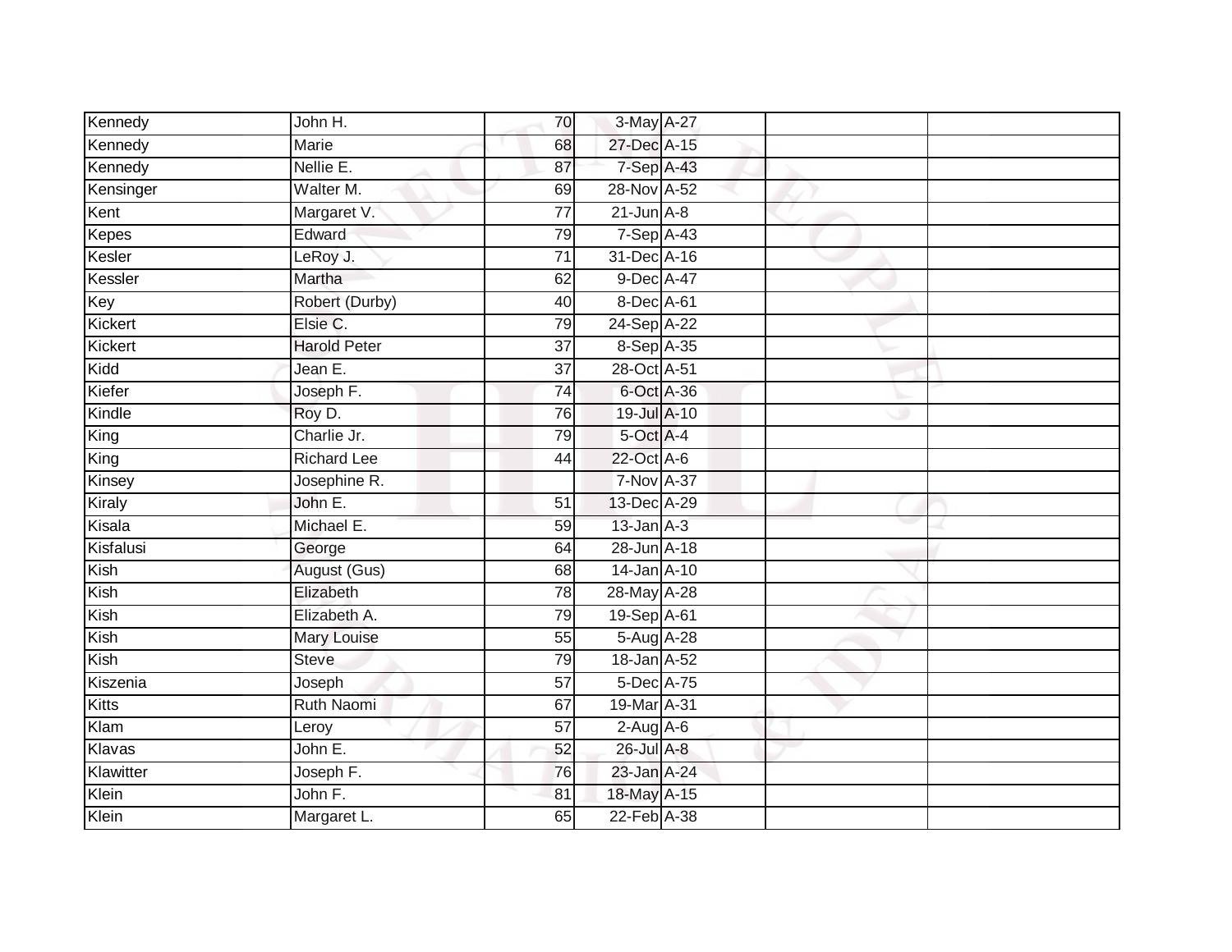| | | | | | | |
|---|---|---|---|---|---|---|
| Kennedy | John H. | 70 | 3-May | A-27 | | |
| Kennedy | Marie | 68 | 27-Dec | A-15 | | |
| Kennedy | Nellie E. | 87 | 7-Sep | A-43 | | |
| Kensinger | Walter M. | 69 | 28-Nov | A-52 | | |
| Kent | Margaret V. | 77 | 21-Jun | A-8 | | |
| Kepes | Edward | 79 | 7-Sep | A-43 | | |
| Kesler | LeRoy J. | 71 | 31-Dec | A-16 | | |
| Kessler | Martha | 62 | 9-Dec | A-47 | | |
| Key | Robert (Durby) | 40 | 8-Dec | A-61 | | |
| Kickert | Elsie C. | 79 | 24-Sep | A-22 | | |
| Kickert | Harold Peter | 37 | 8-Sep | A-35 | | |
| Kidd | Jean E. | 37 | 28-Oct | A-51 | | |
| Kiefer | Joseph F. | 74 | 6-Oct | A-36 | | |
| Kindle | Roy D. | 76 | 19-Jul | A-10 | | |
| King | Charlie Jr. | 79 | 5-Oct | A-4 | | |
| King | Richard Lee | 44 | 22-Oct | A-6 | | |
| Kinsey | Josephine R. | | 7-Nov | A-37 | | |
| Kiraly | John E. | 51 | 13-Dec | A-29 | | |
| Kisala | Michael E. | 59 | 13-Jan | A-3 | | |
| Kisfalusi | George | 64 | 28-Jun | A-18 | | |
| Kish | August (Gus) | 68 | 14-Jan | A-10 | | |
| Kish | Elizabeth | 78 | 28-May | A-28 | | |
| Kish | Elizabeth A. | 79 | 19-Sep | A-61 | | |
| Kish | Mary Louise | 55 | 5-Aug | A-28 | | |
| Kish | Steve | 79 | 18-Jan | A-52 | | |
| Kiszenia | Joseph | 57 | 5-Dec | A-75 | | |
| Kitts | Ruth Naomi | 67 | 19-Mar | A-31 | | |
| Klam | Leroy | 57 | 2-Aug | A-6 | | |
| Klavas | John E. | 52 | 26-Jul | A-8 | | |
| Klawitter | Joseph F. | 76 | 23-Jan | A-24 | | |
| Klein | John F. | 81 | 18-May | A-15 | | |
| Klein | Margaret L. | 65 | 22-Feb | A-38 | | |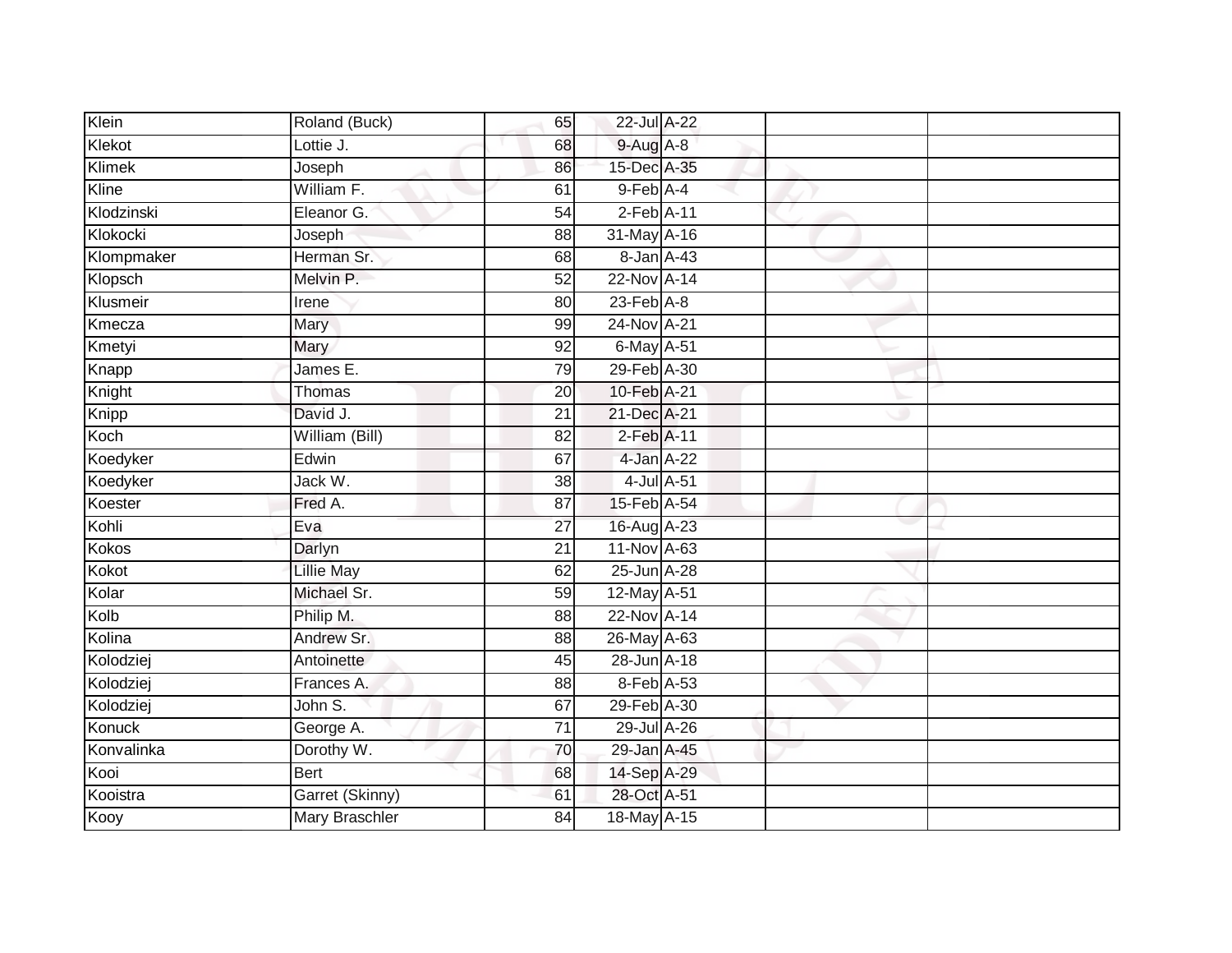| | | | | | | |
|---|---|---|---|---|---|---|
| Klein | Roland (Buck) | 65 | 22-Jul | A-22 | | |
| Klekot | Lottie J. | 68 | 9-Aug | A-8 | | |
| Klimek | Joseph | 86 | 15-Dec | A-35 | | |
| Kline | William F. | 61 | 9-Feb | A-4 | | |
| Klodzinski | Eleanor G. | 54 | 2-Feb | A-11 | | |
| Klokocki | Joseph | 88 | 31-May | A-16 | | |
| Klompmaker | Herman Sr. | 68 | 8-Jan | A-43 | | |
| Klopsch | Melvin P. | 52 | 22-Nov | A-14 | | |
| Klusmeir | Irene | 80 | 23-Feb | A-8 | | |
| Kmecza | Mary | 99 | 24-Nov | A-21 | | |
| Kmetyi | Mary | 92 | 6-May | A-51 | | |
| Knapp | James E. | 79 | 29-Feb | A-30 | | |
| Knight | Thomas | 20 | 10-Feb | A-21 | | |
| Knipp | David J. | 21 | 21-Dec | A-21 | | |
| Koch | William (Bill) | 82 | 2-Feb | A-11 | | |
| Koedyker | Edwin | 67 | 4-Jan | A-22 | | |
| Koedyker | Jack W. | 38 | 4-Jul | A-51 | | |
| Koester | Fred A. | 87 | 15-Feb | A-54 | | |
| Kohli | Eva | 27 | 16-Aug | A-23 | | |
| Kokos | Darlyn | 21 | 11-Nov | A-63 | | |
| Kokot | Lillie May | 62 | 25-Jun | A-28 | | |
| Kolar | Michael Sr. | 59 | 12-May | A-51 | | |
| Kolb | Philip M. | 88 | 22-Nov | A-14 | | |
| Kolina | Andrew Sr. | 88 | 26-May | A-63 | | |
| Kolodziej | Antoinette | 45 | 28-Jun | A-18 | | |
| Kolodziej | Frances A. | 88 | 8-Feb | A-53 | | |
| Kolodziej | John S. | 67 | 29-Feb | A-30 | | |
| Konuck | George A. | 71 | 29-Jul | A-26 | | |
| Konvalinka | Dorothy W. | 70 | 29-Jan | A-45 | | |
| Kooi | Bert | 68 | 14-Sep | A-29 | | |
| Kooistra | Garret (Skinny) | 61 | 28-Oct | A-51 | | |
| Kooy | Mary Braschler | 84 | 18-May | A-15 | | |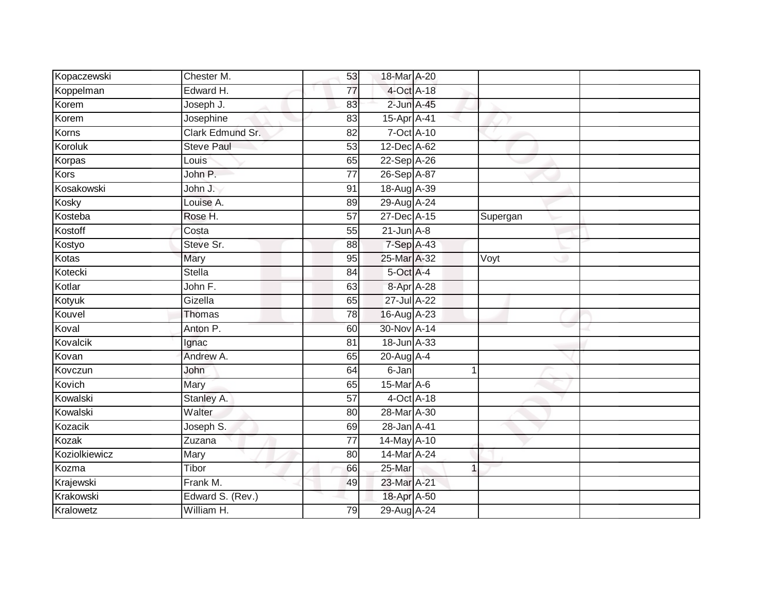| | | | | | | |
|---|---|---|---|---|---|---|
| Kopaczewski | Chester M. | 53 | 18-Mar | A-20 | | |
| Koppelman | Edward H. | 77 | 4-Oct | A-18 | | |
| Korem | Joseph J. | 83 | 2-Jun | A-45 | | |
| Korem | Josephine | 83 | 15-Apr | A-41 | | |
| Korns | Clark Edmund Sr. | 82 | 7-Oct | A-10 | | |
| Koroluk | Steve Paul | 53 | 12-Dec | A-62 | | |
| Korpas | Louis | 65 | 22-Sep | A-26 | | |
| Kors | John P. | 77 | 26-Sep | A-87 | | |
| Kosakowski | John J. | 91 | 18-Aug | A-39 | | |
| Kosky | Louise A. | 89 | 29-Aug | A-24 | | |
| Kosteba | Rose H. | 57 | 27-Dec | A-15 | Supergan | |
| Kostoff | Costa | 55 | 21-Jun | A-8 | | |
| Kostyo | Steve Sr. | 88 | 7-Sep | A-43 | | |
| Kotas | Mary | 95 | 25-Mar | A-32 | Voyt | |
| Kotecki | Stella | 84 | 5-Oct | A-4 | | |
| Kotlar | John F. | 63 | 8-Apr | A-28 | | |
| Kotyuk | Gizella | 65 | 27-Jul | A-22 | | |
| Kouvel | Thomas | 78 | 16-Aug | A-23 | | |
| Koval | Anton P. | 60 | 30-Nov | A-14 | | |
| Kovalcik | Ignac | 81 | 18-Jun | A-33 | | |
| Kovan | Andrew A. | 65 | 20-Aug | A-4 | | |
| Kovczun | John | 64 | 6-Jan | 1 | | |
| Kovich | Mary | 65 | 15-Mar | A-6 | | |
| Kowalski | Stanley A. | 57 | 4-Oct | A-18 | | |
| Kowalski | Walter | 80 | 28-Mar | A-30 | | |
| Kozacik | Joseph S. | 69 | 28-Jan | A-41 | | |
| Kozak | Zuzana | 77 | 14-May | A-10 | | |
| Koziolkiewicz | Mary | 80 | 14-Mar | A-24 | | |
| Kozma | Tibor | 66 | 25-Mar | 1 | | |
| Krajewski | Frank M. | 49 | 23-Mar | A-21 | | |
| Krakowski | Edward S. (Rev.) | | 18-Apr | A-50 | | |
| Kralowetz | William H. | 79 | 29-Aug | A-24 | | |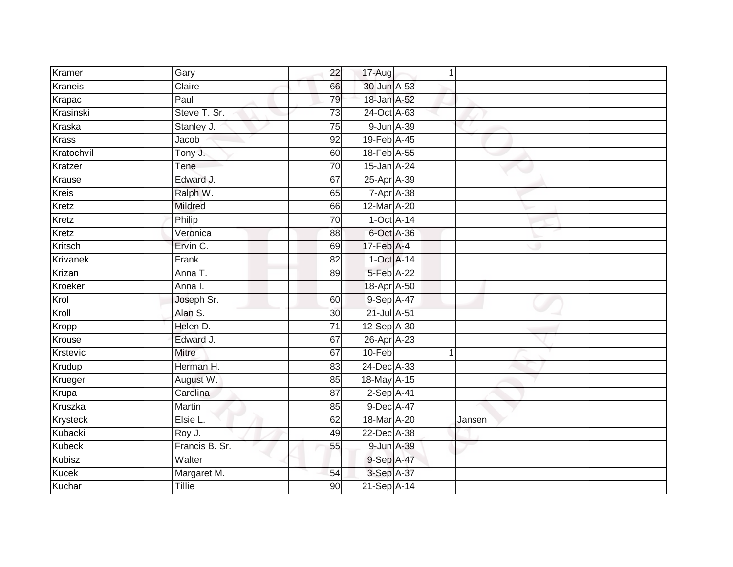| | | | | | | |
|---|---|---|---|---|---|---|
| Kramer | Gary | 22 | 17-Aug | 1 | | |
| Kraneis | Claire | 66 | 30-Jun | A-53 | | |
| Krapac | Paul | 79 | 18-Jan | A-52 | | |
| Krasinski | Steve T. Sr. | 73 | 24-Oct | A-63 | | |
| Kraska | Stanley J. | 75 | 9-Jun | A-39 | | |
| Krass | Jacob | 92 | 19-Feb | A-45 | | |
| Kratochvil | Tony J. | 60 | 18-Feb | A-55 | | |
| Kratzer | Tene | 70 | 15-Jan | A-24 | | |
| Krause | Edward J. | 67 | 25-Apr | A-39 | | |
| Kreis | Ralph W. | 65 | 7-Apr | A-38 | | |
| Kretz | Mildred | 66 | 12-Mar | A-20 | | |
| Kretz | Philip | 70 | 1-Oct | A-14 | | |
| Kretz | Veronica | 88 | 6-Oct | A-36 | | |
| Kritsch | Ervin C. | 69 | 17-Feb | A-4 | | |
| Krivanek | Frank | 82 | 1-Oct | A-14 | | |
| Krizan | Anna T. | 89 | 5-Feb | A-22 | | |
| Kroeker | Anna I. | | 18-Apr | A-50 | | |
| Krol | Joseph Sr. | 60 | 9-Sep | A-47 | | |
| Kroll | Alan S. | 30 | 21-Jul | A-51 | | |
| Kropp | Helen D. | 71 | 12-Sep | A-30 | | |
| Krouse | Edward J. | 67 | 26-Apr | A-23 | | |
| Krstevic | Mitre | 67 | 10-Feb | 1 | | |
| Krudup | Herman H. | 83 | 24-Dec | A-33 | | |
| Krueger | August W. | 85 | 18-May | A-15 | | |
| Krupa | Carolina | 87 | 2-Sep | A-41 | | |
| Kruszka | Martin | 85 | 9-Dec | A-47 | | |
| Krysteck | Elsie L. | 62 | 18-Mar | A-20 | Jansen | |
| Kubacki | Roy J. | 49 | 22-Dec | A-38 | | |
| Kubeck | Francis B. Sr. | 55 | 9-Jun | A-39 | | |
| Kubisz | Walter | | 9-Sep | A-47 | | |
| Kucek | Margaret M. | 54 | 3-Sep | A-37 | | |
| Kuchar | Tillie | 90 | 21-Sep | A-14 | | |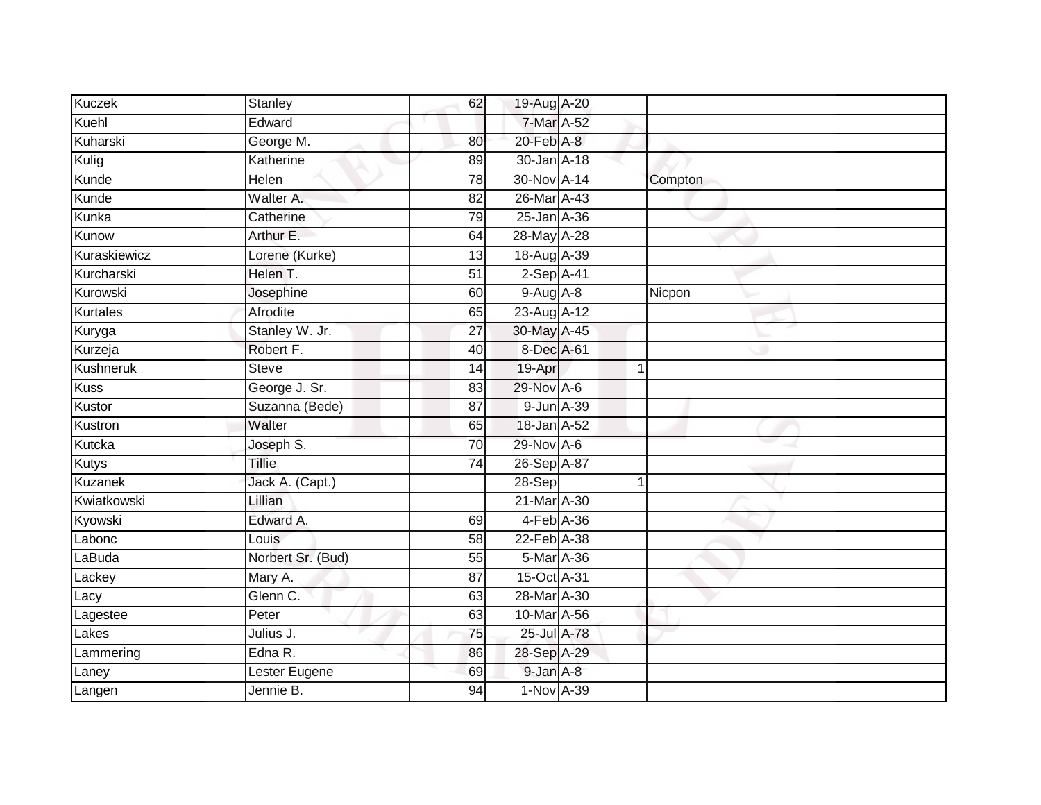| | | | | | | | |
|---|---|---|---|---|---|---|---|
| Kuczek | Stanley | 62 | 19-Aug | A-20 | | | |
| Kuehl | Edward | | 7-Mar | A-52 | | | |
| Kuharski | George M. | 80 | 20-Feb | A-8 | | | |
| Kulig | Katherine | 89 | 30-Jan | A-18 | | | |
| Kunde | Helen | 78 | 30-Nov | A-14 | | Compton | |
| Kunde | Walter A. | 82 | 26-Mar | A-43 | | | |
| Kunka | Catherine | 79 | 25-Jan | A-36 | | | |
| Kunow | Arthur E. | 64 | 28-May | A-28 | | | |
| Kuraskiewicz | Lorene (Kurke) | 13 | 18-Aug | A-39 | | | |
| Kurcharski | Helen T. | 51 | 2-Sep | A-41 | | | |
| Kurowski | Josephine | 60 | 9-Aug | A-8 | | Nicpon | |
| Kurtales | Afrodite | 65 | 23-Aug | A-12 | | | |
| Kuryga | Stanley W. Jr. | 27 | 30-May | A-45 | | | |
| Kurzeja | Robert F. | 40 | 8-Dec | A-61 | | | |
| Kushneruk | Steve | 14 | 19-Apr | | 1 | | |
| Kuss | George J. Sr. | 83 | 29-Nov | A-6 | | | |
| Kustor | Suzanna (Bede) | 87 | 9-Jun | A-39 | | | |
| Kustron | Walter | 65 | 18-Jan | A-52 | | | |
| Kutcka | Joseph S. | 70 | 29-Nov | A-6 | | | |
| Kutys | Tillie | 74 | 26-Sep | A-87 | | | |
| Kuzanek | Jack A. (Capt.) | | 28-Sep | | 1 | | |
| Kwiatkowski | Lillian | | 21-Mar | A-30 | | | |
| Kyowski | Edward A. | 69 | 4-Feb | A-36 | | | |
| Labonc | Louis | 58 | 22-Feb | A-38 | | | |
| LaBuda | Norbert Sr. (Bud) | 55 | 5-Mar | A-36 | | | |
| Lackey | Mary A. | 87 | 15-Oct | A-31 | | | |
| Lacy | Glenn C. | 63 | 28-Mar | A-30 | | | |
| Lagestee | Peter | 63 | 10-Mar | A-56 | | | |
| Lakes | Julius J. | 75 | 25-Jul | A-78 | | | |
| Lammering | Edna R. | 86 | 28-Sep | A-29 | | | |
| Laney | Lester Eugene | 69 | 9-Jan | A-8 | | | |
| Langen | Jennie B. | 94 | 1-Nov | A-39 | | | |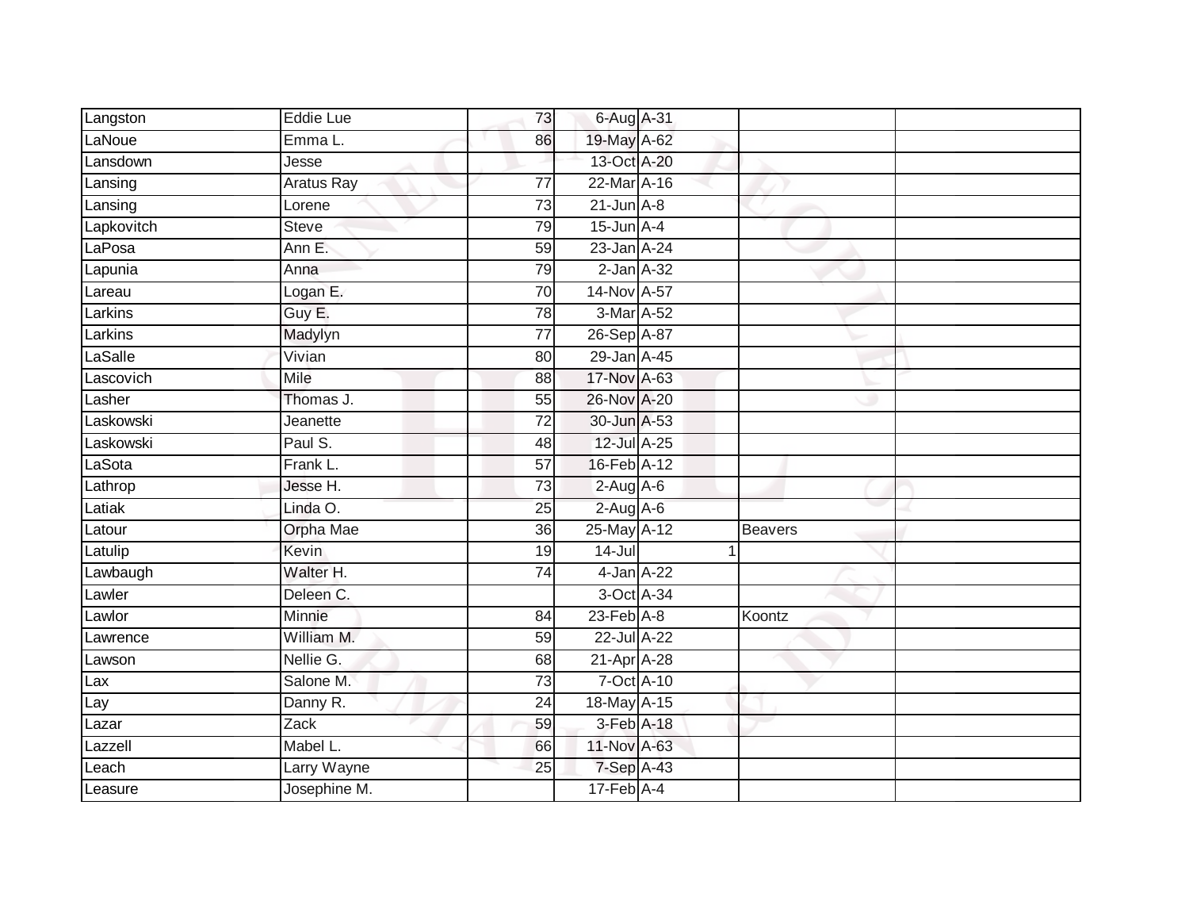| | | | | | | |
|---|---|---|---|---|---|---|
| Langston | Eddie Lue | 73 | 6-Aug | A-31 | | |
| LaNoue | Emma L. | 86 | 19-May | A-62 | | |
| Lansdown | Jesse | | 13-Oct | A-20 | | |
| Lansing | Aratus Ray | 77 | 22-Mar | A-16 | | |
| Lansing | Lorene | 73 | 21-Jun | A-8 | | |
| Lapkovitch | Steve | 79 | 15-Jun | A-4 | | |
| LaPosa | Ann E. | 59 | 23-Jan | A-24 | | |
| Lapunia | Anna | 79 | 2-Jan | A-32 | | |
| Lareau | Logan E. | 70 | 14-Nov | A-57 | | |
| Larkins | Guy E. | 78 | 3-Mar | A-52 | | |
| Larkins | Madylyn | 77 | 26-Sep | A-87 | | |
| LaSalle | Vivian | 80 | 29-Jan | A-45 | | |
| Lascovich | Mile | 88 | 17-Nov | A-63 | | |
| Lasher | Thomas J. | 55 | 26-Nov | A-20 | | |
| Laskowski | Jeanette | 72 | 30-Jun | A-53 | | |
| Laskowski | Paul S. | 48 | 12-Jul | A-25 | | |
| LaSota | Frank L. | 57 | 16-Feb | A-12 | | |
| Lathrop | Jesse H. | 73 | 2-Aug | A-6 | | |
| Latiak | Linda O. | 25 | 2-Aug | A-6 | | |
| Latour | Orpha Mae | 36 | 25-May | A-12 | Beavers | |
| Latulip | Kevin | 19 | 14-Jul | 1 | | |
| Lawbaugh | Walter H. | 74 | 4-Jan | A-22 | | |
| Lawler | Deleen C. | | 3-Oct | A-34 | | |
| Lawlor | Minnie | 84 | 23-Feb | A-8 | Koontz | |
| Lawrence | William M. | 59 | 22-Jul | A-22 | | |
| Lawson | Nellie G. | 68 | 21-Apr | A-28 | | |
| Lax | Salone M. | 73 | 7-Oct | A-10 | | |
| Lay | Danny R. | 24 | 18-May | A-15 | | |
| Lazar | Zack | 59 | 3-Feb | A-18 | | |
| Lazzell | Mabel L. | 66 | 11-Nov | A-63 | | |
| Leach | Larry Wayne | 25 | 7-Sep | A-43 | | |
| Leasure | Josephine M. | | 17-Feb | A-4 | | |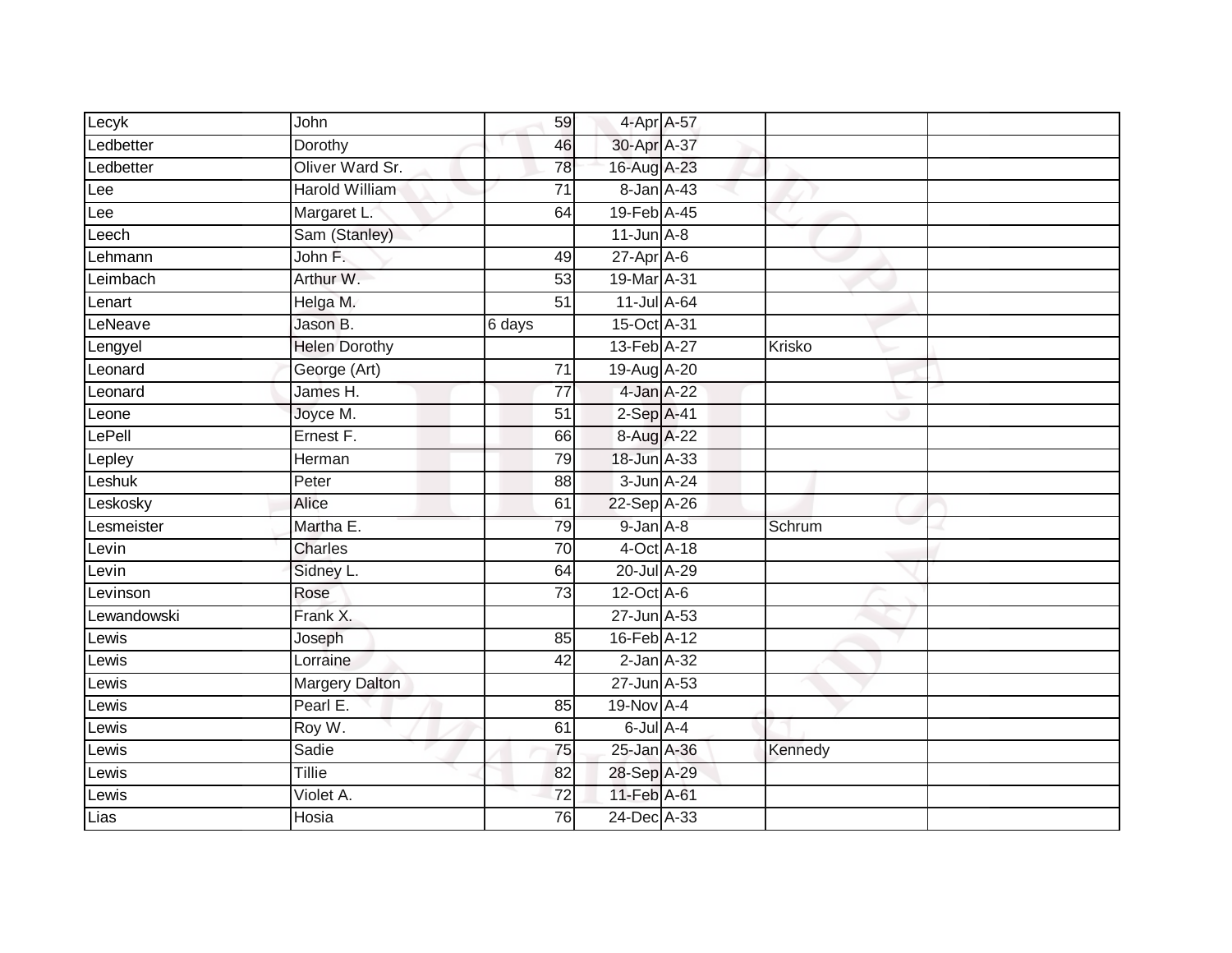| Lecyk | John | 59 | 4-Apr | A-57 | | |
|---|---|---|---|---|---|---|
| Ledbetter | Dorothy | 46 | 30-Apr | A-37 | | |
| Ledbetter | Oliver Ward Sr. | 78 | 16-Aug | A-23 | | |
| Lee | Harold William | 71 | 8-Jan | A-43 | | |
| Lee | Margaret L. | 64 | 19-Feb | A-45 | | |
| Leech | Sam (Stanley) | | 11-Jun | A-8 | | |
| Lehmann | John F. | 49 | 27-Apr | A-6 | | |
| Leimbach | Arthur W. | 53 | 19-Mar | A-31 | | |
| Lenart | Helga M. | 51 | 11-Jul | A-64 | | |
| LeNeave | Jason B. | 6 days | 15-Oct | A-31 | | |
| Lengyel | Helen Dorothy | | 13-Feb | A-27 | Krisko | |
| Leonard | George (Art) | 71 | 19-Aug | A-20 | | |
| Leonard | James H. | 77 | 4-Jan | A-22 | | |
| Leone | Joyce M. | 51 | 2-Sep | A-41 | | |
| LePell | Ernest F. | 66 | 8-Aug | A-22 | | |
| Lepley | Herman | 79 | 18-Jun | A-33 | | |
| Leshuk | Peter | 88 | 3-Jun | A-24 | | |
| Leskosky | Alice | 61 | 22-Sep | A-26 | | |
| Lesmeister | Martha E. | 79 | 9-Jan | A-8 | Schrum | |
| Levin | Charles | 70 | 4-Oct | A-18 | | |
| Levin | Sidney L. | 64 | 20-Jul | A-29 | | |
| Levinson | Rose | 73 | 12-Oct | A-6 | | |
| Lewandowski | Frank X. | | 27-Jun | A-53 | | |
| Lewis | Joseph | 85 | 16-Feb | A-12 | | |
| Lewis | Lorraine | 42 | 2-Jan | A-32 | | |
| Lewis | Margery Dalton | | 27-Jun | A-53 | | |
| Lewis | Pearl E. | 85 | 19-Nov | A-4 | | |
| Lewis | Roy W. | 61 | 6-Jul | A-4 | | |
| Lewis | Sadie | 75 | 25-Jan | A-36 | Kennedy | |
| Lewis | Tillie | 82 | 28-Sep | A-29 | | |
| Lewis | Violet A. | 72 | 11-Feb | A-61 | | |
| Lias | Hosia | 76 | 24-Dec | A-33 | | |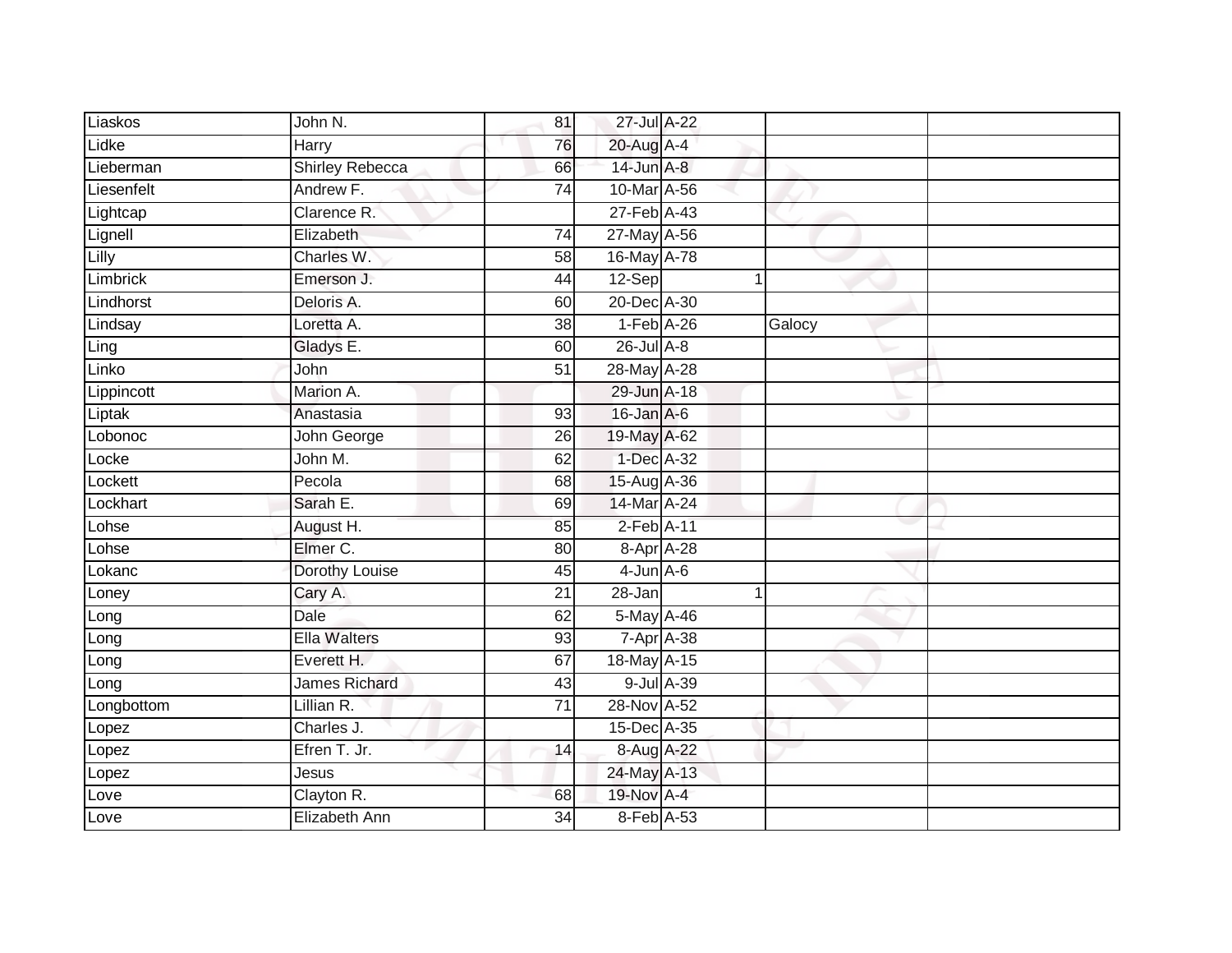| | | | | | | |
|---|---|---|---|---|---|---|
| Liaskos | John N. | 81 | 27-Jul | A-22 | | |
| Lidke | Harry | 76 | 20-Aug | A-4 | | |
| Lieberman | Shirley Rebecca | 66 | 14-Jun | A-8 | | |
| Liesenfelt | Andrew F. | 74 | 10-Mar | A-56 | | |
| Lightcap | Clarence R. | | 27-Feb | A-43 | | |
| Lignell | Elizabeth | 74 | 27-May | A-56 | | |
| Lilly | Charles W. | 58 | 16-May | A-78 | | |
| Limbrick | Emerson J. | 44 | 12-Sep | 1 | | |
| Lindhorst | Deloris A. | 60 | 20-Dec | A-30 | | |
| Lindsay | Loretta A. | 38 | 1-Feb | A-26 | Galocy | |
| Ling | Gladys E. | 60 | 26-Jul | A-8 | | |
| Linko | John | 51 | 28-May | A-28 | | |
| Lippincott | Marion A. | | 29-Jun | A-18 | | |
| Liptak | Anastasia | 93 | 16-Jan | A-6 | | |
| Lobonoc | John George | 26 | 19-May | A-62 | | |
| Locke | John M. | 62 | 1-Dec | A-32 | | |
| Lockett | Pecola | 68 | 15-Aug | A-36 | | |
| Lockhart | Sarah E. | 69 | 14-Mar | A-24 | | |
| Lohse | August H. | 85 | 2-Feb | A-11 | | |
| Lohse | Elmer C. | 80 | 8-Apr | A-28 | | |
| Lokanc | Dorothy Louise | 45 | 4-Jun | A-6 | | |
| Loney | Cary A. | 21 | 28-Jan | 1 | | |
| Long | Dale | 62 | 5-May | A-46 | | |
| Long | Ella Walters | 93 | 7-Apr | A-38 | | |
| Long | Everett H. | 67 | 18-May | A-15 | | |
| Long | James Richard | 43 | 9-Jul | A-39 | | |
| Longbottom | Lillian R. | 71 | 28-Nov | A-52 | | |
| Lopez | Charles J. | | 15-Dec | A-35 | | |
| Lopez | Efren T. Jr. | 14 | 8-Aug | A-22 | | |
| Lopez | Jesus | | 24-May | A-13 | | |
| Love | Clayton R. | 68 | 19-Nov | A-4 | | |
| Love | Elizabeth Ann | 34 | 8-Feb | A-53 | | |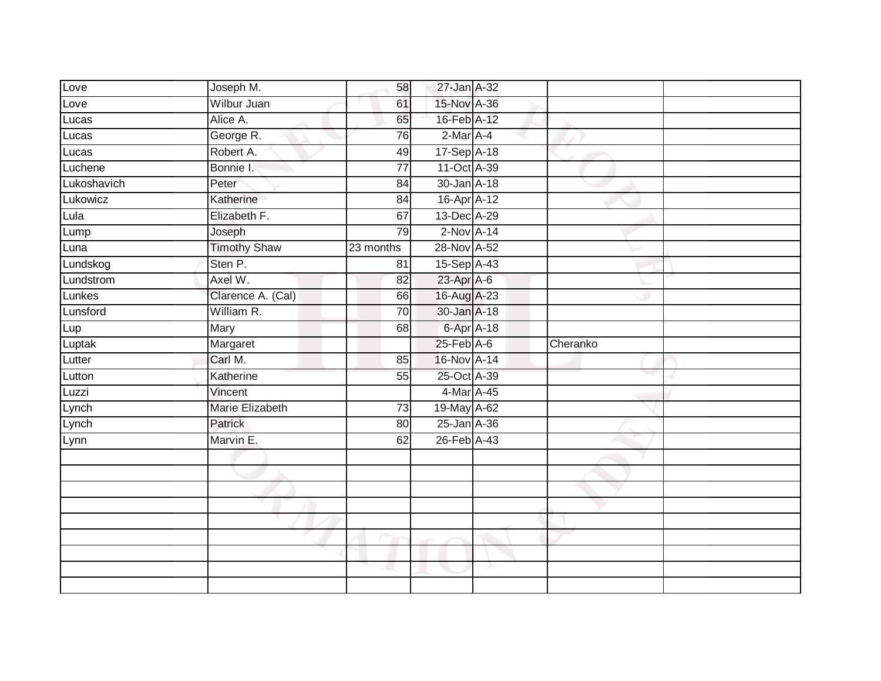| | | | | | | |
|---|---|---|---|---|---|---|
| Love | Joseph M. | 58 | 27-Jan | A-32 | | |
| Love | Wilbur Juan | 61 | 15-Nov | A-36 | | |
| Lucas | Alice A. | 65 | 16-Feb | A-12 | | |
| Lucas | George R. | 76 | 2-Mar | A-4 | | |
| Lucas | Robert A. | 49 | 17-Sep | A-18 | | |
| Luchene | Bonnie I. | 77 | 11-Oct | A-39 | | |
| Lukoshavich | Peter | 84 | 30-Jan | A-18 | | |
| Lukowicz | Katherine | 84 | 16-Apr | A-12 | | |
| Lula | Elizabeth F. | 67 | 13-Dec | A-29 | | |
| Lump | Joseph | 79 | 2-Nov | A-14 | | |
| Luna | Timothy Shaw | 23 months | 28-Nov | A-52 | | |
| Lundskog | Sten P. | 81 | 15-Sep | A-43 | | |
| Lundstrom | Axel W. | 82 | 23-Apr | A-6 | | |
| Lunkes | Clarence A. (Cal) | 66 | 16-Aug | A-23 | | |
| Lunsford | William R. | 70 | 30-Jan | A-18 | | |
| Lup | Mary | 68 | 6-Apr | A-18 | | |
| Luptak | Margaret | | 25-Feb | A-6 | Cheranko | |
| Lutter | Carl M. | 85 | 16-Nov | A-14 | | |
| Lutton | Katherine | 55 | 25-Oct | A-39 | | |
| Luzzi | Vincent | | 4-Mar | A-45 | | |
| Lynch | Marie Elizabeth | 73 | 19-May | A-62 | | |
| Lynch | Patrick | 80 | 25-Jan | A-36 | | |
| Lynn | Marvin E. | 62 | 26-Feb | A-43 | | |
| | | | | | | |
| | | | | | | |
| | | | | | | |
| | | | | | | |
| | | | | | | |
| | | | | | | |
| | | | | | | |
| | | | | | | |
| | | | | | | |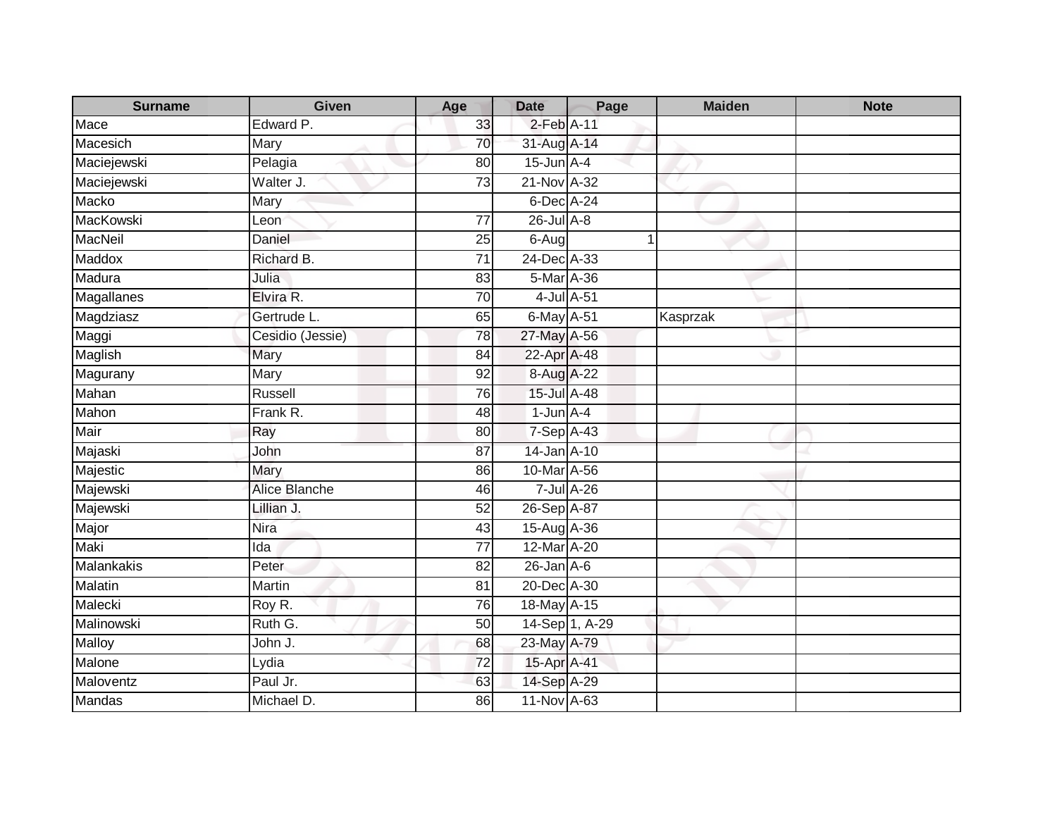| Surname | Given | Age | Date | Page | Maiden | Note |
|---|---|---|---|---|---|---|
| Mace | Edward P. | 33 | 2-Feb | A-11 | | |
| Macesich | Mary | 70 | 31-Aug | A-14 | | |
| Maciejewski | Pelagia | 80 | 15-Jun | A-4 | | |
| Maciejewski | Walter J. | 73 | 21-Nov | A-32 | | |
| Macko | Mary | | 6-Dec | A-24 | | |
| MacKowski | Leon | 77 | 26-Jul | A-8 | | |
| MacNeil | Daniel | 25 | 6-Aug | 1 | | |
| Maddox | Richard B. | 71 | 24-Dec | A-33 | | |
| Madura | Julia | 83 | 5-Mar | A-36 | | |
| Magallanes | Elvira R. | 70 | 4-Jul | A-51 | | |
| Magdziasz | Gertrude L. | 65 | 6-May | A-51 | Kasprzak | |
| Maggi | Cesidio (Jessie) | 78 | 27-May | A-56 | | |
| Maglish | Mary | 84 | 22-Apr | A-48 | | |
| Magurany | Mary | 92 | 8-Aug | A-22 | | |
| Mahan | Russell | 76 | 15-Jul | A-48 | | |
| Mahon | Frank R. | 48 | 1-Jun | A-4 | | |
| Mair | Ray | 80 | 7-Sep | A-43 | | |
| Majaski | John | 87 | 14-Jan | A-10 | | |
| Majestic | Mary | 86 | 10-Mar | A-56 | | |
| Majewski | Alice Blanche | 46 | 7-Jul | A-26 | | |
| Majewski | Lillian J. | 52 | 26-Sep | A-87 | | |
| Major | Nira | 43 | 15-Aug | A-36 | | |
| Maki | Ida | 77 | 12-Mar | A-20 | | |
| Malankakis | Peter | 82 | 26-Jan | A-6 | | |
| Malatin | Martin | 81 | 20-Dec | A-30 | | |
| Malecki | Roy R. | 76 | 18-May | A-15 | | |
| Malinowski | Ruth G. | 50 | 14-Sep | 1, A-29 | | |
| Malloy | John J. | 68 | 23-May | A-79 | | |
| Malone | Lydia | 72 | 15-Apr | A-41 | | |
| Maloventz | Paul Jr. | 63 | 14-Sep | A-29 | | |
| Mandas | Michael D. | 86 | 11-Nov | A-63 | | |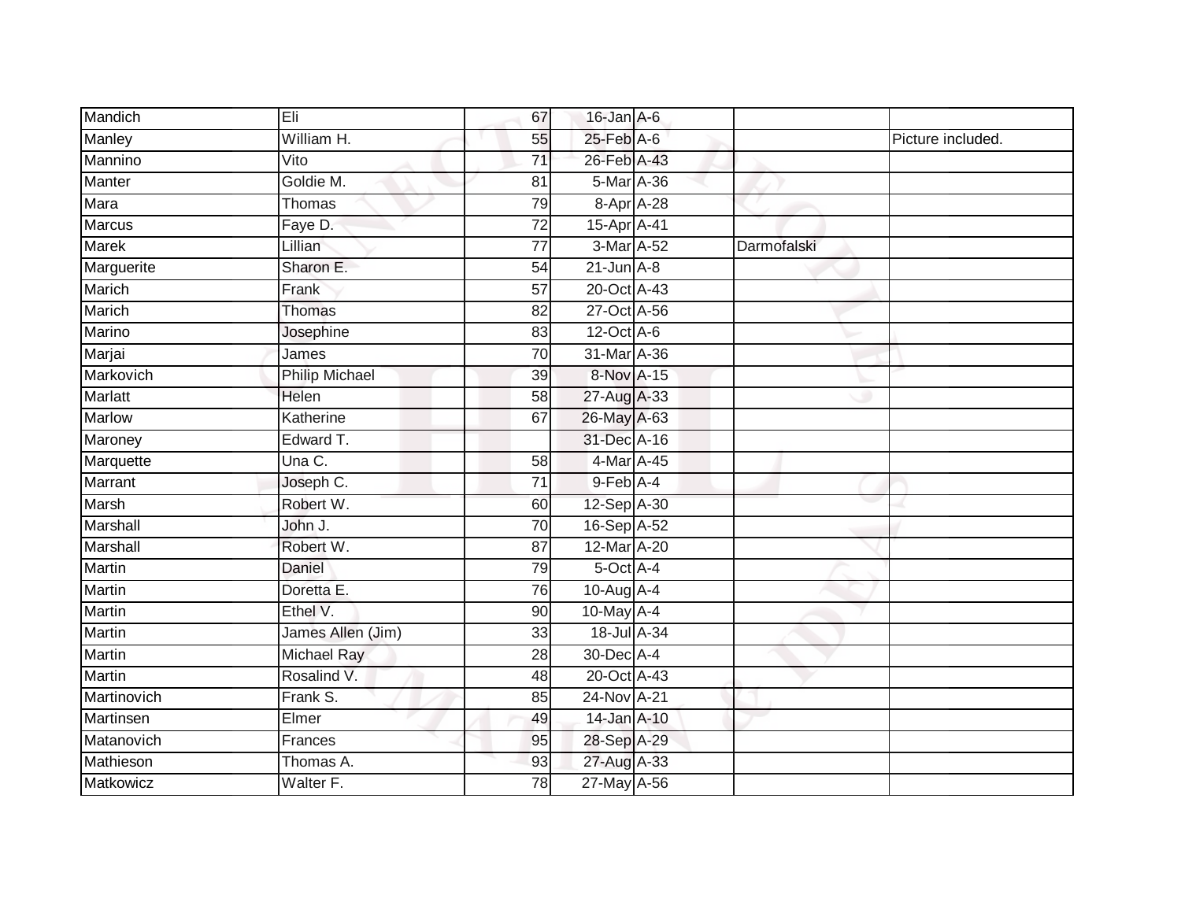| | | | | | | |
|---|---|---|---|---|---|---|
| Mandich | Eli | 67 | 16-Jan | A-6 | | |
| Manley | William H. | 55 | 25-Feb | A-6 | | Picture included. |
| Mannino | Vito | 71 | 26-Feb | A-43 | | |
| Manter | Goldie M. | 81 | 5-Mar | A-36 | | |
| Mara | Thomas | 79 | 8-Apr | A-28 | | |
| Marcus | Faye D. | 72 | 15-Apr | A-41 | | |
| Marek | Lillian | 77 | 3-Mar | A-52 | Darmofalski | |
| Marguerite | Sharon E. | 54 | 21-Jun | A-8 | | |
| Marich | Frank | 57 | 20-Oct | A-43 | | |
| Marich | Thomas | 82 | 27-Oct | A-56 | | |
| Marino | Josephine | 83 | 12-Oct | A-6 | | |
| Marjai | James | 70 | 31-Mar | A-36 | | |
| Markovich | Philip Michael | 39 | 8-Nov | A-15 | | |
| Marlatt | Helen | 58 | 27-Aug | A-33 | | |
| Marlow | Katherine | 67 | 26-May | A-63 | | |
| Maroney | Edward T. | | 31-Dec | A-16 | | |
| Marquette | Una C. | 58 | 4-Mar | A-45 | | |
| Marrant | Joseph C. | 71 | 9-Feb | A-4 | | |
| Marsh | Robert W. | 60 | 12-Sep | A-30 | | |
| Marshall | John J. | 70 | 16-Sep | A-52 | | |
| Marshall | Robert W. | 87 | 12-Mar | A-20 | | |
| Martin | Daniel | 79 | 5-Oct | A-4 | | |
| Martin | Doretta E. | 76 | 10-Aug | A-4 | | |
| Martin | Ethel V. | 90 | 10-May | A-4 | | |
| Martin | James Allen (Jim) | 33 | 18-Jul | A-34 | | |
| Martin | Michael Ray | 28 | 30-Dec | A-4 | | |
| Martin | Rosalind V. | 48 | 20-Oct | A-43 | | |
| Martinovich | Frank S. | 85 | 24-Nov | A-21 | | |
| Martinsen | Elmer | 49 | 14-Jan | A-10 | | |
| Matanovich | Frances | 95 | 28-Sep | A-29 | | |
| Mathieson | Thomas A. | 93 | 27-Aug | A-33 | | |
| Matkowicz | Walter F. | 78 | 27-May | A-56 | | |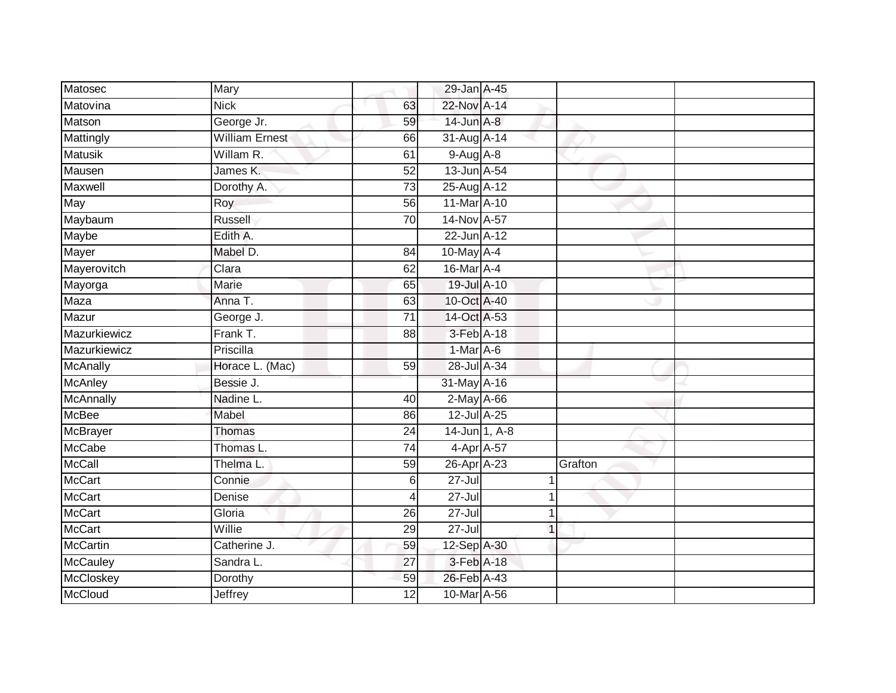| | | | | | | |
|---|---|---|---|---|---|---|
| Matosec | Mary | | 29-Jan | A-45 | | |
| Matovina | Nick | 63 | 22-Nov | A-14 | | |
| Matson | George Jr. | 59 | 14-Jun | A-8 | | |
| Mattingly | William Ernest | 66 | 31-Aug | A-14 | | |
| Matusik | Willam R. | 61 | 9-Aug | A-8 | | |
| Mausen | James K. | 52 | 13-Jun | A-54 | | |
| Maxwell | Dorothy A. | 73 | 25-Aug | A-12 | | |
| May | Roy | 56 | 11-Mar | A-10 | | |
| Maybaum | Russell | 70 | 14-Nov | A-57 | | |
| Maybe | Edith A. | | 22-Jun | A-12 | | |
| Mayer | Mabel D. | 84 | 10-May | A-4 | | |
| Mayerovitch | Clara | 62 | 16-Mar | A-4 | | |
| Mayorga | Marie | 65 | 19-Jul | A-10 | | |
| Maza | Anna T. | 63 | 10-Oct | A-40 | | |
| Mazur | George J. | 71 | 14-Oct | A-53 | | |
| Mazurkiewicz | Frank T. | 88 | 3-Feb | A-18 | | |
| Mazurkiewicz | Priscilla | | 1-Mar | A-6 | | |
| McAnally | Horace L. (Mac) | 59 | 28-Jul | A-34 | | |
| McAnley | Bessie J. | | 31-May | A-16 | | |
| McAnnally | Nadine L. | 40 | 2-May | A-66 | | |
| McBee | Mabel | 86 | 12-Jul | A-25 | | |
| McBrayer | Thomas | 24 | 14-Jun | 1, A-8 | | |
| McCabe | Thomas L. | 74 | 4-Apr | A-57 | | |
| McCall | Thelma L. | 59 | 26-Apr | A-23 | Grafton | |
| McCart | Connie | 6 | 27-Jul | 1 | | |
| McCart | Denise | 4 | 27-Jul | 1 | | |
| McCart | Gloria | 26 | 27-Jul | 1 | | |
| McCart | Willie | 29 | 27-Jul | 1 | | |
| McCartin | Catherine J. | 59 | 12-Sep | A-30 | | |
| McCauley | Sandra L. | 27 | 3-Feb | A-18 | | |
| McCloskey | Dorothy | 59 | 26-Feb | A-43 | | |
| McCloud | Jeffrey | 12 | 10-Mar | A-56 | | |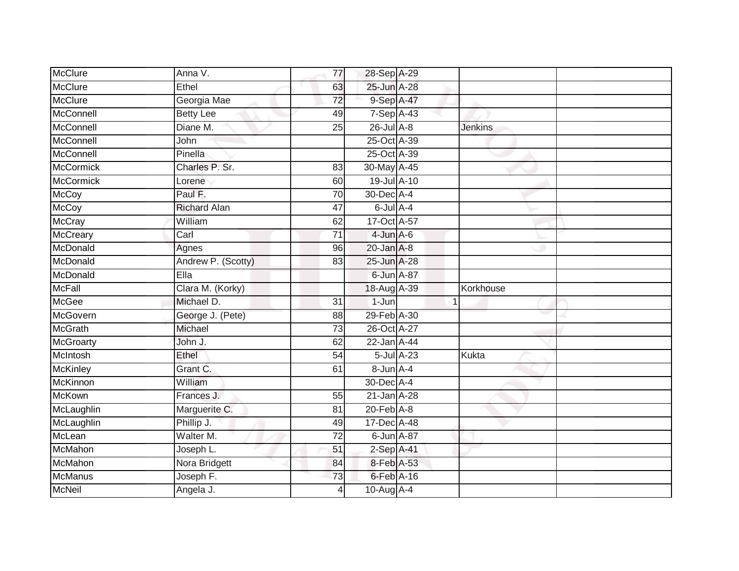| | | | | | | |
|---|---|---|---|---|---|---|
| McClure | Anna V. | 77 | 28-Sep | A-29 | | |
| McClure | Ethel | 63 | 25-Jun | A-28 | | |
| McClure | Georgia Mae | 72 | 9-Sep | A-47 | | |
| McConnell | Betty Lee | 49 | 7-Sep | A-43 | | |
| McConnell | Diane M. | 25 | 26-Jul | A-8 | Jenkins | |
| McConnell | John | | 25-Oct | A-39 | | |
| McConnell | Pinella | | 25-Oct | A-39 | | |
| McCormick | Charles P. Sr. | 83 | 30-May | A-45 | | |
| McCormick | Lorene | 60 | 19-Jul | A-10 | | |
| McCoy | Paul F. | 70 | 30-Dec | A-4 | | |
| McCoy | Richard Alan | 47 | 6-Jul | A-4 | | |
| McCray | William | 62 | 17-Oct | A-57 | | |
| McCreary | Carl | 71 | 4-Jun | A-6 | | |
| McDonald | Agnes | 96 | 20-Jan | A-8 | | |
| McDonald | Andrew P. (Scotty) | 83 | 25-Jun | A-28 | | |
| McDonald | Ella | | 6-Jun | A-87 | | |
| McFall | Clara M. (Korky) | | 18-Aug | A-39 | Korkhouse | |
| McGee | Michael D. | 31 | 1-Jun | 1 | | |
| McGovern | George J. (Pete) | 88 | 29-Feb | A-30 | | |
| McGrath | Michael | 73 | 26-Oct | A-27 | | |
| McGroarty | John J. | 62 | 22-Jan | A-44 | | |
| McIntosh | Ethel | 54 | 5-Jul | A-23 | Kukta | |
| McKinley | Grant C. | 61 | 8-Jun | A-4 | | |
| McKinnon | William | | 30-Dec | A-4 | | |
| McKown | Frances J. | 55 | 21-Jan | A-28 | | |
| McLaughlin | Marguerite C. | 81 | 20-Feb | A-8 | | |
| McLaughlin | Phillip J. | 49 | 17-Dec | A-48 | | |
| McLean | Walter M. | 72 | 6-Jun | A-87 | | |
| McMahon | Joseph L. | 51 | 2-Sep | A-41 | | |
| McMahon | Nora Bridgett | 84 | 8-Feb | A-53 | | |
| McManus | Joseph F. | 73 | 6-Feb | A-16 | | |
| McNeil | Angela J. | 4 | 10-Aug | A-4 | | |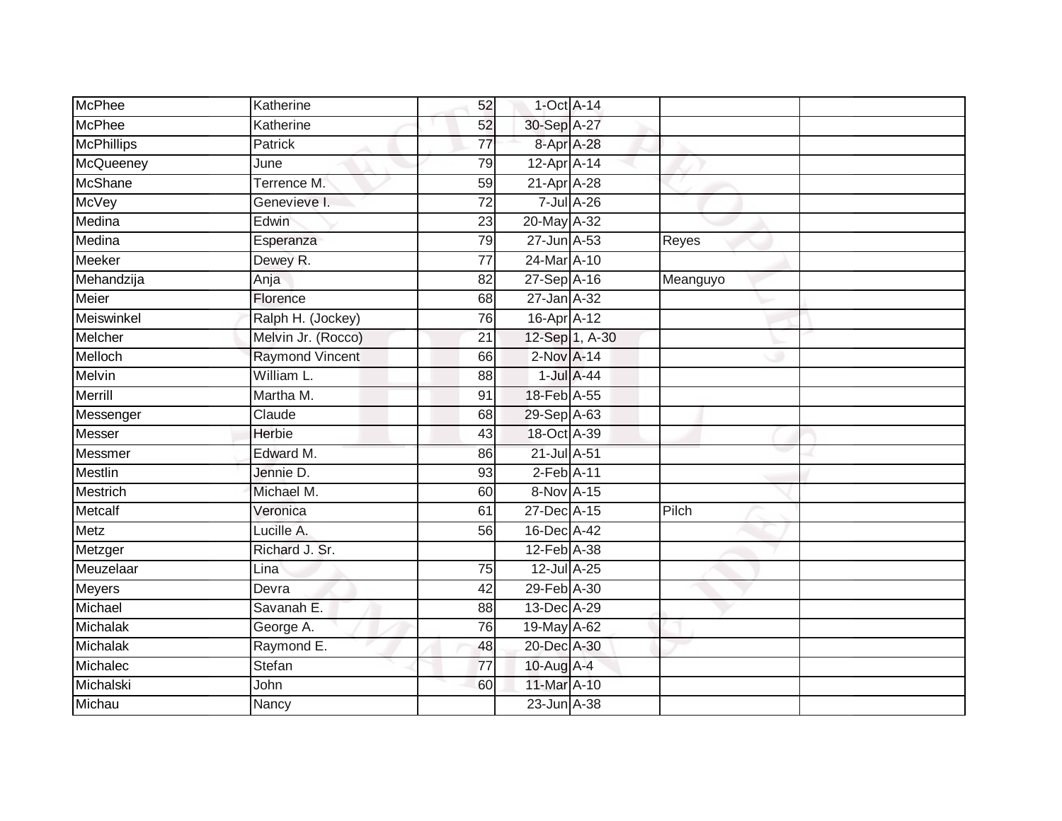| | | | | | | |
|---|---|---|---|---|---|---|
| McPhee | Katherine | 52 | 1-Oct | A-14 | | |
| McPhee | Katherine | 52 | 30-Sep | A-27 | | |
| McPhillips | Patrick | 77 | 8-Apr | A-28 | | |
| McQueeney | June | 79 | 12-Apr | A-14 | | |
| McShane | Terrence M. | 59 | 21-Apr | A-28 | | |
| McVey | Genevieve I. | 72 | 7-Jul | A-26 | | |
| Medina | Edwin | 23 | 20-May | A-32 | | |
| Medina | Esperanza | 79 | 27-Jun | A-53 | Reyes | |
| Meeker | Dewey R. | 77 | 24-Mar | A-10 | | |
| Mehandzija | Anja | 82 | 27-Sep | A-16 | Meanguyo | |
| Meier | Florence | 68 | 27-Jan | A-32 | | |
| Meiswinkel | Ralph H. (Jockey) | 76 | 16-Apr | A-12 | | |
| Melcher | Melvin Jr. (Rocco) | 21 | 12-Sep | 1, A-30 | | |
| Melloch | Raymond Vincent | 66 | 2-Nov | A-14 | | |
| Melvin | William L. | 88 | 1-Jul | A-44 | | |
| Merrill | Martha M. | 91 | 18-Feb | A-55 | | |
| Messenger | Claude | 68 | 29-Sep | A-63 | | |
| Messer | Herbie | 43 | 18-Oct | A-39 | | |
| Messmer | Edward M. | 86 | 21-Jul | A-51 | | |
| Mestlin | Jennie D. | 93 | 2-Feb | A-11 | | |
| Mestrich | Michael M. | 60 | 8-Nov | A-15 | | |
| Metcalf | Veronica | 61 | 27-Dec | A-15 | Pilch | |
| Metz | Lucille A. | 56 | 16-Dec | A-42 | | |
| Metzger | Richard J. Sr. | | 12-Feb | A-38 | | |
| Meuzelaar | Lina | 75 | 12-Jul | A-25 | | |
| Meyers | Devra | 42 | 29-Feb | A-30 | | |
| Michael | Savanah E. | 88 | 13-Dec | A-29 | | |
| Michalak | George A. | 76 | 19-May | A-62 | | |
| Michalak | Raymond E. | 48 | 20-Dec | A-30 | | |
| Michalec | Stefan | 77 | 10-Aug | A-4 | | |
| Michalski | John | 60 | 11-Mar | A-10 | | |
| Michau | Nancy | | 23-Jun | A-38 | | |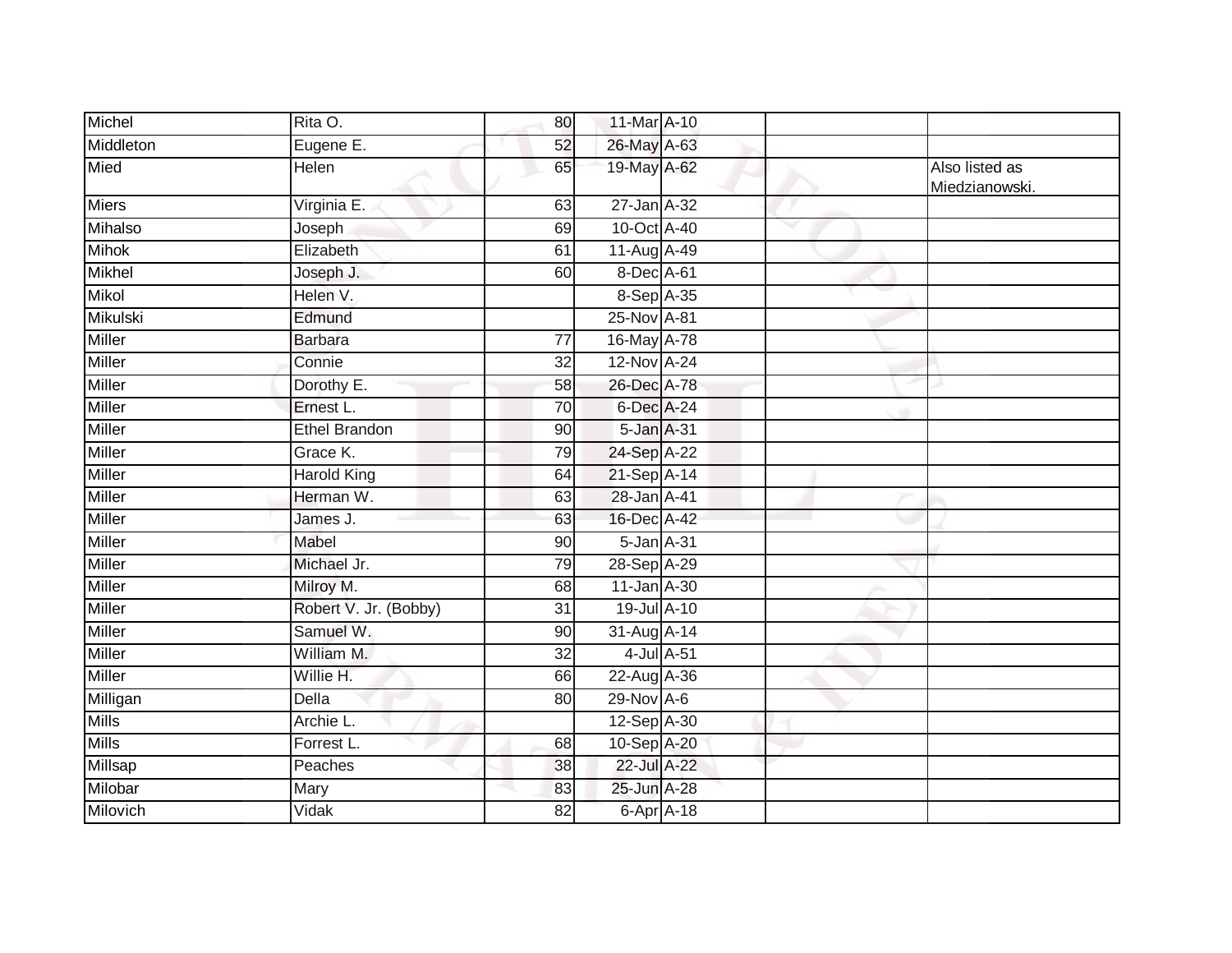| | | | | | | |
|---|---|---|---|---|---|---|
| Michel | Rita O. | 80 | 11-Mar | A-10 | | |
| Middleton | Eugene E. | 52 | 26-May | A-63 | | |
| Mied | Helen | 65 | 19-May | A-62 | | Also listed as Miedzianowski. |
| Miers | Virginia E. | 63 | 27-Jan | A-32 | | |
| Mihalso | Joseph | 69 | 10-Oct | A-40 | | |
| Mihok | Elizabeth | 61 | 11-Aug | A-49 | | |
| Mikhel | Joseph J. | 60 | 8-Dec | A-61 | | |
| Mikol | Helen V. | | 8-Sep | A-35 | | |
| Mikulski | Edmund | | 25-Nov | A-81 | | |
| Miller | Barbara | 77 | 16-May | A-78 | | |
| Miller | Connie | 32 | 12-Nov | A-24 | | |
| Miller | Dorothy E. | 58 | 26-Dec | A-78 | | |
| Miller | Ernest L. | 70 | 6-Dec | A-24 | | |
| Miller | Ethel Brandon | 90 | 5-Jan | A-31 | | |
| Miller | Grace K. | 79 | 24-Sep | A-22 | | |
| Miller | Harold King | 64 | 21-Sep | A-14 | | |
| Miller | Herman W. | 63 | 28-Jan | A-41 | | |
| Miller | James J. | 63 | 16-Dec | A-42 | | |
| Miller | Mabel | 90 | 5-Jan | A-31 | | |
| Miller | Michael Jr. | 79 | 28-Sep | A-29 | | |
| Miller | Milroy M. | 68 | 11-Jan | A-30 | | |
| Miller | Robert V. Jr. (Bobby) | 31 | 19-Jul | A-10 | | |
| Miller | Samuel W. | 90 | 31-Aug | A-14 | | |
| Miller | William M. | 32 | 4-Jul | A-51 | | |
| Miller | Willie H. | 66 | 22-Aug | A-36 | | |
| Milligan | Della | 80 | 29-Nov | A-6 | | |
| Mills | Archie L. | | 12-Sep | A-30 | | |
| Mills | Forrest L. | 68 | 10-Sep | A-20 | | |
| Millsap | Peaches | 38 | 22-Jul | A-22 | | |
| Milobar | Mary | 83 | 25-Jun | A-28 | | |
| Milovich | Vidak | 82 | 6-Apr | A-18 | | |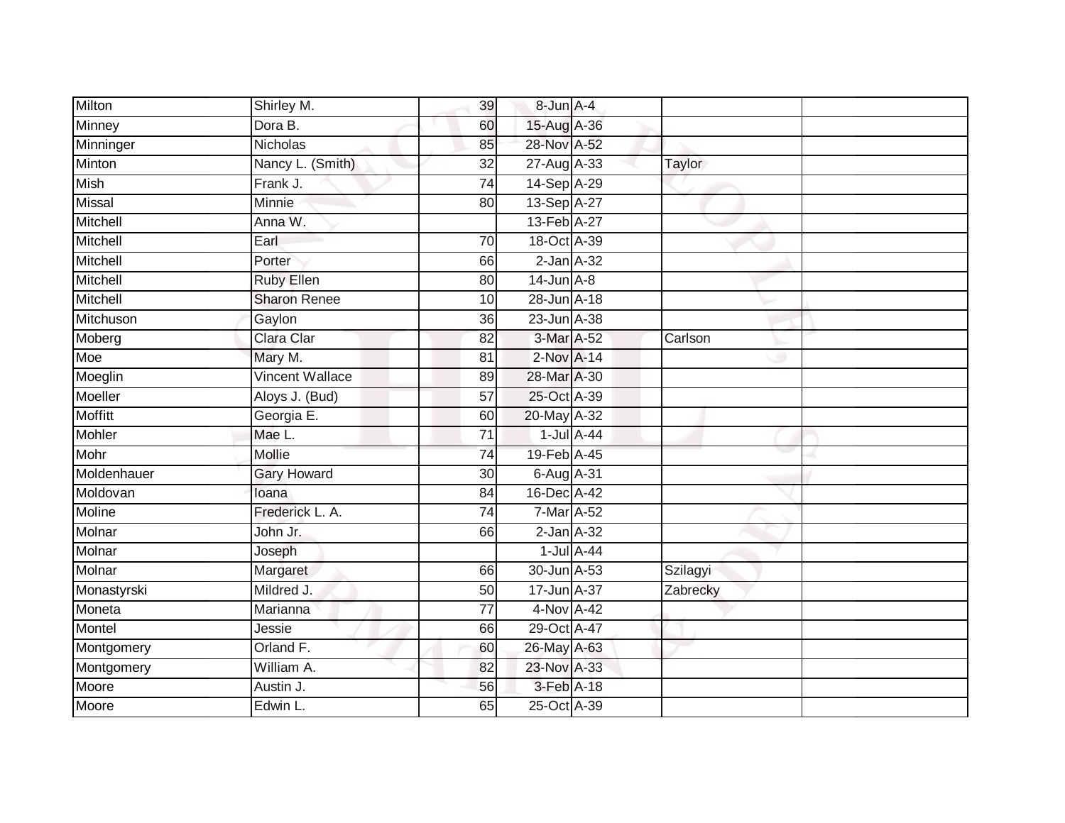| | | | | | | |
|---|---|---|---|---|---|---|
| Milton | Shirley M. | 39 | 8-Jun | A-4 | | |
| Minney | Dora B. | 60 | 15-Aug | A-36 | | |
| Minninger | Nicholas | 85 | 28-Nov | A-52 | | |
| Minton | Nancy L. (Smith) | 32 | 27-Aug | A-33 | Taylor | |
| Mish | Frank J. | 74 | 14-Sep | A-29 | | |
| Missal | Minnie | 80 | 13-Sep | A-27 | | |
| Mitchell | Anna W. | | 13-Feb | A-27 | | |
| Mitchell | Earl | 70 | 18-Oct | A-39 | | |
| Mitchell | Porter | 66 | 2-Jan | A-32 | | |
| Mitchell | Ruby Ellen | 80 | 14-Jun | A-8 | | |
| Mitchell | Sharon Renee | 10 | 28-Jun | A-18 | | |
| Mitchuson | Gaylon | 36 | 23-Jun | A-38 | | |
| Moberg | Clara Clar | 82 | 3-Mar | A-52 | Carlson | |
| Moe | Mary M. | 81 | 2-Nov | A-14 | | |
| Moeglin | Vincent Wallace | 89 | 28-Mar | A-30 | | |
| Moeller | Aloys J. (Bud) | 57 | 25-Oct | A-39 | | |
| Moffitt | Georgia E. | 60 | 20-May | A-32 | | |
| Mohler | Mae L. | 71 | 1-Jul | A-44 | | |
| Mohr | Mollie | 74 | 19-Feb | A-45 | | |
| Moldenhauer | Gary Howard | 30 | 6-Aug | A-31 | | |
| Moldovan | Ioana | 84 | 16-Dec | A-42 | | |
| Moline | Frederick L. A. | 74 | 7-Mar | A-52 | | |
| Molnar | John Jr. | 66 | 2-Jan | A-32 | | |
| Molnar | Joseph | | 1-Jul | A-44 | | |
| Molnar | Margaret | 66 | 30-Jun | A-53 | Szilagyi | |
| Monastyrski | Mildred J. | 50 | 17-Jun | A-37 | Zabrecky | |
| Moneta | Marianna | 77 | 4-Nov | A-42 | | |
| Montel | Jessie | 66 | 29-Oct | A-47 | | |
| Montgomery | Orland F. | 60 | 26-May | A-63 | | |
| Montgomery | William A. | 82 | 23-Nov | A-33 | | |
| Moore | Austin J. | 56 | 3-Feb | A-18 | | |
| Moore | Edwin L. | 65 | 25-Oct | A-39 | | |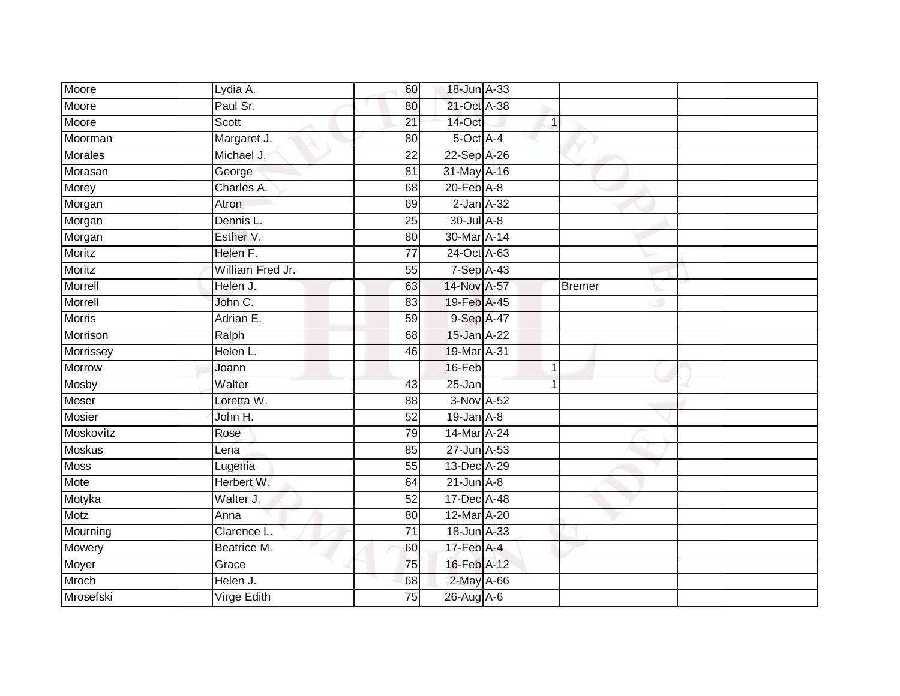| | | | | | | |
|---|---|---|---|---|---|---|
| Moore | Lydia A. | 60 | 18-Jun | A-33 | | |
| Moore | Paul Sr. | 80 | 21-Oct | A-38 | | |
| Moore | Scott | 21 | 14-Oct | 1 | | |
| Moorman | Margaret J. | 80 | 5-Oct | A-4 | | |
| Morales | Michael J. | 22 | 22-Sep | A-26 | | |
| Morasan | George | 81 | 31-May | A-16 | | |
| Morey | Charles A. | 68 | 20-Feb | A-8 | | |
| Morgan | Atron | 69 | 2-Jan | A-32 | | |
| Morgan | Dennis L. | 25 | 30-Jul | A-8 | | |
| Morgan | Esther V. | 80 | 30-Mar | A-14 | | |
| Moritz | Helen F. | 77 | 24-Oct | A-63 | | |
| Moritz | William Fred Jr. | 55 | 7-Sep | A-43 | | |
| Morrell | Helen J. | 63 | 14-Nov | A-57 | Bremer | |
| Morrell | John C. | 83 | 19-Feb | A-45 | | |
| Morris | Adrian E. | 59 | 9-Sep | A-47 | | |
| Morrison | Ralph | 68 | 15-Jan | A-22 | | |
| Morrissey | Helen L. | 46 | 19-Mar | A-31 | | |
| Morrow | Joann | | 16-Feb | 1 | | |
| Mosby | Walter | 43 | 25-Jan | 1 | | |
| Moser | Loretta W. | 88 | 3-Nov | A-52 | | |
| Mosier | John H. | 52 | 19-Jan | A-8 | | |
| Moskovitz | Rose | 79 | 14-Mar | A-24 | | |
| Moskus | Lena | 85 | 27-Jun | A-53 | | |
| Moss | Lugenia | 55 | 13-Dec | A-29 | | |
| Mote | Herbert W. | 64 | 21-Jun | A-8 | | |
| Motyka | Walter J. | 52 | 17-Dec | A-48 | | |
| Motz | Anna | 80 | 12-Mar | A-20 | | |
| Mourning | Clarence L. | 71 | 18-Jun | A-33 | | |
| Mowery | Beatrice M. | 60 | 17-Feb | A-4 | | |
| Moyer | Grace | 75 | 16-Feb | A-12 | | |
| Mroch | Helen J. | 68 | 2-May | A-66 | | |
| Mrosefski | Virge Edith | 75 | 26-Aug | A-6 | | |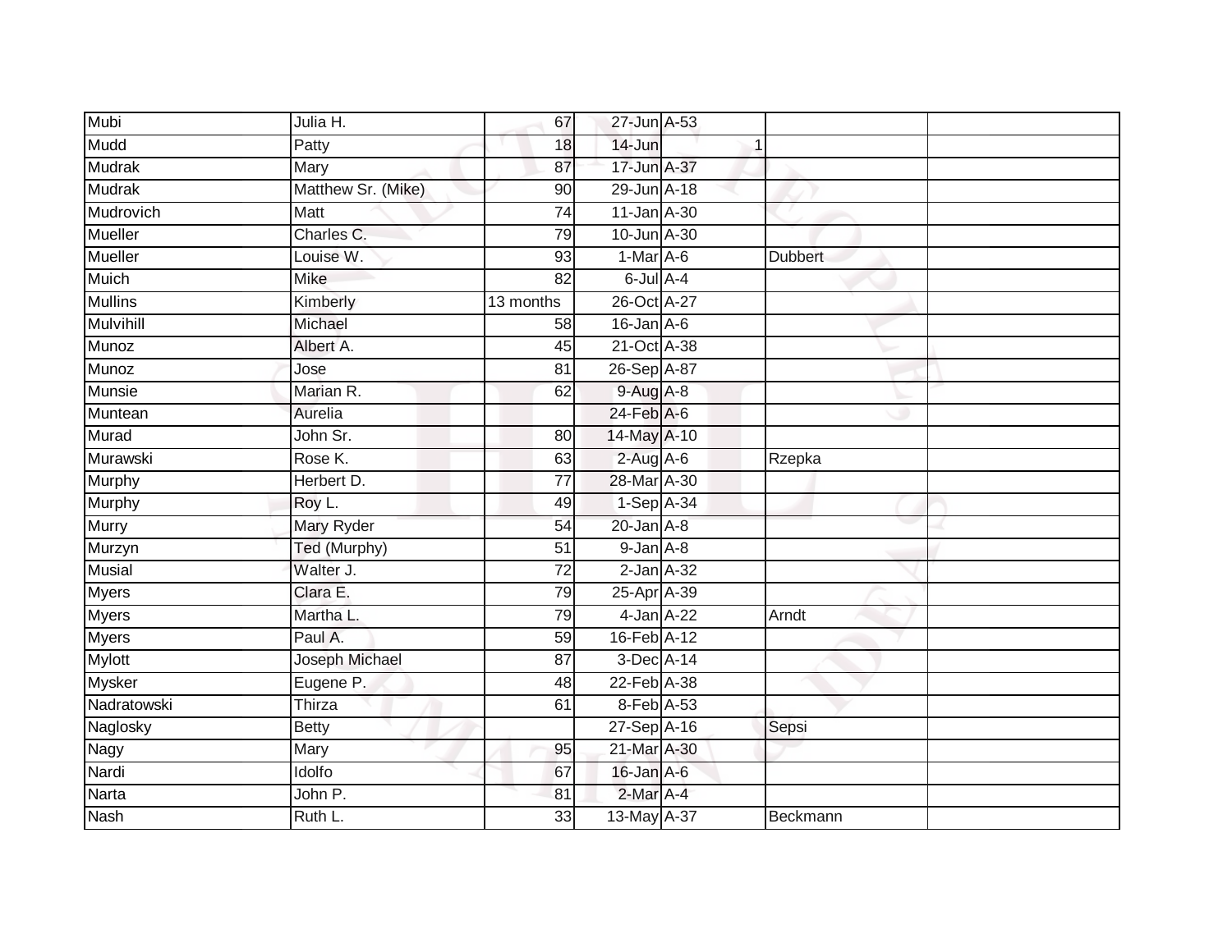| Mubi | Julia H. | 67 | 27-Jun | A-53 | | |
|---|---|---|---|---|---|---|
| Mudd | Patty | 18 | 14-Jun | 1 | | |
| Mudrak | Mary | 87 | 17-Jun | A-37 | | |
| Mudrak | Matthew Sr. (Mike) | 90 | 29-Jun | A-18 | | |
| Mudrovich | Matt | 74 | 11-Jan | A-30 | | |
| Mueller | Charles C. | 79 | 10-Jun | A-30 | | |
| Mueller | Louise W. | 93 | 1-Mar | A-6 | Dubbert | |
| Muich | Mike | 82 | 6-Jul | A-4 | | |
| Mullins | Kimberly | 13 months | 26-Oct | A-27 | | |
| Mulvihill | Michael | 58 | 16-Jan | A-6 | | |
| Munoz | Albert A. | 45 | 21-Oct | A-38 | | |
| Munoz | Jose | 81 | 26-Sep | A-87 | | |
| Munsie | Marian R. | 62 | 9-Aug | A-8 | | |
| Muntean | Aurelia | | 24-Feb | A-6 | | |
| Murad | John Sr. | 80 | 14-May | A-10 | | |
| Murawski | Rose K. | 63 | 2-Aug | A-6 | Rzepka | |
| Murphy | Herbert D. | 77 | 28-Mar | A-30 | | |
| Murphy | Roy L. | 49 | 1-Sep | A-34 | | |
| Murry | Mary Ryder | 54 | 20-Jan | A-8 | | |
| Murzyn | Ted (Murphy) | 51 | 9-Jan | A-8 | | |
| Musial | Walter J. | 72 | 2-Jan | A-32 | | |
| Myers | Clara E. | 79 | 25-Apr | A-39 | | |
| Myers | Martha L. | 79 | 4-Jan | A-22 | Arndt | |
| Myers | Paul A. | 59 | 16-Feb | A-12 | | |
| Mylott | Joseph Michael | 87 | 3-Dec | A-14 | | |
| Mysker | Eugene P. | 48 | 22-Feb | A-38 | | |
| Nadratowski | Thirza | 61 | 8-Feb | A-53 | | |
| Naglosky | Betty | | 27-Sep | A-16 | Sepsi | |
| Nagy | Mary | 95 | 21-Mar | A-30 | | |
| Nardi | Idolfo | 67 | 16-Jan | A-6 | | |
| Narta | John P. | 81 | 2-Mar | A-4 | | |
| Nash | Ruth L. | 33 | 13-May | A-37 | Beckmann | |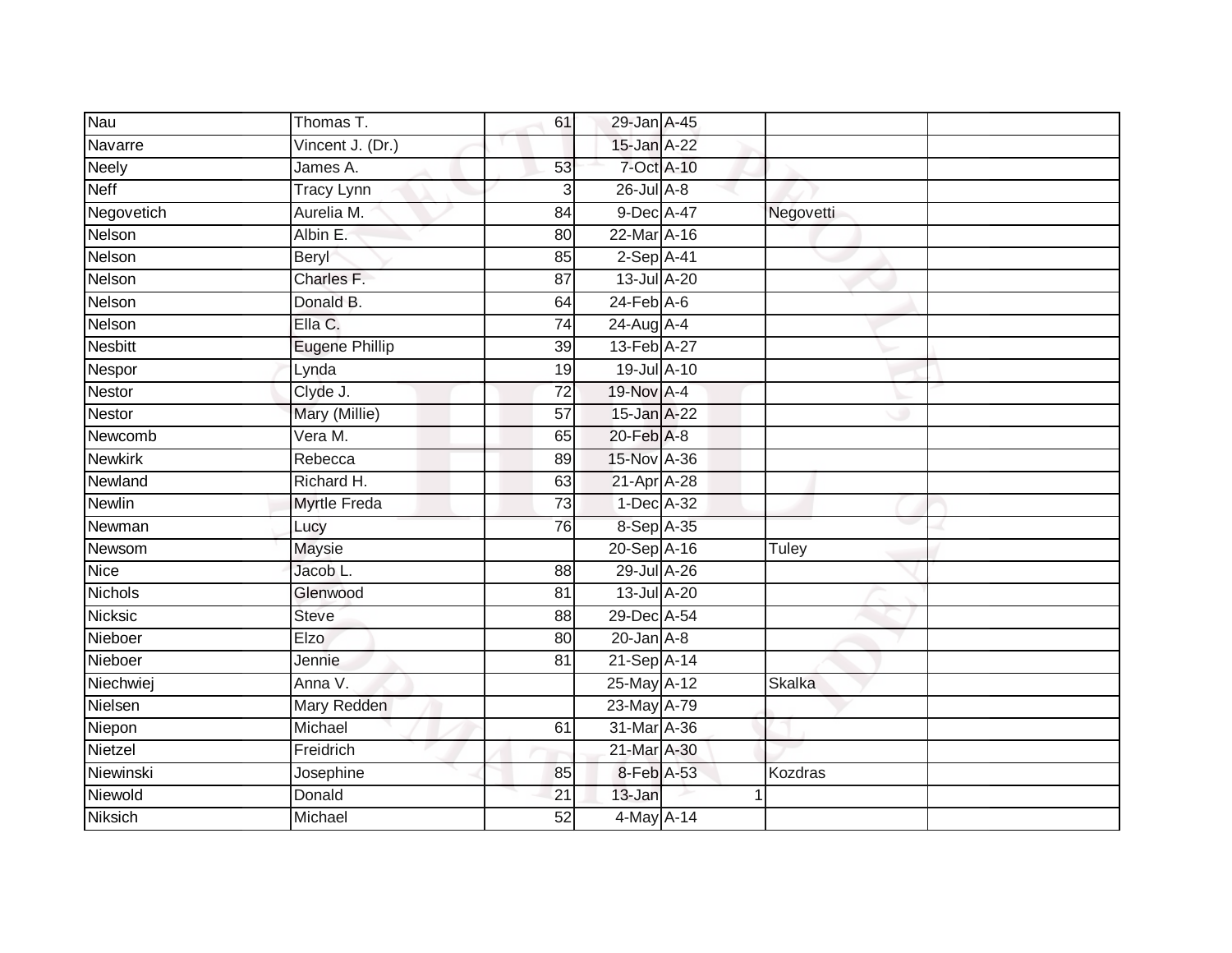| Nau | Thomas T. | 61 | 29-Jan | A-45 | | |
|---|---|---|---|---|---|---|
| Navarre | Vincent J. (Dr.) | | 15-Jan | A-22 | | |
| Neely | James A. | 53 | 7-Oct | A-10 | | |
| Neff | Tracy Lynn | 3 | 26-Jul | A-8 | | |
| Negovetich | Aurelia M. | 84 | 9-Dec | A-47 | Negovetti | |
| Nelson | Albin E. | 80 | 22-Mar | A-16 | | |
| Nelson | Beryl | 85 | 2-Sep | A-41 | | |
| Nelson | Charles F. | 87 | 13-Jul | A-20 | | |
| Nelson | Donald B. | 64 | 24-Feb | A-6 | | |
| Nelson | Ella C. | 74 | 24-Aug | A-4 | | |
| Nesbitt | Eugene Phillip | 39 | 13-Feb | A-27 | | |
| Nespor | Lynda | 19 | 19-Jul | A-10 | | |
| Nestor | Clyde J. | 72 | 19-Nov | A-4 | | |
| Nestor | Mary (Millie) | 57 | 15-Jan | A-22 | | |
| Newcomb | Vera M. | 65 | 20-Feb | A-8 | | |
| Newkirk | Rebecca | 89 | 15-Nov | A-36 | | |
| Newland | Richard H. | 63 | 21-Apr | A-28 | | |
| Newlin | Myrtle Freda | 73 | 1-Dec | A-32 | | |
| Newman | Lucy | 76 | 8-Sep | A-35 | | |
| Newsom | Maysie | | 20-Sep | A-16 | Tuley | |
| Nice | Jacob L. | 88 | 29-Jul | A-26 | | |
| Nichols | Glenwood | 81 | 13-Jul | A-20 | | |
| Nicksic | Steve | 88 | 29-Dec | A-54 | | |
| Nieboer | Elzo | 80 | 20-Jan | A-8 | | |
| Nieboer | Jennie | 81 | 21-Sep | A-14 | | |
| Niechwiej | Anna V. | | 25-May | A-12 | Skalka | |
| Nielsen | Mary Redden | | 23-May | A-79 | | |
| Niepon | Michael | 61 | 31-Mar | A-36 | | |
| Nietzel | Freidrich | | 21-Mar | A-30 | | |
| Niewinski | Josephine | 85 | 8-Feb | A-53 | Kozdras | |
| Niewold | Donald | 21 | 13-Jan | 1 | | |
| Niksich | Michael | 52 | 4-May | A-14 | | |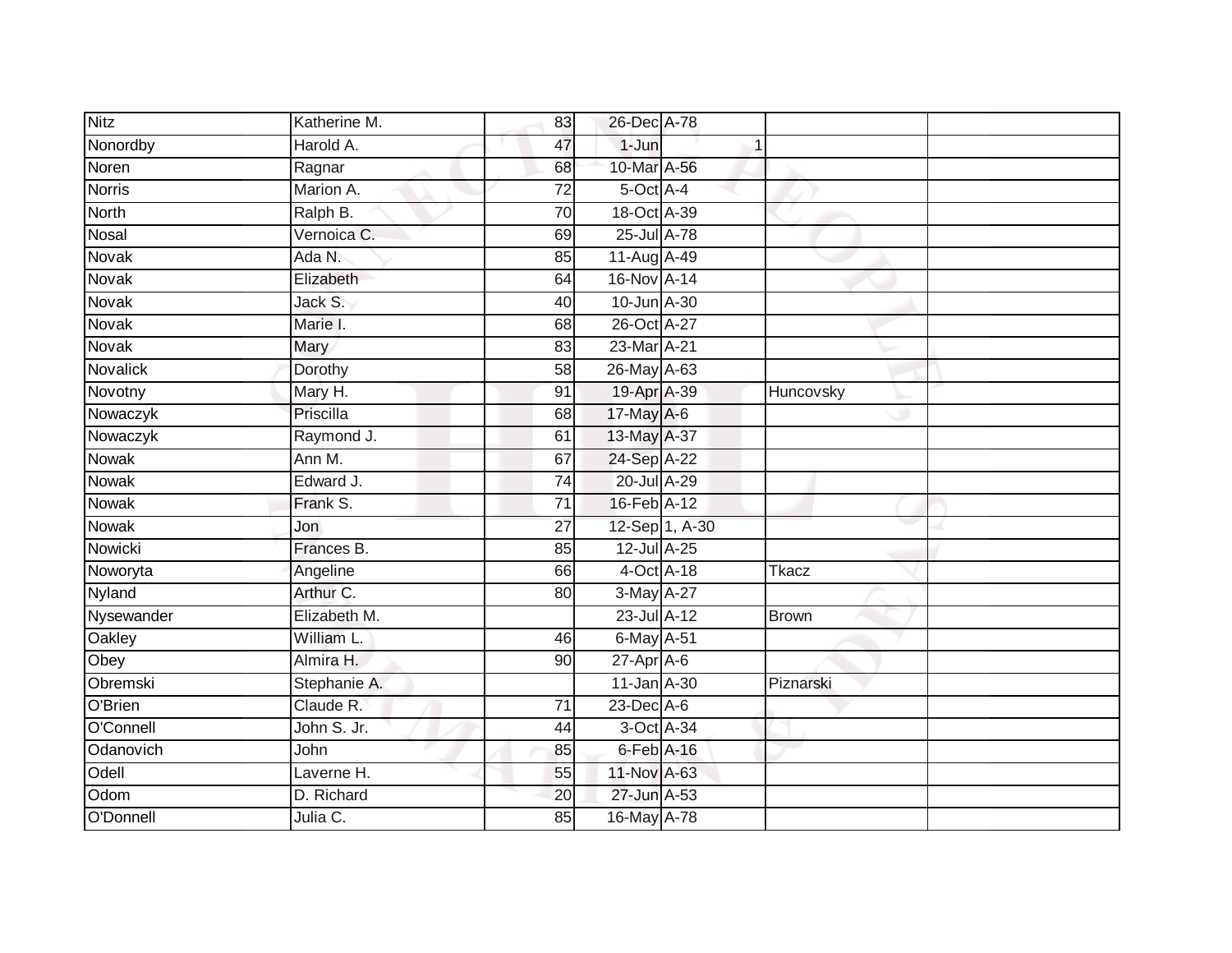| | | | | | | |
|---|---|---|---|---|---|---|
| Nitz | Katherine M. | 83 | 26-Dec | A-78 | | |
| Nonordby | Harold A. | 47 | 1-Jun | 1 | | |
| Noren | Ragnar | 68 | 10-Mar | A-56 | | |
| Norris | Marion A. | 72 | 5-Oct | A-4 | | |
| North | Ralph B. | 70 | 18-Oct | A-39 | | |
| Nosal | Vernoica C. | 69 | 25-Jul | A-78 | | |
| Novak | Ada N. | 85 | 11-Aug | A-49 | | |
| Novak | Elizabeth | 64 | 16-Nov | A-14 | | |
| Novak | Jack S. | 40 | 10-Jun | A-30 | | |
| Novak | Marie I. | 68 | 26-Oct | A-27 | | |
| Novak | Mary | 83 | 23-Mar | A-21 | | |
| Novalick | Dorothy | 58 | 26-May | A-63 | | |
| Novotny | Mary H. | 91 | 19-Apr | A-39 | Huncovsky | |
| Nowaczyk | Priscilla | 68 | 17-May | A-6 | | |
| Nowaczyk | Raymond J. | 61 | 13-May | A-37 | | |
| Nowak | Ann M. | 67 | 24-Sep | A-22 | | |
| Nowak | Edward J. | 74 | 20-Jul | A-29 | | |
| Nowak | Frank S. | 71 | 16-Feb | A-12 | | |
| Nowak | Jon | 27 | 12-Sep | 1, A-30 | | |
| Nowicki | Frances B. | 85 | 12-Jul | A-25 | | |
| Noworyta | Angeline | 66 | 4-Oct | A-18 | Tkacz | |
| Nyland | Arthur C. | 80 | 3-May | A-27 | | |
| Nysewander | Elizabeth M. | | 23-Jul | A-12 | Brown | |
| Oakley | William L. | 46 | 6-May | A-51 | | |
| Obey | Almira H. | 90 | 27-Apr | A-6 | | |
| Obremski | Stephanie A. | | 11-Jan | A-30 | Piznarski | |
| O'Brien | Claude R. | 71 | 23-Dec | A-6 | | |
| O'Connell | John S. Jr. | 44 | 3-Oct | A-34 | | |
| Odanovich | John | 85 | 6-Feb | A-16 | | |
| Odell | Laverne H. | 55 | 11-Nov | A-63 | | |
| Odom | D. Richard | 20 | 27-Jun | A-53 | | |
| O'Donnell | Julia C. | 85 | 16-May | A-78 | | |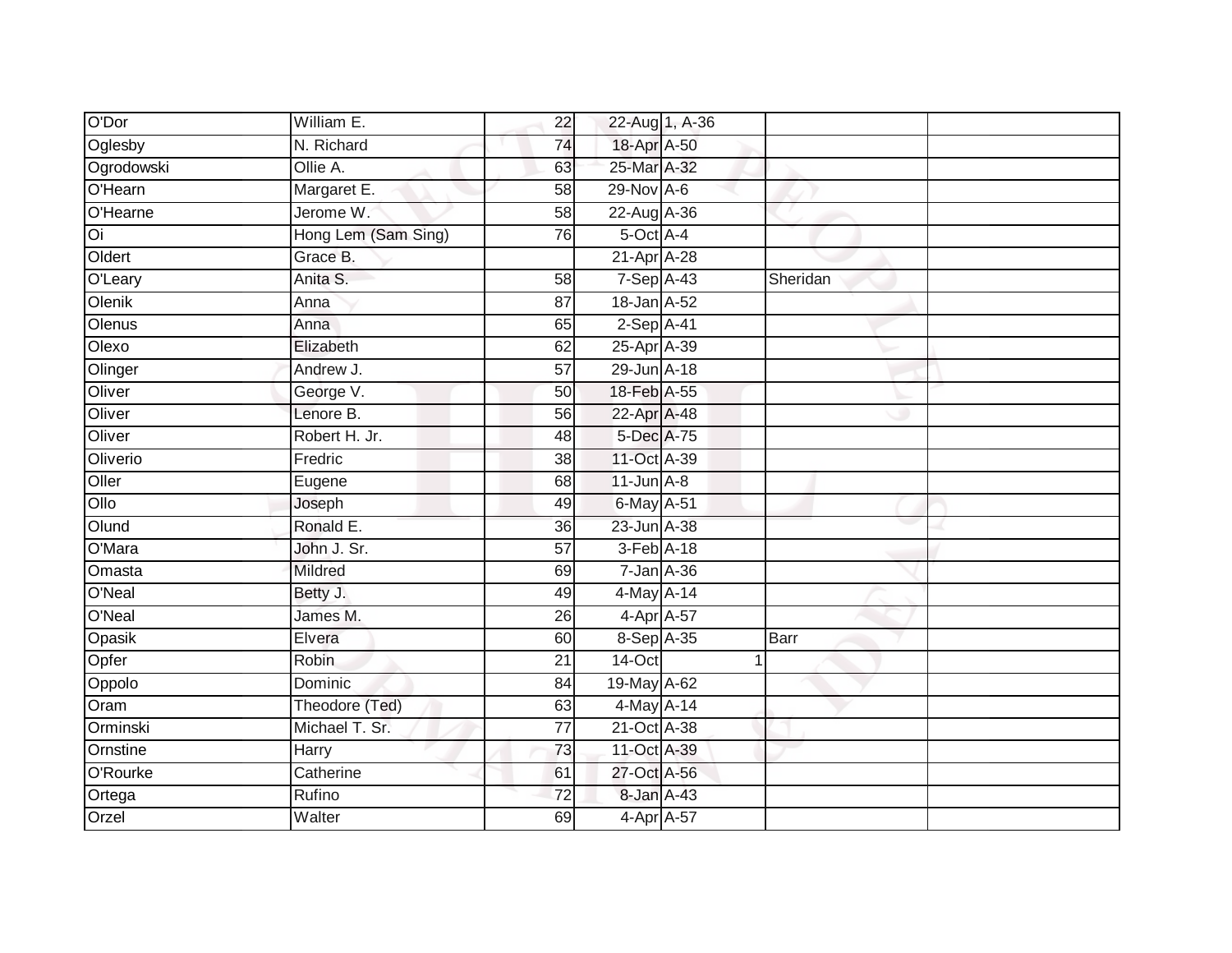| | | | | | | |
|---|---|---|---|---|---|---|
| O'Dor | William E. | 22 | 22-Aug | 1, A-36 | | |
| Oglesby | N. Richard | 74 | 18-Apr | A-50 | | |
| Ogrodowski | Ollie A. | 63 | 25-Mar | A-32 | | |
| O'Hearn | Margaret E. | 58 | 29-Nov | A-6 | | |
| O'Hearne | Jerome W. | 58 | 22-Aug | A-36 | | |
| Oi | Hong Lem (Sam Sing) | 76 | 5-Oct | A-4 | | |
| Oldert | Grace B. | | 21-Apr | A-28 | | |
| O'Leary | Anita S. | 58 | 7-Sep | A-43 | Sheridan | |
| Olenik | Anna | 87 | 18-Jan | A-52 | | |
| Olenus | Anna | 65 | 2-Sep | A-41 | | |
| Olexo | Elizabeth | 62 | 25-Apr | A-39 | | |
| Olinger | Andrew J. | 57 | 29-Jun | A-18 | | |
| Oliver | George V. | 50 | 18-Feb | A-55 | | |
| Oliver | Lenore B. | 56 | 22-Apr | A-48 | | |
| Oliver | Robert H. Jr. | 48 | 5-Dec | A-75 | | |
| Oliverio | Fredric | 38 | 11-Oct | A-39 | | |
| Oller | Eugene | 68 | 11-Jun | A-8 | | |
| Ollo | Joseph | 49 | 6-May | A-51 | | |
| Olund | Ronald E. | 36 | 23-Jun | A-38 | | |
| O'Mara | John J. Sr. | 57 | 3-Feb | A-18 | | |
| Omasta | Mildred | 69 | 7-Jan | A-36 | | |
| O'Neal | Betty J. | 49 | 4-May | A-14 | | |
| O'Neal | James M. | 26 | 4-Apr | A-57 | | |
| Opasik | Elvera | 60 | 8-Sep | A-35 | Barr | |
| Opfer | Robin | 21 | 14-Oct | 1 | | |
| Oppolo | Dominic | 84 | 19-May | A-62 | | |
| Oram | Theodore (Ted) | 63 | 4-May | A-14 | | |
| Orminski | Michael T. Sr. | 77 | 21-Oct | A-38 | | |
| Ornstine | Harry | 73 | 11-Oct | A-39 | | |
| O'Rourke | Catherine | 61 | 27-Oct | A-56 | | |
| Ortega | Rufino | 72 | 8-Jan | A-43 | | |
| Orzel | Walter | 69 | 4-Apr | A-57 | | |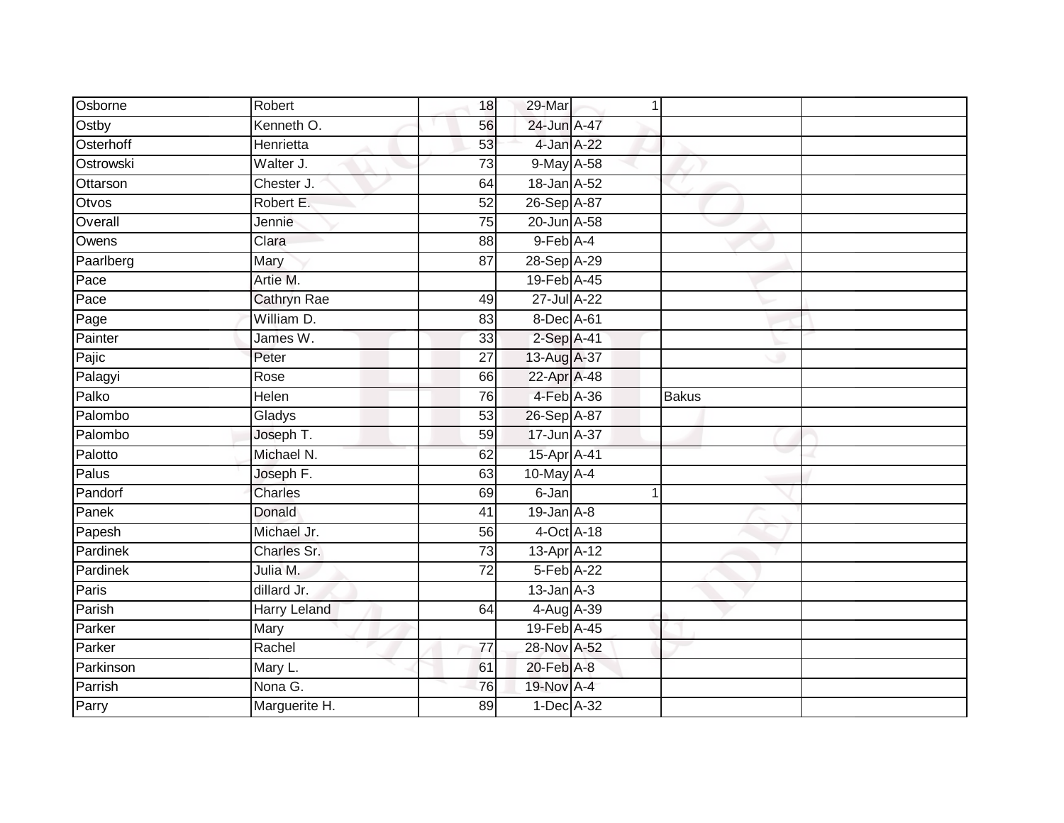| | | | | | | |
|---|---|---|---|---|---|---|
| Osborne | Robert | 18 | 29-Mar | 1 | | |
| Ostby | Kenneth O. | 56 | 24-Jun | A-47 | | |
| Osterhoff | Henrietta | 53 | 4-Jan | A-22 | | |
| Ostrowski | Walter J. | 73 | 9-May | A-58 | | |
| Ottarson | Chester J. | 64 | 18-Jan | A-52 | | |
| Otvos | Robert E. | 52 | 26-Sep | A-87 | | |
| Overall | Jennie | 75 | 20-Jun | A-58 | | |
| Owens | Clara | 88 | 9-Feb | A-4 | | |
| Paarlberg | Mary | 87 | 28-Sep | A-29 | | |
| Pace | Artie M. | | 19-Feb | A-45 | | |
| Pace | Cathryn Rae | 49 | 27-Jul | A-22 | | |
| Page | William D. | 83 | 8-Dec | A-61 | | |
| Painter | James W. | 33 | 2-Sep | A-41 | | |
| Pajic | Peter | 27 | 13-Aug | A-37 | | |
| Palagyi | Rose | 66 | 22-Apr | A-48 | | |
| Palko | Helen | 76 | 4-Feb | A-36 | Bakus | |
| Palombo | Gladys | 53 | 26-Sep | A-87 | | |
| Palombo | Joseph T. | 59 | 17-Jun | A-37 | | |
| Palotto | Michael N. | 62 | 15-Apr | A-41 | | |
| Palus | Joseph F. | 63 | 10-May | A-4 | | |
| Pandorf | Charles | 69 | 6-Jan | 1 | | |
| Panek | Donald | 41 | 19-Jan | A-8 | | |
| Papesh | Michael Jr. | 56 | 4-Oct | A-18 | | |
| Pardinek | Charles Sr. | 73 | 13-Apr | A-12 | | |
| Pardinek | Julia M. | 72 | 5-Feb | A-22 | | |
| Paris | dillard Jr. | | 13-Jan | A-3 | | |
| Parish | Harry Leland | 64 | 4-Aug | A-39 | | |
| Parker | Mary | | 19-Feb | A-45 | | |
| Parker | Rachel | 77 | 28-Nov | A-52 | | |
| Parkinson | Mary L. | 61 | 20-Feb | A-8 | | |
| Parrish | Nona G. | 76 | 19-Nov | A-4 | | |
| Parry | Marguerite H. | 89 | 1-Dec | A-32 | | |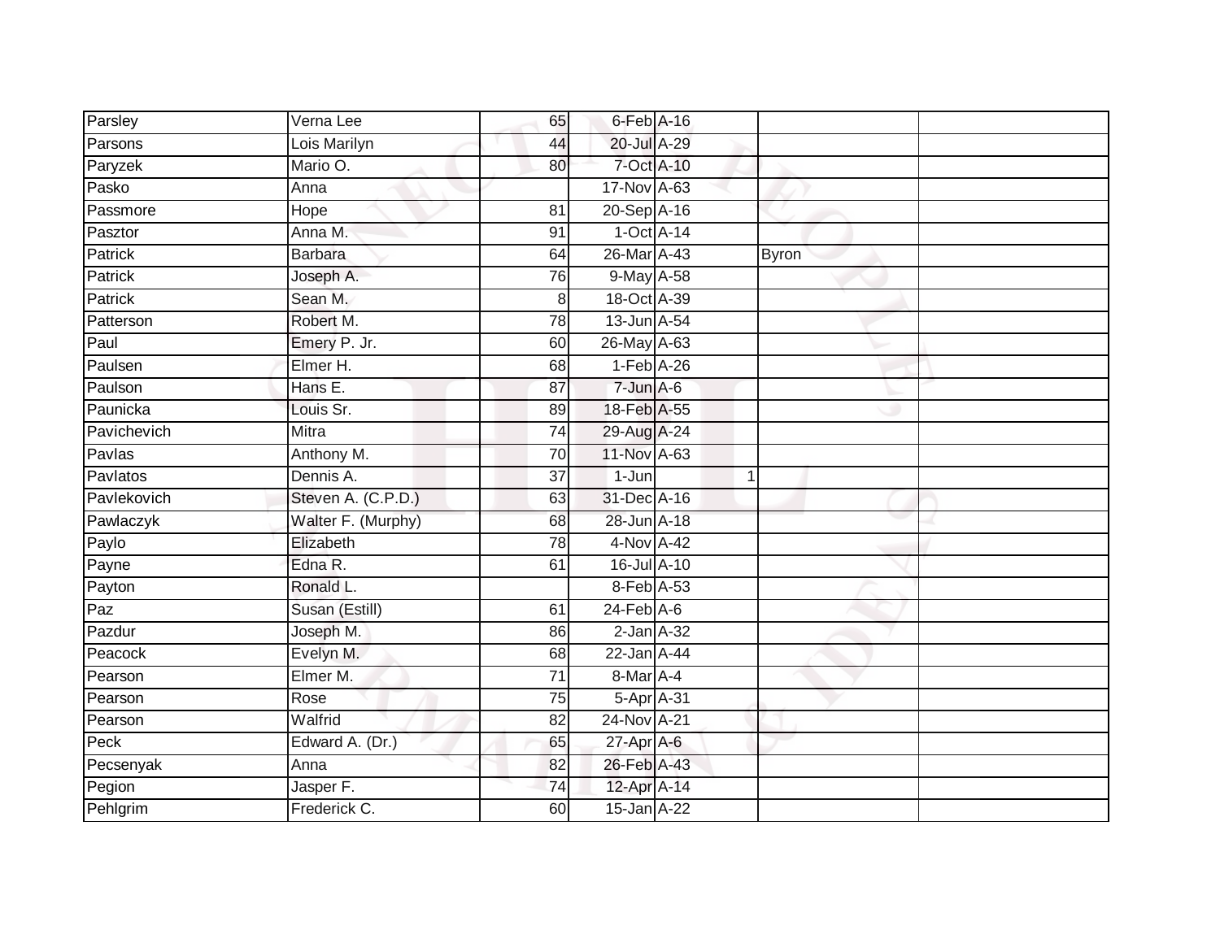| | | | | | | | |
|---|---|---|---|---|---|---|---|
| Parsley | Verna Lee | 65 | 6-Feb | A-16 | | | |
| Parsons | Lois Marilyn | 44 | 20-Jul | A-29 | | | |
| Paryzek | Mario O. | 80 | 7-Oct | A-10 | | | |
| Pasko | Anna | | 17-Nov | A-63 | | | |
| Passmore | Hope | 81 | 20-Sep | A-16 | | | |
| Pasztor | Anna M. | 91 | 1-Oct | A-14 | | | |
| Patrick | Barbara | 64 | 26-Mar | A-43 | | Byron | |
| Patrick | Joseph A. | 76 | 9-May | A-58 | | | |
| Patrick | Sean M. | 8 | 18-Oct | A-39 | | | |
| Patterson | Robert M. | 78 | 13-Jun | A-54 | | | |
| Paul | Emery P. Jr. | 60 | 26-May | A-63 | | | |
| Paulsen | Elmer H. | 68 | 1-Feb | A-26 | | | |
| Paulson | Hans E. | 87 | 7-Jun | A-6 | | | |
| Paunicka | Louis Sr. | 89 | 18-Feb | A-55 | | | |
| Pavichevich | Mitra | 74 | 29-Aug | A-24 | | | |
| Pavlas | Anthony M. | 70 | 11-Nov | A-63 | | | |
| Pavlatos | Dennis A. | 37 | 1-Jun | | 1 | | |
| Pavlekovich | Steven A. (C.P.D.) | 63 | 31-Dec | A-16 | | | |
| Pawlaczyk | Walter F. (Murphy) | 68 | 28-Jun | A-18 | | | |
| Paylo | Elizabeth | 78 | 4-Nov | A-42 | | | |
| Payne | Edna R. | 61 | 16-Jul | A-10 | | | |
| Payton | Ronald L. | | 8-Feb | A-53 | | | |
| Paz | Susan (Estill) | 61 | 24-Feb | A-6 | | | |
| Pazdur | Joseph M. | 86 | 2-Jan | A-32 | | | |
| Peacock | Evelyn M. | 68 | 22-Jan | A-44 | | | |
| Pearson | Elmer M. | 71 | 8-Mar | A-4 | | | |
| Pearson | Rose | 75 | 5-Apr | A-31 | | | |
| Pearson | Walfrid | 82 | 24-Nov | A-21 | | | |
| Peck | Edward A. (Dr.) | 65 | 27-Apr | A-6 | | | |
| Pecsenyak | Anna | 82 | 26-Feb | A-43 | | | |
| Pegion | Jasper F. | 74 | 12-Apr | A-14 | | | |
| Pehlgrim | Frederick C. | 60 | 15-Jan | A-22 | | | |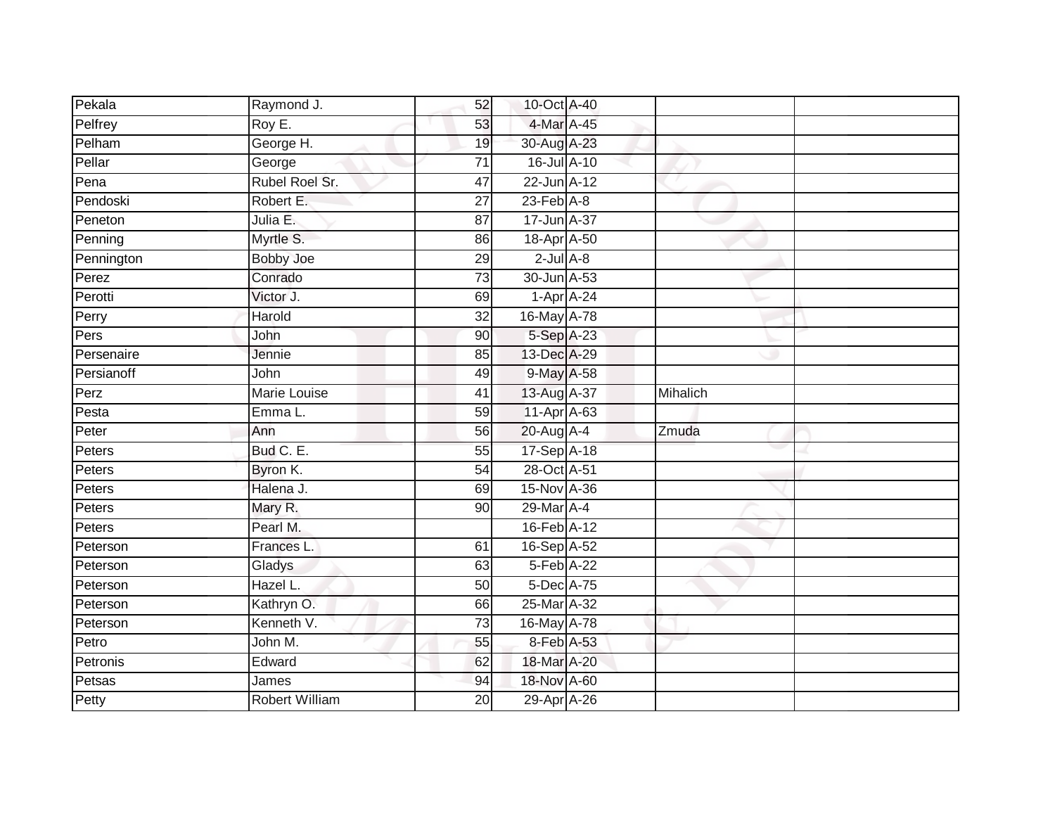| | | | | | | |
|---|---|---|---|---|---|---|
| Pekala | Raymond J. | 52 | 10-Oct | A-40 | | |
| Pelfrey | Roy E. | 53 | 4-Mar | A-45 | | |
| Pelham | George H. | 19 | 30-Aug | A-23 | | |
| Pellar | George | 71 | 16-Jul | A-10 | | |
| Pena | Rubel Roel Sr. | 47 | 22-Jun | A-12 | | |
| Pendoski | Robert E. | 27 | 23-Feb | A-8 | | |
| Peneton | Julia E. | 87 | 17-Jun | A-37 | | |
| Penning | Myrtle S. | 86 | 18-Apr | A-50 | | |
| Pennington | Bobby Joe | 29 | 2-Jul | A-8 | | |
| Perez | Conrado | 73 | 30-Jun | A-53 | | |
| Perotti | Victor J. | 69 | 1-Apr | A-24 | | |
| Perry | Harold | 32 | 16-May | A-78 | | |
| Pers | John | 90 | 5-Sep | A-23 | | |
| Persenaire | Jennie | 85 | 13-Dec | A-29 | | |
| Persianoff | John | 49 | 9-May | A-58 | | |
| Perz | Marie Louise | 41 | 13-Aug | A-37 | Mihalich | |
| Pesta | Emma L. | 59 | 11-Apr | A-63 | | |
| Peter | Ann | 56 | 20-Aug | A-4 | Zmuda | |
| Peters | Bud C. E. | 55 | 17-Sep | A-18 | | |
| Peters | Byron K. | 54 | 28-Oct | A-51 | | |
| Peters | Halena J. | 69 | 15-Nov | A-36 | | |
| Peters | Mary R. | 90 | 29-Mar | A-4 | | |
| Peters | Pearl M. | | 16-Feb | A-12 | | |
| Peterson | Frances L. | 61 | 16-Sep | A-52 | | |
| Peterson | Gladys | 63 | 5-Feb | A-22 | | |
| Peterson | Hazel L. | 50 | 5-Dec | A-75 | | |
| Peterson | Kathryn O. | 66 | 25-Mar | A-32 | | |
| Peterson | Kenneth V. | 73 | 16-May | A-78 | | |
| Petro | John M. | 55 | 8-Feb | A-53 | | |
| Petronis | Edward | 62 | 18-Mar | A-20 | | |
| Petsas | James | 94 | 18-Nov | A-60 | | |
| Petty | Robert William | 20 | 29-Apr | A-26 | | |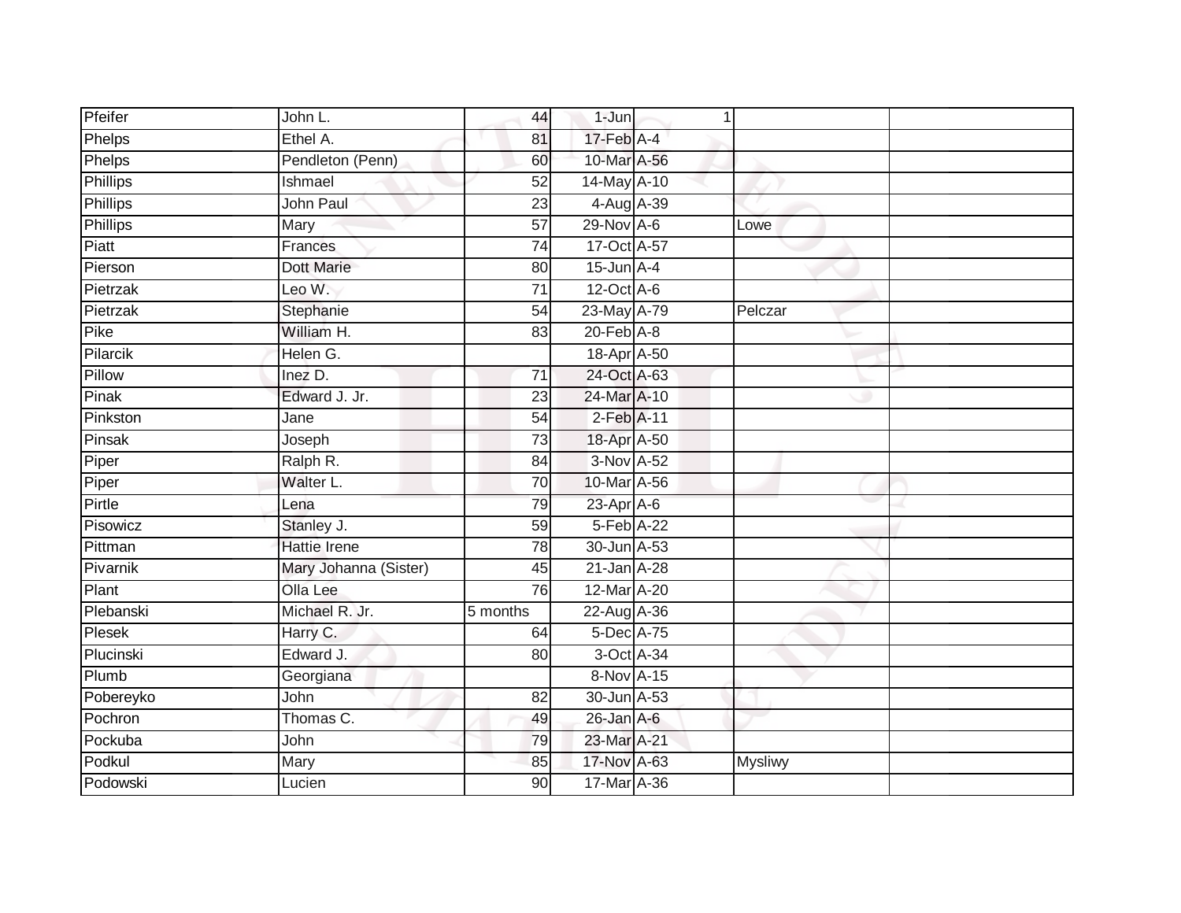| Pfeifer | John L. | 44 | 1-Jun | 1 | | |
|---|---|---|---|---|---|---|
| Phelps | Ethel A. | 81 | 17-Feb | A-4 | | |
| Phelps | Pendleton (Penn) | 60 | 10-Mar | A-56 | | |
| Phillips | Ishmael | 52 | 14-May | A-10 | | |
| Phillips | John Paul | 23 | 4-Aug | A-39 | | |
| Phillips | Mary | 57 | 29-Nov | A-6 | Lowe | |
| Piatt | Frances | 74 | 17-Oct | A-57 | | |
| Pierson | Dott Marie | 80 | 15-Jun | A-4 | | |
| Pietrzak | Leo W. | 71 | 12-Oct | A-6 | | |
| Pietrzak | Stephanie | 54 | 23-May | A-79 | Pelczar | |
| Pike | William H. | 83 | 20-Feb | A-8 | | |
| Pilarcik | Helen G. | | 18-Apr | A-50 | | |
| Pillow | Inez D. | 71 | 24-Oct | A-63 | | |
| Pinak | Edward J. Jr. | 23 | 24-Mar | A-10 | | |
| Pinkston | Jane | 54 | 2-Feb | A-11 | | |
| Pinsak | Joseph | 73 | 18-Apr | A-50 | | |
| Piper | Ralph R. | 84 | 3-Nov | A-52 | | |
| Piper | Walter L. | 70 | 10-Mar | A-56 | | |
| Pirtle | Lena | 79 | 23-Apr | A-6 | | |
| Pisowicz | Stanley J. | 59 | 5-Feb | A-22 | | |
| Pittman | Hattie Irene | 78 | 30-Jun | A-53 | | |
| Pivarnik | Mary Johanna (Sister) | 45 | 21-Jan | A-28 | | |
| Plant | Olla Lee | 76 | 12-Mar | A-20 | | |
| Plebanski | Michael R. Jr. | 5 months | 22-Aug | A-36 | | |
| Plesek | Harry C. | 64 | 5-Dec | A-75 | | |
| Plucinski | Edward J. | 80 | 3-Oct | A-34 | | |
| Plumb | Georgiana | | 8-Nov | A-15 | | |
| Pobereyko | John | 82 | 30-Jun | A-53 | | |
| Pochron | Thomas C. | 49 | 26-Jan | A-6 | | |
| Pockuba | John | 79 | 23-Mar | A-21 | | |
| Podkul | Mary | 85 | 17-Nov | A-63 | Mysliwy | |
| Podowski | Lucien | 90 | 17-Mar | A-36 | | |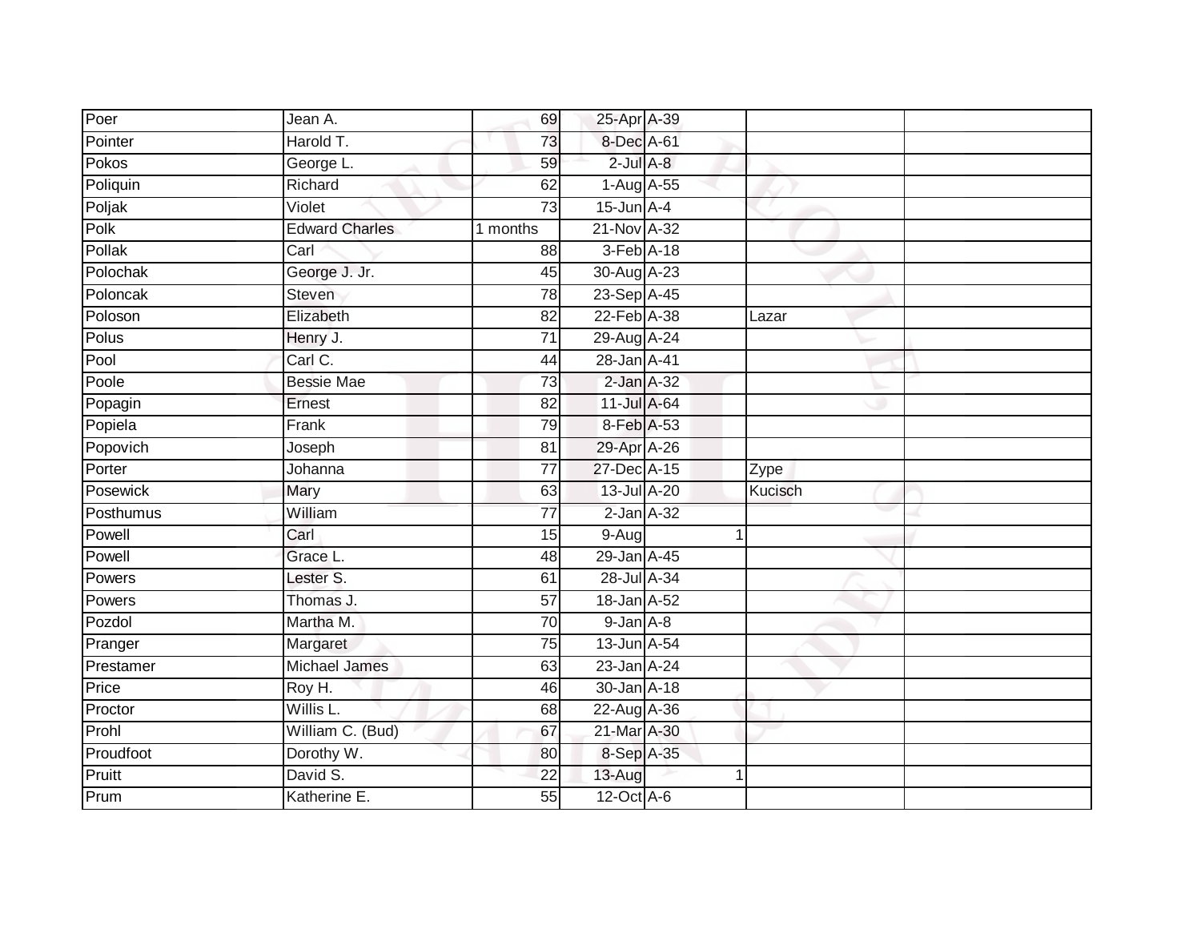| | | | | | | |
|---|---|---|---|---|---|---|
| Poer | Jean A. | 69 | 25-Apr | A-39 | | |
| Pointer | Harold T. | 73 | 8-Dec | A-61 | | |
| Pokos | George L. | 59 | 2-Jul | A-8 | | |
| Poliquin | Richard | 62 | 1-Aug | A-55 | | |
| Poljak | Violet | 73 | 15-Jun | A-4 | | |
| Polk | Edward Charles | 1 months | 21-Nov | A-32 | | |
| Pollak | Carl | 88 | 3-Feb | A-18 | | |
| Polochak | George J. Jr. | 45 | 30-Aug | A-23 | | |
| Poloncak | Steven | 78 | 23-Sep | A-45 | | |
| Poloson | Elizabeth | 82 | 22-Feb | A-38 | Lazar | |
| Polus | Henry J. | 71 | 29-Aug | A-24 | | |
| Pool | Carl C. | 44 | 28-Jan | A-41 | | |
| Poole | Bessie Mae | 73 | 2-Jan | A-32 | | |
| Popagin | Ernest | 82 | 11-Jul | A-64 | | |
| Popiela | Frank | 79 | 8-Feb | A-53 | | |
| Popovich | Joseph | 81 | 29-Apr | A-26 | | |
| Porter | Johanna | 77 | 27-Dec | A-15 | Zype | |
| Posewick | Mary | 63 | 13-Jul | A-20 | Kucisch | |
| Posthumus | William | 77 | 2-Jan | A-32 | | |
| Powell | Carl | 15 | 9-Aug | 1 | | |
| Powell | Grace L. | 48 | 29-Jan | A-45 | | |
| Powers | Lester S. | 61 | 28-Jul | A-34 | | |
| Powers | Thomas J. | 57 | 18-Jan | A-52 | | |
| Pozdol | Martha M. | 70 | 9-Jan | A-8 | | |
| Pranger | Margaret | 75 | 13-Jun | A-54 | | |
| Prestamer | Michael James | 63 | 23-Jan | A-24 | | |
| Price | Roy H. | 46 | 30-Jan | A-18 | | |
| Proctor | Willis L. | 68 | 22-Aug | A-36 | | |
| Prohl | William C. (Bud) | 67 | 21-Mar | A-30 | | |
| Proudfoot | Dorothy W. | 80 | 8-Sep | A-35 | | |
| Pruitt | David S. | 22 | 13-Aug | 1 | | |
| Prum | Katherine E. | 55 | 12-Oct | A-6 | | |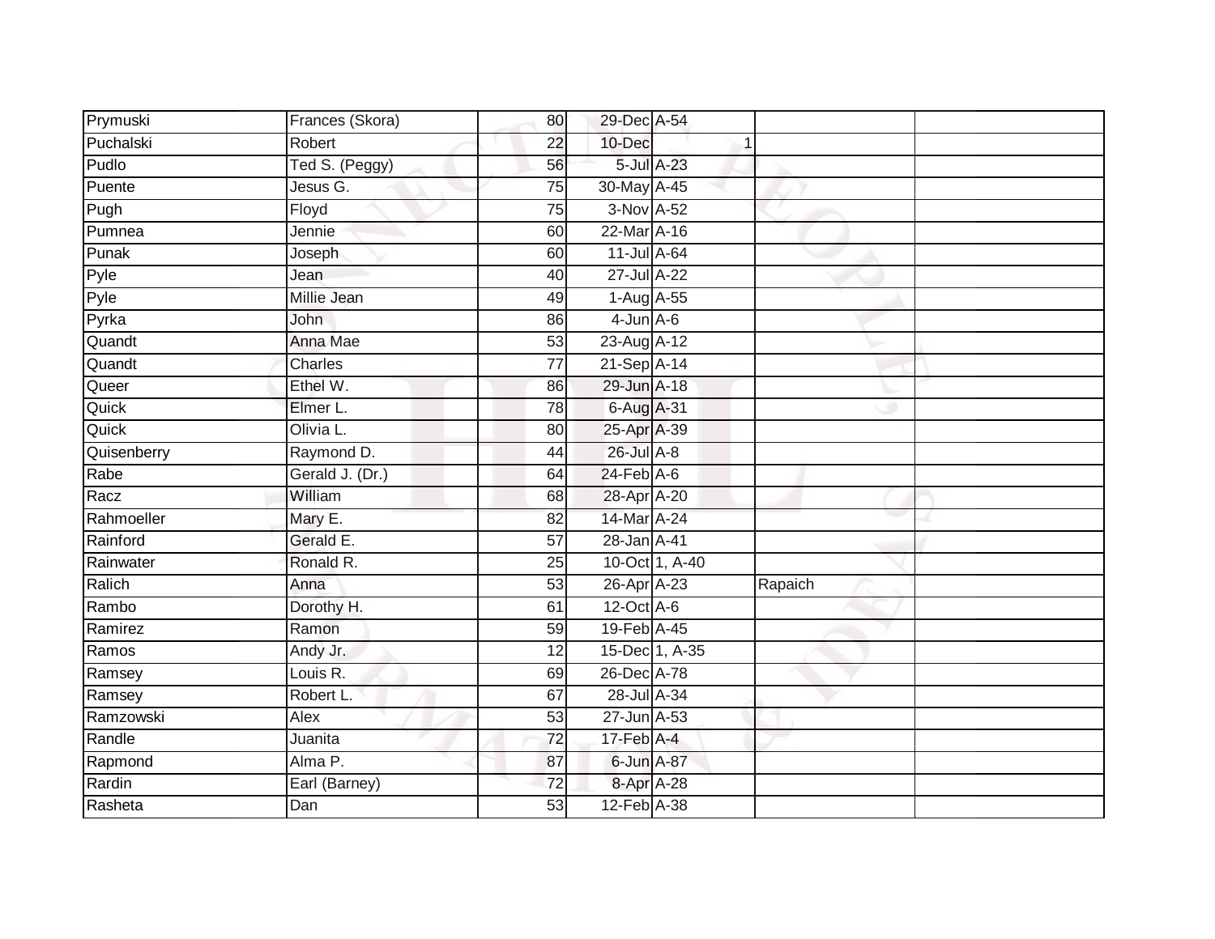| | | | | | | |
|---|---|---|---|---|---|---|
| Prymuski | Frances (Skora) | 80 | 29-Dec | A-54 | | |
| Puchalski | Robert | 22 | 10-Dec | 1 | | |
| Pudlo | Ted S. (Peggy) | 56 | 5-Jul | A-23 | | |
| Puente | Jesus G. | 75 | 30-May | A-45 | | |
| Pugh | Floyd | 75 | 3-Nov | A-52 | | |
| Pumnea | Jennie | 60 | 22-Mar | A-16 | | |
| Punak | Joseph | 60 | 11-Jul | A-64 | | |
| Pyle | Jean | 40 | 27-Jul | A-22 | | |
| Pyle | Millie Jean | 49 | 1-Aug | A-55 | | |
| Pyrka | John | 86 | 4-Jun | A-6 | | |
| Quandt | Anna Mae | 53 | 23-Aug | A-12 | | |
| Quandt | Charles | 77 | 21-Sep | A-14 | | |
| Queer | Ethel W. | 86 | 29-Jun | A-18 | | |
| Quick | Elmer L. | 78 | 6-Aug | A-31 | | |
| Quick | Olivia L. | 80 | 25-Apr | A-39 | | |
| Quisenberry | Raymond D. | 44 | 26-Jul | A-8 | | |
| Rabe | Gerald J. (Dr.) | 64 | 24-Feb | A-6 | | |
| Racz | William | 68 | 28-Apr | A-20 | | |
| Rahmoeller | Mary E. | 82 | 14-Mar | A-24 | | |
| Rainford | Gerald E. | 57 | 28-Jan | A-41 | | |
| Rainwater | Ronald R. | 25 | 10-Oct | 1, A-40 | | |
| Ralich | Anna | 53 | 26-Apr | A-23 | Rapaich | |
| Rambo | Dorothy H. | 61 | 12-Oct | A-6 | | |
| Ramirez | Ramon | 59 | 19-Feb | A-45 | | |
| Ramos | Andy Jr. | 12 | 15-Dec | 1, A-35 | | |
| Ramsey | Louis R. | 69 | 26-Dec | A-78 | | |
| Ramsey | Robert L. | 67 | 28-Jul | A-34 | | |
| Ramzowski | Alex | 53 | 27-Jun | A-53 | | |
| Randle | Juanita | 72 | 17-Feb | A-4 | | |
| Rapmond | Alma P. | 87 | 6-Jun | A-87 | | |
| Rardin | Earl (Barney) | 72 | 8-Apr | A-28 | | |
| Rasheta | Dan | 53 | 12-Feb | A-38 | | |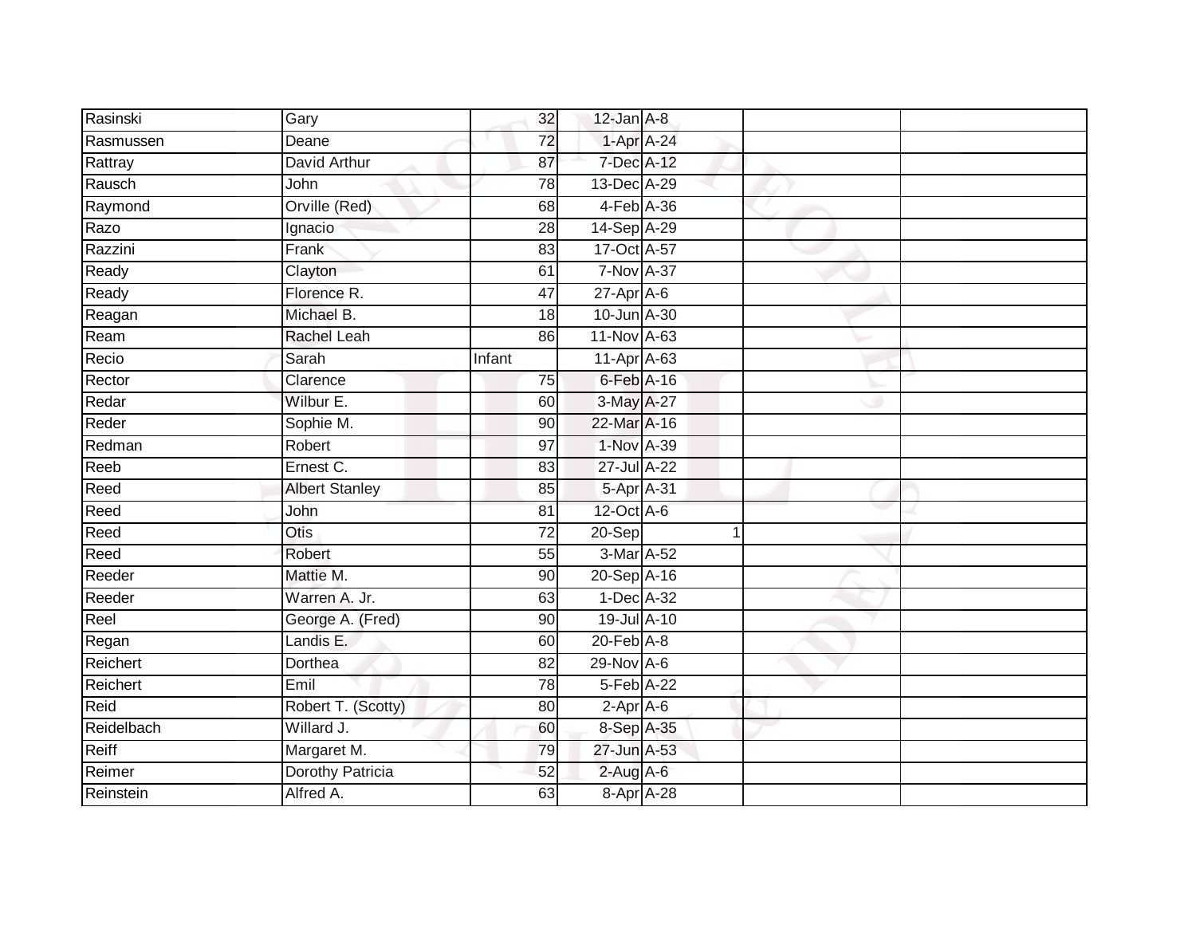| | | | | | | |
|---|---|---|---|---|---|---|
| Rasinski | Gary | 32 | 12-Jan | A-8 | | |
| Rasmussen | Deane | 72 | 1-Apr | A-24 | | |
| Rattray | David Arthur | 87 | 7-Dec | A-12 | | |
| Rausch | John | 78 | 13-Dec | A-29 | | |
| Raymond | Orville (Red) | 68 | 4-Feb | A-36 | | |
| Razo | Ignacio | 28 | 14-Sep | A-29 | | |
| Razzini | Frank | 83 | 17-Oct | A-57 | | |
| Ready | Clayton | 61 | 7-Nov | A-37 | | |
| Ready | Florence R. | 47 | 27-Apr | A-6 | | |
| Reagan | Michael B. | 18 | 10-Jun | A-30 | | |
| Ream | Rachel Leah | 86 | 11-Nov | A-63 | | |
| Recio | Sarah | Infant | 11-Apr | A-63 | | |
| Rector | Clarence | 75 | 6-Feb | A-16 | | |
| Redar | Wilbur E. | 60 | 3-May | A-27 | | |
| Reder | Sophie M. | 90 | 22-Mar | A-16 | | |
| Redman | Robert | 97 | 1-Nov | A-39 | | |
| Reeb | Ernest C. | 83 | 27-Jul | A-22 | | |
| Reed | Albert Stanley | 85 | 5-Apr | A-31 | | |
| Reed | John | 81 | 12-Oct | A-6 | | |
| Reed | Otis | 72 | 20-Sep | 1 | | |
| Reed | Robert | 55 | 3-Mar | A-52 | | |
| Reeder | Mattie M. | 90 | 20-Sep | A-16 | | |
| Reeder | Warren A. Jr. | 63 | 1-Dec | A-32 | | |
| Reel | George A. (Fred) | 90 | 19-Jul | A-10 | | |
| Regan | Landis E. | 60 | 20-Feb | A-8 | | |
| Reichert | Dorthea | 82 | 29-Nov | A-6 | | |
| Reichert | Emil | 78 | 5-Feb | A-22 | | |
| Reid | Robert T. (Scotty) | 80 | 2-Apr | A-6 | | |
| Reidelbach | Willard J. | 60 | 8-Sep | A-35 | | |
| Reiff | Margaret M. | 79 | 27-Jun | A-53 | | |
| Reimer | Dorothy Patricia | 52 | 2-Aug | A-6 | | |
| Reinstein | Alfred A. | 63 | 8-Apr | A-28 | | |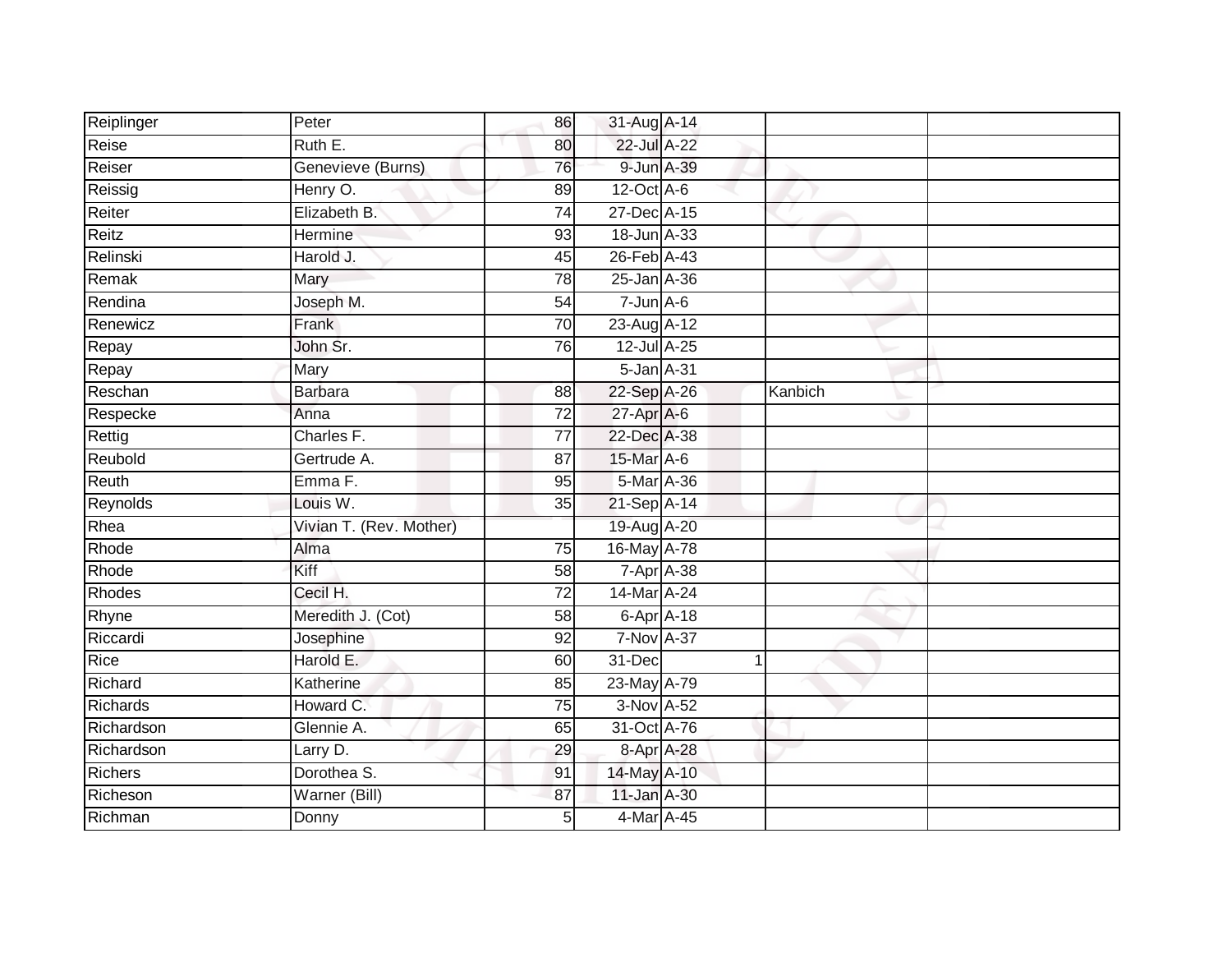| Reiplinger | Peter | 86 | 31-Aug | A-14 | | |
|---|---|---|---|---|---|---|
| Reise | Ruth E. | 80 | 22-Jul | A-22 | | |
| Reiser | Genevieve (Burns) | 76 | 9-Jun | A-39 | | |
| Reissig | Henry O. | 89 | 12-Oct | A-6 | | |
| Reiter | Elizabeth B. | 74 | 27-Dec | A-15 | | |
| Reitz | Hermine | 93 | 18-Jun | A-33 | | |
| Relinski | Harold J. | 45 | 26-Feb | A-43 | | |
| Remak | Mary | 78 | 25-Jan | A-36 | | |
| Rendina | Joseph M. | 54 | 7-Jun | A-6 | | |
| Renewicz | Frank | 70 | 23-Aug | A-12 | | |
| Repay | John Sr. | 76 | 12-Jul | A-25 | | |
| Repay | Mary | | 5-Jan | A-31 | | |
| Reschan | Barbara | 88 | 22-Sep | A-26 | Kanbich | |
| Respecke | Anna | 72 | 27-Apr | A-6 | | |
| Rettig | Charles F. | 77 | 22-Dec | A-38 | | |
| Reubold | Gertrude A. | 87 | 15-Mar | A-6 | | |
| Reuth | Emma F. | 95 | 5-Mar | A-36 | | |
| Reynolds | Louis W. | 35 | 21-Sep | A-14 | | |
| Rhea | Vivian T. (Rev. Mother) | | 19-Aug | A-20 | | |
| Rhode | Alma | 75 | 16-May | A-78 | | |
| Rhode | Kiff | 58 | 7-Apr | A-38 | | |
| Rhodes | Cecil H. | 72 | 14-Mar | A-24 | | |
| Rhyne | Meredith J. (Cot) | 58 | 6-Apr | A-18 | | |
| Riccardi | Josephine | 92 | 7-Nov | A-37 | | |
| Rice | Harold E. | 60 | 31-Dec | 1 | | |
| Richard | Katherine | 85 | 23-May | A-79 | | |
| Richards | Howard C. | 75 | 3-Nov | A-52 | | |
| Richardson | Glennie A. | 65 | 31-Oct | A-76 | | |
| Richardson | Larry D. | 29 | 8-Apr | A-28 | | |
| Richers | Dorothea S. | 91 | 14-May | A-10 | | |
| Richeson | Warner (Bill) | 87 | 11-Jan | A-30 | | |
| Richman | Donny | 5 | 4-Mar | A-45 | | |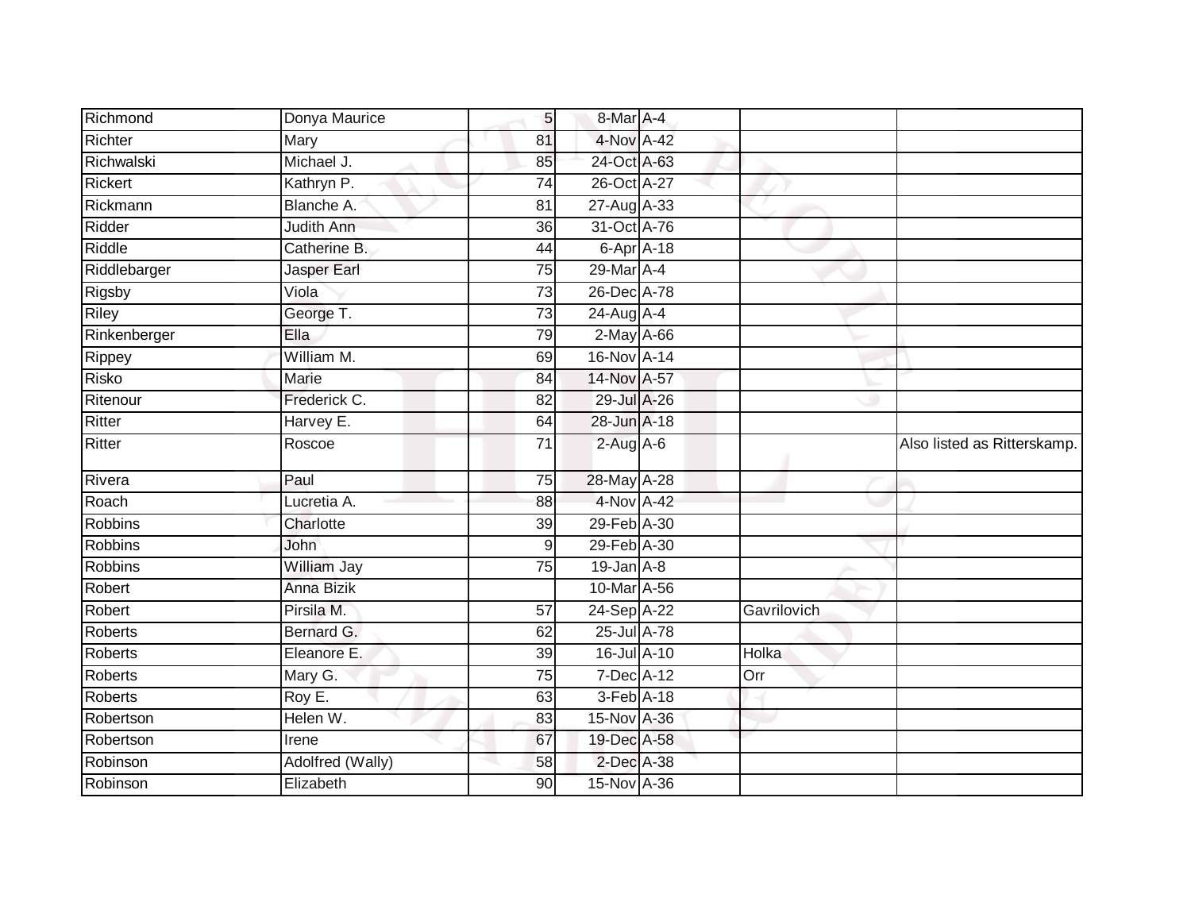| | | | | | | |
|---|---|---|---|---|---|---|
| Richmond | Donya Maurice | 5 | 8-Mar | A-4 | | |
| Richter | Mary | 81 | 4-Nov | A-42 | | |
| Richwalski | Michael J. | 85 | 24-Oct | A-63 | | |
| Rickert | Kathryn P. | 74 | 26-Oct | A-27 | | |
| Rickmann | Blanche A. | 81 | 27-Aug | A-33 | | |
| Ridder | Judith Ann | 36 | 31-Oct | A-76 | | |
| Riddle | Catherine B. | 44 | 6-Apr | A-18 | | |
| Riddlebarger | Jasper Earl | 75 | 29-Mar | A-4 | | |
| Rigsby | Viola | 73 | 26-Dec | A-78 | | |
| Riley | George T. | 73 | 24-Aug | A-4 | | |
| Rinkenberger | Ella | 79 | 2-May | A-66 | | |
| Rippey | William M. | 69 | 16-Nov | A-14 | | |
| Risko | Marie | 84 | 14-Nov | A-57 | | |
| Ritenour | Frederick C. | 82 | 29-Jul | A-26 | | |
| Ritter | Harvey E. | 64 | 28-Jun | A-18 | | |
| Ritter | Roscoe | 71 | 2-Aug | A-6 | | Also listed as Ritterskamp. |
| Rivera | Paul | 75 | 28-May | A-28 | | |
| Roach | Lucretia A. | 88 | 4-Nov | A-42 | | |
| Robbins | Charlotte | 39 | 29-Feb | A-30 | | |
| Robbins | John | 9 | 29-Feb | A-30 | | |
| Robbins | William Jay | 75 | 19-Jan | A-8 | | |
| Robert | Anna Bizik | | 10-Mar | A-56 | | |
| Robert | Pirsila M. | 57 | 24-Sep | A-22 | Gavrilovich | |
| Roberts | Bernard G. | 62 | 25-Jul | A-78 | | |
| Roberts | Eleanore E. | 39 | 16-Jul | A-10 | Holka | |
| Roberts | Mary G. | 75 | 7-Dec | A-12 | Orr | |
| Roberts | Roy E. | 63 | 3-Feb | A-18 | | |
| Robertson | Helen W. | 83 | 15-Nov | A-36 | | |
| Robertson | Irene | 67 | 19-Dec | A-58 | | |
| Robinson | Adolfred (Wally) | 58 | 2-Dec | A-38 | | |
| Robinson | Elizabeth | 90 | 15-Nov | A-36 | | |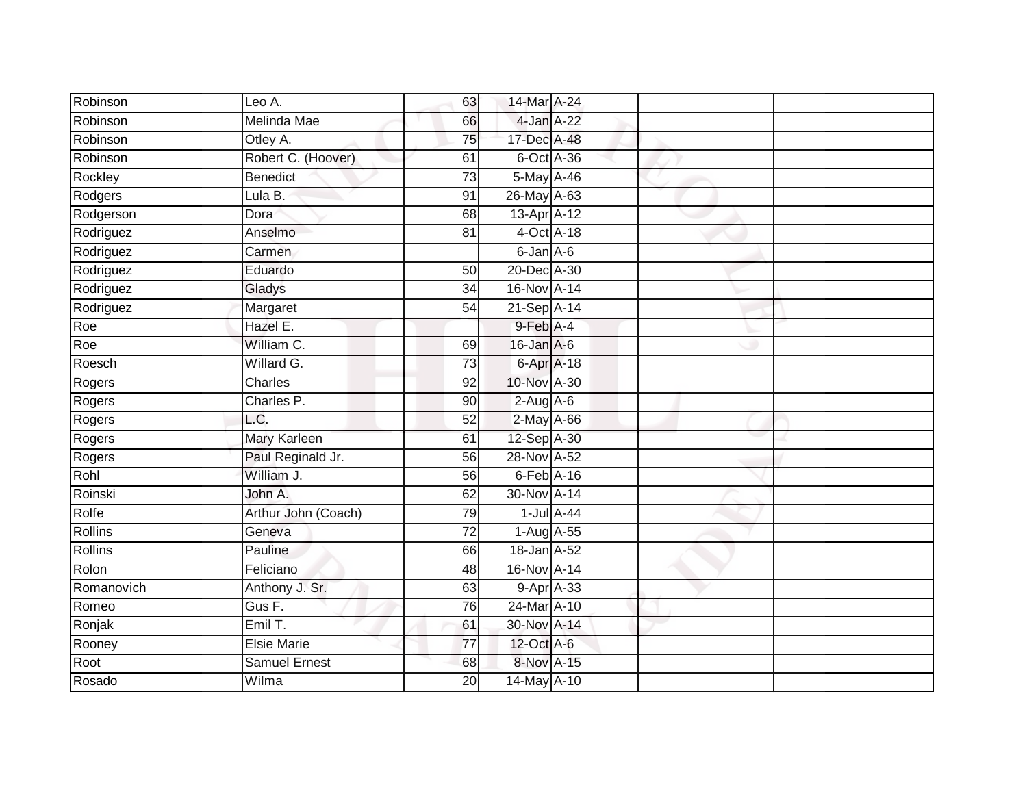| Robinson | Leo A. | 63 | 14-Mar | A-24 | | |
|---|---|---|---|---|---|---|
| Robinson | Melinda Mae | 66 | 4-Jan | A-22 | | |
| Robinson | Otley A. | 75 | 17-Dec | A-48 | | |
| Robinson | Robert C. (Hoover) | 61 | 6-Oct | A-36 | | |
| Rockley | Benedict | 73 | 5-May | A-46 | | |
| Rodgers | Lula B. | 91 | 26-May | A-63 | | |
| Rodgerson | Dora | 68 | 13-Apr | A-12 | | |
| Rodriguez | Anselmo | 81 | 4-Oct | A-18 | | |
| Rodriguez | Carmen | | 6-Jan | A-6 | | |
| Rodriguez | Eduardo | 50 | 20-Dec | A-30 | | |
| Rodriguez | Gladys | 34 | 16-Nov | A-14 | | |
| Rodriguez | Margaret | 54 | 21-Sep | A-14 | | |
| Roe | Hazel E. | | 9-Feb | A-4 | | |
| Roe | William C. | 69 | 16-Jan | A-6 | | |
| Roesch | Willard G. | 73 | 6-Apr | A-18 | | |
| Rogers | Charles | 92 | 10-Nov | A-30 | | |
| Rogers | Charles P. | 90 | 2-Aug | A-6 | | |
| Rogers | L.C. | 52 | 2-May | A-66 | | |
| Rogers | Mary Karleen | 61 | 12-Sep | A-30 | | |
| Rogers | Paul Reginald Jr. | 56 | 28-Nov | A-52 | | |
| Rohl | William J. | 56 | 6-Feb | A-16 | | |
| Roinski | John A. | 62 | 30-Nov | A-14 | | |
| Rolfe | Arthur John (Coach) | 79 | 1-Jul | A-44 | | |
| Rollins | Geneva | 72 | 1-Aug | A-55 | | |
| Rollins | Pauline | 66 | 18-Jan | A-52 | | |
| Rolon | Feliciano | 48 | 16-Nov | A-14 | | |
| Romanovich | Anthony J. Sr. | 63 | 9-Apr | A-33 | | |
| Romeo | Gus F. | 76 | 24-Mar | A-10 | | |
| Ronjak | Emil T. | 61 | 30-Nov | A-14 | | |
| Rooney | Elsie Marie | 77 | 12-Oct | A-6 | | |
| Root | Samuel Ernest | 68 | 8-Nov | A-15 | | |
| Rosado | Wilma | 20 | 14-May | A-10 | | |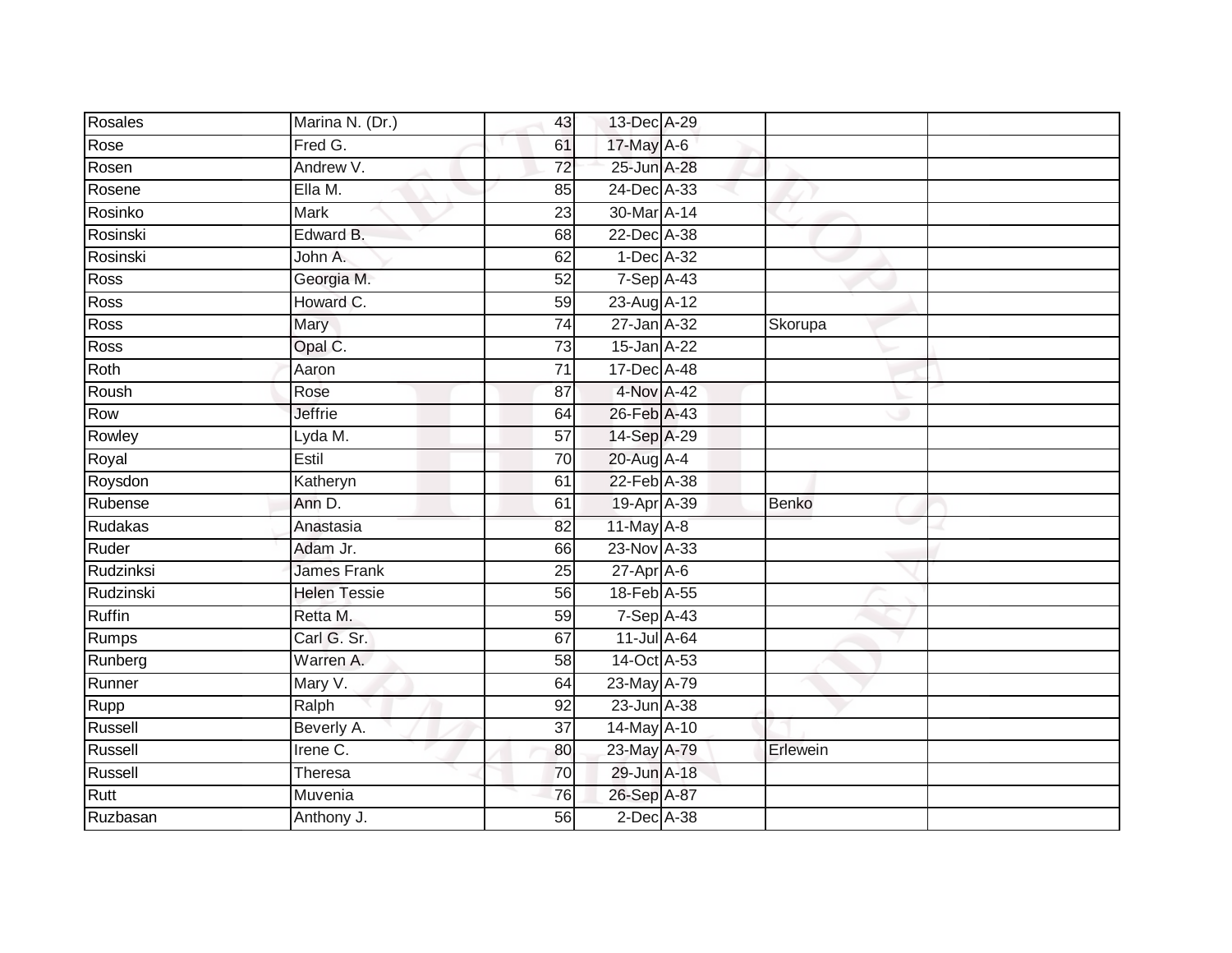| | | | | | | |
|---|---|---|---|---|---|---|
| Rosales | Marina N. (Dr.) | 43 | 13-Dec | A-29 | | |
| Rose | Fred G. | 61 | 17-May | A-6 | | |
| Rosen | Andrew V. | 72 | 25-Jun | A-28 | | |
| Rosene | Ella M. | 85 | 24-Dec | A-33 | | |
| Rosinko | Mark | 23 | 30-Mar | A-14 | | |
| Rosinski | Edward B. | 68 | 22-Dec | A-38 | | |
| Rosinski | John A. | 62 | 1-Dec | A-32 | | |
| Ross | Georgia M. | 52 | 7-Sep | A-43 | | |
| Ross | Howard C. | 59 | 23-Aug | A-12 | | |
| Ross | Mary | 74 | 27-Jan | A-32 | Skorupa | |
| Ross | Opal C. | 73 | 15-Jan | A-22 | | |
| Roth | Aaron | 71 | 17-Dec | A-48 | | |
| Roush | Rose | 87 | 4-Nov | A-42 | | |
| Row | Jeffrie | 64 | 26-Feb | A-43 | | |
| Rowley | Lyda M. | 57 | 14-Sep | A-29 | | |
| Royal | Estil | 70 | 20-Aug | A-4 | | |
| Roysdon | Katheryn | 61 | 22-Feb | A-38 | | |
| Rubense | Ann D. | 61 | 19-Apr | A-39 | Benko | |
| Rudakas | Anastasia | 82 | 11-May | A-8 | | |
| Ruder | Adam Jr. | 66 | 23-Nov | A-33 | | |
| Rudzinksi | James Frank | 25 | 27-Apr | A-6 | | |
| Rudzinski | Helen Tessie | 56 | 18-Feb | A-55 | | |
| Ruffin | Retta M. | 59 | 7-Sep | A-43 | | |
| Rumps | Carl G. Sr. | 67 | 11-Jul | A-64 | | |
| Runberg | Warren A. | 58 | 14-Oct | A-53 | | |
| Runner | Mary V. | 64 | 23-May | A-79 | | |
| Rupp | Ralph | 92 | 23-Jun | A-38 | | |
| Russell | Beverly A. | 37 | 14-May | A-10 | | |
| Russell | Irene C. | 80 | 23-May | A-79 | Erlewein | |
| Russell | Theresa | 70 | 29-Jun | A-18 | | |
| Rutt | Muvenia | 76 | 26-Sep | A-87 | | |
| Ruzbasan | Anthony J. | 56 | 2-Dec | A-38 | | |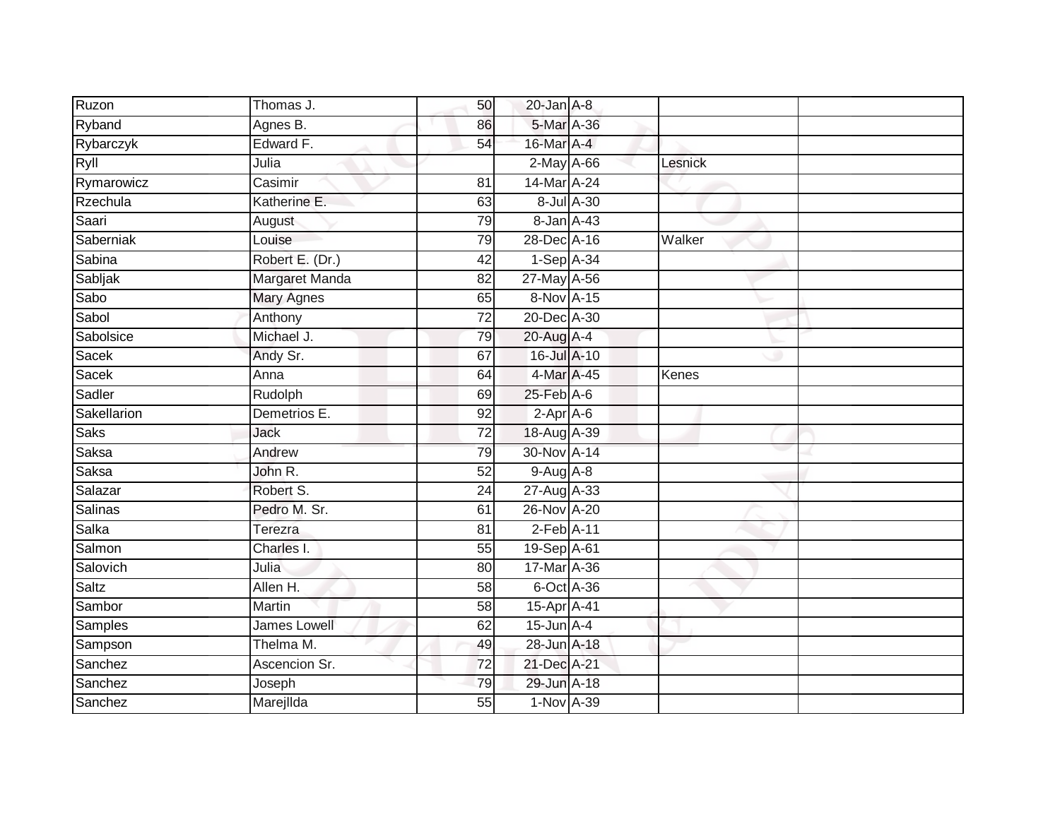| | | | | | | |
|---|---|---|---|---|---|---|
| Ruzon | Thomas J. | 50 | 20-Jan | A-8 | | |
| Ryband | Agnes B. | 86 | 5-Mar | A-36 | | |
| Rybarczyk | Edward F. | 54 | 16-Mar | A-4 | | |
| Ryll | Julia | | 2-May | A-66 | Lesnick | |
| Rymarowicz | Casimir | 81 | 14-Mar | A-24 | | |
| Rzechula | Katherine E. | 63 | 8-Jul | A-30 | | |
| Saari | August | 79 | 8-Jan | A-43 | | |
| Saberniak | Louise | 79 | 28-Dec | A-16 | Walker | |
| Sabina | Robert E. (Dr.) | 42 | 1-Sep | A-34 | | |
| Sabljak | Margaret Manda | 82 | 27-May | A-56 | | |
| Sabo | Mary Agnes | 65 | 8-Nov | A-15 | | |
| Sabol | Anthony | 72 | 20-Dec | A-30 | | |
| Sabolsice | Michael J. | 79 | 20-Aug | A-4 | | |
| Sacek | Andy Sr. | 67 | 16-Jul | A-10 | | |
| Sacek | Anna | 64 | 4-Mar | A-45 | Kenes | |
| Sadler | Rudolph | 69 | 25-Feb | A-6 | | |
| Sakellarion | Demetrios E. | 92 | 2-Apr | A-6 | | |
| Saks | Jack | 72 | 18-Aug | A-39 | | |
| Saksa | Andrew | 79 | 30-Nov | A-14 | | |
| Saksa | John R. | 52 | 9-Aug | A-8 | | |
| Salazar | Robert S. | 24 | 27-Aug | A-33 | | |
| Salinas | Pedro M. Sr. | 61 | 26-Nov | A-20 | | |
| Salka | Terezra | 81 | 2-Feb | A-11 | | |
| Salmon | Charles I. | 55 | 19-Sep | A-61 | | |
| Salovich | Julia | 80 | 17-Mar | A-36 | | |
| Saltz | Allen H. | 58 | 6-Oct | A-36 | | |
| Sambor | Martin | 58 | 15-Apr | A-41 | | |
| Samples | James Lowell | 62 | 15-Jun | A-4 | | |
| Sampson | Thelma M. | 49 | 28-Jun | A-18 | | |
| Sanchez | Ascencion Sr. | 72 | 21-Dec | A-21 | | |
| Sanchez | Joseph | 79 | 29-Jun | A-18 | | |
| Sanchez | Marejllda | 55 | 1-Nov | A-39 | | |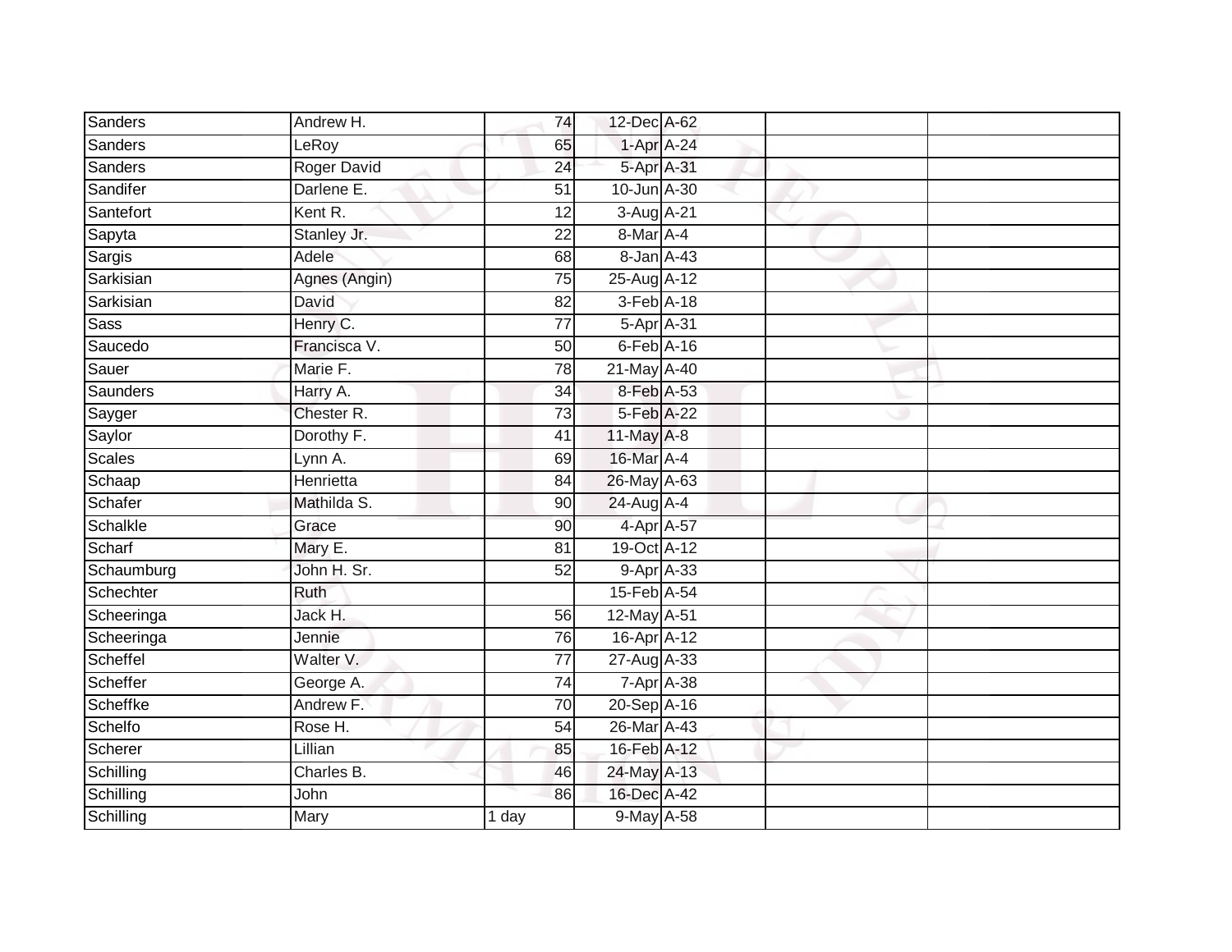| | | | | | | |
|---|---|---|---|---|---|---|
| Sanders | Andrew H. | 74 | 12-Dec | A-62 | | |
| Sanders | LeRoy | 65 | 1-Apr | A-24 | | |
| Sanders | Roger David | 24 | 5-Apr | A-31 | | |
| Sandifer | Darlene E. | 51 | 10-Jun | A-30 | | |
| Santefort | Kent R. | 12 | 3-Aug | A-21 | | |
| Sapyta | Stanley Jr. | 22 | 8-Mar | A-4 | | |
| Sargis | Adele | 68 | 8-Jan | A-43 | | |
| Sarkisian | Agnes (Angin) | 75 | 25-Aug | A-12 | | |
| Sarkisian | David | 82 | 3-Feb | A-18 | | |
| Sass | Henry C. | 77 | 5-Apr | A-31 | | |
| Saucedo | Francisca V. | 50 | 6-Feb | A-16 | | |
| Sauer | Marie F. | 78 | 21-May | A-40 | | |
| Saunders | Harry A. | 34 | 8-Feb | A-53 | | |
| Sayger | Chester R. | 73 | 5-Feb | A-22 | | |
| Saylor | Dorothy F. | 41 | 11-May | A-8 | | |
| Scales | Lynn A. | 69 | 16-Mar | A-4 | | |
| Schaap | Henrietta | 84 | 26-May | A-63 | | |
| Schafer | Mathilda S. | 90 | 24-Aug | A-4 | | |
| Schalkle | Grace | 90 | 4-Apr | A-57 | | |
| Scharf | Mary E. | 81 | 19-Oct | A-12 | | |
| Schaumburg | John H. Sr. | 52 | 9-Apr | A-33 | | |
| Schechter | Ruth | | 15-Feb | A-54 | | |
| Scheeringa | Jack H. | 56 | 12-May | A-51 | | |
| Scheeringa | Jennie | 76 | 16-Apr | A-12 | | |
| Scheffel | Walter V. | 77 | 27-Aug | A-33 | | |
| Scheffer | George A. | 74 | 7-Apr | A-38 | | |
| Scheffke | Andrew F. | 70 | 20-Sep | A-16 | | |
| Schelfo | Rose H. | 54 | 26-Mar | A-43 | | |
| Scherer | Lillian | 85 | 16-Feb | A-12 | | |
| Schilling | Charles B. | 46 | 24-May | A-13 | | |
| Schilling | John | 86 | 16-Dec | A-42 | | |
| Schilling | Mary | 1 day | 9-May | A-58 | | |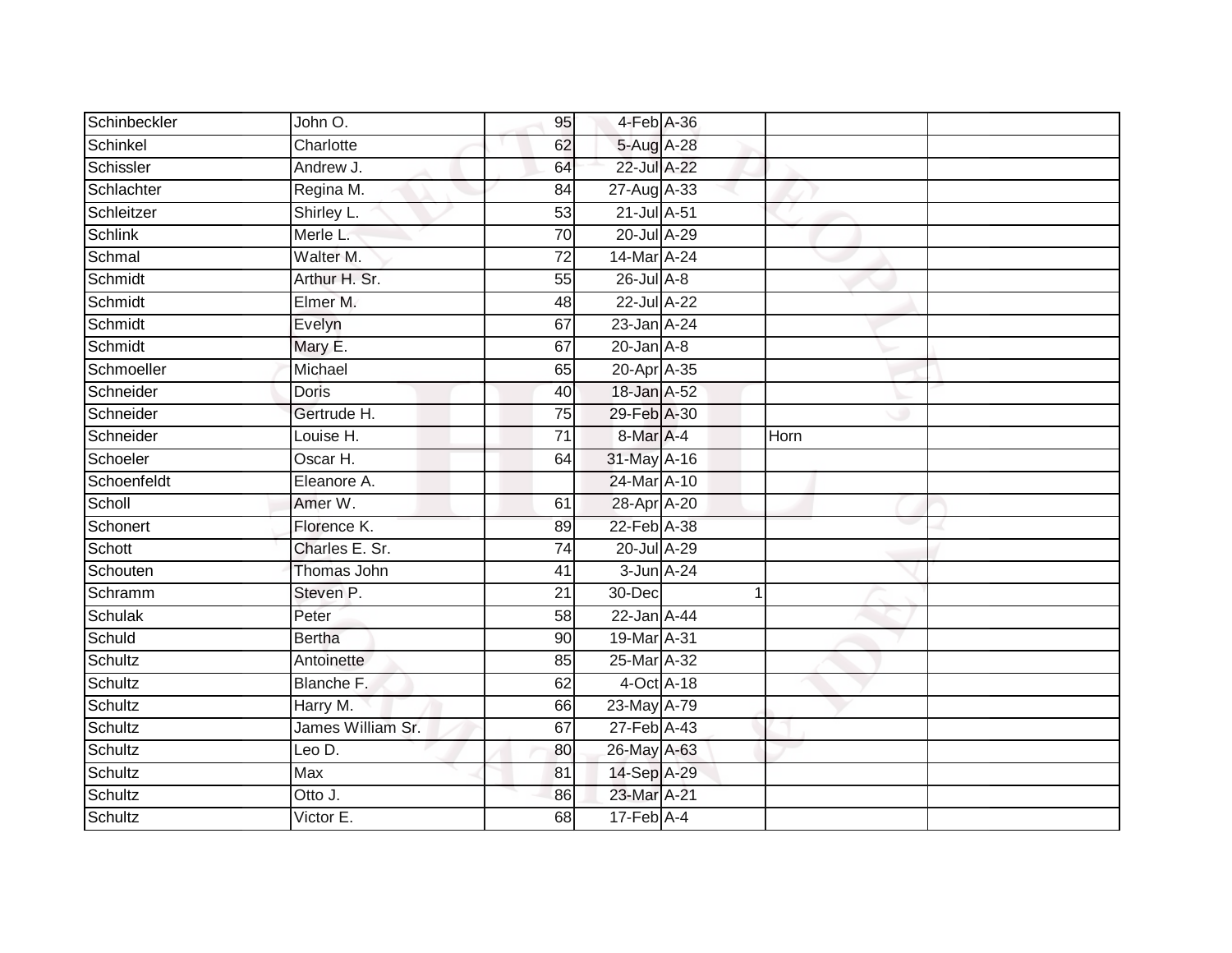| | | | | | | |
|---|---|---|---|---|---|---|
| Schinbeckler | John O. | 95 | 4-Feb | A-36 | | |
| Schinkel | Charlotte | 62 | 5-Aug | A-28 | | |
| Schissler | Andrew J. | 64 | 22-Jul | A-22 | | |
| Schlachter | Regina M. | 84 | 27-Aug | A-33 | | |
| Schleitzer | Shirley L. | 53 | 21-Jul | A-51 | | |
| Schlink | Merle L. | 70 | 20-Jul | A-29 | | |
| Schmal | Walter M. | 72 | 14-Mar | A-24 | | |
| Schmidt | Arthur H. Sr. | 55 | 26-Jul | A-8 | | |
| Schmidt | Elmer M. | 48 | 22-Jul | A-22 | | |
| Schmidt | Evelyn | 67 | 23-Jan | A-24 | | |
| Schmidt | Mary E. | 67 | 20-Jan | A-8 | | |
| Schmoeller | Michael | 65 | 20-Apr | A-35 | | |
| Schneider | Doris | 40 | 18-Jan | A-52 | | |
| Schneider | Gertrude H. | 75 | 29-Feb | A-30 | | |
| Schneider | Louise H. | 71 | 8-Mar | A-4 | Horn | |
| Schoeler | Oscar H. | 64 | 31-May | A-16 | | |
| Schoenfeldt | Eleanore A. | | 24-Mar | A-10 | | |
| Scholl | Amer W. | 61 | 28-Apr | A-20 | | |
| Schonert | Florence K. | 89 | 22-Feb | A-38 | | |
| Schott | Charles E. Sr. | 74 | 20-Jul | A-29 | | |
| Schouten | Thomas John | 41 | 3-Jun | A-24 | | |
| Schramm | Steven P. | 21 | 30-Dec | 1 | | |
| Schulak | Peter | 58 | 22-Jan | A-44 | | |
| Schuld | Bertha | 90 | 19-Mar | A-31 | | |
| Schultz | Antoinette | 85 | 25-Mar | A-32 | | |
| Schultz | Blanche F. | 62 | 4-Oct | A-18 | | |
| Schultz | Harry M. | 66 | 23-May | A-79 | | |
| Schultz | James William Sr. | 67 | 27-Feb | A-43 | | |
| Schultz | Leo D. | 80 | 26-May | A-63 | | |
| Schultz | Max | 81 | 14-Sep | A-29 | | |
| Schultz | Otto J. | 86 | 23-Mar | A-21 | | |
| Schultz | Victor E. | 68 | 17-Feb | A-4 | | |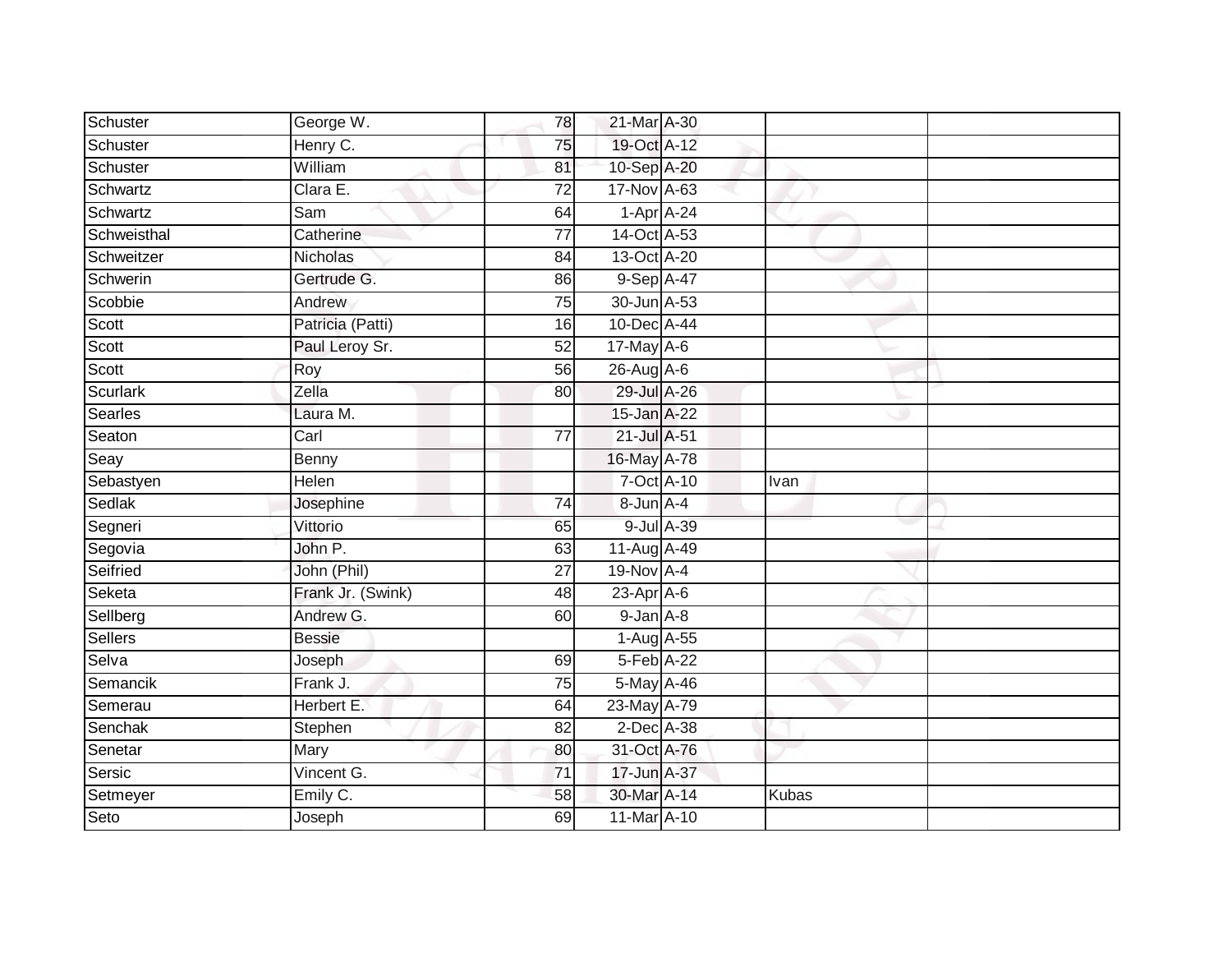| | | | | | | |
|---|---|---|---|---|---|---|
| Schuster | George W. | 78 | 21-Mar | A-30 | | |
| Schuster | Henry C. | 75 | 19-Oct | A-12 | | |
| Schuster | William | 81 | 10-Sep | A-20 | | |
| Schwartz | Clara E. | 72 | 17-Nov | A-63 | | |
| Schwartz | Sam | 64 | 1-Apr | A-24 | | |
| Schweisthal | Catherine | 77 | 14-Oct | A-53 | | |
| Schweitzer | Nicholas | 84 | 13-Oct | A-20 | | |
| Schwerin | Gertrude G. | 86 | 9-Sep | A-47 | | |
| Scobbie | Andrew | 75 | 30-Jun | A-53 | | |
| Scott | Patricia (Patti) | 16 | 10-Dec | A-44 | | |
| Scott | Paul Leroy Sr. | 52 | 17-May | A-6 | | |
| Scott | Roy | 56 | 26-Aug | A-6 | | |
| Scurlark | Zella | 80 | 29-Jul | A-26 | | |
| Searles | Laura M. | | 15-Jan | A-22 | | |
| Seaton | Carl | 77 | 21-Jul | A-51 | | |
| Seay | Benny | | 16-May | A-78 | | |
| Sebastyen | Helen | | 7-Oct | A-10 | Ivan | |
| Sedlak | Josephine | 74 | 8-Jun | A-4 | | |
| Segneri | Vittorio | 65 | 9-Jul | A-39 | | |
| Segovia | John P. | 63 | 11-Aug | A-49 | | |
| Seifried | John (Phil) | 27 | 19-Nov | A-4 | | |
| Seketa | Frank Jr. (Swink) | 48 | 23-Apr | A-6 | | |
| Sellberg | Andrew G. | 60 | 9-Jan | A-8 | | |
| Sellers | Bessie | | 1-Aug | A-55 | | |
| Selva | Joseph | 69 | 5-Feb | A-22 | | |
| Semancik | Frank J. | 75 | 5-May | A-46 | | |
| Semerau | Herbert E. | 64 | 23-May | A-79 | | |
| Senchak | Stephen | 82 | 2-Dec | A-38 | | |
| Senetar | Mary | 80 | 31-Oct | A-76 | | |
| Sersic | Vincent G. | 71 | 17-Jun | A-37 | | |
| Setmeyer | Emily C. | 58 | 30-Mar | A-14 | Kubas | |
| Seto | Joseph | 69 | 11-Mar | A-10 | | |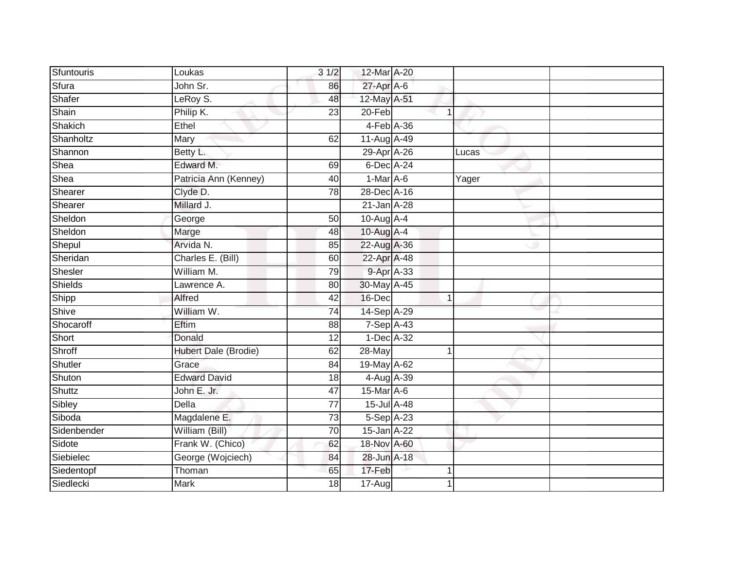| | | | | | | |
|---|---|---|---|---|---|---|
| Sfuntouris | Loukas | 3 1/2 | 12-Mar | A-20 | | |
| Sfura | John Sr. | 86 | 27-Apr | A-6 | | |
| Shafer | LeRoy S. | 48 | 12-May | A-51 | | |
| Shain | Philip K. | 23 | 20-Feb | 1 | | |
| Shakich | Ethel | | 4-Feb | A-36 | | |
| Shanholtz | Mary | 62 | 11-Aug | A-49 | | |
| Shannon | Betty L. | | 29-Apr | A-26 | Lucas | |
| Shea | Edward M. | 69 | 6-Dec | A-24 | | |
| Shea | Patricia Ann (Kenney) | 40 | 1-Mar | A-6 | Yager | |
| Shearer | Clyde D. | 78 | 28-Dec | A-16 | | |
| Shearer | Millard J. | | 21-Jan | A-28 | | |
| Sheldon | George | 50 | 10-Aug | A-4 | | |
| Sheldon | Marge | 48 | 10-Aug | A-4 | | |
| Shepul | Arvida N. | 85 | 22-Aug | A-36 | | |
| Sheridan | Charles E. (Bill) | 60 | 22-Apr | A-48 | | |
| Shesler | William M. | 79 | 9-Apr | A-33 | | |
| Shields | Lawrence A. | 80 | 30-May | A-45 | | |
| Shipp | Alfred | 42 | 16-Dec | 1 | | |
| Shive | William W. | 74 | 14-Sep | A-29 | | |
| Shocaroff | Eftim | 88 | 7-Sep | A-43 | | |
| Short | Donald | 12 | 1-Dec | A-32 | | |
| Shroff | Hubert Dale (Brodie) | 62 | 28-May | 1 | | |
| Shutler | Grace | 84 | 19-May | A-62 | | |
| Shuton | Edward David | 18 | 4-Aug | A-39 | | |
| Shuttz | John E. Jr. | 47 | 15-Mar | A-6 | | |
| Sibley | Della | 77 | 15-Jul | A-48 | | |
| Siboda | Magdalene E. | 73 | 5-Sep | A-23 | | |
| Sidenbender | William (Bill) | 70 | 15-Jan | A-22 | | |
| Sidote | Frank W. (Chico) | 62 | 18-Nov | A-60 | | |
| Siebielec | George (Wojciech) | 84 | 28-Jun | A-18 | | |
| Siedentopf | Thoman | 65 | 17-Feb | 1 | | |
| Siedlecki | Mark | 18 | 17-Aug | 1 | | |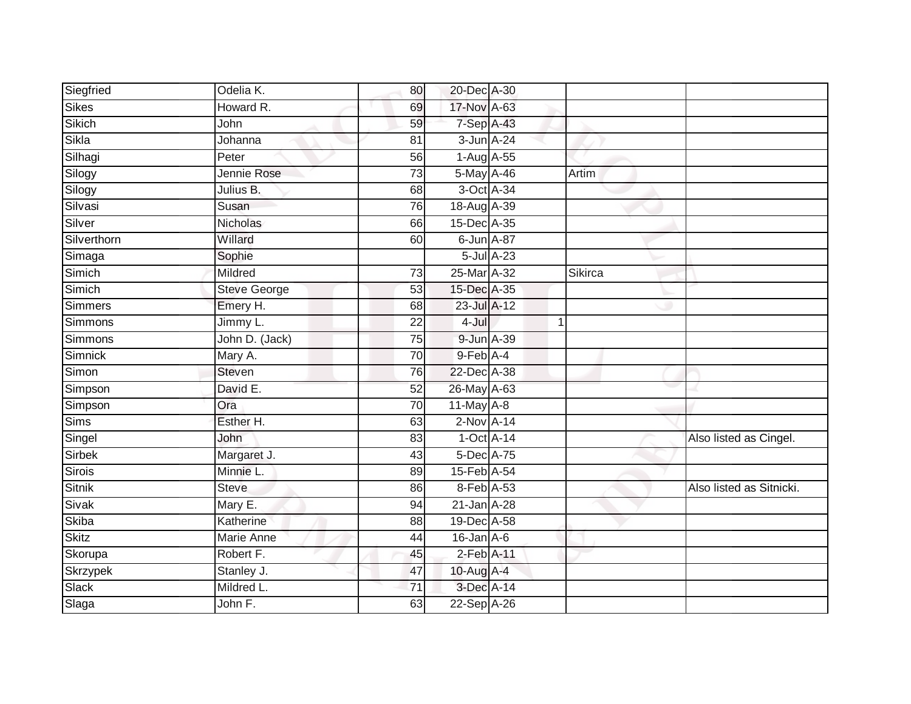| | | | | | | | |
|---|---|---|---|---|---|---|---|
| Siegfried | Odelia K. | 80 | 20-Dec | A-30 | | | |
| Sikes | Howard R. | 69 | 17-Nov | A-63 | | | |
| Sikich | John | 59 | 7-Sep | A-43 | | | |
| Sikla | Johanna | 81 | 3-Jun | A-24 | | | |
| Silhagi | Peter | 56 | 1-Aug | A-55 | | | |
| Silogy | Jennie Rose | 73 | 5-May | A-46 | | Artim | |
| Silogy | Julius B. | 68 | 3-Oct | A-34 | | | |
| Silvasi | Susan | 76 | 18-Aug | A-39 | | | |
| Silver | Nicholas | 66 | 15-Dec | A-35 | | | |
| Silverthorn | Willard | 60 | 6-Jun | A-87 | | | |
| Simaga | Sophie | | 5-Jul | A-23 | | | |
| Simich | Mildred | 73 | 25-Mar | A-32 | | Sikirca | |
| Simich | Steve George | 53 | 15-Dec | A-35 | | | |
| Simmers | Emery H. | 68 | 23-Jul | A-12 | | | |
| Simmons | Jimmy L. | 22 | 4-Jul | | 1 | | |
| Simmons | John D. (Jack) | 75 | 9-Jun | A-39 | | | |
| Simnick | Mary A. | 70 | 9-Feb | A-4 | | | |
| Simon | Steven | 76 | 22-Dec | A-38 | | | |
| Simpson | David E. | 52 | 26-May | A-63 | | | |
| Simpson | Ora | 70 | 11-May | A-8 | | | |
| Sims | Esther H. | 63 | 2-Nov | A-14 | | | |
| Singel | John | 83 | 1-Oct | A-14 | | | Also listed as Cingel. |
| Sirbek | Margaret J. | 43 | 5-Dec | A-75 | | | |
| Sirois | Minnie L. | 89 | 15-Feb | A-54 | | | |
| Sitnik | Steve | 86 | 8-Feb | A-53 | | | Also listed as Sitnicki. |
| Sivak | Mary E. | 94 | 21-Jan | A-28 | | | |
| Skiba | Katherine | 88 | 19-Dec | A-58 | | | |
| Skitz | Marie Anne | 44 | 16-Jan | A-6 | | | |
| Skorupa | Robert F. | 45 | 2-Feb | A-11 | | | |
| Skrzypek | Stanley J. | 47 | 10-Aug | A-4 | | | |
| Slack | Mildred L. | 71 | 3-Dec | A-14 | | | |
| Slaga | John F. | 63 | 22-Sep | A-26 | | | |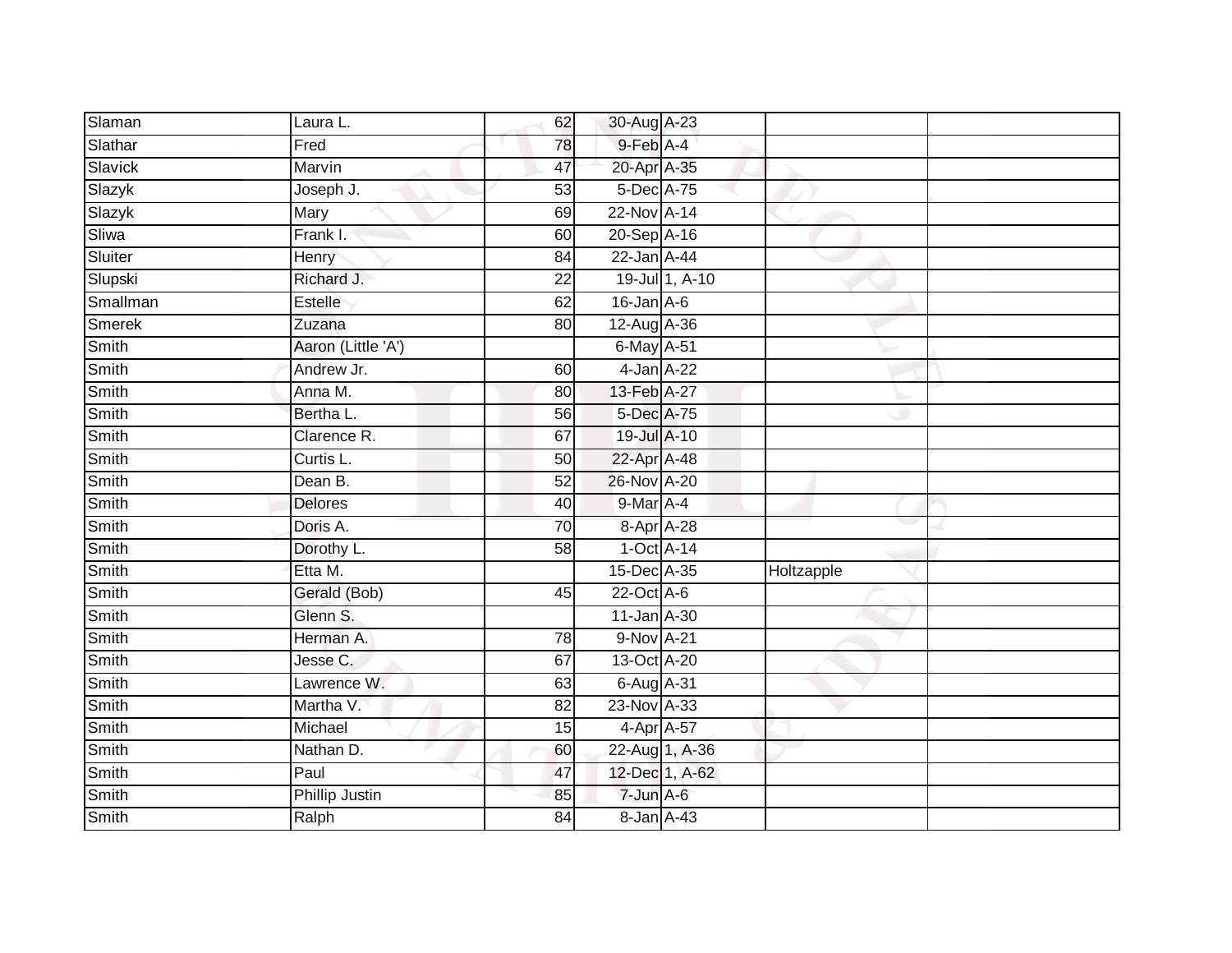| | | | | | | |
|---|---|---|---|---|---|---|
| Slaman | Laura L. | 62 | 30-Aug | A-23 | | |
| Slathar | Fred | 78 | 9-Feb | A-4 | | |
| Slavick | Marvin | 47 | 20-Apr | A-35 | | |
| Slazyk | Joseph J. | 53 | 5-Dec | A-75 | | |
| Slazyk | Mary | 69 | 22-Nov | A-14 | | |
| Sliwa | Frank I. | 60 | 20-Sep | A-16 | | |
| Sluiter | Henry | 84 | 22-Jan | A-44 | | |
| Slupski | Richard J. | 22 | 19-Jul | 1, A-10 | | |
| Smallman | Estelle | 62 | 16-Jan | A-6 | | |
| Smerek | Zuzana | 80 | 12-Aug | A-36 | | |
| Smith | Aaron (Little 'A') | | 6-May | A-51 | | |
| Smith | Andrew Jr. | 60 | 4-Jan | A-22 | | |
| Smith | Anna M. | 80 | 13-Feb | A-27 | | |
| Smith | Bertha L. | 56 | 5-Dec | A-75 | | |
| Smith | Clarence R. | 67 | 19-Jul | A-10 | | |
| Smith | Curtis L. | 50 | 22-Apr | A-48 | | |
| Smith | Dean B. | 52 | 26-Nov | A-20 | | |
| Smith | Delores | 40 | 9-Mar | A-4 | | |
| Smith | Doris A. | 70 | 8-Apr | A-28 | | |
| Smith | Dorothy L. | 58 | 1-Oct | A-14 | | |
| Smith | Etta M. | | 15-Dec | A-35 | Holtzapple | |
| Smith | Gerald (Bob) | 45 | 22-Oct | A-6 | | |
| Smith | Glenn S. | | 11-Jan | A-30 | | |
| Smith | Herman A. | 78 | 9-Nov | A-21 | | |
| Smith | Jesse C. | 67 | 13-Oct | A-20 | | |
| Smith | Lawrence W. | 63 | 6-Aug | A-31 | | |
| Smith | Martha V. | 82 | 23-Nov | A-33 | | |
| Smith | Michael | 15 | 4-Apr | A-57 | | |
| Smith | Nathan D. | 60 | 22-Aug | 1, A-36 | | |
| Smith | Paul | 47 | 12-Dec | 1, A-62 | | |
| Smith | Phillip Justin | 85 | 7-Jun | A-6 | | |
| Smith | Ralph | 84 | 8-Jan | A-43 | | |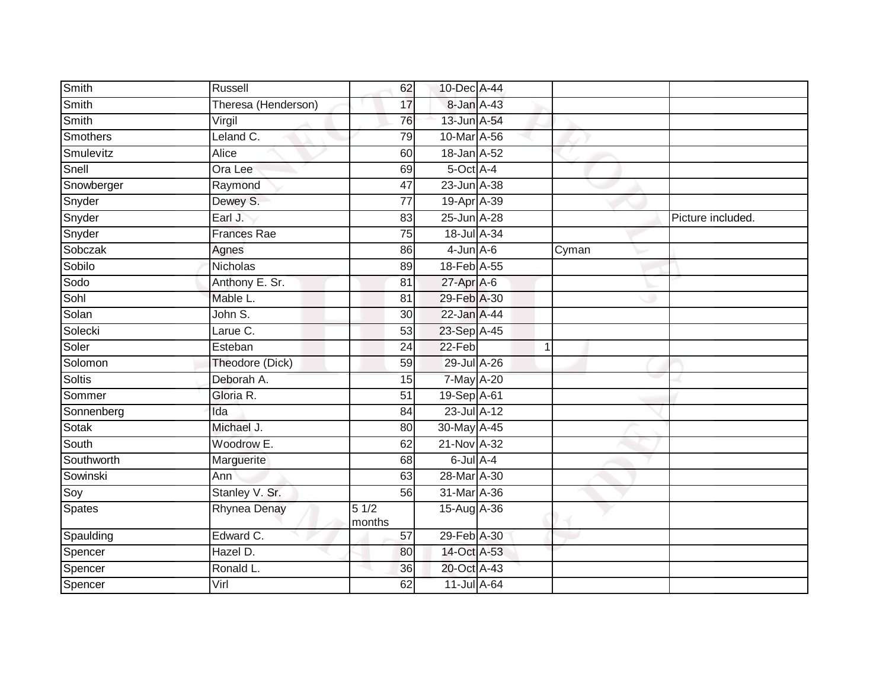| | | | | | | | |
|---|---|---|---|---|---|---|---|
| Smith | Russell | 62 | 10-Dec | A-44 | | | |
| Smith | Theresa (Henderson) | 17 | 8-Jan | A-43 | | | |
| Smith | Virgil | 76 | 13-Jun | A-54 | | | |
| Smothers | Leland C. | 79 | 10-Mar | A-56 | | | |
| Smulevitz | Alice | 60 | 18-Jan | A-52 | | | |
| Snell | Ora Lee | 69 | 5-Oct | A-4 | | | |
| Snowberger | Raymond | 47 | 23-Jun | A-38 | | | |
| Snyder | Dewey S. | 77 | 19-Apr | A-39 | | | |
| Snyder | Earl J. | 83 | 25-Jun | A-28 | | | Picture included. |
| Snyder | Frances Rae | 75 | 18-Jul | A-34 | | | |
| Sobczak | Agnes | 86 | 4-Jun | A-6 | | Cyman | |
| Sobilo | Nicholas | 89 | 18-Feb | A-55 | | | |
| Sodo | Anthony E. Sr. | 81 | 27-Apr | A-6 | | | |
| Sohl | Mable L. | 81 | 29-Feb | A-30 | | | |
| Solan | John S. | 30 | 22-Jan | A-44 | | | |
| Solecki | Larue C. | 53 | 23-Sep | A-45 | | | |
| Soler | Esteban | 24 | 22-Feb | | 1 | | |
| Solomon | Theodore (Dick) | 59 | 29-Jul | A-26 | | | |
| Soltis | Deborah A. | 15 | 7-May | A-20 | | | |
| Sommer | Gloria R. | 51 | 19-Sep | A-61 | | | |
| Sonnenberg | Ida | 84 | 23-Jul | A-12 | | | |
| Sotak | Michael J. | 80 | 30-May | A-45 | | | |
| South | Woodrow E. | 62 | 21-Nov | A-32 | | | |
| Southworth | Marguerite | 68 | 6-Jul | A-4 | | | |
| Sowinski | Ann | 63 | 28-Mar | A-30 | | | |
| Soy | Stanley V. Sr. | 56 | 31-Mar | A-36 | | | |
| Spates | Rhynea Denay | 5 1/2 months | 15-Aug | A-36 | | | |
| Spaulding | Edward C. | 57 | 29-Feb | A-30 | | | |
| Spencer | Hazel D. | 80 | 14-Oct | A-53 | | | |
| Spencer | Ronald L. | 36 | 20-Oct | A-43 | | | |
| Spencer | Virl | 62 | 11-Jul | A-64 | | | |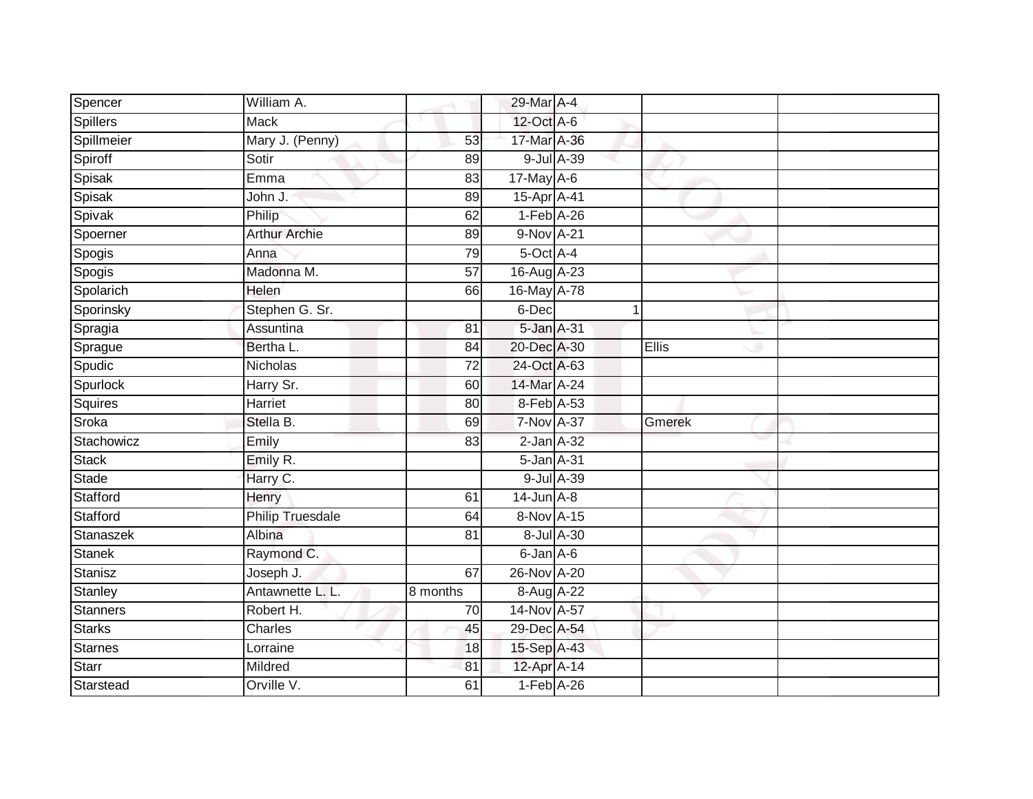| | | | | | | |
|---|---|---|---|---|---|---|
| Spencer | William A. | | 29-Mar | A-4 | | |
| Spillers | Mack | | 12-Oct | A-6 | | |
| Spillmeier | Mary J. (Penny) | 53 | 17-Mar | A-36 | | |
| Spiroff | Sotir | 89 | 9-Jul | A-39 | | |
| Spisak | Emma | 83 | 17-May | A-6 | | |
| Spisak | John J. | 89 | 15-Apr | A-41 | | |
| Spivak | Philip | 62 | 1-Feb | A-26 | | |
| Spoerner | Arthur Archie | 89 | 9-Nov | A-21 | | |
| Spogis | Anna | 79 | 5-Oct | A-4 | | |
| Spogis | Madonna M. | 57 | 16-Aug | A-23 | | |
| Spolarich | Helen | 66 | 16-May | A-78 | | |
| Sporinsky | Stephen G. Sr. | | 6-Dec | 1 | | |
| Spragia | Assuntina | 81 | 5-Jan | A-31 | | |
| Sprague | Bertha L. | 84 | 20-Dec | A-30 | Ellis | |
| Spudic | Nicholas | 72 | 24-Oct | A-63 | | |
| Spurlock | Harry Sr. | 60 | 14-Mar | A-24 | | |
| Squires | Harriet | 80 | 8-Feb | A-53 | | |
| Sroka | Stella B. | 69 | 7-Nov | A-37 | Gmerek | |
| Stachowicz | Emily | 83 | 2-Jan | A-32 | | |
| Stack | Emily R. | | 5-Jan | A-31 | | |
| Stade | Harry C. | | 9-Jul | A-39 | | |
| Stafford | Henry | 61 | 14-Jun | A-8 | | |
| Stafford | Philip Truesdale | 64 | 8-Nov | A-15 | | |
| Stanaszek | Albina | 81 | 8-Jul | A-30 | | |
| Stanek | Raymond C. | | 6-Jan | A-6 | | |
| Stanisz | Joseph J. | 67 | 26-Nov | A-20 | | |
| Stanley | Antawnette L. L. | 8 months | 8-Aug | A-22 | | |
| Stanners | Robert H. | 70 | 14-Nov | A-57 | | |
| Starks | Charles | 45 | 29-Dec | A-54 | | |
| Starnes | Lorraine | 18 | 15-Sep | A-43 | | |
| Starr | Mildred | 81 | 12-Apr | A-14 | | |
| Starstead | Orville V. | 61 | 1-Feb | A-26 | | |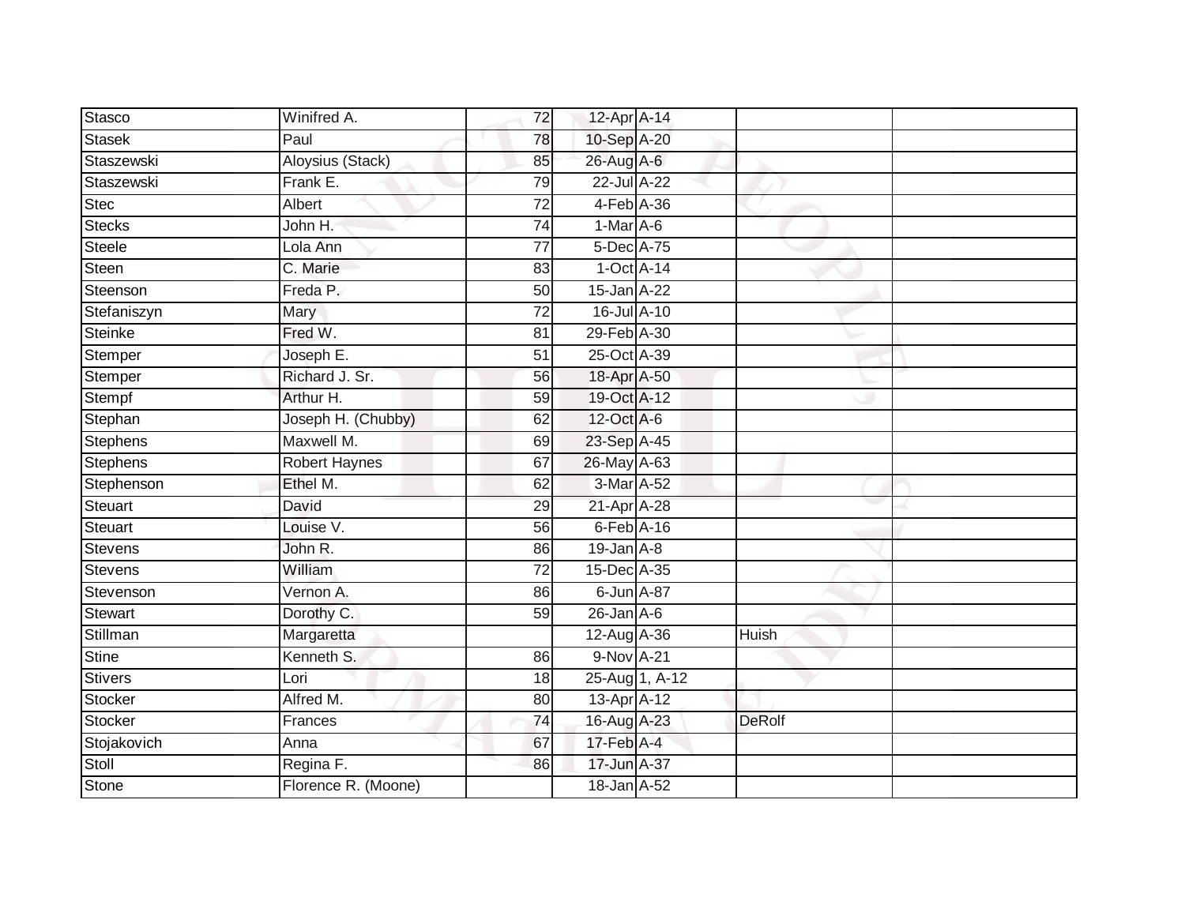| Stasco | Winifred A. | 72 | 12-Apr | A-14 | | |
|---|---|---|---|---|---|---|
| Stasek | Paul | 78 | 10-Sep | A-20 | | |
| Staszewski | Aloysius (Stack) | 85 | 26-Aug | A-6 | | |
| Staszewski | Frank E. | 79 | 22-Jul | A-22 | | |
| Stec | Albert | 72 | 4-Feb | A-36 | | |
| Stecks | John H. | 74 | 1-Mar | A-6 | | |
| Steele | Lola Ann | 77 | 5-Dec | A-75 | | |
| Steen | C. Marie | 83 | 1-Oct | A-14 | | |
| Steenson | Freda P. | 50 | 15-Jan | A-22 | | |
| Stefaniszyn | Mary | 72 | 16-Jul | A-10 | | |
| Steinke | Fred W. | 81 | 29-Feb | A-30 | | |
| Stemper | Joseph E. | 51 | 25-Oct | A-39 | | |
| Stemper | Richard J. Sr. | 56 | 18-Apr | A-50 | | |
| Stempf | Arthur H. | 59 | 19-Oct | A-12 | | |
| Stephan | Joseph H. (Chubby) | 62 | 12-Oct | A-6 | | |
| Stephens | Maxwell M. | 69 | 23-Sep | A-45 | | |
| Stephens | Robert Haynes | 67 | 26-May | A-63 | | |
| Stephenson | Ethel M. | 62 | 3-Mar | A-52 | | |
| Steuart | David | 29 | 21-Apr | A-28 | | |
| Steuart | Louise V. | 56 | 6-Feb | A-16 | | |
| Stevens | John R. | 86 | 19-Jan | A-8 | | |
| Stevens | William | 72 | 15-Dec | A-35 | | |
| Stevenson | Vernon A. | 86 | 6-Jun | A-87 | | |
| Stewart | Dorothy C. | 59 | 26-Jan | A-6 | | |
| Stillman | Margaretta | | 12-Aug | A-36 | Huish | |
| Stine | Kenneth S. | 86 | 9-Nov | A-21 | | |
| Stivers | Lori | 18 | 25-Aug | 1, A-12 | | |
| Stocker | Alfred M. | 80 | 13-Apr | A-12 | | |
| Stocker | Frances | 74 | 16-Aug | A-23 | DeRolf | |
| Stojakovich | Anna | 67 | 17-Feb | A-4 | | |
| Stoll | Regina F. | 86 | 17-Jun | A-37 | | |
| Stone | Florence R. (Moone) | | 18-Jan | A-52 | | |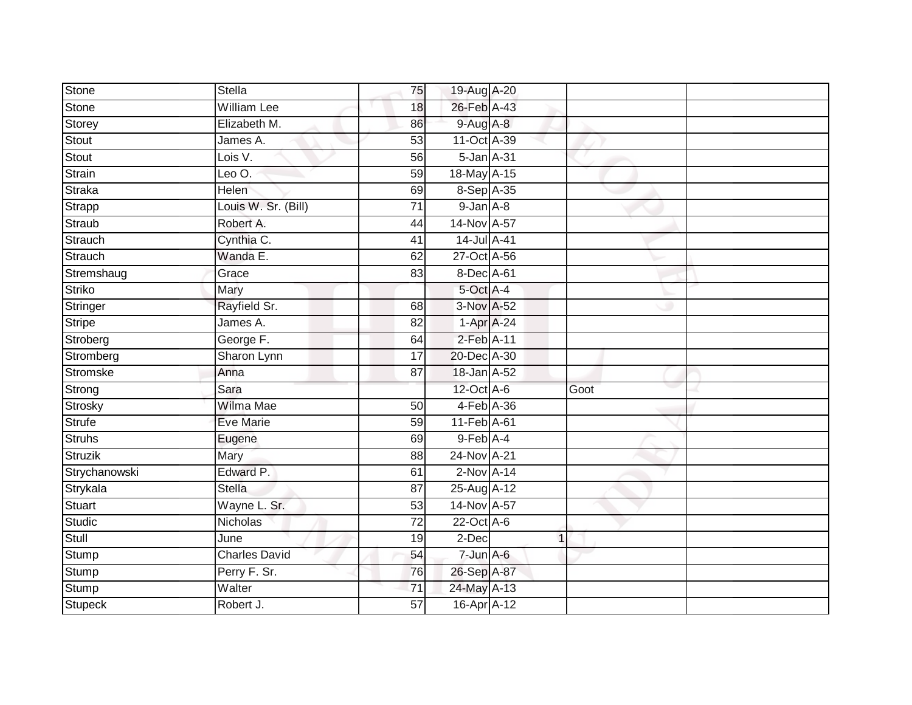| | | | | | | |
|---|---|---|---|---|---|---|
| Stone | Stella | 75 | 19-Aug | A-20 | | |
| Stone | William Lee | 18 | 26-Feb | A-43 | | |
| Storey | Elizabeth M. | 86 | 9-Aug | A-8 | | |
| Stout | James A. | 53 | 11-Oct | A-39 | | |
| Stout | Lois V. | 56 | 5-Jan | A-31 | | |
| Strain | Leo O. | 59 | 18-May | A-15 | | |
| Straka | Helen | 69 | 8-Sep | A-35 | | |
| Strapp | Louis W. Sr. (Bill) | 71 | 9-Jan | A-8 | | |
| Straub | Robert A. | 44 | 14-Nov | A-57 | | |
| Strauch | Cynthia C. | 41 | 14-Jul | A-41 | | |
| Strauch | Wanda E. | 62 | 27-Oct | A-56 | | |
| Stremshaug | Grace | 83 | 8-Dec | A-61 | | |
| Striko | Mary | | 5-Oct | A-4 | | |
| Stringer | Rayfield Sr. | 68 | 3-Nov | A-52 | | |
| Stripe | James A. | 82 | 1-Apr | A-24 | | |
| Stroberg | George F. | 64 | 2-Feb | A-11 | | |
| Stromberg | Sharon Lynn | 17 | 20-Dec | A-30 | | |
| Stromske | Anna | 87 | 18-Jan | A-52 | | |
| Strong | Sara | | 12-Oct | A-6 | Goot | |
| Strosky | Wilma Mae | 50 | 4-Feb | A-36 | | |
| Strufe | Eve Marie | 59 | 11-Feb | A-61 | | |
| Struhs | Eugene | 69 | 9-Feb | A-4 | | |
| Struzik | Mary | 88 | 24-Nov | A-21 | | |
| Strychanowski | Edward P. | 61 | 2-Nov | A-14 | | |
| Strykala | Stella | 87 | 25-Aug | A-12 | | |
| Stuart | Wayne L. Sr. | 53 | 14-Nov | A-57 | | |
| Studic | Nicholas | 72 | 22-Oct | A-6 | | |
| Stull | June | 19 | 2-Dec | 1 | | |
| Stump | Charles David | 54 | 7-Jun | A-6 | | |
| Stump | Perry F. Sr. | 76 | 26-Sep | A-87 | | |
| Stump | Walter | 71 | 24-May | A-13 | | |
| Stupeck | Robert J. | 57 | 16-Apr | A-12 | | |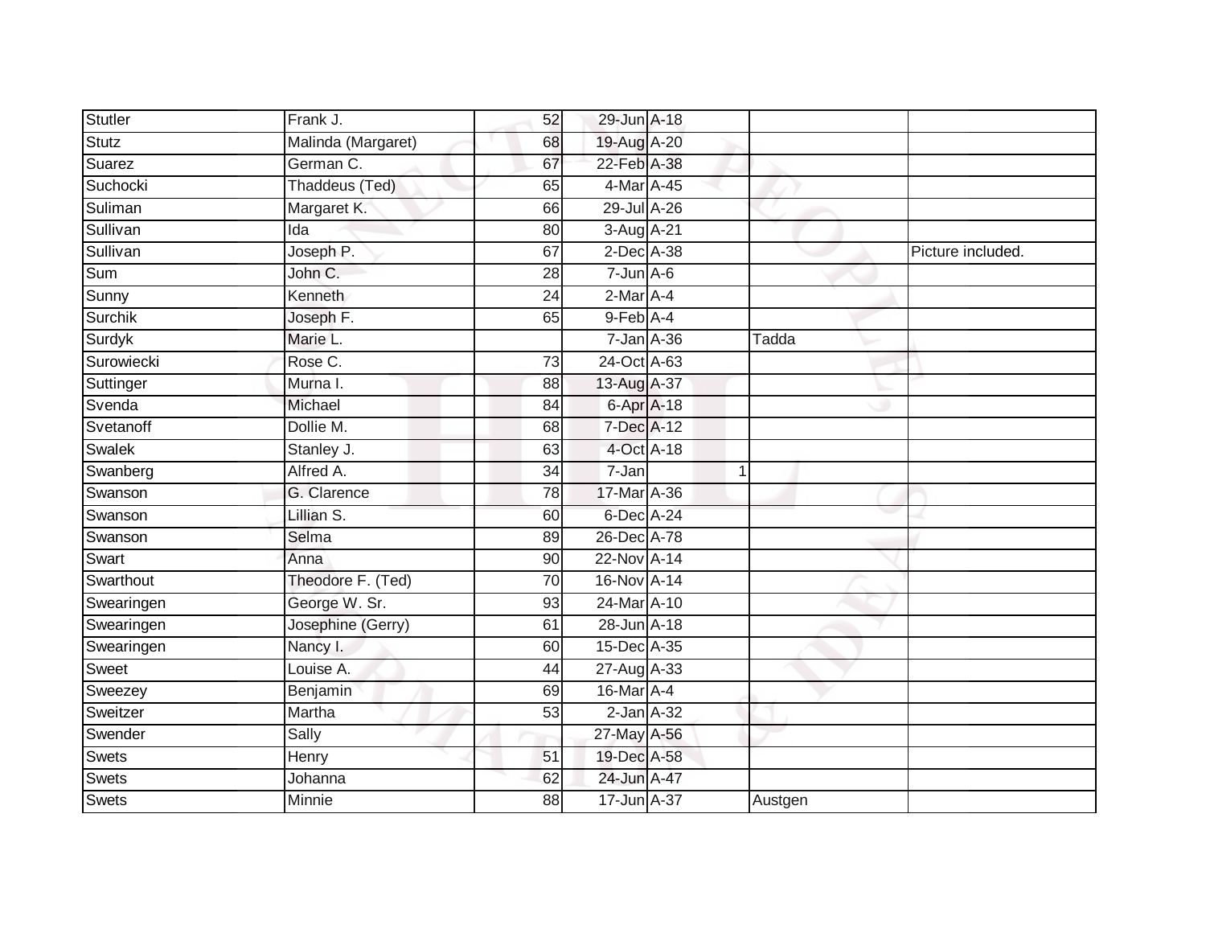| | | | | | | | |
|---|---|---|---|---|---|---|---|
| Stutler | Frank J. | 52 | 29-Jun | A-18 | | | |
| Stutz | Malinda (Margaret) | 68 | 19-Aug | A-20 | | | |
| Suarez | German C. | 67 | 22-Feb | A-38 | | | |
| Suchocki | Thaddeus (Ted) | 65 | 4-Mar | A-45 | | | |
| Suliman | Margaret K. | 66 | 29-Jul | A-26 | | | |
| Sullivan | Ida | 80 | 3-Aug | A-21 | | | |
| Sullivan | Joseph P. | 67 | 2-Dec | A-38 | | | Picture included. |
| Sum | John C. | 28 | 7-Jun | A-6 | | | |
| Sunny | Kenneth | 24 | 2-Mar | A-4 | | | |
| Surchik | Joseph F. | 65 | 9-Feb | A-4 | | | |
| Surdyk | Marie L. | | 7-Jan | A-36 | | Tadda | |
| Surowiecki | Rose C. | 73 | 24-Oct | A-63 | | | |
| Suttinger | Murna I. | 88 | 13-Aug | A-37 | | | |
| Svenda | Michael | 84 | 6-Apr | A-18 | | | |
| Svetanoff | Dollie M. | 68 | 7-Dec | A-12 | | | |
| Swalek | Stanley J. | 63 | 4-Oct | A-18 | | | |
| Swanberg | Alfred A. | 34 | 7-Jan | | 1 | | |
| Swanson | G. Clarence | 78 | 17-Mar | A-36 | | | |
| Swanson | Lillian S. | 60 | 6-Dec | A-24 | | | |
| Swanson | Selma | 89 | 26-Dec | A-78 | | | |
| Swart | Anna | 90 | 22-Nov | A-14 | | | |
| Swarthout | Theodore F. (Ted) | 70 | 16-Nov | A-14 | | | |
| Swearingen | George W. Sr. | 93 | 24-Mar | A-10 | | | |
| Swearingen | Josephine (Gerry) | 61 | 28-Jun | A-18 | | | |
| Swearingen | Nancy I. | 60 | 15-Dec | A-35 | | | |
| Sweet | Louise A. | 44 | 27-Aug | A-33 | | | |
| Sweezey | Benjamin | 69 | 16-Mar | A-4 | | | |
| Sweitzer | Martha | 53 | 2-Jan | A-32 | | | |
| Swender | Sally | | 27-May | A-56 | | | |
| Swets | Henry | 51 | 19-Dec | A-58 | | | |
| Swets | Johanna | 62 | 24-Jun | A-47 | | | |
| Swets | Minnie | 88 | 17-Jun | A-37 | | Austgen | |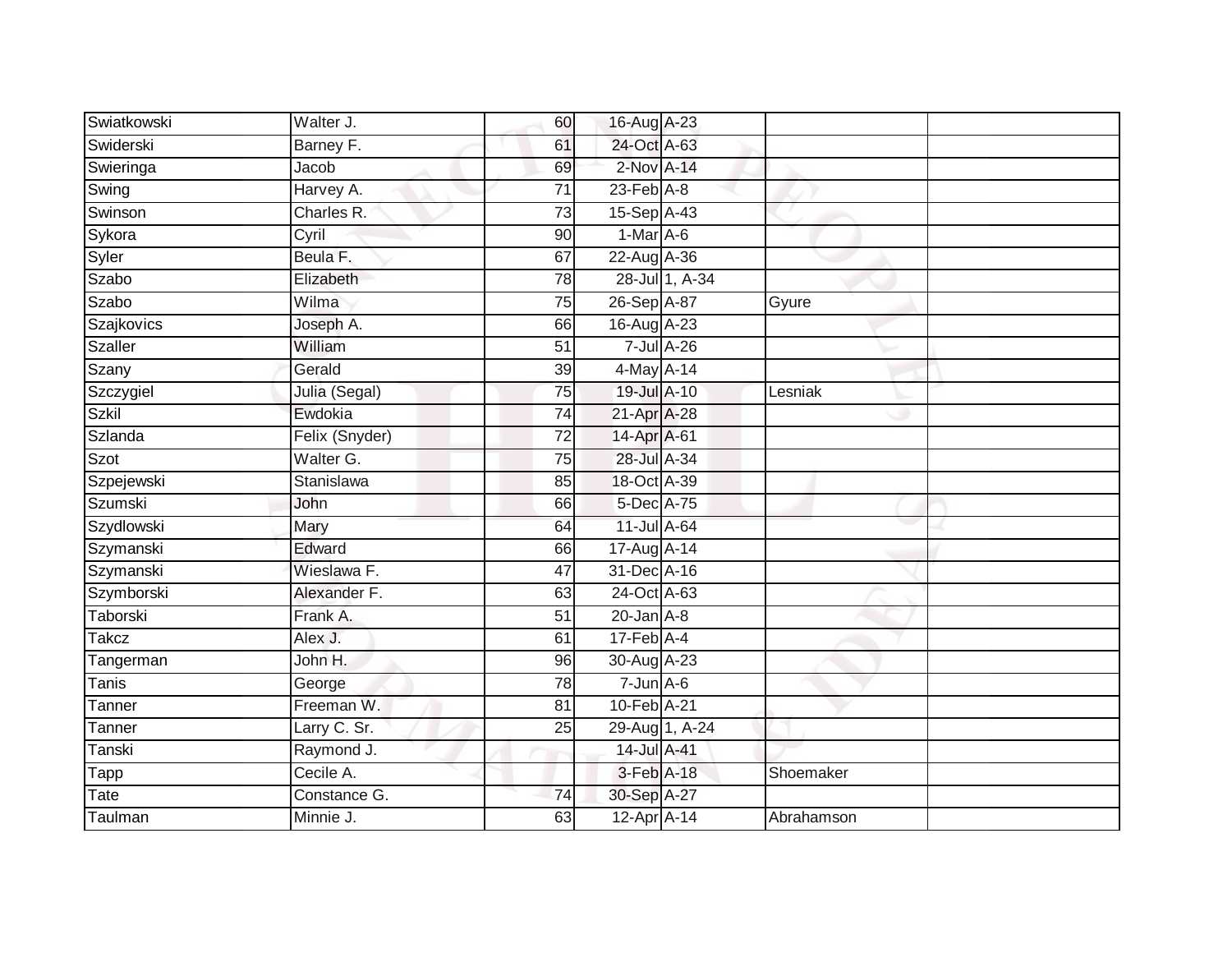| | | | | | | |
|---|---|---|---|---|---|---|
| Swiatkowski | Walter J. | 60 | 16-Aug | A-23 | | |
| Swiderski | Barney F. | 61 | 24-Oct | A-63 | | |
| Swieringa | Jacob | 69 | 2-Nov | A-14 | | |
| Swing | Harvey A. | 71 | 23-Feb | A-8 | | |
| Swinson | Charles R. | 73 | 15-Sep | A-43 | | |
| Sykora | Cyril | 90 | 1-Mar | A-6 | | |
| Syler | Beula F. | 67 | 22-Aug | A-36 | | |
| Szabo | Elizabeth | 78 | 28-Jul | 1, A-34 | | |
| Szabo | Wilma | 75 | 26-Sep | A-87 | Gyure | |
| Szajkovics | Joseph A. | 66 | 16-Aug | A-23 | | |
| Szaller | William | 51 | 7-Jul | A-26 | | |
| Szany | Gerald | 39 | 4-May | A-14 | | |
| Szczygiel | Julia (Segal) | 75 | 19-Jul | A-10 | Lesniak | |
| Szkil | Ewdokia | 74 | 21-Apr | A-28 | | |
| Szlanda | Felix (Snyder) | 72 | 14-Apr | A-61 | | |
| Szot | Walter G. | 75 | 28-Jul | A-34 | | |
| Szpejewski | Stanislawa | 85 | 18-Oct | A-39 | | |
| Szumski | John | 66 | 5-Dec | A-75 | | |
| Szydlowski | Mary | 64 | 11-Jul | A-64 | | |
| Szymanski | Edward | 66 | 17-Aug | A-14 | | |
| Szymanski | Wieslawa F. | 47 | 31-Dec | A-16 | | |
| Szymborski | Alexander F. | 63 | 24-Oct | A-63 | | |
| Taborski | Frank A. | 51 | 20-Jan | A-8 | | |
| Takcz | Alex J. | 61 | 17-Feb | A-4 | | |
| Tangerman | John H. | 96 | 30-Aug | A-23 | | |
| Tanis | George | 78 | 7-Jun | A-6 | | |
| Tanner | Freeman W. | 81 | 10-Feb | A-21 | | |
| Tanner | Larry C. Sr. | 25 | 29-Aug | 1, A-24 | | |
| Tanski | Raymond J. | | 14-Jul | A-41 | | |
| Tapp | Cecile A. | | 3-Feb | A-18 | Shoemaker | |
| Tate | Constance G. | 74 | 30-Sep | A-27 | | |
| Taulman | Minnie J. | 63 | 12-Apr | A-14 | Abrahamson | |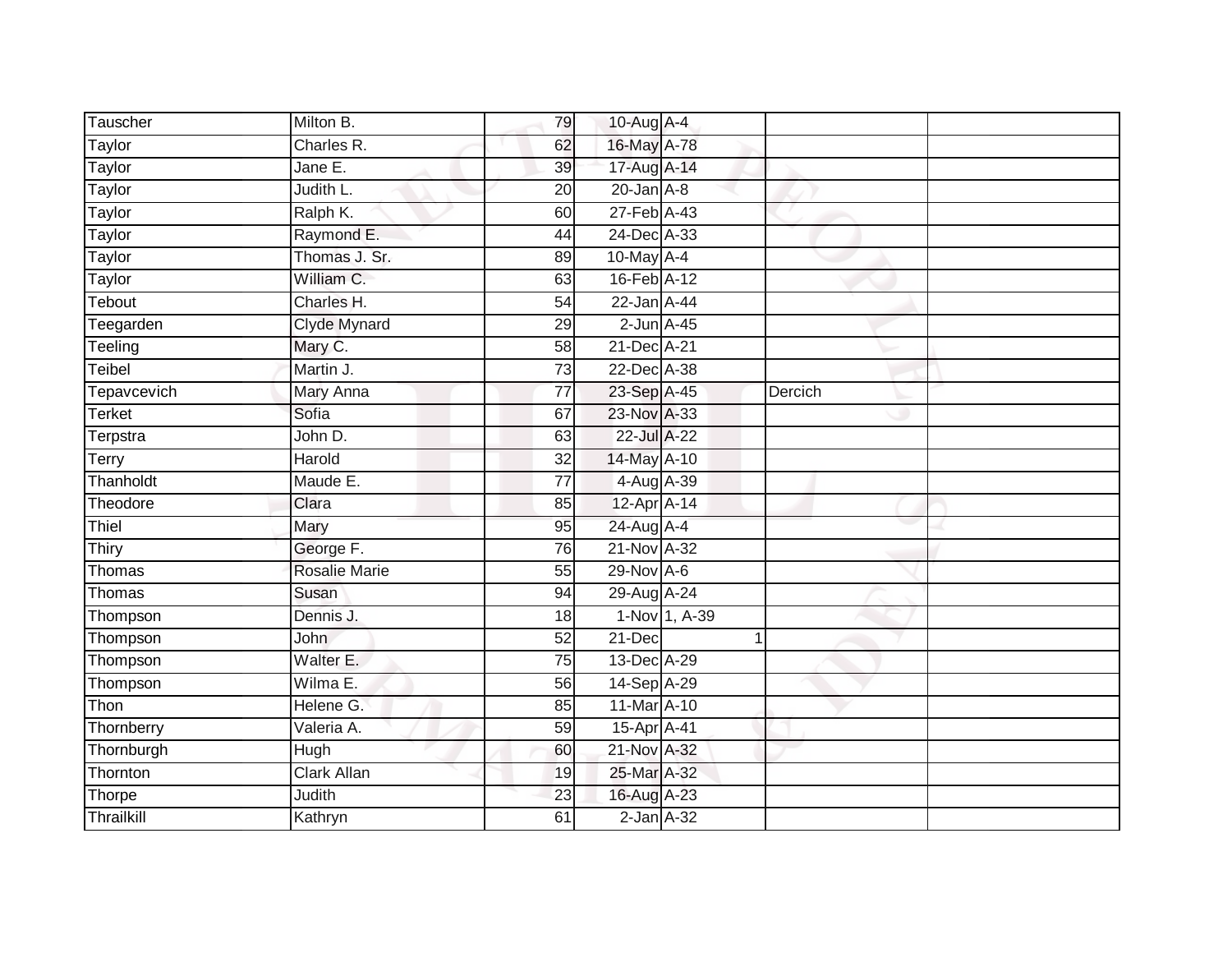| | | | | | | |
|---|---|---|---|---|---|---|
| Tauscher | Milton B. | 79 | 10-Aug | A-4 | | |
| Taylor | Charles R. | 62 | 16-May | A-78 | | |
| Taylor | Jane E. | 39 | 17-Aug | A-14 | | |
| Taylor | Judith L. | 20 | 20-Jan | A-8 | | |
| Taylor | Ralph K. | 60 | 27-Feb | A-43 | | |
| Taylor | Raymond E. | 44 | 24-Dec | A-33 | | |
| Taylor | Thomas J. Sr. | 89 | 10-May | A-4 | | |
| Taylor | William C. | 63 | 16-Feb | A-12 | | |
| Tebout | Charles H. | 54 | 22-Jan | A-44 | | |
| Teegarden | Clyde Mynard | 29 | 2-Jun | A-45 | | |
| Teeling | Mary C. | 58 | 21-Dec | A-21 | | |
| Teibel | Martin J. | 73 | 22-Dec | A-38 | | |
| Tepavcevich | Mary Anna | 77 | 23-Sep | A-45 | Dercich | |
| Terket | Sofia | 67 | 23-Nov | A-33 | | |
| Terpstra | John D. | 63 | 22-Jul | A-22 | | |
| Terry | Harold | 32 | 14-May | A-10 | | |
| Thanholdt | Maude E. | 77 | 4-Aug | A-39 | | |
| Theodore | Clara | 85 | 12-Apr | A-14 | | |
| Thiel | Mary | 95 | 24-Aug | A-4 | | |
| Thiry | George F. | 76 | 21-Nov | A-32 | | |
| Thomas | Rosalie Marie | 55 | 29-Nov | A-6 | | |
| Thomas | Susan | 94 | 29-Aug | A-24 | | |
| Thompson | Dennis J. | 18 | 1-Nov | 1, A-39 | | |
| Thompson | John | 52 | 21-Dec | 1 | | |
| Thompson | Walter E. | 75 | 13-Dec | A-29 | | |
| Thompson | Wilma E. | 56 | 14-Sep | A-29 | | |
| Thon | Helene G. | 85 | 11-Mar | A-10 | | |
| Thornberry | Valeria A. | 59 | 15-Apr | A-41 | | |
| Thornburgh | Hugh | 60 | 21-Nov | A-32 | | |
| Thornton | Clark Allan | 19 | 25-Mar | A-32 | | |
| Thorpe | Judith | 23 | 16-Aug | A-23 | | |
| Thrailkill | Kathryn | 61 | 2-Jan | A-32 | | |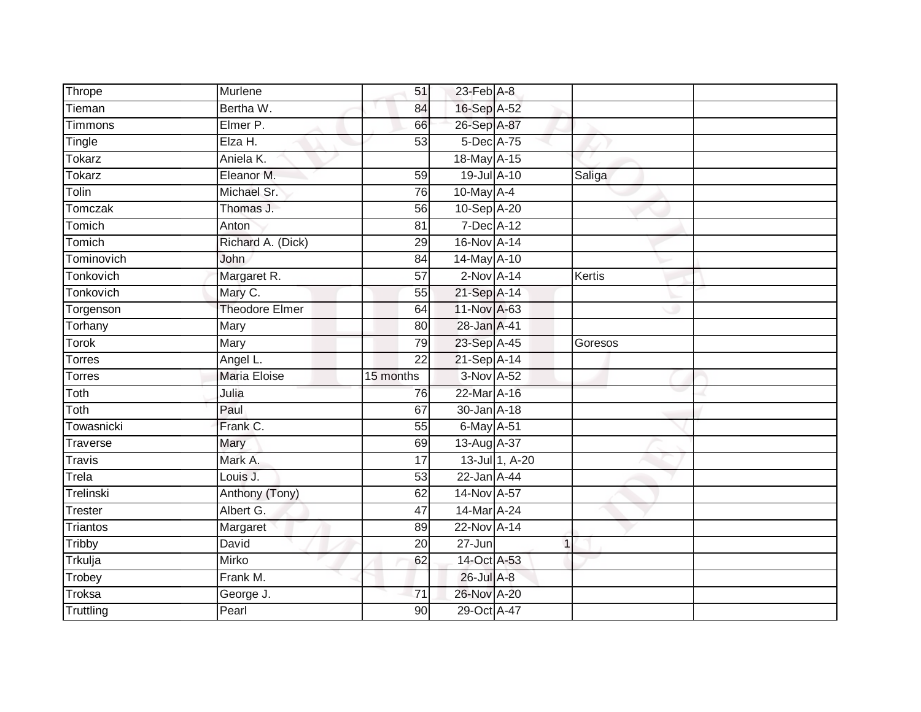| | | | | | | |
|---|---|---|---|---|---|---|
| Thrope | Murlene | 51 | 23-Feb | A-8 | | |
| Tieman | Bertha W. | 84 | 16-Sep | A-52 | | |
| Timmons | Elmer P. | 66 | 26-Sep | A-87 | | |
| Tingle | Elza H. | 53 | 5-Dec | A-75 | | |
| Tokarz | Aniela K. | | 18-May | A-15 | | |
| Tokarz | Eleanor M. | 59 | 19-Jul | A-10 | Saliga | |
| Tolin | Michael Sr. | 76 | 10-May | A-4 | | |
| Tomczak | Thomas J. | 56 | 10-Sep | A-20 | | |
| Tomich | Anton | 81 | 7-Dec | A-12 | | |
| Tomich | Richard A. (Dick) | 29 | 16-Nov | A-14 | | |
| Tominovich | John | 84 | 14-May | A-10 | | |
| Tonkovich | Margaret R. | 57 | 2-Nov | A-14 | Kertis | |
| Tonkovich | Mary C. | 55 | 21-Sep | A-14 | | |
| Torgenson | Theodore Elmer | 64 | 11-Nov | A-63 | | |
| Torhany | Mary | 80 | 28-Jan | A-41 | | |
| Torok | Mary | 79 | 23-Sep | A-45 | Goresos | |
| Torres | Angel L. | 22 | 21-Sep | A-14 | | |
| Torres | Maria Eloise | 15 months | 3-Nov | A-52 | | |
| Toth | Julia | 76 | 22-Mar | A-16 | | |
| Toth | Paul | 67 | 30-Jan | A-18 | | |
| Towasnicki | Frank C. | 55 | 6-May | A-51 | | |
| Traverse | Mary | 69 | 13-Aug | A-37 | | |
| Travis | Mark A. | 17 | 13-Jul | 1, A-20 | | |
| Trela | Louis J. | 53 | 22-Jan | A-44 | | |
| Trelinski | Anthony (Tony) | 62 | 14-Nov | A-57 | | |
| Trester | Albert G. | 47 | 14-Mar | A-24 | | |
| Triantos | Margaret | 89 | 22-Nov | A-14 | | |
| Tribby | David | 20 | 27-Jun | 1 | | |
| Trkulja | Mirko | 62 | 14-Oct | A-53 | | |
| Trobey | Frank M. | | 26-Jul | A-8 | | |
| Troksa | George J. | 71 | 26-Nov | A-20 | | |
| Truttling | Pearl | 90 | 29-Oct | A-47 | | |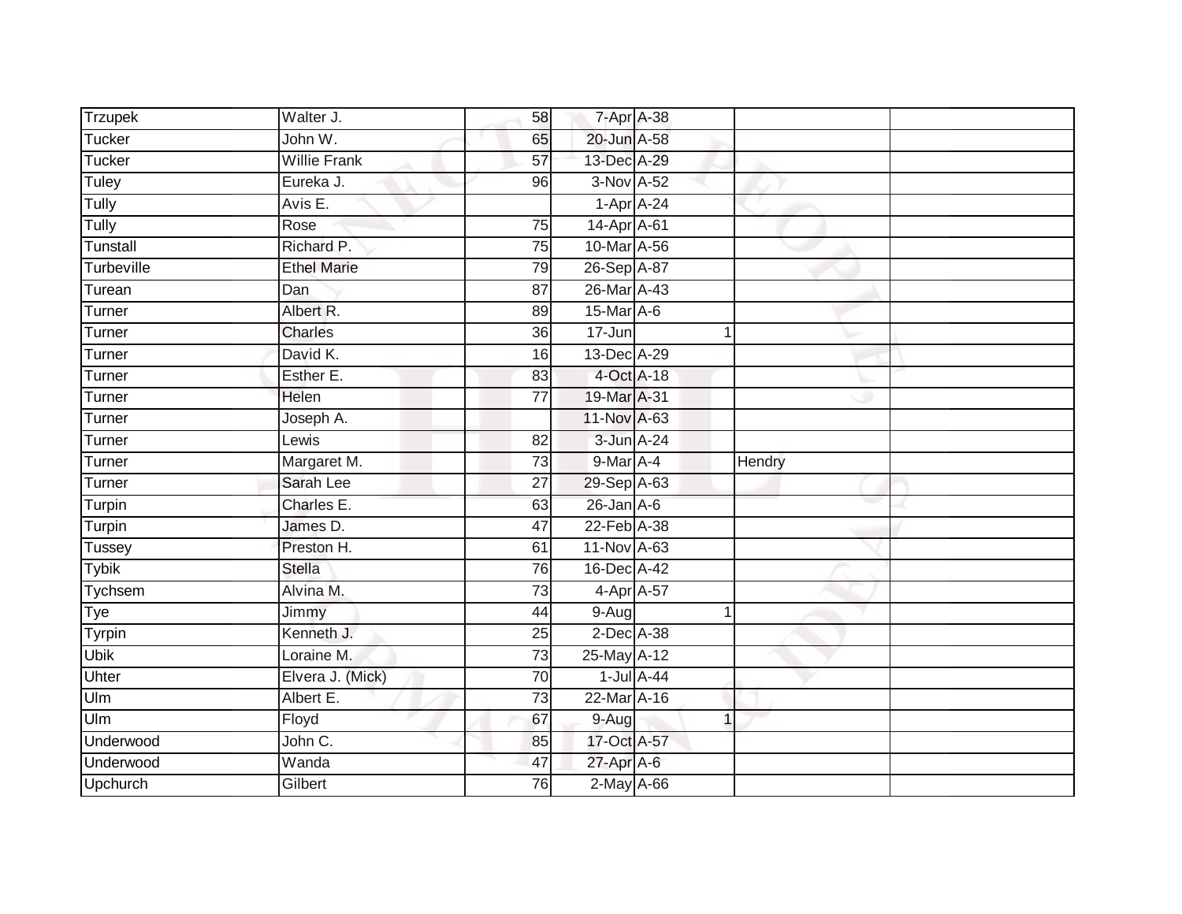| Trzupek | Walter J. | 58 | 7-Apr | A-38 | | | |
|---|---|---|---|---|---|---|---|
| Tucker | John W. | 65 | 20-Jun | A-58 | | | |
| Tucker | Willie Frank | 57 | 13-Dec | A-29 | | | |
| Tuley | Eureka J. | 96 | 3-Nov | A-52 | | | |
| Tully | Avis E. | | 1-Apr | A-24 | | | |
| Tully | Rose | 75 | 14-Apr | A-61 | | | |
| Tunstall | Richard P. | 75 | 10-Mar | A-56 | | | |
| Turbeville | Ethel Marie | 79 | 26-Sep | A-87 | | | |
| Turean | Dan | 87 | 26-Mar | A-43 | | | |
| Turner | Albert R. | 89 | 15-Mar | A-6 | | | |
| Turner | Charles | 36 | 17-Jun | | 1 | | |
| Turner | David K. | 16 | 13-Dec | A-29 | | | |
| Turner | Esther E. | 83 | 4-Oct | A-18 | | | |
| Turner | Helen | 77 | 19-Mar | A-31 | | | |
| Turner | Joseph A. | | 11-Nov | A-63 | | | |
| Turner | Lewis | 82 | 3-Jun | A-24 | | | |
| Turner | Margaret M. | 73 | 9-Mar | A-4 | | Hendry | |
| Turner | Sarah Lee | 27 | 29-Sep | A-63 | | | |
| Turpin | Charles E. | 63 | 26-Jan | A-6 | | | |
| Turpin | James D. | 47 | 22-Feb | A-38 | | | |
| Tussey | Preston H. | 61 | 11-Nov | A-63 | | | |
| Tybik | Stella | 76 | 16-Dec | A-42 | | | |
| Tychsem | Alvina M. | 73 | 4-Apr | A-57 | | | |
| Tye | Jimmy | 44 | 9-Aug | | 1 | | |
| Tyrpin | Kenneth J. | 25 | 2-Dec | A-38 | | | |
| Ubik | Loraine M. | 73 | 25-May | A-12 | | | |
| Uhter | Elvera J. (Mick) | 70 | 1-Jul | A-44 | | | |
| Ulm | Albert E. | 73 | 22-Mar | A-16 | | | |
| Ulm | Floyd | 67 | 9-Aug | | 1 | | |
| Underwood | John C. | 85 | 17-Oct | A-57 | | | |
| Underwood | Wanda | 47 | 27-Apr | A-6 | | | |
| Upchurch | Gilbert | 76 | 2-May | A-66 | | | |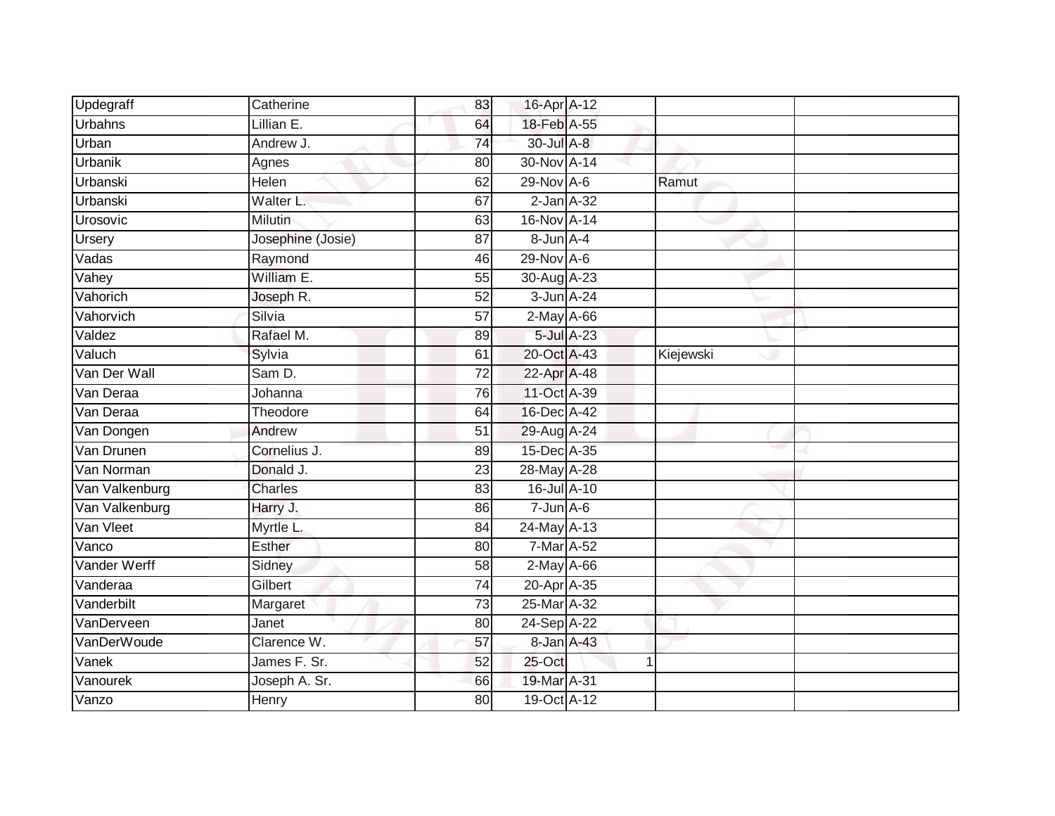| Updegraff | Catherine | 83 | 16-Apr | A-12 | | |
|---|---|---|---|---|---|---|
| Urbahns | Lillian E. | 64 | 18-Feb | A-55 | | |
| Urban | Andrew J. | 74 | 30-Jul | A-8 | | |
| Urbanik | Agnes | 80 | 30-Nov | A-14 | | |
| Urbanski | Helen | 62 | 29-Nov | A-6 | Ramut | |
| Urbanski | Walter L. | 67 | 2-Jan | A-32 | | |
| Urosovic | Milutin | 63 | 16-Nov | A-14 | | |
| Ursery | Josephine (Josie) | 87 | 8-Jun | A-4 | | |
| Vadas | Raymond | 46 | 29-Nov | A-6 | | |
| Vahey | William E. | 55 | 30-Aug | A-23 | | |
| Vahorich | Joseph R. | 52 | 3-Jun | A-24 | | |
| Vahorvich | Silvia | 57 | 2-May | A-66 | | |
| Valdez | Rafael M. | 89 | 5-Jul | A-23 | | |
| Valuch | Sylvia | 61 | 20-Oct | A-43 | Kiejewski | |
| Van Der Wall | Sam D. | 72 | 22-Apr | A-48 | | |
| Van Deraa | Johanna | 76 | 11-Oct | A-39 | | |
| Van Deraa | Theodore | 64 | 16-Dec | A-42 | | |
| Van Dongen | Andrew | 51 | 29-Aug | A-24 | | |
| Van Drunen | Cornelius J. | 89 | 15-Dec | A-35 | | |
| Van Norman | Donald J. | 23 | 28-May | A-28 | | |
| Van Valkenburg | Charles | 83 | 16-Jul | A-10 | | |
| Van Valkenburg | Harry J. | 86 | 7-Jun | A-6 | | |
| Van Vleet | Myrtle L. | 84 | 24-May | A-13 | | |
| Vanco | Esther | 80 | 7-Mar | A-52 | | |
| Vander Werff | Sidney | 58 | 2-May | A-66 | | |
| Vanderaa | Gilbert | 74 | 20-Apr | A-35 | | |
| Vanderbilt | Margaret | 73 | 25-Mar | A-32 | | |
| VanDerveen | Janet | 80 | 24-Sep | A-22 | | |
| VanDerWoude | Clarence W. | 57 | 8-Jan | A-43 | | |
| Vanek | James F. Sr. | 52 | 25-Oct | 1 | | |
| Vanourek | Joseph A. Sr. | 66 | 19-Mar | A-31 | | |
| Vanzo | Henry | 80 | 19-Oct | A-12 | | |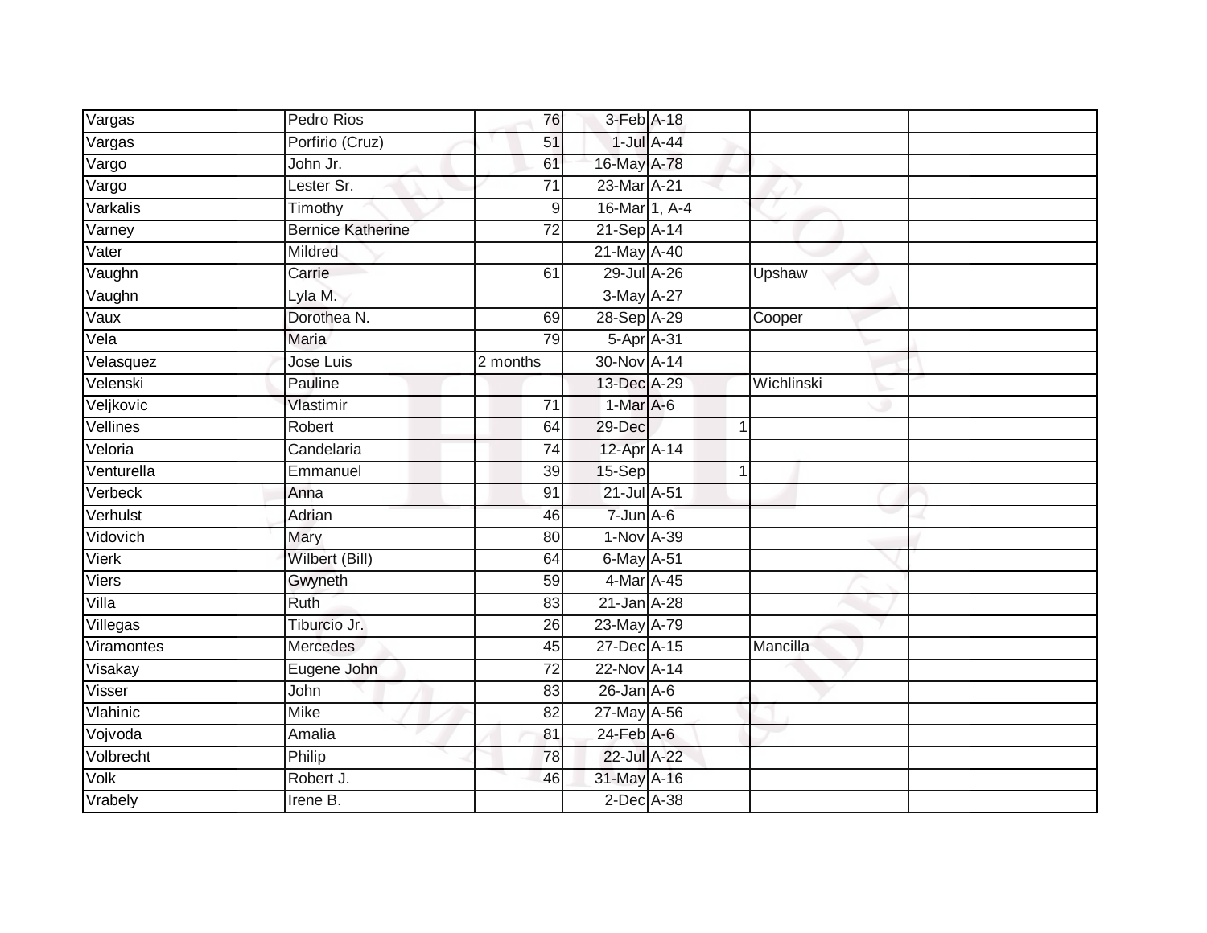| | | | | | | |
|---|---|---|---|---|---|---|
| Vargas | Pedro Rios | 76 | 3-Feb | A-18 | | |
| Vargas | Porfirio (Cruz) | 51 | 1-Jul | A-44 | | |
| Vargo | John Jr. | 61 | 16-May | A-78 | | |
| Vargo | Lester Sr. | 71 | 23-Mar | A-21 | | |
| Varkalis | Timothy | 9 | 16-Mar | 1, A-4 | | |
| Varney | Bernice Katherine | 72 | 21-Sep | A-14 | | |
| Vater | Mildred | | 21-May | A-40 | | |
| Vaughn | Carrie | 61 | 29-Jul | A-26 | Upshaw | |
| Vaughn | Lyla M. | | 3-May | A-27 | | |
| Vaux | Dorothea N. | 69 | 28-Sep | A-29 | Cooper | |
| Vela | Maria | 79 | 5-Apr | A-31 | | |
| Velasquez | Jose Luis | 2 months | 30-Nov | A-14 | | |
| Velenski | Pauline | | 13-Dec | A-29 | Wichlinski | |
| Veljkovic | Vlastimir | 71 | 1-Mar | A-6 | | |
| Vellines | Robert | 64 | 29-Dec | 1 | | |
| Veloria | Candelaria | 74 | 12-Apr | A-14 | | |
| Venturella | Emmanuel | 39 | 15-Sep | 1 | | |
| Verbeck | Anna | 91 | 21-Jul | A-51 | | |
| Verhulst | Adrian | 46 | 7-Jun | A-6 | | |
| Vidovich | Mary | 80 | 1-Nov | A-39 | | |
| Vierk | Wilbert (Bill) | 64 | 6-May | A-51 | | |
| Viers | Gwyneth | 59 | 4-Mar | A-45 | | |
| Villa | Ruth | 83 | 21-Jan | A-28 | | |
| Villegas | Tiburcio Jr. | 26 | 23-May | A-79 | | |
| Viramontes | Mercedes | 45 | 27-Dec | A-15 | Mancilla | |
| Visakay | Eugene John | 72 | 22-Nov | A-14 | | |
| Visser | John | 83 | 26-Jan | A-6 | | |
| Vlahinic | Mike | 82 | 27-May | A-56 | | |
| Vojvoda | Amalia | 81 | 24-Feb | A-6 | | |
| Volbrecht | Philip | 78 | 22-Jul | A-22 | | |
| Volk | Robert J. | 46 | 31-May | A-16 | | |
| Vrabely | Irene B. | | 2-Dec | A-38 | | |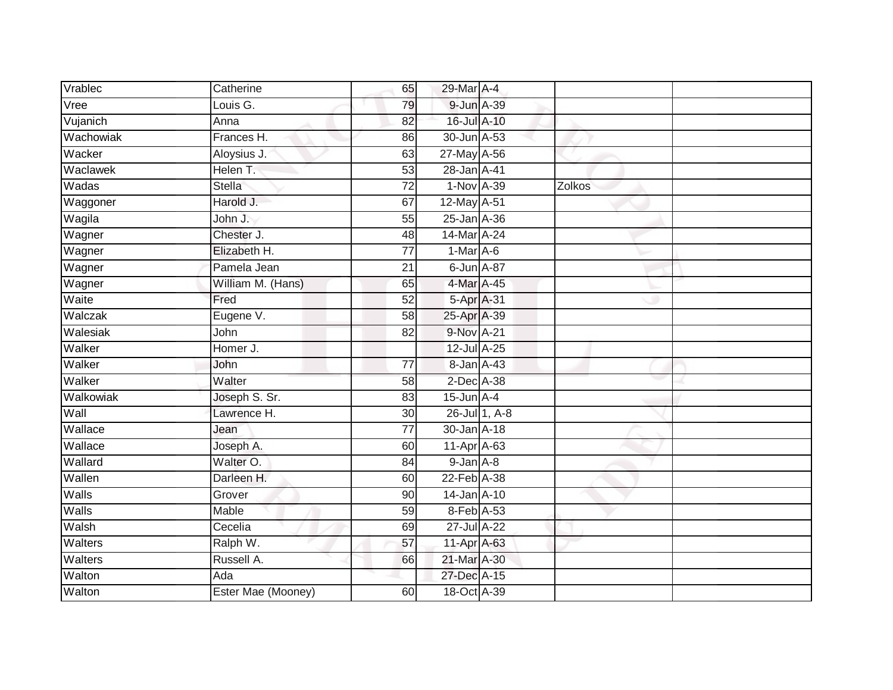| | | | | | | |
|---|---|---|---|---|---|---|
| Vrablec | Catherine | 65 | 29-Mar | A-4 | | |
| Vree | Louis G. | 79 | 9-Jun | A-39 | | |
| Vujanich | Anna | 82 | 16-Jul | A-10 | | |
| Wachowiak | Frances H. | 86 | 30-Jun | A-53 | | |
| Wacker | Aloysius J. | 63 | 27-May | A-56 | | |
| Waclawek | Helen T. | 53 | 28-Jan | A-41 | | |
| Wadas | Stella | 72 | 1-Nov | A-39 | Zolkos | |
| Waggoner | Harold J. | 67 | 12-May | A-51 | | |
| Wagila | John J. | 55 | 25-Jan | A-36 | | |
| Wagner | Chester J. | 48 | 14-Mar | A-24 | | |
| Wagner | Elizabeth H. | 77 | 1-Mar | A-6 | | |
| Wagner | Pamela Jean | 21 | 6-Jun | A-87 | | |
| Wagner | William M. (Hans) | 65 | 4-Mar | A-45 | | |
| Waite | Fred | 52 | 5-Apr | A-31 | | |
| Walczak | Eugene V. | 58 | 25-Apr | A-39 | | |
| Walesiak | John | 82 | 9-Nov | A-21 | | |
| Walker | Homer J. | | 12-Jul | A-25 | | |
| Walker | John | 77 | 8-Jan | A-43 | | |
| Walker | Walter | 58 | 2-Dec | A-38 | | |
| Walkowiak | Joseph S. Sr. | 83 | 15-Jun | A-4 | | |
| Wall | Lawrence H. | 30 | 26-Jul | 1, A-8 | | |
| Wallace | Jean | 77 | 30-Jan | A-18 | | |
| Wallace | Joseph A. | 60 | 11-Apr | A-63 | | |
| Wallard | Walter O. | 84 | 9-Jan | A-8 | | |
| Wallen | Darleen H. | 60 | 22-Feb | A-38 | | |
| Walls | Grover | 90 | 14-Jan | A-10 | | |
| Walls | Mable | 59 | 8-Feb | A-53 | | |
| Walsh | Cecelia | 69 | 27-Jul | A-22 | | |
| Walters | Ralph W. | 57 | 11-Apr | A-63 | | |
| Walters | Russell A. | 66 | 21-Mar | A-30 | | |
| Walton | Ada | | 27-Dec | A-15 | | |
| Walton | Ester Mae (Mooney) | 60 | 18-Oct | A-39 | | |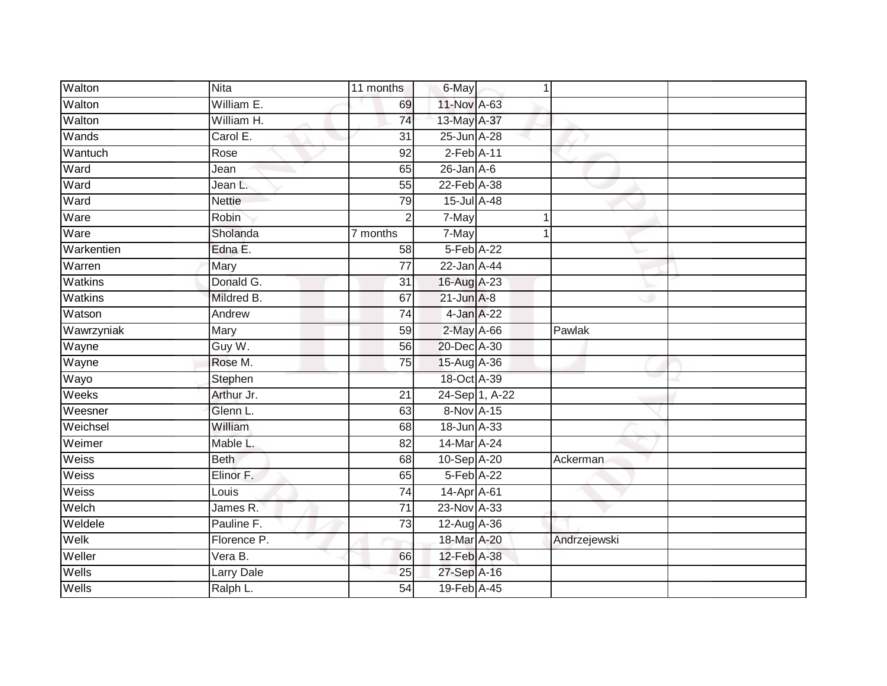| | | | | | | | |
|---|---|---|---|---|---|---|---|
| Walton | Nita | 11 months | 6-May | 1 | | | |
| Walton | William E. | 69 | 11-Nov | A-63 | | | |
| Walton | William H. | 74 | 13-May | A-37 | | | |
| Wands | Carol E. | 31 | 25-Jun | A-28 | | | |
| Wantuch | Rose | 92 | 2-Feb | A-11 | | | |
| Ward | Jean | 65 | 26-Jan | A-6 | | | |
| Ward | Jean L. | 55 | 22-Feb | A-38 | | | |
| Ward | Nettie | 79 | 15-Jul | A-48 | | | |
| Ware | Robin | 2 | 7-May | 1 | | | |
| Ware | Sholanda | 7 months | 7-May | 1 | | | |
| Warkentien | Edna E. | 58 | 5-Feb | A-22 | | | |
| Warren | Mary | 77 | 22-Jan | A-44 | | | |
| Watkins | Donald G. | 31 | 16-Aug | A-23 | | | |
| Watkins | Mildred B. | 67 | 21-Jun | A-8 | | | |
| Watson | Andrew | 74 | 4-Jan | A-22 | | | |
| Wawrzyniak | Mary | 59 | 2-May | A-66 | Pawlak | | |
| Wayne | Guy W. | 56 | 20-Dec | A-30 | | | |
| Wayne | Rose M. | 75 | 15-Aug | A-36 | | | |
| Wayo | Stephen | | 18-Oct | A-39 | | | |
| Weeks | Arthur Jr. | 21 | 24-Sep | 1, A-22 | | | |
| Weesner | Glenn L. | 63 | 8-Nov | A-15 | | | |
| Weichsel | William | 68 | 18-Jun | A-33 | | | |
| Weimer | Mable L. | 82 | 14-Mar | A-24 | | | |
| Weiss | Beth | 68 | 10-Sep | A-20 | Ackerman | | |
| Weiss | Elinor F. | 65 | 5-Feb | A-22 | | | |
| Weiss | Louis | 74 | 14-Apr | A-61 | | | |
| Welch | James R. | 71 | 23-Nov | A-33 | | | |
| Weldele | Pauline F. | 73 | 12-Aug | A-36 | | | |
| Welk | Florence P. | | 18-Mar | A-20 | Andrzejewski | | |
| Weller | Vera B. | 66 | 12-Feb | A-38 | | | |
| Wells | Larry Dale | 25 | 27-Sep | A-16 | | | |
| Wells | Ralph L. | 54 | 19-Feb | A-45 | | | |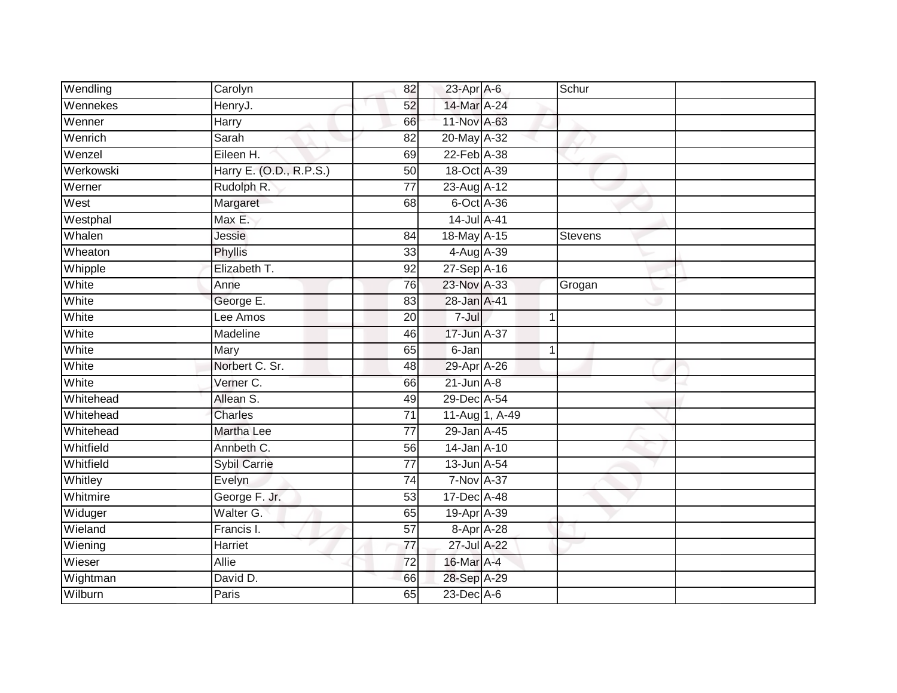| Wendling | Carolyn | 82 | 23-Apr | A-6 | | Schur | |
|---|---|---|---|---|---|---|---|
| Wennekes | HenryJ. | 52 | 14-Mar | A-24 | | | |
| Wenner | Harry | 66 | 11-Nov | A-63 | | | |
| Wenrich | Sarah | 82 | 20-May | A-32 | | | |
| Wenzel | Eileen H. | 69 | 22-Feb | A-38 | | | |
| Werkowski | Harry E. (O.D., R.P.S.) | 50 | 18-Oct | A-39 | | | |
| Werner | Rudolph R. | 77 | 23-Aug | A-12 | | | |
| West | Margaret | 68 | 6-Oct | A-36 | | | |
| Westphal | Max E. | | 14-Jul | A-41 | | | |
| Whalen | Jessie | 84 | 18-May | A-15 | | Stevens | |
| Wheaton | Phyllis | 33 | 4-Aug | A-39 | | | |
| Whipple | Elizabeth T. | 92 | 27-Sep | A-16 | | | |
| White | Anne | 76 | 23-Nov | A-33 | | Grogan | |
| White | George E. | 83 | 28-Jan | A-41 | | | |
| White | Lee Amos | 20 | 7-Jul | | 1 | | |
| White | Madeline | 46 | 17-Jun | A-37 | | | |
| White | Mary | 65 | 6-Jan | | 1 | | |
| White | Norbert C. Sr. | 48 | 29-Apr | A-26 | | | |
| White | Verner C. | 66 | 21-Jun | A-8 | | | |
| Whitehead | Allean S. | 49 | 29-Dec | A-54 | | | |
| Whitehead | Charles | 71 | 11-Aug | 1, A-49 | | | |
| Whitehead | Martha Lee | 77 | 29-Jan | A-45 | | | |
| Whitfield | Annbeth C. | 56 | 14-Jan | A-10 | | | |
| Whitfield | Sybil Carrie | 77 | 13-Jun | A-54 | | | |
| Whitley | Evelyn | 74 | 7-Nov | A-37 | | | |
| Whitmire | George F. Jr. | 53 | 17-Dec | A-48 | | | |
| Widuger | Walter G. | 65 | 19-Apr | A-39 | | | |
| Wieland | Francis I. | 57 | 8-Apr | A-28 | | | |
| Wiening | Harriet | 77 | 27-Jul | A-22 | | | |
| Wieser | Allie | 72 | 16-Mar | A-4 | | | |
| Wightman | David D. | 66 | 28-Sep | A-29 | | | |
| Wilburn | Paris | 65 | 23-Dec | A-6 | | | |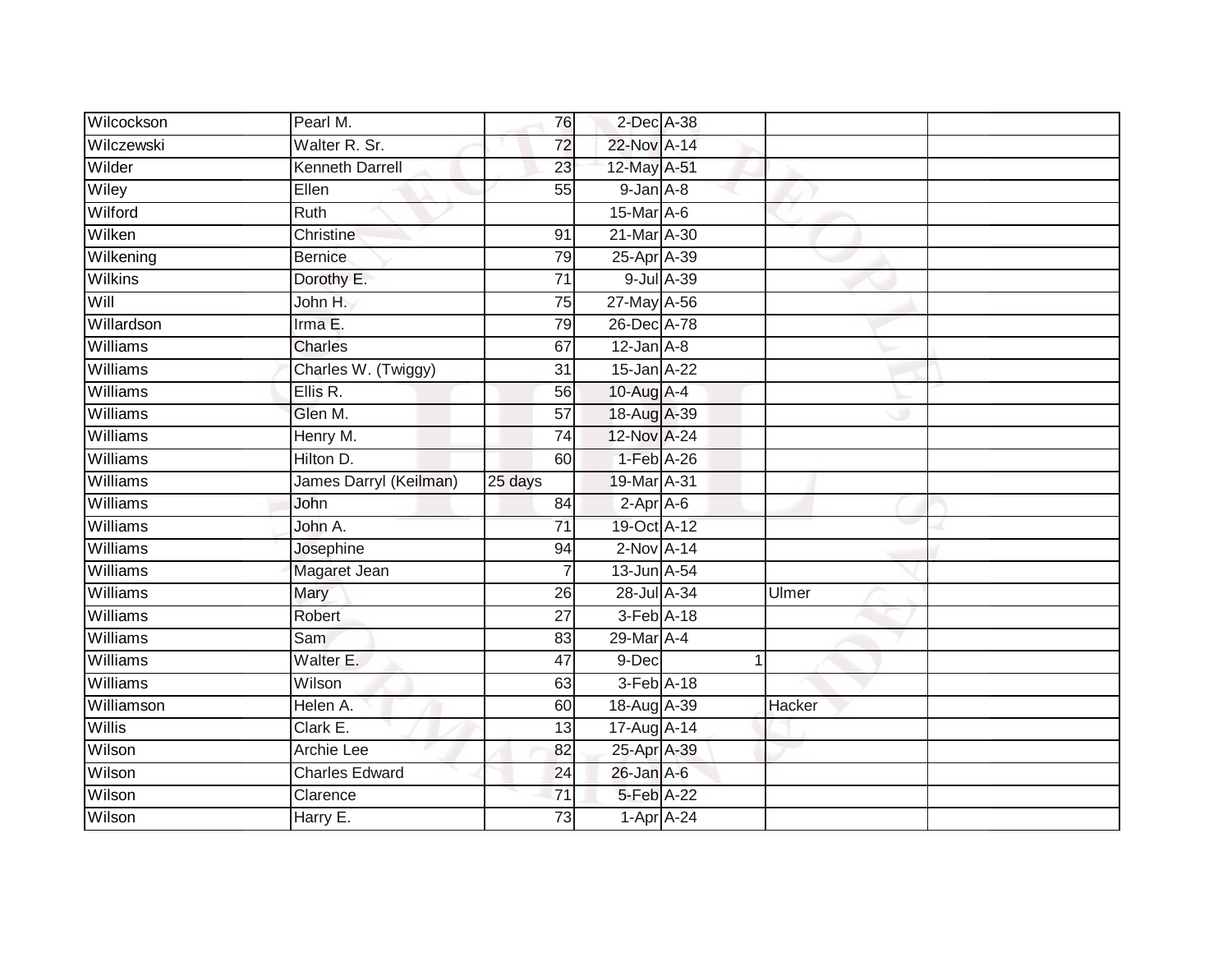| | | | | | | |
|---|---|---|---|---|---|---|
| Wilcockson | Pearl M. | 76 | 2-Dec | A-38 | | |
| Wilczewski | Walter R. Sr. | 72 | 22-Nov | A-14 | | |
| Wilder | Kenneth Darrell | 23 | 12-May | A-51 | | |
| Wiley | Ellen | 55 | 9-Jan | A-8 | | |
| Wilford | Ruth | | 15-Mar | A-6 | | |
| Wilken | Christine | 91 | 21-Mar | A-30 | | |
| Wilkening | Bernice | 79 | 25-Apr | A-39 | | |
| Wilkins | Dorothy E. | 71 | 9-Jul | A-39 | | |
| Will | John H. | 75 | 27-May | A-56 | | |
| Willardson | Irma E. | 79 | 26-Dec | A-78 | | |
| Williams | Charles | 67 | 12-Jan | A-8 | | |
| Williams | Charles W. (Twiggy) | 31 | 15-Jan | A-22 | | |
| Williams | Ellis R. | 56 | 10-Aug | A-4 | | |
| Williams | Glen M. | 57 | 18-Aug | A-39 | | |
| Williams | Henry M. | 74 | 12-Nov | A-24 | | |
| Williams | Hilton D. | 60 | 1-Feb | A-26 | | |
| Williams | James Darryl (Keilman) | 25 days | 19-Mar | A-31 | | |
| Williams | John | 84 | 2-Apr | A-6 | | |
| Williams | John A. | 71 | 19-Oct | A-12 | | |
| Williams | Josephine | 94 | 2-Nov | A-14 | | |
| Williams | Magaret Jean | 7 | 13-Jun | A-54 | | |
| Williams | Mary | 26 | 28-Jul | A-34 | Ulmer | |
| Williams | Robert | 27 | 3-Feb | A-18 | | |
| Williams | Sam | 83 | 29-Mar | A-4 | | |
| Williams | Walter E. | 47 | 9-Dec | 1 | | |
| Williams | Wilson | 63 | 3-Feb | A-18 | | |
| Williamson | Helen A. | 60 | 18-Aug | A-39 | Hacker | |
| Willis | Clark E. | 13 | 17-Aug | A-14 | | |
| Wilson | Archie Lee | 82 | 25-Apr | A-39 | | |
| Wilson | Charles Edward | 24 | 26-Jan | A-6 | | |
| Wilson | Clarence | 71 | 5-Feb | A-22 | | |
| Wilson | Harry E. | 73 | 1-Apr | A-24 | | |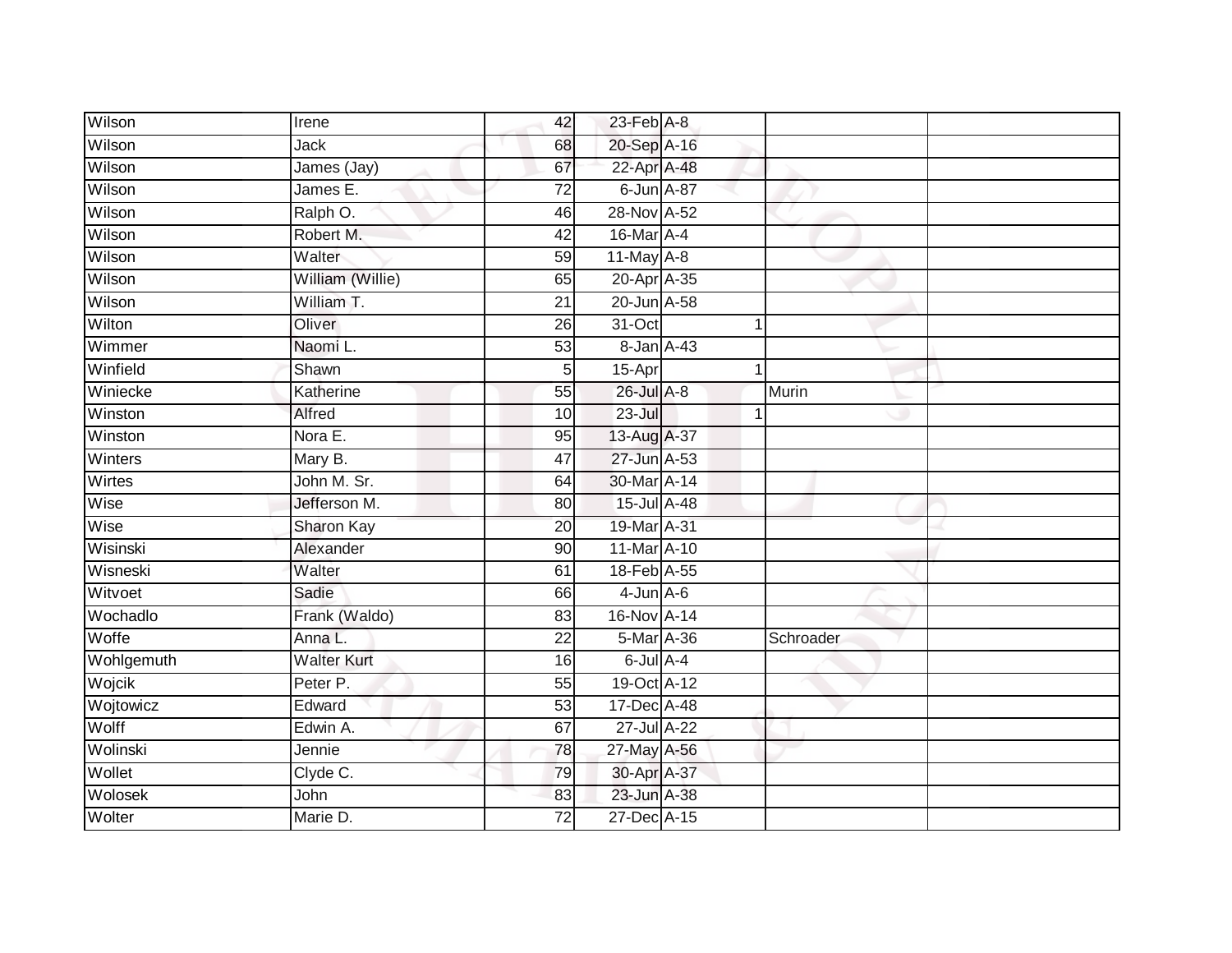| | | | | | | | |
|---|---|---|---|---|---|---|---|
| Wilson | Irene | 42 | 23-Feb | A-8 | | | |
| Wilson | Jack | 68 | 20-Sep | A-16 | | | |
| Wilson | James (Jay) | 67 | 22-Apr | A-48 | | | |
| Wilson | James E. | 72 | 6-Jun | A-87 | | | |
| Wilson | Ralph O. | 46 | 28-Nov | A-52 | | | |
| Wilson | Robert M. | 42 | 16-Mar | A-4 | | | |
| Wilson | Walter | 59 | 11-May | A-8 | | | |
| Wilson | William (Willie) | 65 | 20-Apr | A-35 | | | |
| Wilson | William T. | 21 | 20-Jun | A-58 | | | |
| Wilton | Oliver | 26 | 31-Oct | | 1 | | |
| Wimmer | Naomi L. | 53 | 8-Jan | A-43 | | | |
| Winfield | Shawn | 5 | 15-Apr | | 1 | | |
| Winiecke | Katherine | 55 | 26-Jul | A-8 | | Murin | |
| Winston | Alfred | 10 | 23-Jul | | 1 | | |
| Winston | Nora E. | 95 | 13-Aug | A-37 | | | |
| Winters | Mary B. | 47 | 27-Jun | A-53 | | | |
| Wirtes | John M. Sr. | 64 | 30-Mar | A-14 | | | |
| Wise | Jefferson M. | 80 | 15-Jul | A-48 | | | |
| Wise | Sharon Kay | 20 | 19-Mar | A-31 | | | |
| Wisinski | Alexander | 90 | 11-Mar | A-10 | | | |
| Wisneski | Walter | 61 | 18-Feb | A-55 | | | |
| Witvoet | Sadie | 66 | 4-Jun | A-6 | | | |
| Wochadlo | Frank (Waldo) | 83 | 16-Nov | A-14 | | | |
| Woffe | Anna L. | 22 | 5-Mar | A-36 | | Schroader | |
| Wohlgemuth | Walter Kurt | 16 | 6-Jul | A-4 | | | |
| Wojcik | Peter P. | 55 | 19-Oct | A-12 | | | |
| Wojtowicz | Edward | 53 | 17-Dec | A-48 | | | |
| Wolff | Edwin A. | 67 | 27-Jul | A-22 | | | |
| Wolinski | Jennie | 78 | 27-May | A-56 | | | |
| Wollet | Clyde C. | 79 | 30-Apr | A-37 | | | |
| Wolosek | John | 83 | 23-Jun | A-38 | | | |
| Wolter | Marie D. | 72 | 27-Dec | A-15 | | | |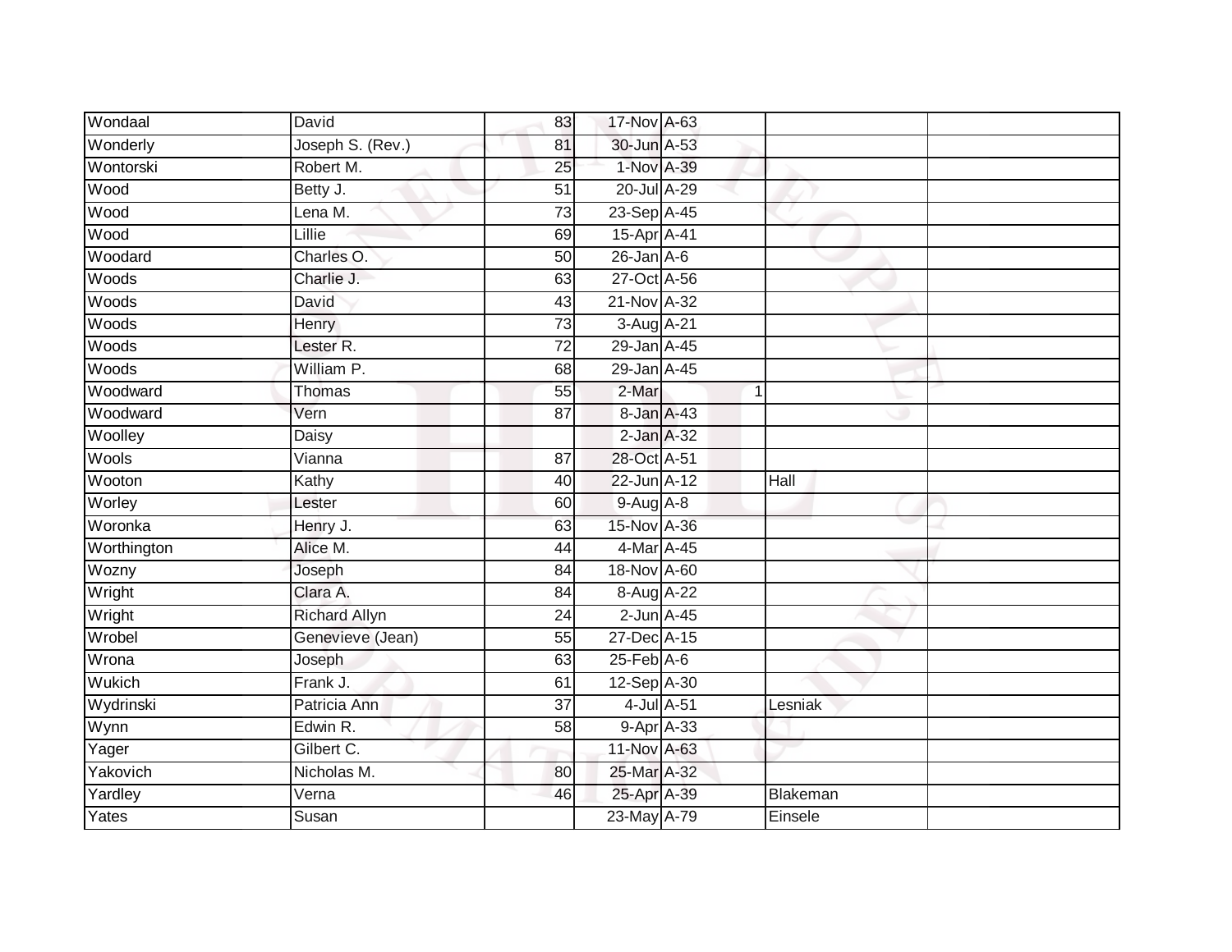| | | | | | | |
|---|---|---|---|---|---|---|
| Wondaal | David | 83 | 17-Nov | A-63 | | |
| Wonderly | Joseph S. (Rev.) | 81 | 30-Jun | A-53 | | |
| Wontorski | Robert M. | 25 | 1-Nov | A-39 | | |
| Wood | Betty J. | 51 | 20-Jul | A-29 | | |
| Wood | Lena M. | 73 | 23-Sep | A-45 | | |
| Wood | Lillie | 69 | 15-Apr | A-41 | | |
| Woodard | Charles O. | 50 | 26-Jan | A-6 | | |
| Woods | Charlie J. | 63 | 27-Oct | A-56 | | |
| Woods | David | 43 | 21-Nov | A-32 | | |
| Woods | Henry | 73 | 3-Aug | A-21 | | |
| Woods | Lester R. | 72 | 29-Jan | A-45 | | |
| Woods | William P. | 68 | 29-Jan | A-45 | | |
| Woodward | Thomas | 55 | 2-Mar | 1 | | |
| Woodward | Vern | 87 | 8-Jan | A-43 | | |
| Woolley | Daisy | | 2-Jan | A-32 | | |
| Wools | Vianna | 87 | 28-Oct | A-51 | | |
| Wooton | Kathy | 40 | 22-Jun | A-12 | Hall | |
| Worley | Lester | 60 | 9-Aug | A-8 | | |
| Woronka | Henry J. | 63 | 15-Nov | A-36 | | |
| Worthington | Alice M. | 44 | 4-Mar | A-45 | | |
| Wozny | Joseph | 84 | 18-Nov | A-60 | | |
| Wright | Clara A. | 84 | 8-Aug | A-22 | | |
| Wright | Richard Allyn | 24 | 2-Jun | A-45 | | |
| Wrobel | Genevieve (Jean) | 55 | 27-Dec | A-15 | | |
| Wrona | Joseph | 63 | 25-Feb | A-6 | | |
| Wukich | Frank J. | 61 | 12-Sep | A-30 | | |
| Wydrinski | Patricia Ann | 37 | 4-Jul | A-51 | Lesniak | |
| Wynn | Edwin R. | 58 | 9-Apr | A-33 | | |
| Yager | Gilbert C. | | 11-Nov | A-63 | | |
| Yakovich | Nicholas M. | 80 | 25-Mar | A-32 | | |
| Yardley | Verna | 46 | 25-Apr | A-39 | Blakeman | |
| Yates | Susan | | 23-May | A-79 | Einsele | |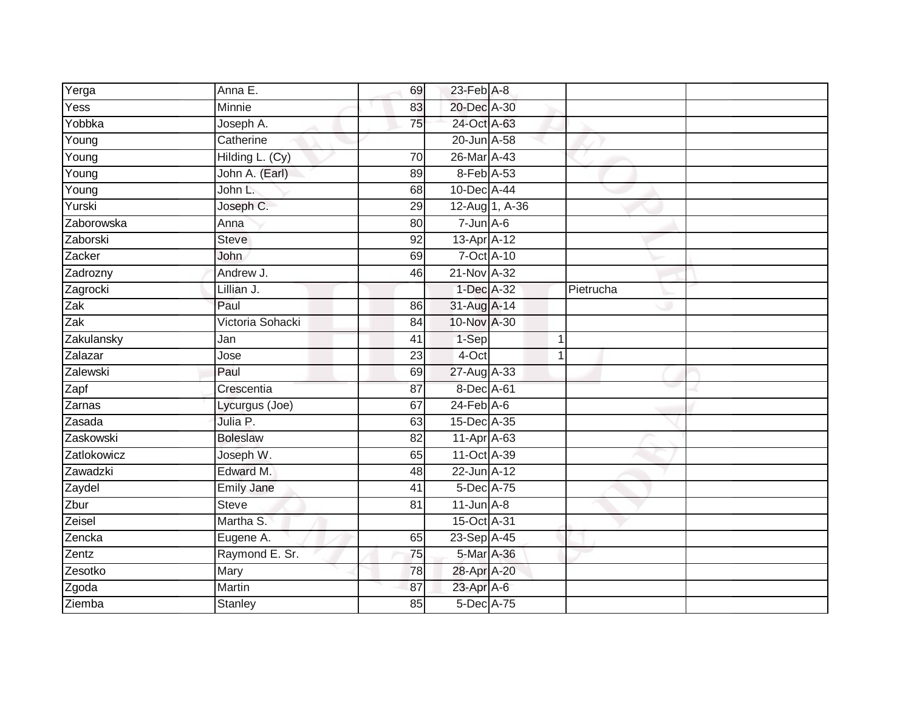| Yerga | Anna E. | 69 | 23-Feb | A-8 | | |
|---|---|---|---|---|---|---|
| Yess | Minnie | 83 | 20-Dec | A-30 | | |
| Yobbka | Joseph A. | 75 | 24-Oct | A-63 | | |
| Young | Catherine | | 20-Jun | A-58 | | |
| Young | Hilding L. (Cy) | 70 | 26-Mar | A-43 | | |
| Young | John A. (Earl) | 89 | 8-Feb | A-53 | | |
| Young | John L. | 68 | 10-Dec | A-44 | | |
| Yurski | Joseph C. | 29 | 12-Aug | 1, A-36 | | |
| Zaborowska | Anna | 80 | 7-Jun | A-6 | | |
| Zaborski | Steve | 92 | 13-Apr | A-12 | | |
| Zacker | John | 69 | 7-Oct | A-10 | | |
| Zadrozny | Andrew J. | 46 | 21-Nov | A-32 | | |
| Zagrocki | Lillian J. | | 1-Dec | A-32 | Pietrucha | |
| Zak | Paul | 86 | 31-Aug | A-14 | | |
| Zak | Victoria Sohacki | 84 | 10-Nov | A-30 | | |
| Zakulansky | Jan | 41 | 1-Sep | 1 | | |
| Zalazar | Jose | 23 | 4-Oct | 1 | | |
| Zalewski | Paul | 69 | 27-Aug | A-33 | | |
| Zapf | Crescentia | 87 | 8-Dec | A-61 | | |
| Zarnas | Lycurgus (Joe) | 67 | 24-Feb | A-6 | | |
| Zasada | Julia P. | 63 | 15-Dec | A-35 | | |
| Zaskowski | Boleslaw | 82 | 11-Apr | A-63 | | |
| Zatlokowicz | Joseph W. | 65 | 11-Oct | A-39 | | |
| Zawadzki | Edward M. | 48 | 22-Jun | A-12 | | |
| Zaydel | Emily Jane | 41 | 5-Dec | A-75 | | |
| Zbur | Steve | 81 | 11-Jun | A-8 | | |
| Zeisel | Martha S. | | 15-Oct | A-31 | | |
| Zencka | Eugene A. | 65 | 23-Sep | A-45 | | |
| Zentz | Raymond E. Sr. | 75 | 5-Mar | A-36 | | |
| Zesotko | Mary | 78 | 28-Apr | A-20 | | |
| Zgoda | Martin | 87 | 23-Apr | A-6 | | |
| Ziemba | Stanley | 85 | 5-Dec | A-75 | | |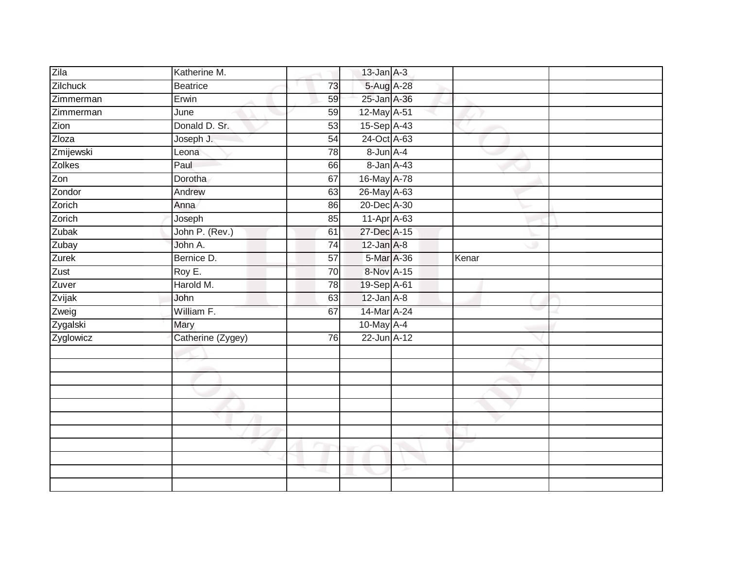| | | | | | | |
|---|---|---|---|---|---|---|
| Zila | Katherine M. | | 13-Jan | A-3 | | |
| Zilchuck | Beatrice | 73 | 5-Aug | A-28 | | |
| Zimmerman | Erwin | 59 | 25-Jan | A-36 | | |
| Zimmerman | June | 59 | 12-May | A-51 | | |
| Zion | Donald D. Sr. | 53 | 15-Sep | A-43 | | |
| Zloza | Joseph J. | 54 | 24-Oct | A-63 | | |
| Zmijewski | Leona | 78 | 8-Jun | A-4 | | |
| Zolkes | Paul | 66 | 8-Jan | A-43 | | |
| Zon | Dorotha | 67 | 16-May | A-78 | | |
| Zondor | Andrew | 63 | 26-May | A-63 | | |
| Zorich | Anna | 86 | 20-Dec | A-30 | | |
| Zorich | Joseph | 85 | 11-Apr | A-63 | | |
| Zubak | John P. (Rev.) | 61 | 27-Dec | A-15 | | |
| Zubay | John A. | 74 | 12-Jan | A-8 | | |
| Zurek | Bernice D. | 57 | 5-Mar | A-36 | Kenar | |
| Zust | Roy E. | 70 | 8-Nov | A-15 | | |
| Zuver | Harold M. | 78 | 19-Sep | A-61 | | |
| Zvijak | John | 63 | 12-Jan | A-8 | | |
| Zweig | William F. | 67 | 14-Mar | A-24 | | |
| Zygalski | Mary | | 10-May | A-4 | | |
| Zyglowicz | Catherine (Zygey) | 76 | 22-Jun | A-12 | | |